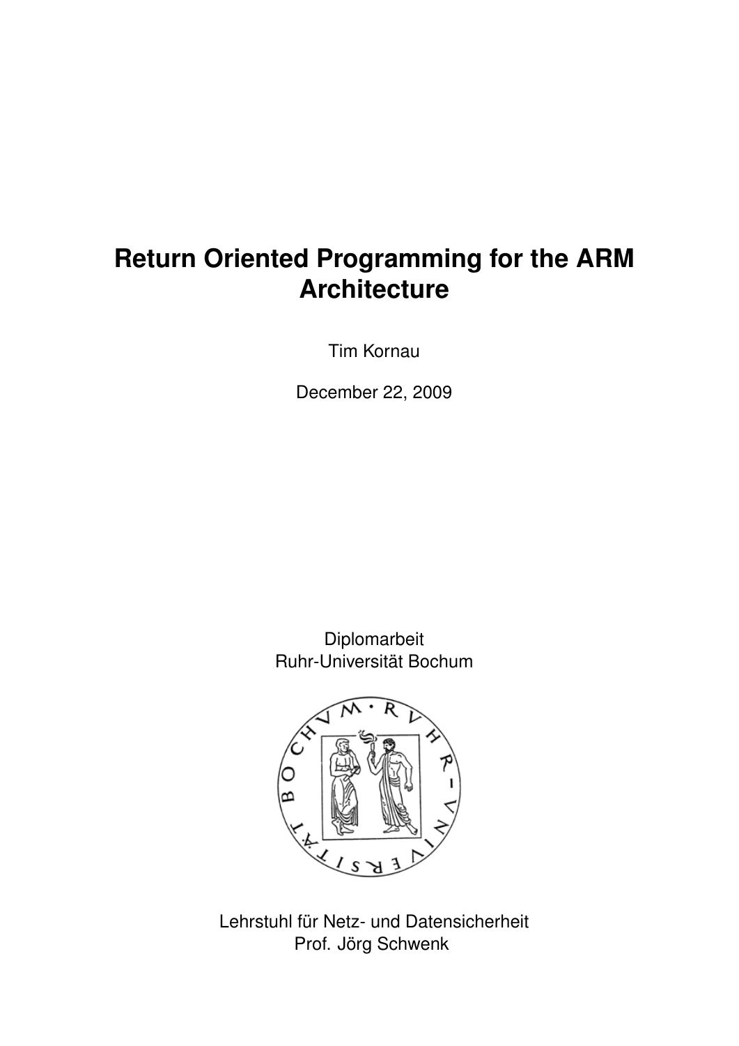# Return Oriented Programming for the ARM Architecture

Tim Kornau

December 22, 2009

Diplomarbeit
Ruhr-Universität Bochum

Lehrstuhl für Netz- und Datensicherheit
Prof. Jörg Schwenk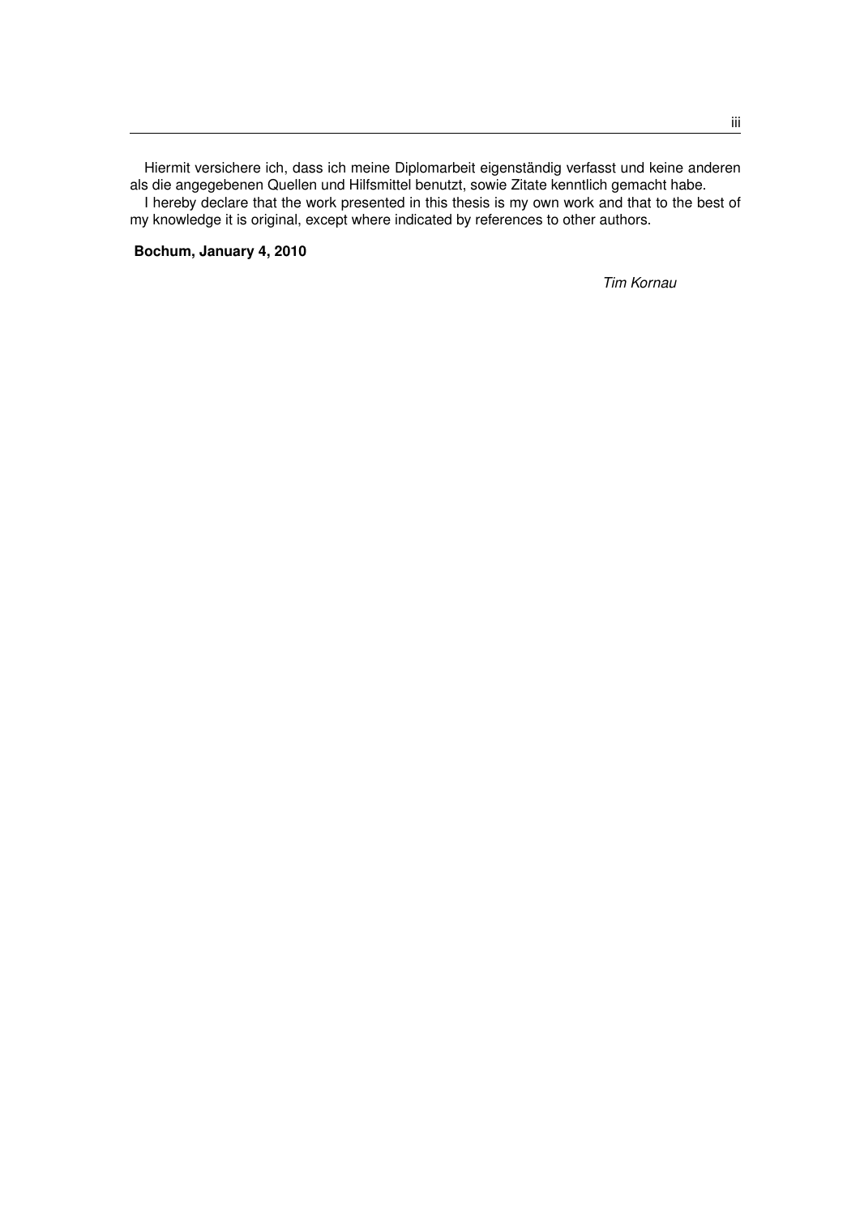Hiermit versichere ich, dass ich meine Diplomarbeit eigenständig verfasst und keine anderen als die angegebenen Quellen und Hilfsmittel benutzt, sowie Zitate kenntlich gemacht habe.

I hereby declare that the work presented in this thesis is my own work and that to the best of my knowledge it is original, except where indicated by references to other authors.

**Bochum, January 4, 2010**

*Tim Kornau*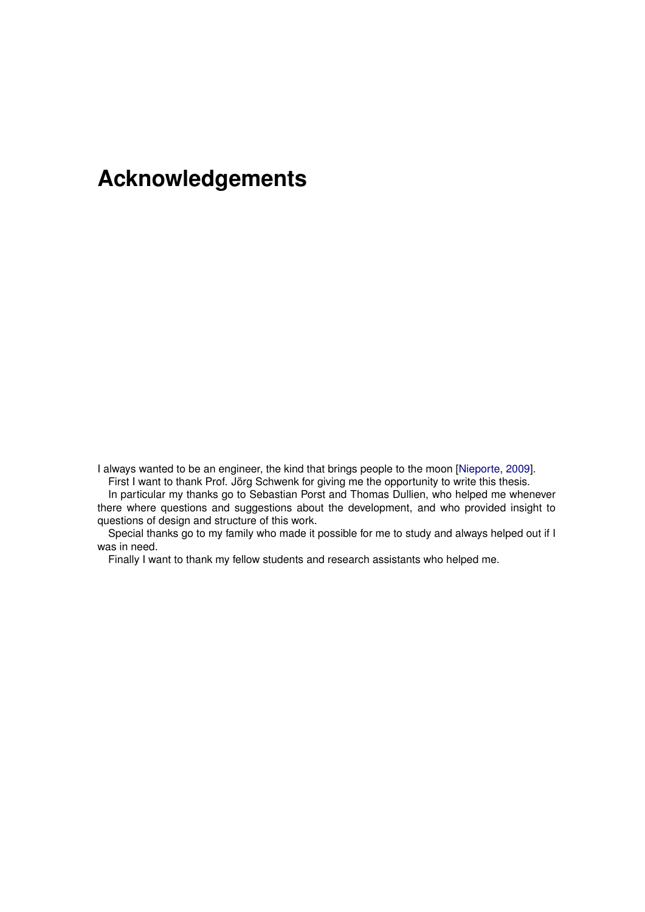# Acknowledgements

I always wanted to be an engineer, the kind that brings people to the moon [Nieporte, 2009].

First I want to thank Prof. Jörg Schwenk for giving me the opportunity to write this thesis.

In particular my thanks go to Sebastian Porst and Thomas Dullien, who helped me whenever there where questions and suggestions about the development, and who provided insight to questions of design and structure of this work.

Special thanks go to my family who made it possible for me to study and always helped out if I was in need.

Finally I want to thank my fellow students and research assistants who helped me.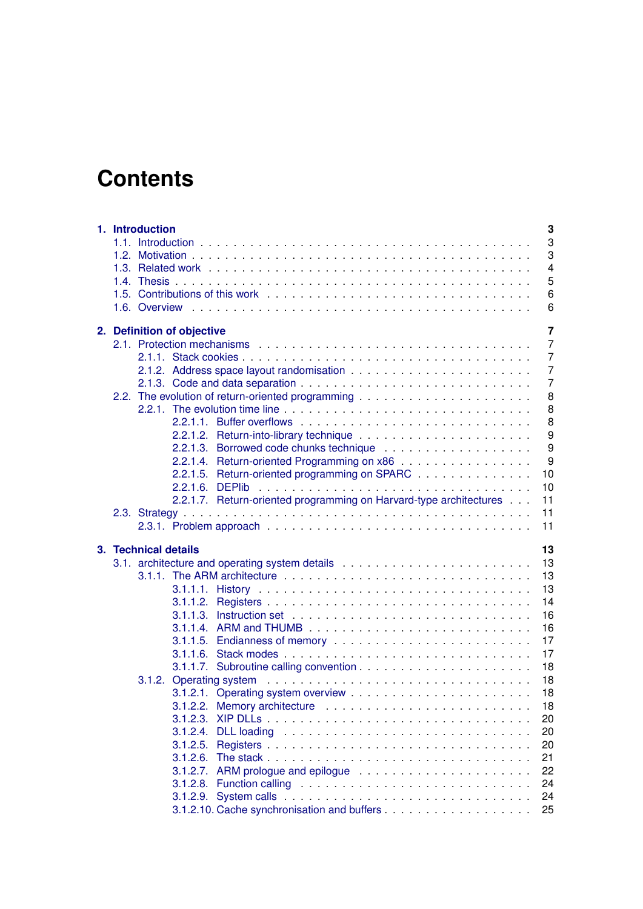# Contents

**1. Introduction** **3**
- 1.1. Introduction . . . 3
- 1.2. Motivation . . . 3
- 1.3. Related work . . . 4
- 1.4. Thesis . . . 5
- 1.5. Contributions of this work . . . 6
- 1.6. Overview . . . 6

**2. Definition of objective** **7**
- 2.1. Protection mechanisms . . . 7
  - 2.1.1. Stack cookies . . . 7
  - 2.1.2. Address space layout randomisation . . . 7
  - 2.1.3. Code and data separation . . . 7
- 2.2. The evolution of return-oriented programming . . . 8
  - 2.2.1. The evolution time line . . . 8
    - 2.2.1.1. Buffer overflows . . . 8
    - 2.2.1.2. Return-into-library technique . . . 9
    - 2.2.1.3. Borrowed code chunks technique . . . 9
    - 2.2.1.4. Return-oriented Programming on x86 . . . 9
    - 2.2.1.5. Return-oriented programming on SPARC . . . 10
    - 2.2.1.6. DEPlib . . . 10
    - 2.2.1.7. Return-oriented programming on Harvard-type architectures . . . 11
- 2.3. Strategy . . . 11
  - 2.3.1. Problem approach . . . 11

**3. Technical details** **13**
- 3.1. architecture and operating system details . . . 13
  - 3.1.1. The ARM architecture . . . 13
    - 3.1.1.1. History . . . 13
    - 3.1.1.2. Registers . . . 14
    - 3.1.1.3. Instruction set . . . 16
    - 3.1.1.4. ARM and THUMB . . . 16
    - 3.1.1.5. Endianness of memory . . . 17
    - 3.1.1.6. Stack modes . . . 17
    - 3.1.1.7. Subroutine calling convention . . . 18
  - 3.1.2. Operating system . . . 18
    - 3.1.2.1. Operating system overview . . . 18
    - 3.1.2.2. Memory architecture . . . 18
    - 3.1.2.3. XIP DLLs . . . 20
    - 3.1.2.4. DLL loading . . . 20
    - 3.1.2.5. Registers . . . 20
    - 3.1.2.6. The stack . . . 21
    - 3.1.2.7. ARM prologue and epilogue . . . 22
    - 3.1.2.8. Function calling . . . 24
    - 3.1.2.9. System calls . . . 24
    - 3.1.2.10. Cache synchronisation and buffers . . . 25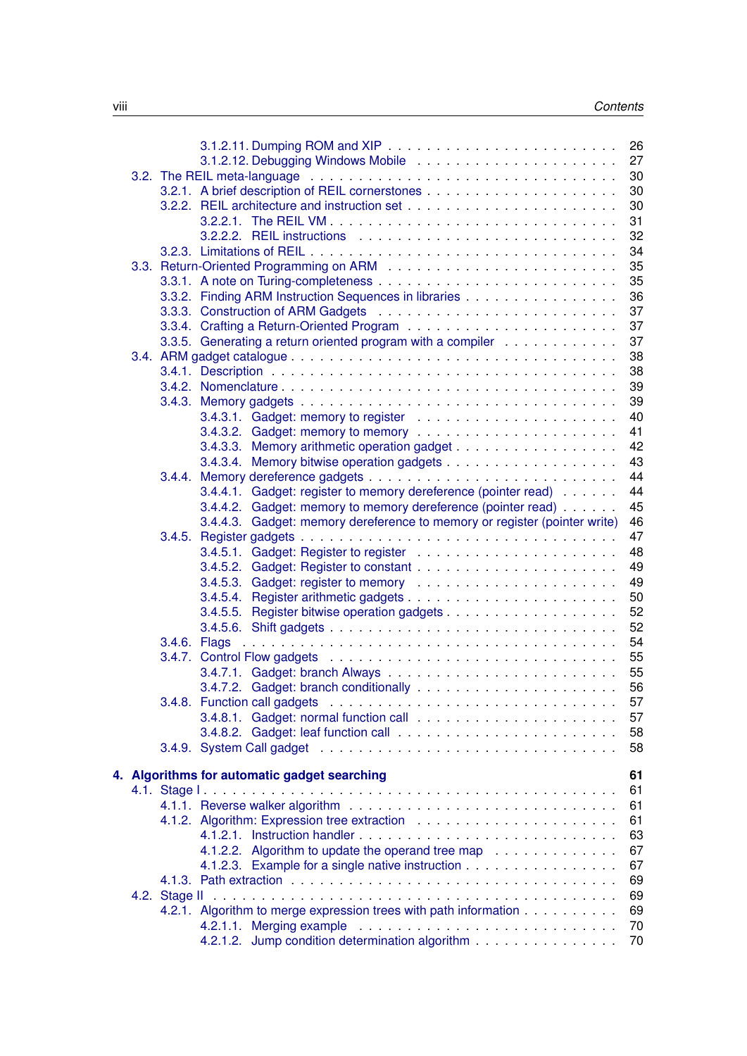- 3.1.2.11. Dumping ROM and XIP . . . . . . . . . . . . . . . . . . . . . . 26
- 3.1.2.12. Debugging Windows Mobile . . . . . . . . . . . . . . . . . . . . 27
- 3.2. The REIL meta-language . . . . . . . . . . . . . . . . . . . . . . . . . . . 30
  - 3.2.1. A brief description of REIL cornerstones . . . . . . . . . . . . . . . . . 30
  - 3.2.2. REIL architecture and instruction set . . . . . . . . . . . . . . . . . . 30
    - 3.2.2.1. The REIL VM . . . . . . . . . . . . . . . . . . . . . . . . . . . 31
    - 3.2.2.2. REIL instructions . . . . . . . . . . . . . . . . . . . . . . . . 32
  - 3.2.3. Limitations of REIL . . . . . . . . . . . . . . . . . . . . . . . . . . . 34
- 3.3. Return-Oriented Programming on ARM . . . . . . . . . . . . . . . . . . . . 35
  - 3.3.1. A note on Turing-completeness . . . . . . . . . . . . . . . . . . . . . 35
  - 3.3.2. Finding ARM Instruction Sequences in libraries . . . . . . . . . . . . . 36
  - 3.3.3. Construction of ARM Gadgets . . . . . . . . . . . . . . . . . . . . . . 37
  - 3.3.4. Crafting a Return-Oriented Program . . . . . . . . . . . . . . . . . . . 37
  - 3.3.5. Generating a return oriented program with a compiler . . . . . . . . . . 37
- 3.4. ARM gadget catalogue . . . . . . . . . . . . . . . . . . . . . . . . . . . . 38
  - 3.4.1. Description . . . . . . . . . . . . . . . . . . . . . . . . . . . . . . . 38
  - 3.4.2. Nomenclature . . . . . . . . . . . . . . . . . . . . . . . . . . . . . . 39
  - 3.4.3. Memory gadgets . . . . . . . . . . . . . . . . . . . . . . . . . . . . . 39
    - 3.4.3.1. Gadget: memory to register . . . . . . . . . . . . . . . . . . . . 40
    - 3.4.3.2. Gadget: memory to memory . . . . . . . . . . . . . . . . . . . . 41
    - 3.4.3.3. Memory arithmetic operation gadget . . . . . . . . . . . . . . . . 42
    - 3.4.3.4. Memory bitwise operation gadgets . . . . . . . . . . . . . . . . . 43
  - 3.4.4. Memory dereference gadgets . . . . . . . . . . . . . . . . . . . . . . . 44
    - 3.4.4.1. Gadget: register to memory dereference (pointer read) . . . . . . 44
    - 3.4.4.2. Gadget: memory to memory dereference (pointer read) . . . . . . 45
    - 3.4.4.3. Gadget: memory dereference to memory or register (pointer write) 46
  - 3.4.5. Register gadgets . . . . . . . . . . . . . . . . . . . . . . . . . . . . . 47
    - 3.4.5.1. Gadget: Register to register . . . . . . . . . . . . . . . . . . . . 48
    - 3.4.5.2. Gadget: Register to constant . . . . . . . . . . . . . . . . . . . 49
    - 3.4.5.3. Gadget: register to memory . . . . . . . . . . . . . . . . . . . . 49
    - 3.4.5.4. Register arithmetic gadgets . . . . . . . . . . . . . . . . . . . . 50
    - 3.4.5.5. Register bitwise operation gadgets . . . . . . . . . . . . . . . . . 52
    - 3.4.5.6. Shift gadgets . . . . . . . . . . . . . . . . . . . . . . . . . . . . 52
  - 3.4.6. Flags . . . . . . . . . . . . . . . . . . . . . . . . . . . . . . . . . . 54
  - 3.4.7. Control Flow gadgets . . . . . . . . . . . . . . . . . . . . . . . . . . 55
    - 3.4.7.1. Gadget: branch Always . . . . . . . . . . . . . . . . . . . . . . 55
    - 3.4.7.2. Gadget: branch conditionally . . . . . . . . . . . . . . . . . . . 56
  - 3.4.8. Function call gadgets . . . . . . . . . . . . . . . . . . . . . . . . . . 57
    - 3.4.8.1. Gadget: normal function call . . . . . . . . . . . . . . . . . . . 57
    - 3.4.8.2. Gadget: leaf function call . . . . . . . . . . . . . . . . . . . . 58
  - 3.4.9. System Call gadget . . . . . . . . . . . . . . . . . . . . . . . . . . . 58

**4. Algorithms for automatic gadget searching . . . . . . . . . . . . . . . . . . 61**

- 4.1. Stage I . . . . . . . . . . . . . . . . . . . . . . . . . . . . . . . . . . . 61
  - 4.1.1. Reverse walker algorithm . . . . . . . . . . . . . . . . . . . . . . . . 61
  - 4.1.2. Algorithm: Expression tree extraction . . . . . . . . . . . . . . . . . . 61
    - 4.1.2.1. Instruction handler . . . . . . . . . . . . . . . . . . . . . . . . 63
    - 4.1.2.2. Algorithm to update the operand tree map . . . . . . . . . . . . . 67
    - 4.1.2.3. Example for a single native instruction . . . . . . . . . . . . . . 67
  - 4.1.3. Path extraction . . . . . . . . . . . . . . . . . . . . . . . . . . . . . 69
- 4.2. Stage II . . . . . . . . . . . . . . . . . . . . . . . . . . . . . . . . . . . 69
  - 4.2.1. Algorithm to merge expression trees with path information . . . . . . . 69
    - 4.2.1.1. Merging example . . . . . . . . . . . . . . . . . . . . . . . . . 70
    - 4.2.1.2. Jump condition determination algorithm . . . . . . . . . . . . . . 70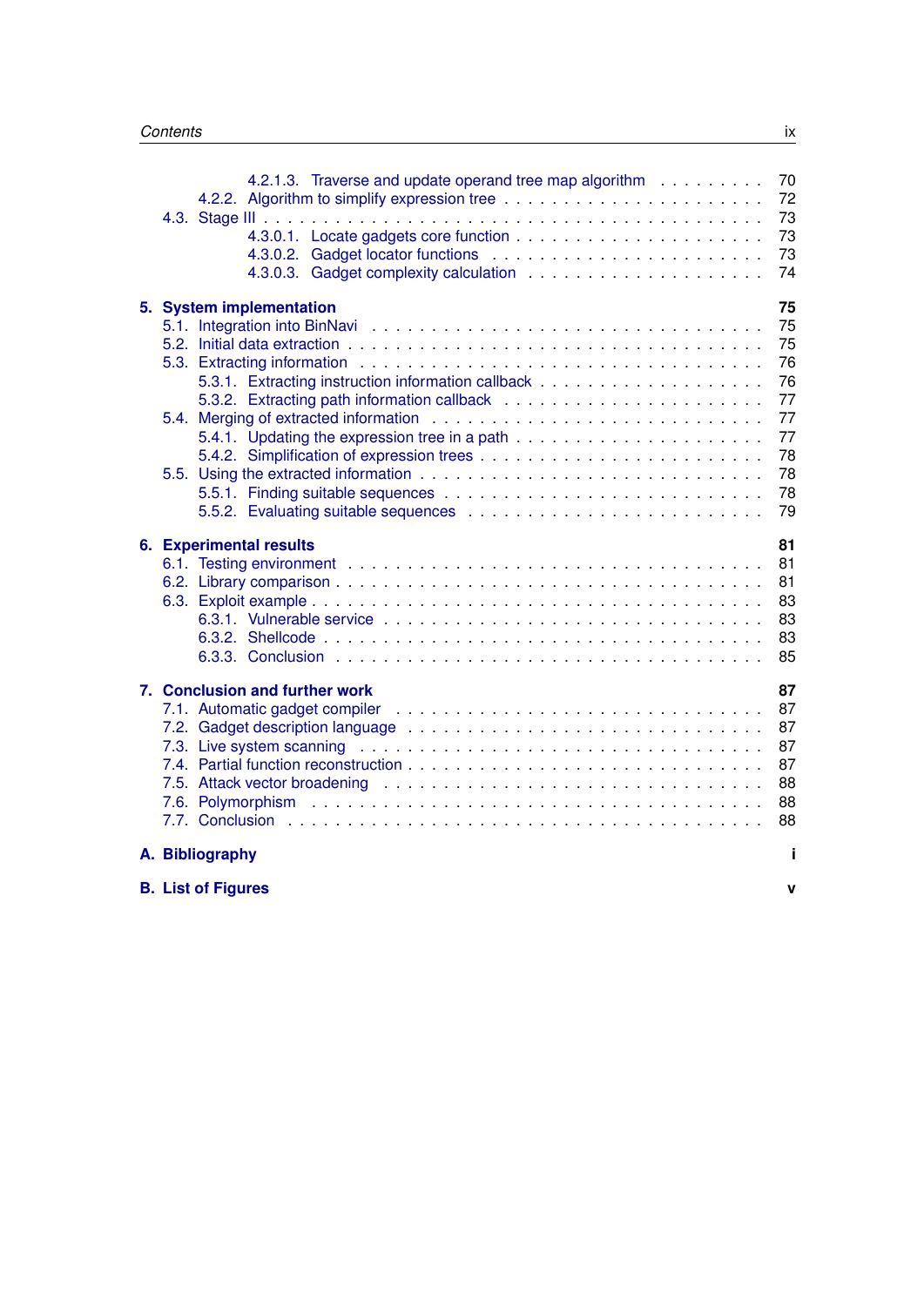4.2.1.3. Traverse and update operand tree map algorithm . . . . . . . . . 70
4.2.2. Algorithm to simplify expression tree . . . . . . . . . . . . . . . . . . . . . 72
4.3. Stage III . . . . . . . . . . . . . . . . . . . . . . . . . . . . . . . . . . . . . . . . 73
4.3.0.1. Locate gadgets core function . . . . . . . . . . . . . . . . . . . . . 73
4.3.0.2. Gadget locator functions . . . . . . . . . . . . . . . . . . . . . . . . 73
4.3.0.3. Gadget complexity calculation . . . . . . . . . . . . . . . . . . . . 74

**5. System implementation** **75**
5.1. Integration into BinNavi . . . . . . . . . . . . . . . . . . . . . . . . . . . . . . 75
5.2. Initial data extraction . . . . . . . . . . . . . . . . . . . . . . . . . . . . . . . 75
5.3. Extracting information . . . . . . . . . . . . . . . . . . . . . . . . . . . . . . 76
5.3.1. Extracting instruction information callback . . . . . . . . . . . . . . . . 76
5.3.2. Extracting path information callback . . . . . . . . . . . . . . . . . . . 77
5.4. Merging of extracted information . . . . . . . . . . . . . . . . . . . . . . . . . 77
5.4.1. Updating the expression tree in a path . . . . . . . . . . . . . . . . . . 77
5.4.2. Simplification of expression trees . . . . . . . . . . . . . . . . . . . . . 78
5.5. Using the extracted information . . . . . . . . . . . . . . . . . . . . . . . . . 78
5.5.1. Finding suitable sequences . . . . . . . . . . . . . . . . . . . . . . . . 78
5.5.2. Evaluating suitable sequences . . . . . . . . . . . . . . . . . . . . . . . 79

**6. Experimental results** **81**
6.1. Testing environment . . . . . . . . . . . . . . . . . . . . . . . . . . . . . . . . 81
6.2. Library comparison . . . . . . . . . . . . . . . . . . . . . . . . . . . . . . . . 81
6.3. Exploit example . . . . . . . . . . . . . . . . . . . . . . . . . . . . . . . . . . 83
6.3.1. Vulnerable service . . . . . . . . . . . . . . . . . . . . . . . . . . . . . 83
6.3.2. Shellcode . . . . . . . . . . . . . . . . . . . . . . . . . . . . . . . . . . 83
6.3.3. Conclusion . . . . . . . . . . . . . . . . . . . . . . . . . . . . . . . . . 85

**7. Conclusion and further work** **87**
7.1. Automatic gadget compiler . . . . . . . . . . . . . . . . . . . . . . . . . . . . 87
7.2. Gadget description language . . . . . . . . . . . . . . . . . . . . . . . . . . . 87
7.3. Live system scanning . . . . . . . . . . . . . . . . . . . . . . . . . . . . . . . 87
7.4. Partial function reconstruction . . . . . . . . . . . . . . . . . . . . . . . . . . 87
7.5. Attack vector broadening . . . . . . . . . . . . . . . . . . . . . . . . . . . . . 88
7.6. Polymorphism . . . . . . . . . . . . . . . . . . . . . . . . . . . . . . . . . . . 88
7.7. Conclusion . . . . . . . . . . . . . . . . . . . . . . . . . . . . . . . . . . . . . 88

**A. Bibliography** **i**

**B. List of Figures** **v**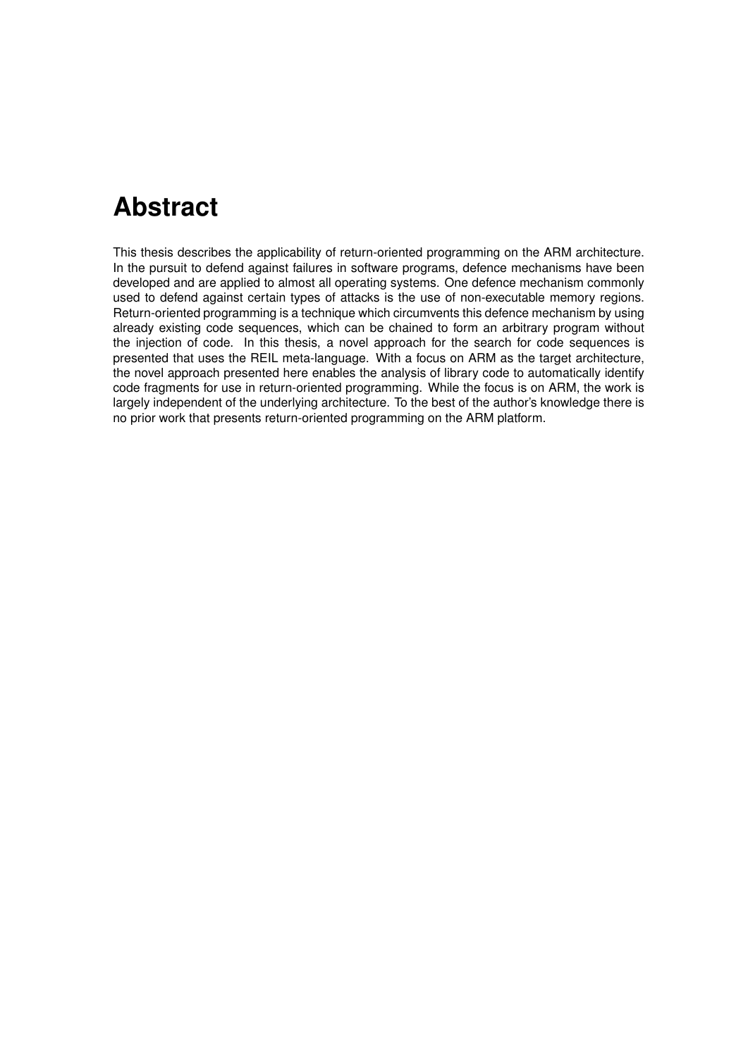# Abstract

This thesis describes the applicability of return-oriented programming on the ARM architecture. In the pursuit to defend against failures in software programs, defence mechanisms have been developed and are applied to almost all operating systems. One defence mechanism commonly used to defend against certain types of attacks is the use of non-executable memory regions. Return-oriented programming is a technique which circumvents this defence mechanism by using already existing code sequences, which can be chained to form an arbitrary program without the injection of code. In this thesis, a novel approach for the search for code sequences is presented that uses the REIL meta-language. With a focus on ARM as the target architecture, the novel approach presented here enables the analysis of library code to automatically identify code fragments for use in return-oriented programming. While the focus is on ARM, the work is largely independent of the underlying architecture. To the best of the author's knowledge there is no prior work that presents return-oriented programming on the ARM platform.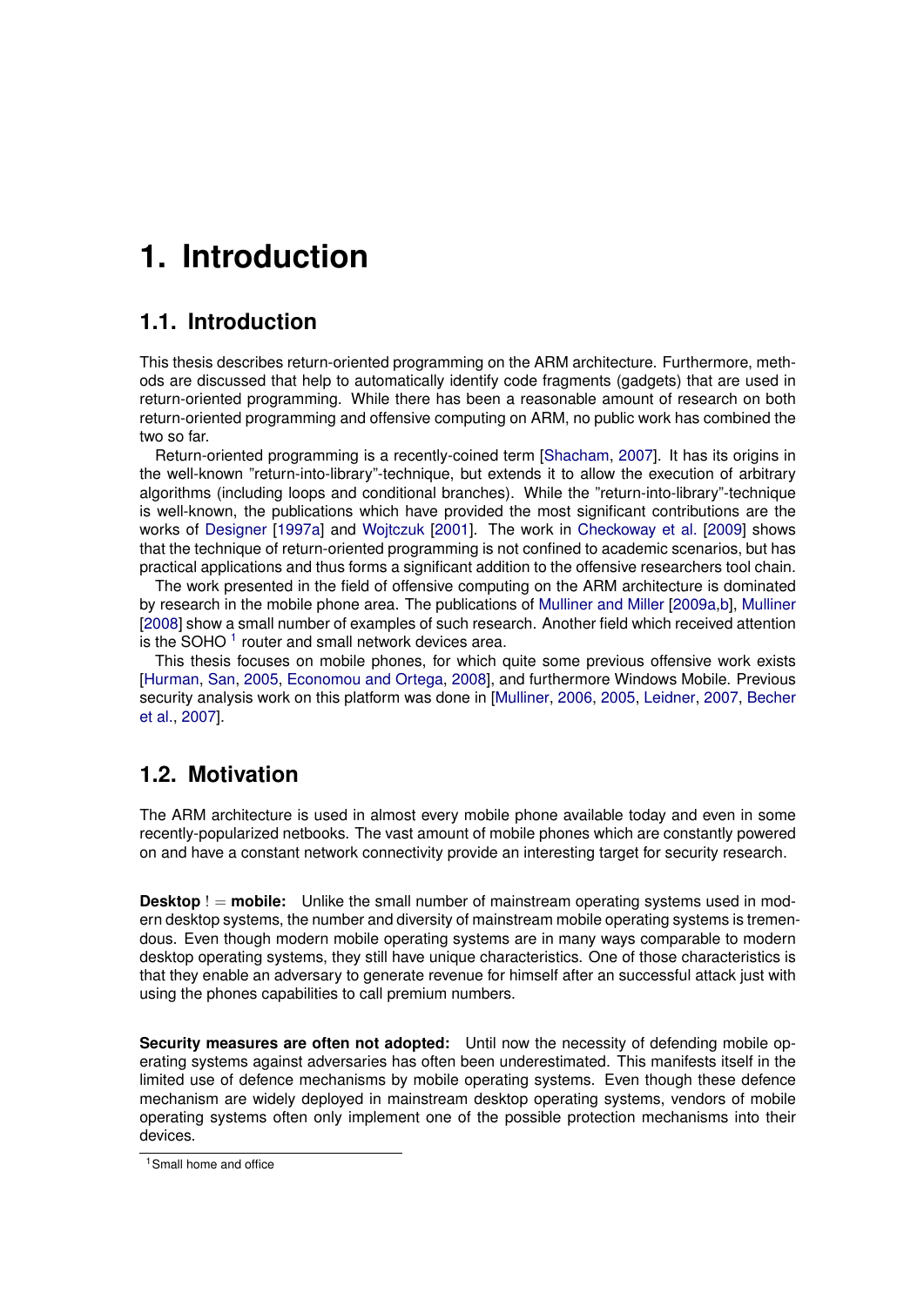# 1. Introduction

## 1.1. Introduction

This thesis describes return-oriented programming on the ARM architecture. Furthermore, methods are discussed that help to automatically identify code fragments (gadgets) that are used in return-oriented programming. While there has been a reasonable amount of research on both return-oriented programming and offensive computing on ARM, no public work has combined the two so far.

Return-oriented programming is a recently-coined term [Shacham, 2007]. It has its origins in the well-known "return-into-library"-technique, but extends it to allow the execution of arbitrary algorithms (including loops and conditional branches). While the "return-into-library"-technique is well-known, the publications which have provided the most significant contributions are the works of Designer [1997a] and Wojtczuk [2001]. The work in Checkoway et al. [2009] shows that the technique of return-oriented programming is not confined to academic scenarios, but has practical applications and thus forms a significant addition to the offensive researchers tool chain.

The work presented in the field of offensive computing on the ARM architecture is dominated by research in the mobile phone area. The publications of Mulliner and Miller [2009a,b], Mulliner [2008] show a small number of examples of such research. Another field which received attention is the SOHO [1] router and small network devices area.

This thesis focuses on mobile phones, for which quite some previous offensive work exists [Hurman, San, 2005, Economou and Ortega, 2008], and furthermore Windows Mobile. Previous security analysis work on this platform was done in [Mulliner, 2006, 2005, Leidner, 2007, Becher et al., 2007].

## 1.2. Motivation

The ARM architecture is used in almost every mobile phone available today and even in some recently-popularized netbooks. The vast amount of mobile phones which are constantly powered on and have a constant network connectivity provide an interesting target for security research.

**Desktop != mobile:** Unlike the small number of mainstream operating systems used in modern desktop systems, the number and diversity of mainstream mobile operating systems is tremendous. Even though modern mobile operating systems are in many ways comparable to modern desktop operating systems, they still have unique characteristics. One of those characteristics is that they enable an adversary to generate revenue for himself after an successful attack just with using the phones capabilities to call premium numbers.

**Security measures are often not adopted:** Until now the necessity of defending mobile operating systems against adversaries has often been underestimated. This manifests itself in the limited use of defence mechanisms by mobile operating systems. Even though these defence mechanism are widely deployed in mainstream desktop operating systems, vendors of mobile operating systems often only implement one of the possible protection mechanisms into their devices.

[1] Small home and office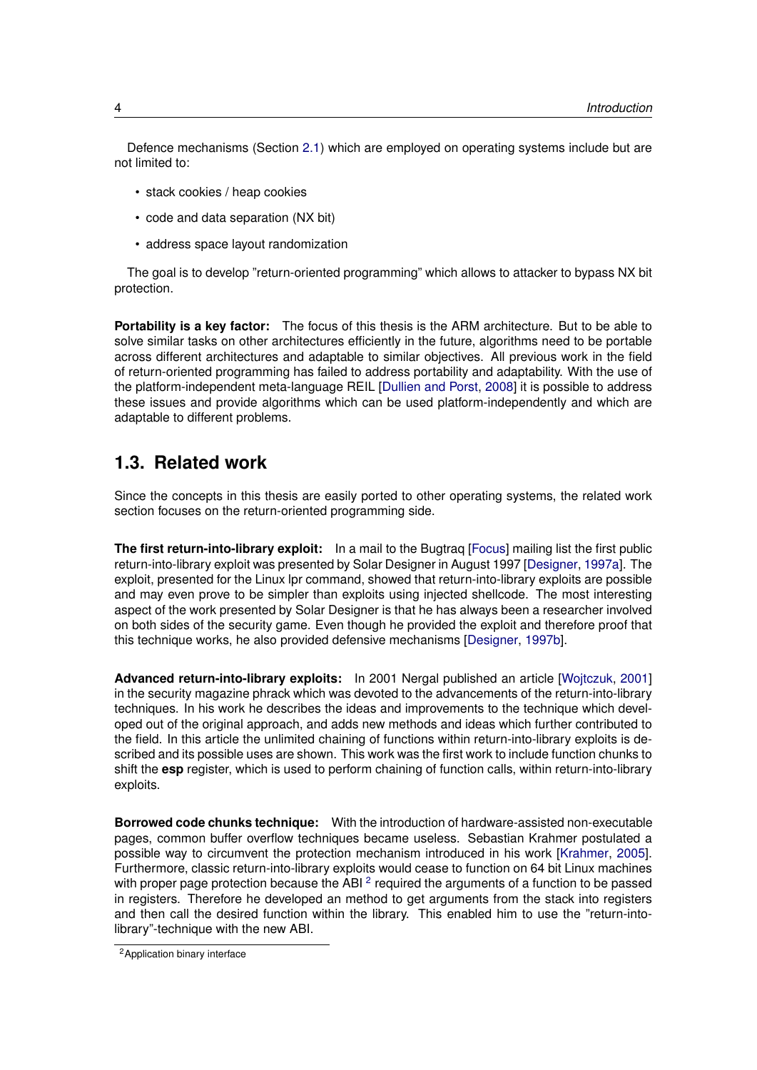Defence mechanisms (Section 2.1) which are employed on operating systems include but are not limited to:

- stack cookies / heap cookies
- code and data separation (NX bit)
- address space layout randomization

The goal is to develop "return-oriented programming" which allows to attacker to bypass NX bit protection.

**Portability is a key factor:** The focus of this thesis is the ARM architecture. But to be able to solve similar tasks on other architectures efficiently in the future, algorithms need to be portable across different architectures and adaptable to similar objectives. All previous work in the field of return-oriented programming has failed to address portability and adaptability. With the use of the platform-independent meta-language REIL [Dullien and Porst, 2008] it is possible to address these issues and provide algorithms which can be used platform-independently and which are adaptable to different problems.

## 1.3. Related work

Since the concepts in this thesis are easily ported to other operating systems, the related work section focuses on the return-oriented programming side.

**The first return-into-library exploit:** In a mail to the Bugtraq [Focus] mailing list the first public return-into-library exploit was presented by Solar Designer in August 1997 [Designer, 1997a]. The exploit, presented for the Linux lpr command, showed that return-into-library exploits are possible and may even prove to be simpler than exploits using injected shellcode. The most interesting aspect of the work presented by Solar Designer is that he has always been a researcher involved on both sides of the security game. Even though he provided the exploit and therefore proof that this technique works, he also provided defensive mechanisms [Designer, 1997b].

**Advanced return-into-library exploits:** In 2001 Nergal published an article [Wojtczuk, 2001] in the security magazine phrack which was devoted to the advancements of the return-into-library techniques. In his work he describes the ideas and improvements to the technique which developed out of the original approach, and adds new methods and ideas which further contributed to the field. In this article the unlimited chaining of functions within return-into-library exploits is described and its possible uses are shown. This work was the first work to include function chunks to shift the **esp** register, which is used to perform chaining of function calls, within return-into-library exploits.

**Borrowed code chunks technique:** With the introduction of hardware-assisted non-executable pages, common buffer overflow techniques became useless. Sebastian Krahmer postulated a possible way to circumvent the protection mechanism introduced in his work [Krahmer, 2005]. Furthermore, classic return-into-library exploits would cease to function on 64 bit Linux machines with proper page protection because the ABI [2] required the arguments of a function to be passed in registers. Therefore he developed an method to get arguments from the stack into registers and then call the desired function within the library. This enabled him to use the "return-into-library"-technique with the new ABI.

[2] Application binary interface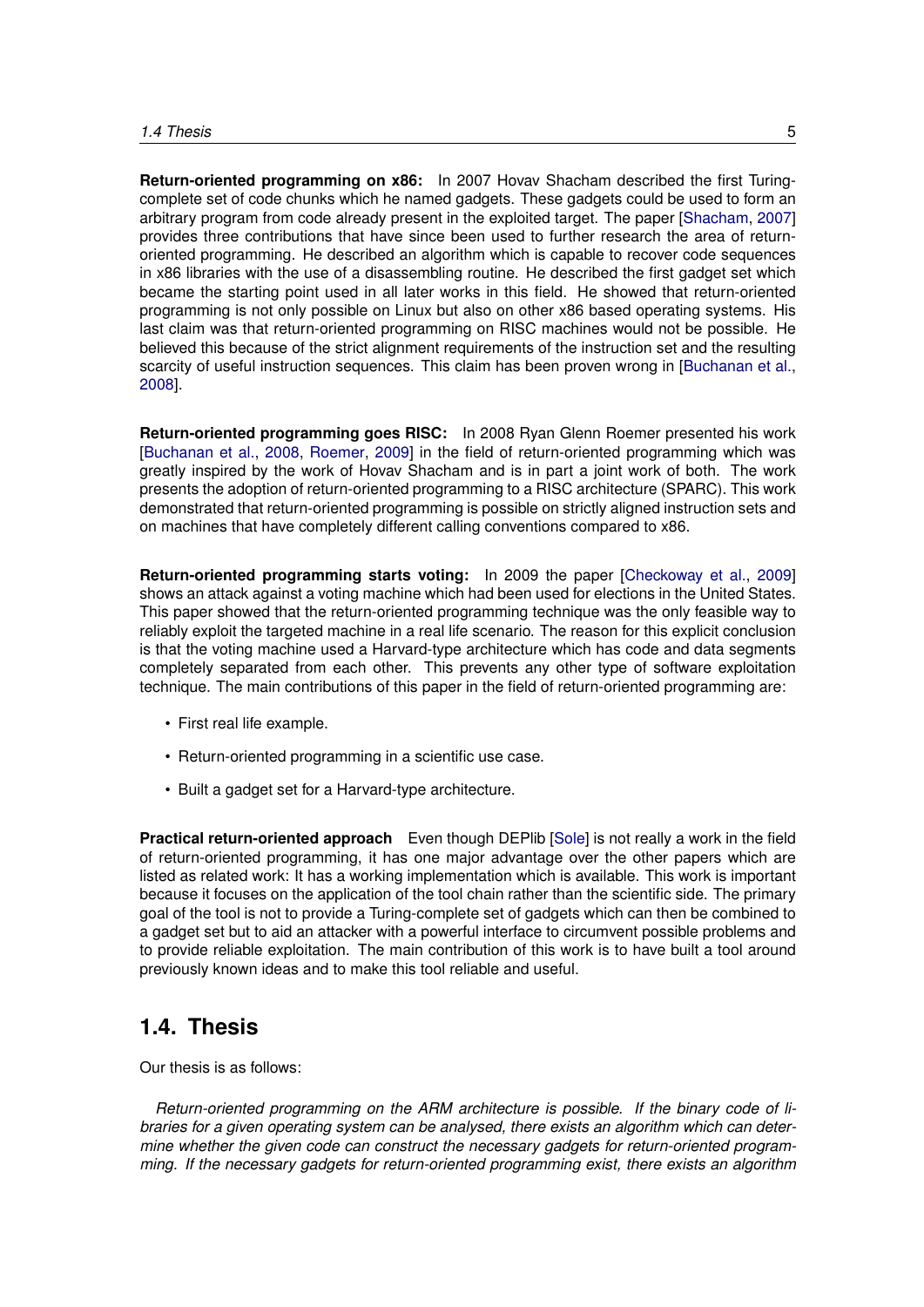**Return-oriented programming on x86:** In 2007 Hovav Shacham described the first Turing-complete set of code chunks which he named gadgets. These gadgets could be used to form an arbitrary program from code already present in the exploited target. The paper [Shacham, 2007] provides three contributions that have since been used to further research the area of return-oriented programming. He described an algorithm which is capable to recover code sequences in x86 libraries with the use of a disassembling routine. He described the first gadget set which became the starting point used in all later works in this field. He showed that return-oriented programming is not only possible on Linux but also on other x86 based operating systems. His last claim was that return-oriented programming on RISC machines would not be possible. He believed this because of the strict alignment requirements of the instruction set and the resulting scarcity of useful instruction sequences. This claim has been proven wrong in [Buchanan et al., 2008].

**Return-oriented programming goes RISC:** In 2008 Ryan Glenn Roemer presented his work [Buchanan et al., 2008, Roemer, 2009] in the field of return-oriented programming which was greatly inspired by the work of Hovav Shacham and is in part a joint work of both. The work presents the adoption of return-oriented programming to a RISC architecture (SPARC). This work demonstrated that return-oriented programming is possible on strictly aligned instruction sets and on machines that have completely different calling conventions compared to x86.

**Return-oriented programming starts voting:** In 2009 the paper [Checkoway et al., 2009] shows an attack against a voting machine which had been used for elections in the United States. This paper showed that the return-oriented programming technique was the only feasible way to reliably exploit the targeted machine in a real life scenario. The reason for this explicit conclusion is that the voting machine used a Harvard-type architecture which has code and data segments completely separated from each other. This prevents any other type of software exploitation technique. The main contributions of this paper in the field of return-oriented programming are:

- First real life example.
- Return-oriented programming in a scientific use case.
- Built a gadget set for a Harvard-type architecture.

**Practical return-oriented approach** Even though DEPlib [Sole] is not really a work in the field of return-oriented programming, it has one major advantage over the other papers which are listed as related work: It has a working implementation which is available. This work is important because it focuses on the application of the tool chain rather than the scientific side. The primary goal of the tool is not to provide a Turing-complete set of gadgets which can then be combined to a gadget set but to aid an attacker with a powerful interface to circumvent possible problems and to provide reliable exploitation. The main contribution of this work is to have built a tool around previously known ideas and to make this tool reliable and useful.

## 1.4. Thesis

Our thesis is as follows:

*Return-oriented programming on the ARM architecture is possible. If the binary code of libraries for a given operating system can be analysed, there exists an algorithm which can determine whether the given code can construct the necessary gadgets for return-oriented programming. If the necessary gadgets for return-oriented programming exist, there exists an algorithm*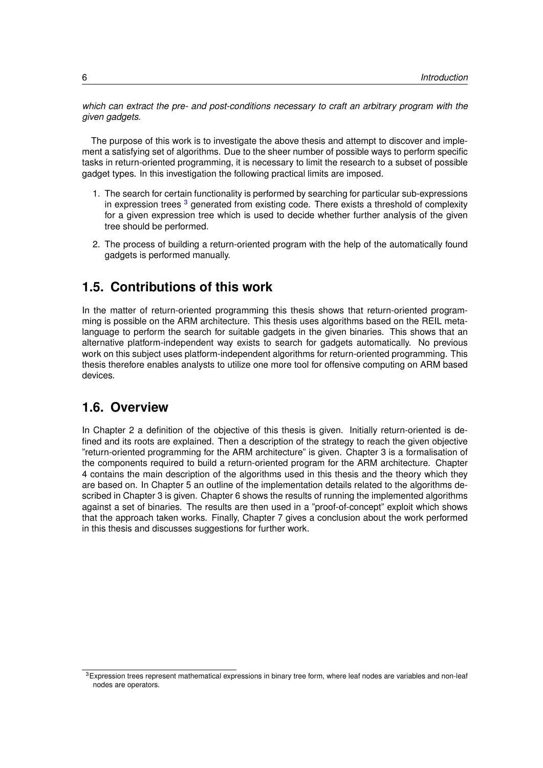*which can extract the pre- and post-conditions necessary to craft an arbitrary program with the given gadgets.*

The purpose of this work is to investigate the above thesis and attempt to discover and implement a satisfying set of algorithms. Due to the sheer number of possible ways to perform specific tasks in return-oriented programming, it is necessary to limit the research to a subset of possible gadget types. In this investigation the following practical limits are imposed.

1. The search for certain functionality is performed by searching for particular sub-expressions in expression trees [3] generated from existing code. There exists a threshold of complexity for a given expression tree which is used to decide whether further analysis of the given tree should be performed.
2. The process of building a return-oriented program with the help of the automatically found gadgets is performed manually.

## 1.5. Contributions of this work

In the matter of return-oriented programming this thesis shows that return-oriented programming is possible on the ARM architecture. This thesis uses algorithms based on the REIL meta-language to perform the search for suitable gadgets in the given binaries. This shows that an alternative platform-independent way exists to search for gadgets automatically. No previous work on this subject uses platform-independent algorithms for return-oriented programming. This thesis therefore enables analysts to utilize one more tool for offensive computing on ARM based devices.

## 1.6. Overview

In Chapter 2 a definition of the objective of this thesis is given. Initially return-oriented is defined and its roots are explained. Then a description of the strategy to reach the given objective "return-oriented programming for the ARM architecture" is given. Chapter 3 is a formalisation of the components required to build a return-oriented program for the ARM architecture. Chapter 4 contains the main description of the algorithms used in this thesis and the theory which they are based on. In Chapter 5 an outline of the implementation details related to the algorithms described in Chapter 3 is given. Chapter 6 shows the results of running the implemented algorithms against a set of binaries. The results are then used in a "proof-of-concept" exploit which shows that the approach taken works. Finally, Chapter 7 gives a conclusion about the work performed in this thesis and discusses suggestions for further work.

[3] Expression trees represent mathematical expressions in binary tree form, where leaf nodes are variables and non-leaf nodes are operators.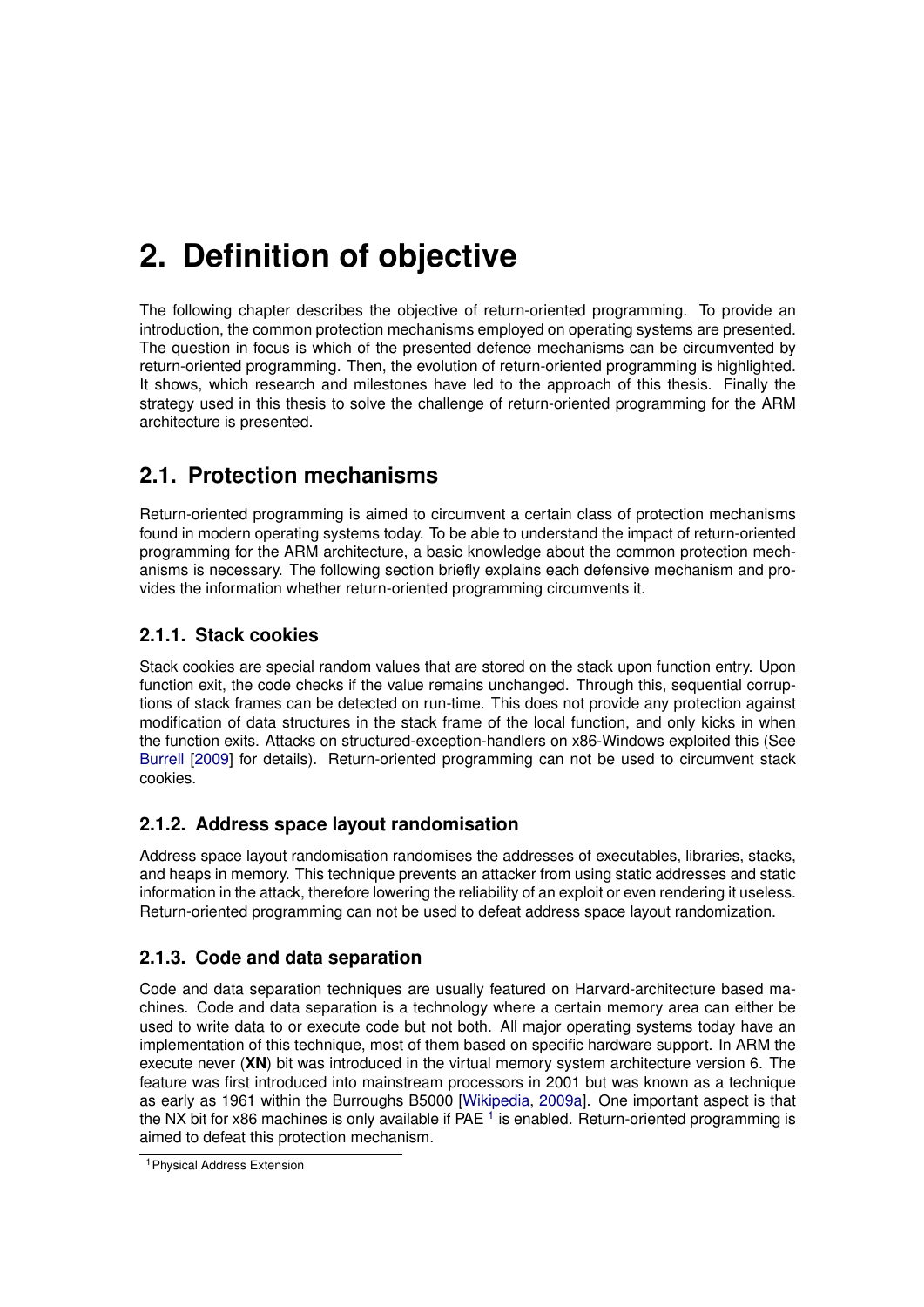# 2. Definition of objective

The following chapter describes the objective of return-oriented programming. To provide an introduction, the common protection mechanisms employed on operating systems are presented. The question in focus is which of the presented defence mechanisms can be circumvented by return-oriented programming. Then, the evolution of return-oriented programming is highlighted. It shows, which research and milestones have led to the approach of this thesis. Finally the strategy used in this thesis to solve the challenge of return-oriented programming for the ARM architecture is presented.

## 2.1. Protection mechanisms

Return-oriented programming is aimed to circumvent a certain class of protection mechanisms found in modern operating systems today. To be able to understand the impact of return-oriented programming for the ARM architecture, a basic knowledge about the common protection mechanisms is necessary. The following section briefly explains each defensive mechanism and provides the information whether return-oriented programming circumvents it.

### 2.1.1. Stack cookies

Stack cookies are special random values that are stored on the stack upon function entry. Upon function exit, the code checks if the value remains unchanged. Through this, sequential corruptions of stack frames can be detected on run-time. This does not provide any protection against modification of data structures in the stack frame of the local function, and only kicks in when the function exits. Attacks on structured-exception-handlers on x86-Windows exploited this (See Burrell [2009] for details). Return-oriented programming can not be used to circumvent stack cookies.

### 2.1.2. Address space layout randomisation

Address space layout randomisation randomises the addresses of executables, libraries, stacks, and heaps in memory. This technique prevents an attacker from using static addresses and static information in the attack, therefore lowering the reliability of an exploit or even rendering it useless. Return-oriented programming can not be used to defeat address space layout randomization.

### 2.1.3. Code and data separation

Code and data separation techniques are usually featured on Harvard-architecture based machines. Code and data separation is a technology where a certain memory area can either be used to write data to or execute code but not both. All major operating systems today have an implementation of this technique, most of them based on specific hardware support. In ARM the execute never (**XN**) bit was introduced in the virtual memory system architecture version 6. The feature was first introduced into mainstream processors in 2001 but was known as a technique as early as 1961 within the Burroughs B5000 [Wikipedia, 2009a]. One important aspect is that the NX bit for x86 machines is only available if PAE [1] is enabled. Return-oriented programming is aimed to defeat this protection mechanism.

[1] Physical Address Extension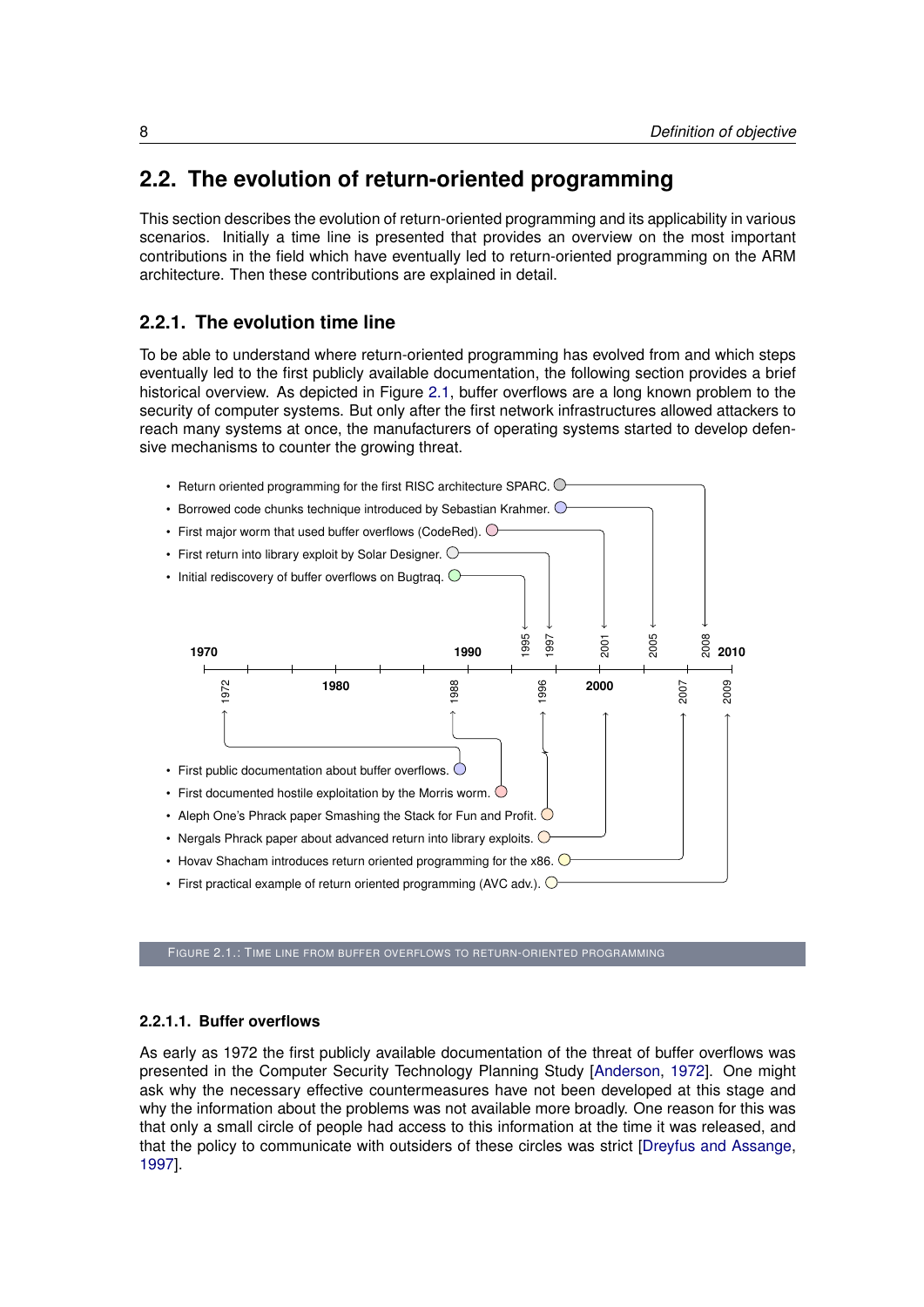## 2.2. The evolution of return-oriented programming

This section describes the evolution of return-oriented programming and its applicability in various scenarios. Initially a time line is presented that provides an overview on the most important contributions in the field which have eventually led to return-oriented programming on the ARM architecture. Then these contributions are explained in detail.

### 2.2.1. The evolution time line

To be able to understand where return-oriented programming has evolved from and which steps eventually led to the first publicly available documentation, the following section provides a brief historical overview. As depicted in Figure 2.1, buffer overflows are a long known problem to the security of computer systems. But only after the first network infrastructures allowed attackers to reach many systems at once, the manufacturers of operating systems started to develop defensive mechanisms to counter the growing threat.

- Return oriented programming for the first RISC architecture SPARC. (2008)
- Borrowed code chunks technique introduced by Sebastian Krahmer. (2005)
- First major worm that used buffer overflows (CodeRed). (2001)
- First return into library exploit by Solar Designer. (1997)
- Initial rediscovery of buffer overflows on Bugtraq. (1995)

1970 — 1980 — 1990 — 2000 — 2010

- First public documentation about buffer overflows. (1972)
- First documented hostile exploitation by the Morris worm. (1988)
- Aleph One's Phrack paper Smashing the Stack for Fun and Profit. (1996)
- Nergals Phrack paper about advanced return into library exploits. (2000)
- Hovav Shacham introduces return oriented programming for the x86. (2007)
- First practical example of return oriented programming (AVC adv.). (2009)

FIGURE 2.1.: TIME LINE FROM BUFFER OVERFLOWS TO RETURN-ORIENTED PROGRAMMING

#### 2.2.1.1. Buffer overflows

As early as 1972 the first publicly available documentation of the threat of buffer overflows was presented in the Computer Security Technology Planning Study [Anderson, 1972]. One might ask why the necessary effective countermeasures have not been developed at this stage and why the information about the problems was not available more broadly. One reason for this was that only a small circle of people had access to this information at the time it was released, and that the policy to communicate with outsiders of these circles was strict [Dreyfus and Assange, 1997].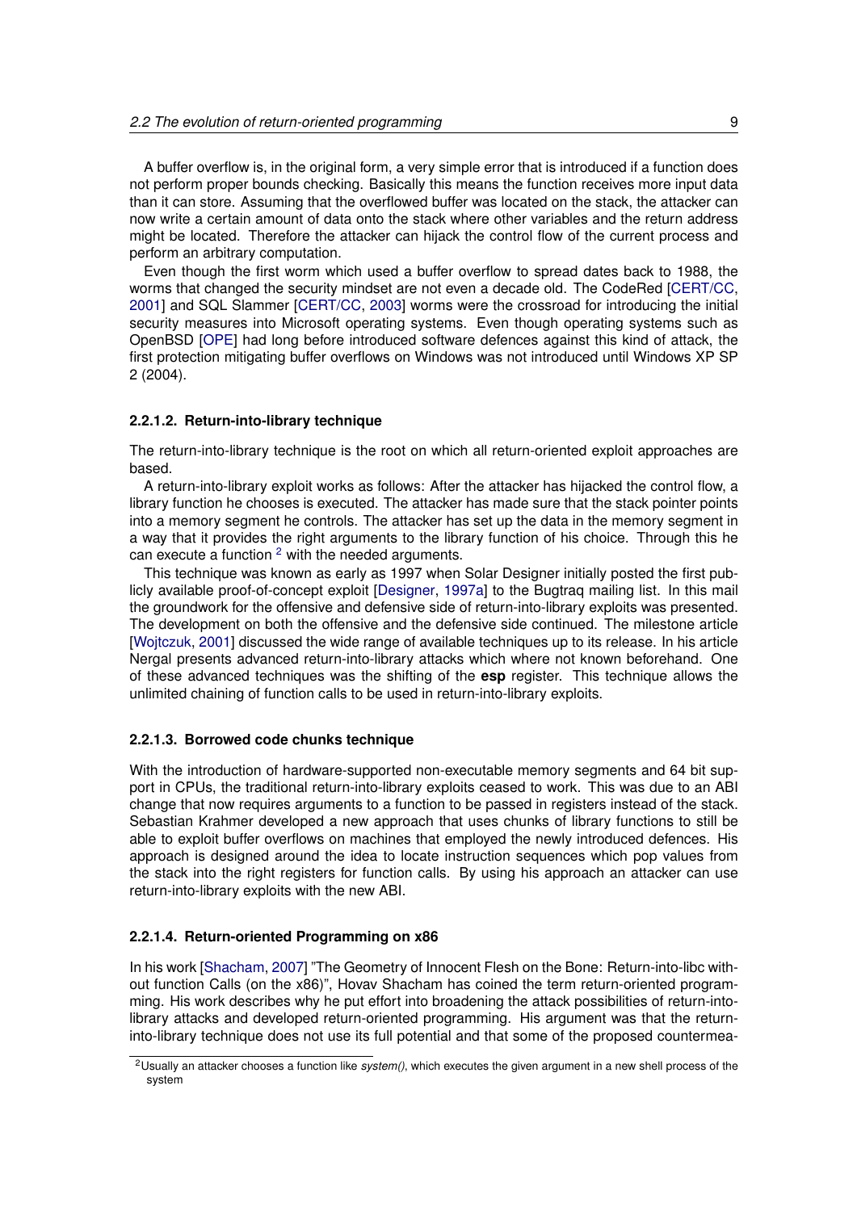A buffer overflow is, in the original form, a very simple error that is introduced if a function does not perform proper bounds checking. Basically this means the function receives more input data than it can store. Assuming that the overflowed buffer was located on the stack, the attacker can now write a certain amount of data onto the stack where other variables and the return address might be located. Therefore the attacker can hijack the control flow of the current process and perform an arbitrary computation.

Even though the first worm which used a buffer overflow to spread dates back to 1988, the worms that changed the security mindset are not even a decade old. The CodeRed [CERT/CC, 2001] and SQL Slammer [CERT/CC, 2003] worms were the crossroad for introducing the initial security measures into Microsoft operating systems. Even though operating systems such as OpenBSD [OPE] had long before introduced software defences against this kind of attack, the first protection mitigating buffer overflows on Windows was not introduced until Windows XP SP 2 (2004).

#### 2.2.1.2. Return-into-library technique

The return-into-library technique is the root on which all return-oriented exploit approaches are based.

A return-into-library exploit works as follows: After the attacker has hijacked the control flow, a library function he chooses is executed. The attacker has made sure that the stack pointer points into a memory segment he controls. The attacker has set up the data in the memory segment in a way that it provides the right arguments to the library function of his choice. Through this he can execute a function [2] with the needed arguments.

This technique was known as early as 1997 when Solar Designer initially posted the first publicly available proof-of-concept exploit [Designer, 1997a] to the Bugtraq mailing list. In this mail the groundwork for the offensive and defensive side of return-into-library exploits was presented. The development on both the offensive and the defensive side continued. The milestone article [Wojtczuk, 2001] discussed the wide range of available techniques up to its release. In his article Nergal presents advanced return-into-library attacks which where not known beforehand. One of these advanced techniques was the shifting of the **esp** register. This technique allows the unlimited chaining of function calls to be used in return-into-library exploits.

#### 2.2.1.3. Borrowed code chunks technique

With the introduction of hardware-supported non-executable memory segments and 64 bit support in CPUs, the traditional return-into-library exploits ceased to work. This was due to an ABI change that now requires arguments to a function to be passed in registers instead of the stack. Sebastian Krahmer developed a new approach that uses chunks of library functions to still be able to exploit buffer overflows on machines that employed the newly introduced defences. His approach is designed around the idea to locate instruction sequences which pop values from the stack into the right registers for function calls. By using his approach an attacker can use return-into-library exploits with the new ABI.

#### 2.2.1.4. Return-oriented Programming on x86

In his work [Shacham, 2007] "The Geometry of Innocent Flesh on the Bone: Return-into-libc without function Calls (on the x86)", Hovav Shacham has coined the term return-oriented programming. His work describes why he put effort into broadening the attack possibilities of return-into-library attacks and developed return-oriented programming. His argument was that the return-into-library technique does not use its full potential and that some of the proposed countermea-

[2] Usually an attacker chooses a function like *system()*, which executes the given argument in a new shell process of the system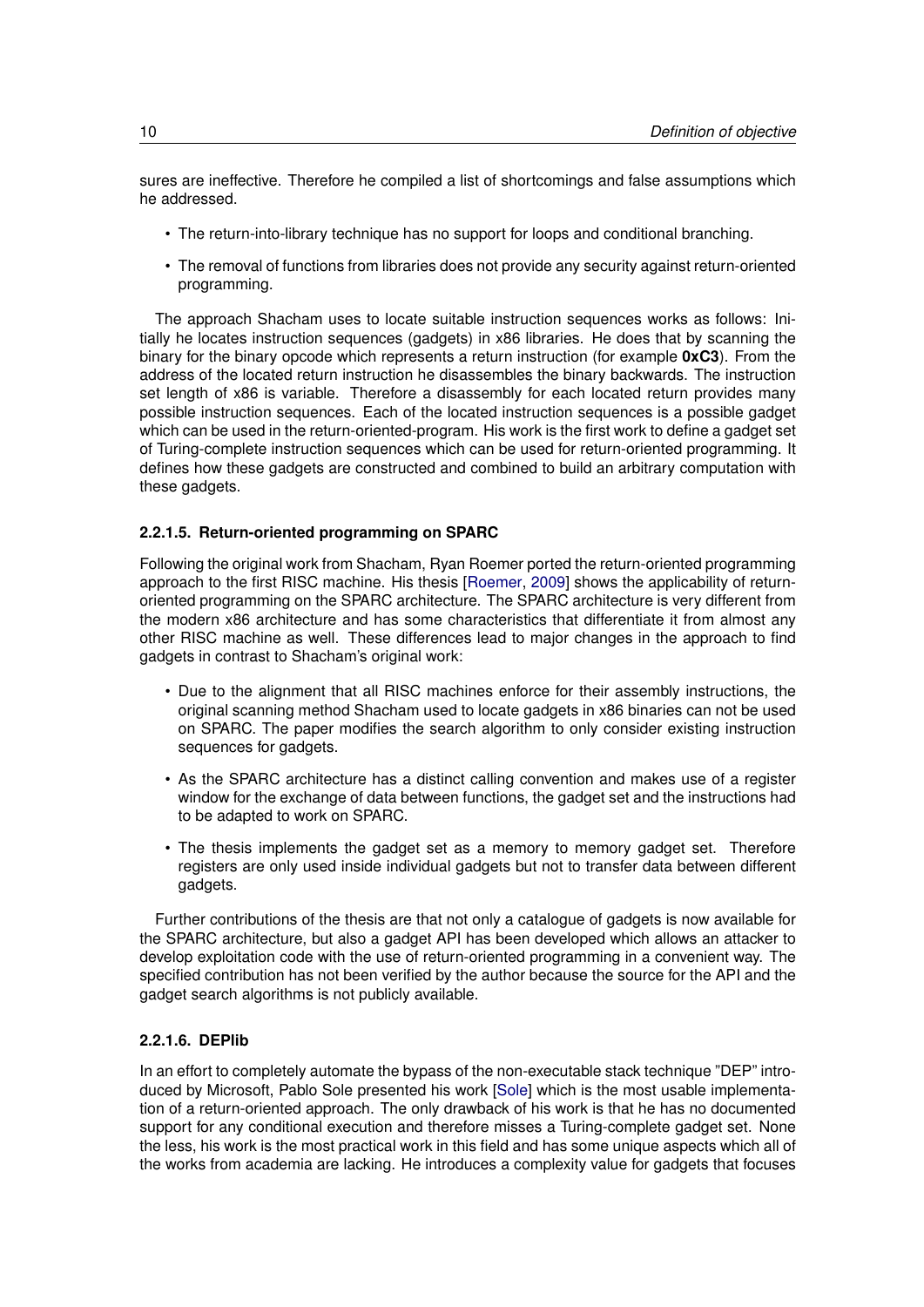sures are ineffective. Therefore he compiled a list of shortcomings and false assumptions which he addressed.

- The return-into-library technique has no support for loops and conditional branching.
- The removal of functions from libraries does not provide any security against return-oriented programming.

The approach Shacham uses to locate suitable instruction sequences works as follows: Initially he locates instruction sequences (gadgets) in x86 libraries. He does that by scanning the binary for the binary opcode which represents a return instruction (for example **0xC3**). From the address of the located return instruction he disassembles the binary backwards. The instruction set length of x86 is variable. Therefore a disassembly for each located return provides many possible instruction sequences. Each of the located instruction sequences is a possible gadget which can be used in the return-oriented-program. His work is the first work to define a gadget set of Turing-complete instruction sequences which can be used for return-oriented programming. It defines how these gadgets are constructed and combined to build an arbitrary computation with these gadgets.

#### 2.2.1.5. Return-oriented programming on SPARC

Following the original work from Shacham, Ryan Roemer ported the return-oriented programming approach to the first RISC machine. His thesis [Roemer, 2009] shows the applicability of return-oriented programming on the SPARC architecture. The SPARC architecture is very different from the modern x86 architecture and has some characteristics that differentiate it from almost any other RISC machine as well. These differences lead to major changes in the approach to find gadgets in contrast to Shacham's original work:

- Due to the alignment that all RISC machines enforce for their assembly instructions, the original scanning method Shacham used to locate gadgets in x86 binaries can not be used on SPARC. The paper modifies the search algorithm to only consider existing instruction sequences for gadgets.
- As the SPARC architecture has a distinct calling convention and makes use of a register window for the exchange of data between functions, the gadget set and the instructions had to be adapted to work on SPARC.
- The thesis implements the gadget set as a memory to memory gadget set. Therefore registers are only used inside individual gadgets but not to transfer data between different gadgets.

Further contributions of the thesis are that not only a catalogue of gadgets is now available for the SPARC architecture, but also a gadget API has been developed which allows an attacker to develop exploitation code with the use of return-oriented programming in a convenient way. The specified contribution has not been verified by the author because the source for the API and the gadget search algorithms is not publicly available.

#### 2.2.1.6. DEPlib

In an effort to completely automate the bypass of the non-executable stack technique "DEP" introduced by Microsoft, Pablo Sole presented his work [Sole] which is the most usable implementation of a return-oriented approach. The only drawback of his work is that he has no documented support for any conditional execution and therefore misses a Turing-complete gadget set. None the less, his work is the most practical work in this field and has some unique aspects which all of the works from academia are lacking. He introduces a complexity value for gadgets that focuses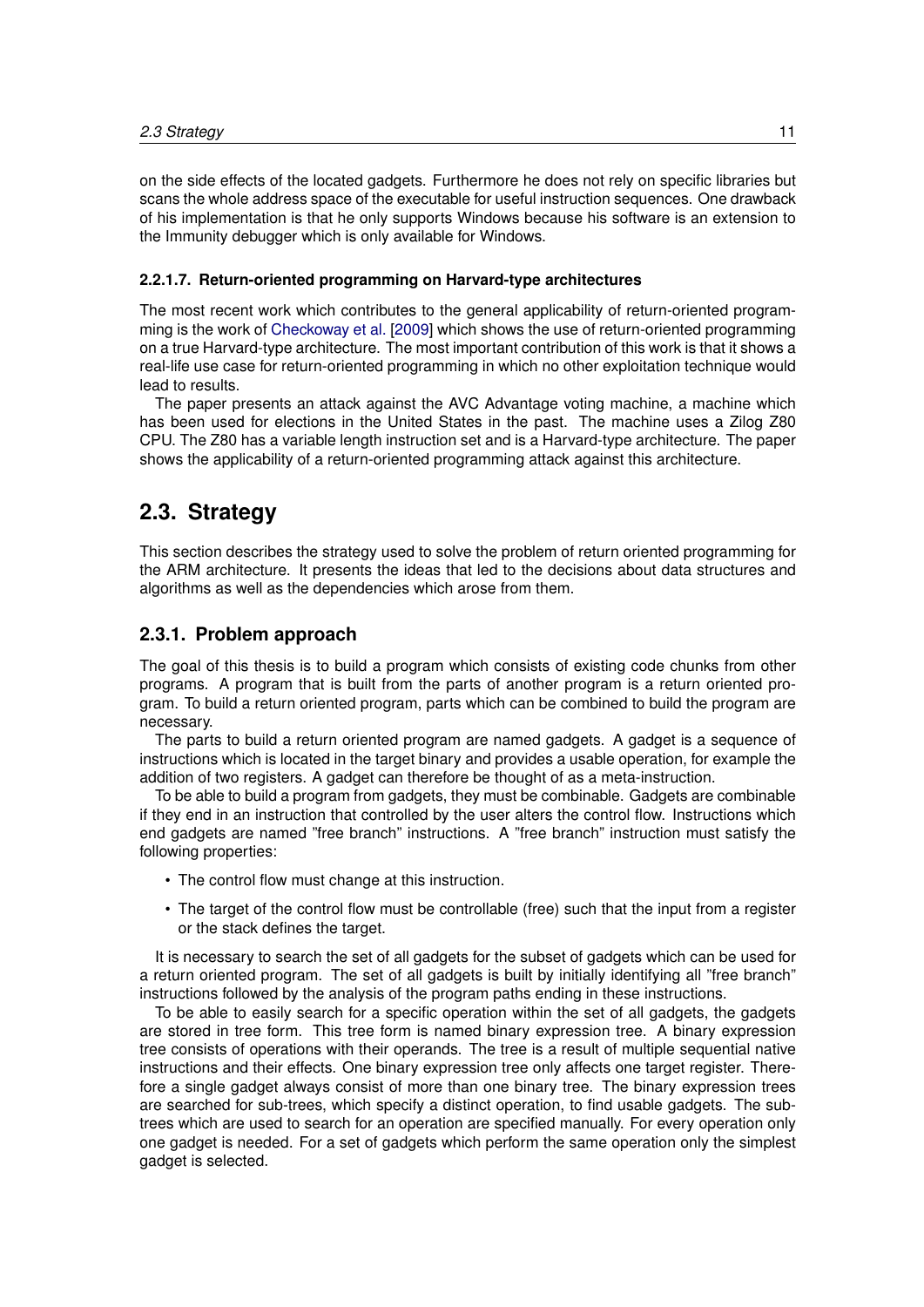on the side effects of the located gadgets. Furthermore he does not rely on specific libraries but scans the whole address space of the executable for useful instruction sequences. One drawback of his implementation is that he only supports Windows because his software is an extension to the Immunity debugger which is only available for Windows.

#### 2.2.1.7. Return-oriented programming on Harvard-type architectures

The most recent work which contributes to the general applicability of return-oriented programming is the work of Checkoway et al. [2009] which shows the use of return-oriented programming on a true Harvard-type architecture. The most important contribution of this work is that it shows a real-life use case for return-oriented programming in which no other exploitation technique would lead to results.

The paper presents an attack against the AVC Advantage voting machine, a machine which has been used for elections in the United States in the past. The machine uses a Zilog Z80 CPU. The Z80 has a variable length instruction set and is a Harvard-type architecture. The paper shows the applicability of a return-oriented programming attack against this architecture.

## 2.3. Strategy

This section describes the strategy used to solve the problem of return oriented programming for the ARM architecture. It presents the ideas that led to the decisions about data structures and algorithms as well as the dependencies which arose from them.

### 2.3.1. Problem approach

The goal of this thesis is to build a program which consists of existing code chunks from other programs. A program that is built from the parts of another program is a return oriented program. To build a return oriented program, parts which can be combined to build the program are necessary.

The parts to build a return oriented program are named gadgets. A gadget is a sequence of instructions which is located in the target binary and provides a usable operation, for example the addition of two registers. A gadget can therefore be thought of as a meta-instruction.

To be able to build a program from gadgets, they must be combinable. Gadgets are combinable if they end in an instruction that controlled by the user alters the control flow. Instructions which end gadgets are named "free branch" instructions. A "free branch" instruction must satisfy the following properties:

- The control flow must change at this instruction.
- The target of the control flow must be controllable (free) such that the input from a register or the stack defines the target.

It is necessary to search the set of all gadgets for the subset of gadgets which can be used for a return oriented program. The set of all gadgets is built by initially identifying all "free branch" instructions followed by the analysis of the program paths ending in these instructions.

To be able to easily search for a specific operation within the set of all gadgets, the gadgets are stored in tree form. This tree form is named binary expression tree. A binary expression tree consists of operations with their operands. The tree is a result of multiple sequential native instructions and their effects. One binary expression tree only affects one target register. Therefore a single gadget always consist of more than one binary tree. The binary expression trees are searched for sub-trees, which specify a distinct operation, to find usable gadgets. The subtrees which are used to search for an operation are specified manually. For every operation only one gadget is needed. For a set of gadgets which perform the same operation only the simplest gadget is selected.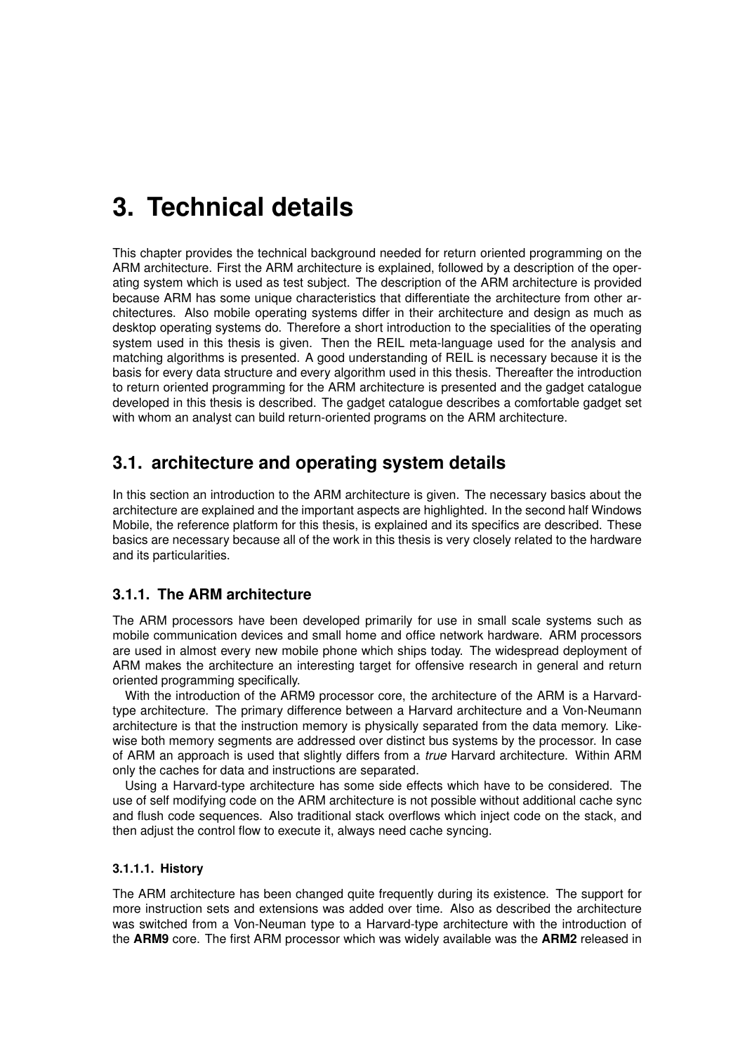# 3. Technical details

This chapter provides the technical background needed for return oriented programming on the ARM architecture. First the ARM architecture is explained, followed by a description of the operating system which is used as test subject. The description of the ARM architecture is provided because ARM has some unique characteristics that differentiate the architecture from other architectures. Also mobile operating systems differ in their architecture and design as much as desktop operating systems do. Therefore a short introduction to the specialities of the operating system used in this thesis is given. Then the REIL meta-language used for the analysis and matching algorithms is presented. A good understanding of REIL is necessary because it is the basis for every data structure and every algorithm used in this thesis. Thereafter the introduction to return oriented programming for the ARM architecture is presented and the gadget catalogue developed in this thesis is described. The gadget catalogue describes a comfortable gadget set with whom an analyst can build return-oriented programs on the ARM architecture.

## 3.1. architecture and operating system details

In this section an introduction to the ARM architecture is given. The necessary basics about the architecture are explained and the important aspects are highlighted. In the second half Windows Mobile, the reference platform for this thesis, is explained and its specifics are described. These basics are necessary because all of the work in this thesis is very closely related to the hardware and its particularities.

### 3.1.1. The ARM architecture

The ARM processors have been developed primarily for use in small scale systems such as mobile communication devices and small home and office network hardware. ARM processors are used in almost every new mobile phone which ships today. The widespread deployment of ARM makes the architecture an interesting target for offensive research in general and return oriented programming specifically.

With the introduction of the ARM9 processor core, the architecture of the ARM is a Harvard-type architecture. The primary difference between a Harvard architecture and a Von-Neumann architecture is that the instruction memory is physically separated from the data memory. Likewise both memory segments are addressed over distinct bus systems by the processor. In case of ARM an approach is used that slightly differs from a *true* Harvard architecture. Within ARM only the caches for data and instructions are separated.

Using a Harvard-type architecture has some side effects which have to be considered. The use of self modifying code on the ARM architecture is not possible without additional cache sync and flush code sequences. Also traditional stack overflows which inject code on the stack, and then adjust the control flow to execute it, always need cache syncing.

#### 3.1.1.1. History

The ARM architecture has been changed quite frequently during its existence. The support for more instruction sets and extensions was added over time. Also as described the architecture was switched from a Von-Neuman type to a Harvard-type architecture with the introduction of the **ARM9** core. The first ARM processor which was widely available was the **ARM2** released in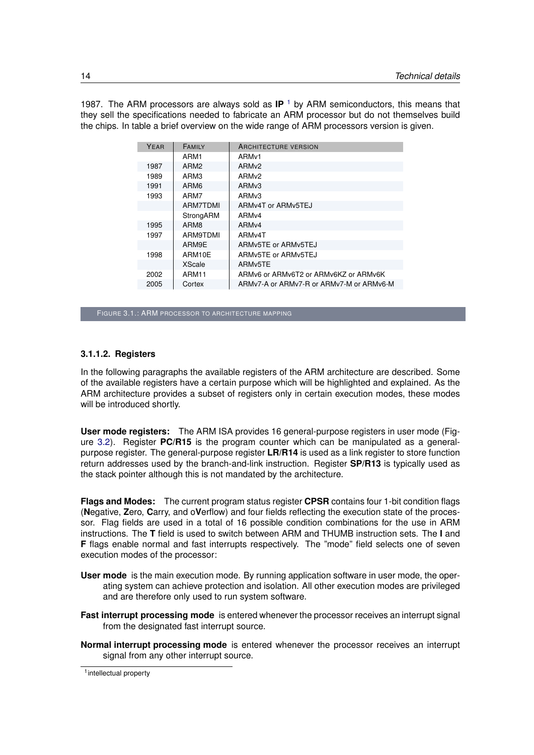1987. The ARM processors are always sold as **IP** [1] by ARM semiconductors, this means that they sell the specifications needed to fabricate an ARM processor but do not themselves build the chips. In table a brief overview on the wide range of ARM processors version is given.

| YEAR | FAMILY | ARCHITECTURE VERSION |
|---|---|---|
| | ARM1 | ARMv1 |
| 1987 | ARM2 | ARMv2 |
| 1989 | ARM3 | ARMv2 |
| 1991 | ARM6 | ARMv3 |
| 1993 | ARM7 | ARMv3 |
| | ARM7TDMI | ARMv4T or ARMv5TEJ |
| | StrongARM | ARMv4 |
| 1995 | ARM8 | ARMv4 |
| 1997 | ARM9TDMI | ARMv4T |
| | ARM9E | ARMv5TE or ARMv5TEJ |
| 1998 | ARM10E | ARMv5TE or ARMv5TEJ |
| | XScale | ARMv5TE |
| 2002 | ARM11 | ARMv6 or ARMv6T2 or ARMv6KZ or ARMv6K |
| 2005 | Cortex | ARMv7-A or ARMv7-R or ARMv7-M or ARMv6-M |

FIGURE 3.1.: ARM PROCESSOR TO ARCHITECTURE MAPPING

#### 3.1.1.2. Registers

In the following paragraphs the available registers of the ARM architecture are described. Some of the available registers have a certain purpose which will be highlighted and explained. As the ARM architecture provides a subset of registers only in certain execution modes, these modes will be introduced shortly.

**User mode registers:** The ARM ISA provides 16 general-purpose registers in user mode (Figure 3.2). Register **PC**/**R15** is the program counter which can be manipulated as a general-purpose register. The general-purpose register **LR**/**R14** is used as a link register to store function return addresses used by the branch-and-link instruction. Register **SP**/**R13** is typically used as the stack pointer although this is not mandated by the architecture.

**Flags and Modes:** The current program status register **CPSR** contains four 1-bit condition flags (**N**egative, **Z**ero, **C**arry, and o**V**erflow) and four fields reflecting the execution state of the processor. Flag fields are used in a total of 16 possible condition combinations for the use in ARM instructions. The **T** field is used to switch between ARM and THUMB instruction sets. The **I** and **F** flags enable normal and fast interrupts respectively. The "mode" field selects one of seven execution modes of the processor:

**User mode** is the main execution mode. By running application software in user mode, the operating system can achieve protection and isolation. All other execution modes are privileged and are therefore only used to run system software.

**Fast interrupt processing mode** is entered whenever the processor receives an interrupt signal from the designated fast interrupt source.

**Normal interrupt processing mode** is entered whenever the processor receives an interrupt signal from any other interrupt source.

[1] intellectual property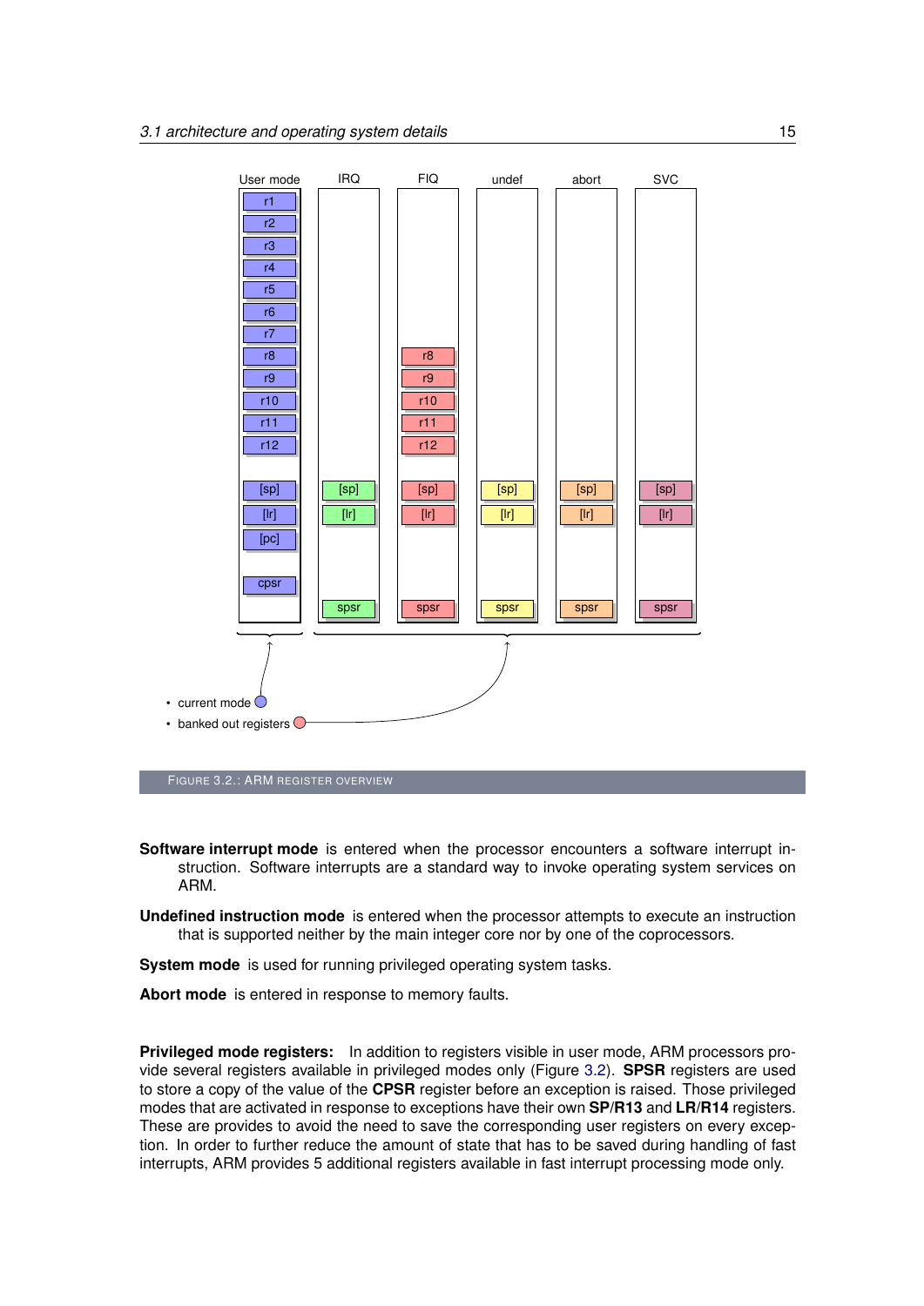FIGURE 3.2.: ARM REGISTER OVERVIEW

**Software interrupt mode** is entered when the processor encounters a software interrupt instruction. Software interrupts are a standard way to invoke operating system services on ARM.

**Undefined instruction mode** is entered when the processor attempts to execute an instruction that is supported neither by the main integer core nor by one of the coprocessors.

**System mode** is used for running privileged operating system tasks.

**Abort mode** is entered in response to memory faults.

**Privileged mode registers:** In addition to registers visible in user mode, ARM processors provide several registers available in privileged modes only (Figure 3.2). **SPSR** registers are used to store a copy of the value of the **CPSR** register before an exception is raised. Those privileged modes that are activated in response to exceptions have their own **SP**/**R13** and **LR**/**R14** registers. These are provides to avoid the need to save the corresponding user registers on every exception. In order to further reduce the amount of state that has to be saved during handling of fast interrupts, ARM provides 5 additional registers available in fast interrupt processing mode only.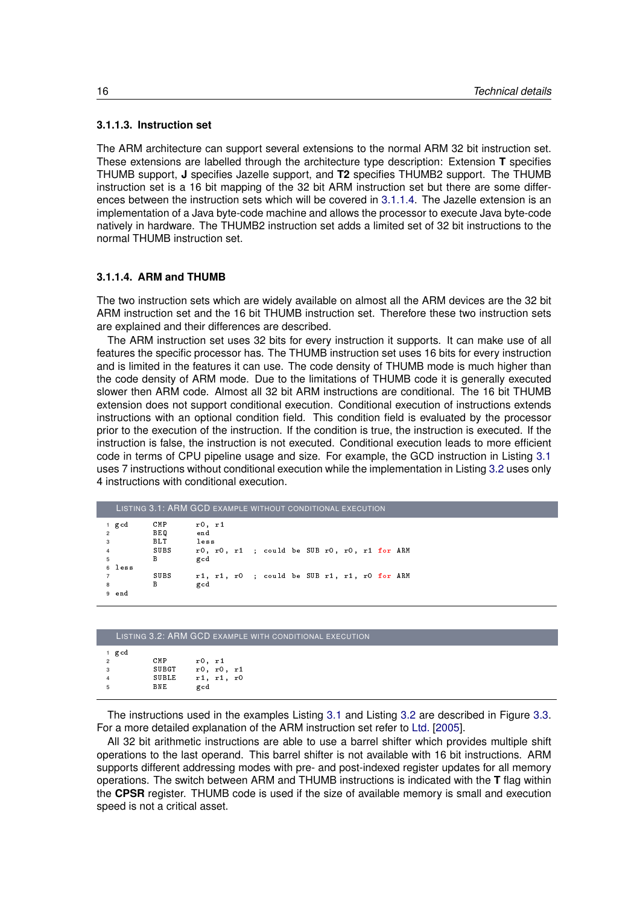### 3.1.1.3. Instruction set

The ARM architecture can support several extensions to the normal ARM 32 bit instruction set. These extensions are labelled through the architecture type description: Extension **T** specifies THUMB support, **J** specifies Jazelle support, and **T2** specifies THUMB2 support. The THUMB instruction set is a 16 bit mapping of the 32 bit ARM instruction set but there are some differences between the instruction sets which will be covered in 3.1.1.4. The Jazelle extension is an implementation of a Java byte-code machine and allows the processor to execute Java byte-code natively in hardware. The THUMB2 instruction set adds a limited set of 32 bit instructions to the normal THUMB instruction set.

### 3.1.1.4. ARM and THUMB

The two instruction sets which are widely available on almost all the ARM devices are the 32 bit ARM instruction set and the 16 bit THUMB instruction set. Therefore these two instruction sets are explained and their differences are described.

The ARM instruction set uses 32 bits for every instruction it supports. It can make use of all features the specific processor has. The THUMB instruction set uses 16 bits for every instruction and is limited in the features it can use. The code density of THUMB mode is much higher than the code density of ARM mode. Due to the limitations of THUMB code it is generally executed slower then ARM code. Almost all 32 bit ARM instructions are conditional. The 16 bit THUMB extension does not support conditional execution. Conditional execution of instructions extends instructions with an optional condition field. This condition field is evaluated by the processor prior to the execution of the instruction. If the condition is true, the instruction is executed. If the instruction is false, the instruction is not executed. Conditional execution leads to more efficient code in terms of CPU pipeline usage and size. For example, the GCD instruction in Listing 3.1 uses 7 instructions without conditional execution while the implementation in Listing 3.2 uses only 4 instructions with conditional execution.

LISTING 3.1: ARM GCD EXAMPLE WITHOUT CONDITIONAL EXECUTION

```
gcd     CMP     r0, r1
        BEQ     end
        BLT     less
        SUBS    r0, r0, r1  ; could be SUB r0, r0, r1 for ARM
        B       gcd
less
        SUBS    r1, r1, r0  ; could be SUB r1, r1, r0 for ARM
        B       gcd
end
```

LISTING 3.2: ARM GCD EXAMPLE WITH CONDITIONAL EXECUTION

```
gcd
        CMP     r0, r1
        SUBGT   r0, r0, r1
        SUBLE   r1, r1, r0
        BNE     gcd
```

The instructions used in the examples Listing 3.1 and Listing 3.2 are described in Figure 3.3. For a more detailed explanation of the ARM instruction set refer to Ltd. [2005].

All 32 bit arithmetic instructions are able to use a barrel shifter which provides multiple shift operations to the last operand. This barrel shifter is not available with 16 bit instructions. ARM supports different addressing modes with pre- and post-indexed register updates for all memory operations. The switch between ARM and THUMB instructions is indicated with the **T** flag within the **CPSR** register. THUMB code is used if the size of available memory is small and execution speed is not a critical asset.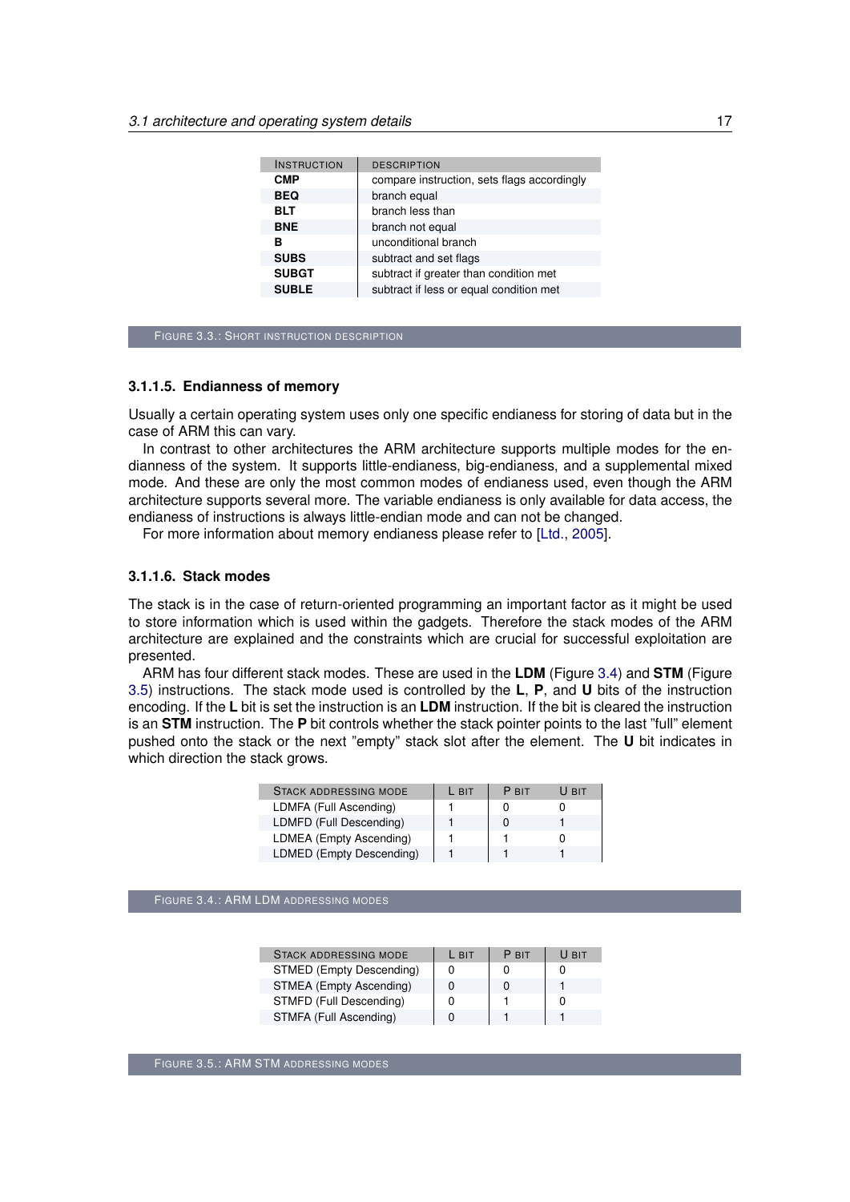| Instruction | Description |
|---|---|
| **CMP** | compare instruction, sets flags accordingly |
| **BEQ** | branch equal |
| **BLT** | branch less than |
| **BNE** | branch not equal |
| **B** | unconditional branch |
| **SUBS** | subtract and set flags |
| **SUBGT** | subtract if greater than condition met |
| **SUBLE** | subtract if less or equal condition met |

Figure 3.3.: Short instruction description

### 3.1.1.5. Endianness of memory

Usually a certain operating system uses only one specific endianess for storing of data but in the case of ARM this can vary.

In contrast to other architectures the ARM architecture supports multiple modes for the endianness of the system. It supports little-endianess, big-endianess, and a supplemental mixed mode. And these are only the most common modes of endianess used, even though the ARM architecture supports several more. The variable endianess is only available for data access, the endianess of instructions is always little-endian mode and can not be changed.

For more information about memory endianess please refer to [Ltd., 2005].

### 3.1.1.6. Stack modes

The stack is in the case of return-oriented programming an important factor as it might be used to store information which is used within the gadgets. Therefore the stack modes of the ARM architecture are explained and the constraints which are crucial for successful exploitation are presented.

ARM has four different stack modes. These are used in the **LDM** (Figure 3.4) and **STM** (Figure 3.5) instructions. The stack mode used is controlled by the **L**, **P**, and **U** bits of the instruction encoding. If the **L** bit is set the instruction is an **LDM** instruction. If the bit is cleared the instruction is an **STM** instruction. The **P** bit controls whether the stack pointer points to the last "full" element pushed onto the stack or the next "empty" stack slot after the element. The **U** bit indicates in which direction the stack grows.

| Stack addressing mode | L bit | P bit | U bit |
|---|---|---|---|
| LDMFA (Full Ascending) | 1 | 0 | 0 |
| LDMFD (Full Descending) | 1 | 0 | 1 |
| LDMEA (Empty Ascending) | 1 | 1 | 0 |
| LDMED (Empty Descending) | 1 | 1 | 1 |

Figure 3.4.: ARM LDM addressing modes

| Stack addressing mode | L bit | P bit | U bit |
|---|---|---|---|
| STMED (Empty Descending) | 0 | 0 | 0 |
| STMEA (Empty Ascending) | 0 | 0 | 1 |
| STMFD (Full Descending) | 0 | 1 | 0 |
| STMFA (Full Ascending) | 0 | 1 | 1 |

Figure 3.5.: ARM STM addressing modes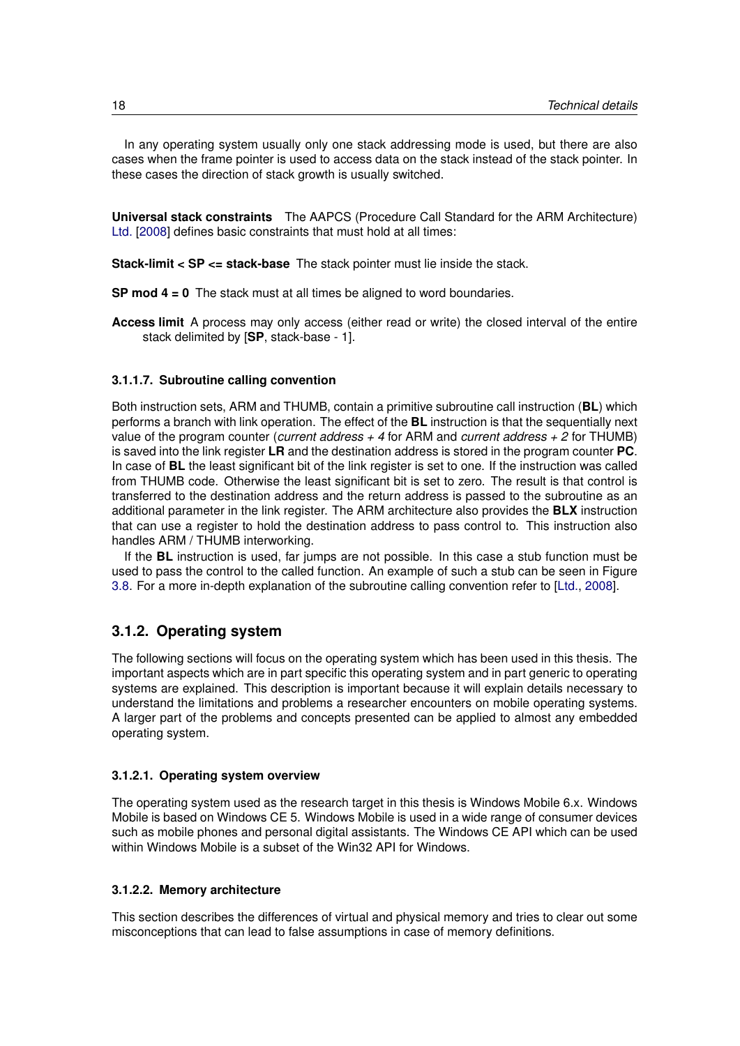In any operating system usually only one stack addressing mode is used, but there are also cases when the frame pointer is used to access data on the stack instead of the stack pointer. In these cases the direction of stack growth is usually switched.

**Universal stack constraints** The AAPCS (Procedure Call Standard for the ARM Architecture) Ltd. [2008] defines basic constraints that must hold at all times:

**Stack-limit < SP <= stack-base** The stack pointer must lie inside the stack.

**SP mod 4 = 0** The stack must at all times be aligned to word boundaries.

**Access limit** A process may only access (either read or write) the closed interval of the entire stack delimited by [**SP**, stack-base - 1].

#### 3.1.1.7. Subroutine calling convention

Both instruction sets, ARM and THUMB, contain a primitive subroutine call instruction (**BL**) which performs a branch with link operation. The effect of the **BL** instruction is that the sequentially next value of the program counter (*current address + 4* for ARM and *current address + 2* for THUMB) is saved into the link register **LR** and the destination address is stored in the program counter **PC**. In case of **BL** the least significant bit of the link register is set to one. If the instruction was called from THUMB code. Otherwise the least significant bit is set to zero. The result is that control is transferred to the destination address and the return address is passed to the subroutine as an additional parameter in the link register. The ARM architecture also provides the **BLX** instruction that can use a register to hold the destination address to pass control to. This instruction also handles ARM / THUMB interworking.

If the **BL** instruction is used, far jumps are not possible. In this case a stub function must be used to pass the control to the called function. An example of such a stub can be seen in Figure 3.8. For a more in-depth explanation of the subroutine calling convention refer to [Ltd., 2008].

### 3.1.2. Operating system

The following sections will focus on the operating system which has been used in this thesis. The important aspects which are in part specific this operating system and in part generic to operating systems are explained. This description is important because it will explain details necessary to understand the limitations and problems a researcher encounters on mobile operating systems. A larger part of the problems and concepts presented can be applied to almost any embedded operating system.

#### 3.1.2.1. Operating system overview

The operating system used as the research target in this thesis is Windows Mobile 6.x. Windows Mobile is based on Windows CE 5. Windows Mobile is used in a wide range of consumer devices such as mobile phones and personal digital assistants. The Windows CE API which can be used within Windows Mobile is a subset of the Win32 API for Windows.

#### 3.1.2.2. Memory architecture

This section describes the differences of virtual and physical memory and tries to clear out some misconceptions that can lead to false assumptions in case of memory definitions.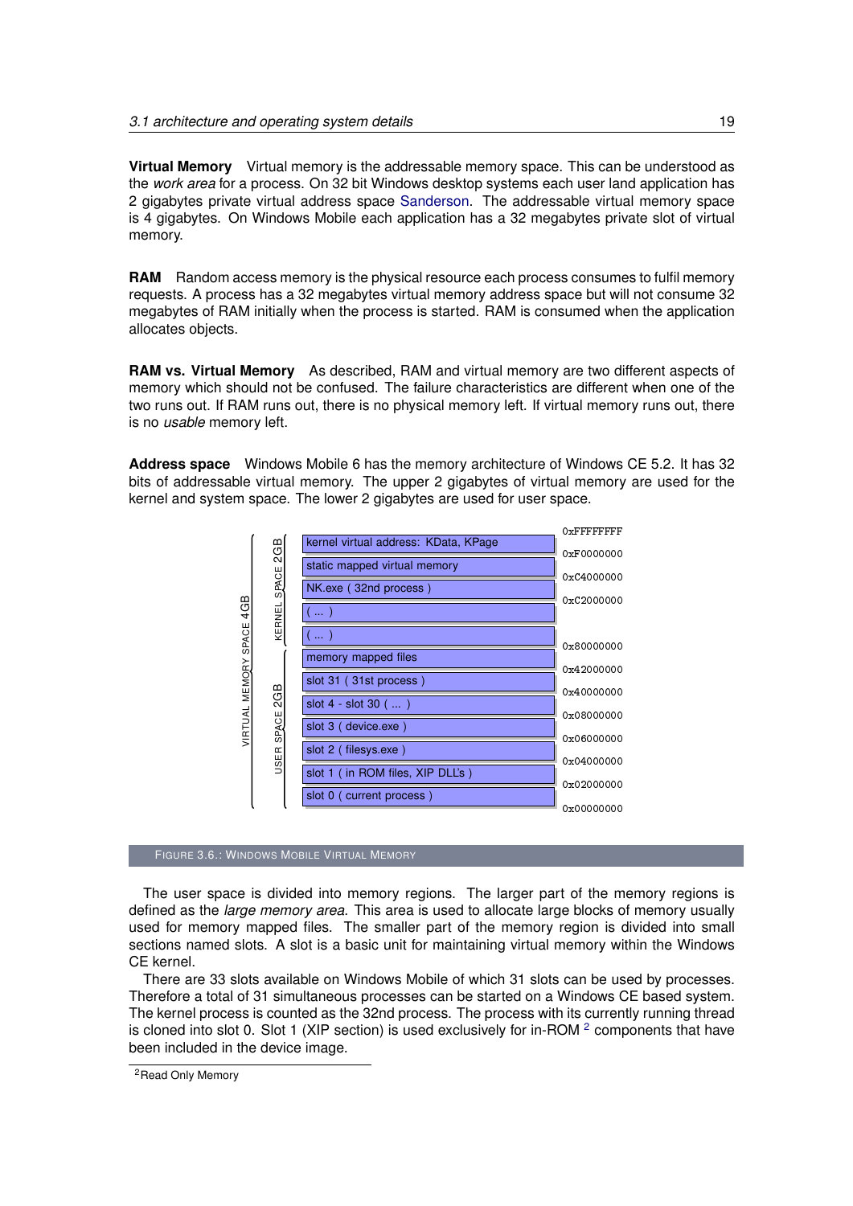**Virtual Memory** Virtual memory is the addressable memory space. This can be understood as the *work area* for a process. On 32 bit Windows desktop systems each user land application has 2 gigabytes private virtual address space Sanderson. The addressable virtual memory space is 4 gigabytes. On Windows Mobile each application has a 32 megabytes private slot of virtual memory.

**RAM** Random access memory is the physical resource each process consumes to fulfil memory requests. A process has a 32 megabytes virtual memory address space but will not consume 32 megabytes of RAM initially when the process is started. RAM is consumed when the application allocates objects.

**RAM vs. Virtual Memory** As described, RAM and virtual memory are two different aspects of memory which should not be confused. The failure characteristics are different when one of the two runs out. If RAM runs out, there is no physical memory left. If virtual memory runs out, there is no *usable* memory left.

**Address space** Windows Mobile 6 has the memory architecture of Windows CE 5.2. It has 32 bits of addressable virtual memory. The upper 2 gigabytes of virtual memory are used for the kernel and system space. The lower 2 gigabytes are used for user space.

| VIRTUAL MEMORY SPACE 4GB | | Region | Address |
|---|---|---|---|
| | KERNEL SPACE 2GB | | 0xFFFFFFFF |
| | | kernel virtual address: KData, KPage | 0xF0000000 |
| | | static mapped virtual memory | 0xC4000000 |
| | | NK.exe ( 32nd process ) | 0xC2000000 |
| | | ( ... ) | |
| | | ( ... ) | 0x80000000 |
| | USER SPACE 2GB | memory mapped files | 0x42000000 |
| | | slot 31 ( 31st process ) | 0x40000000 |
| | | slot 4 - slot 30 ( ... ) | 0x08000000 |
| | | slot 3 ( device.exe ) | 0x06000000 |
| | | slot 2 ( filesys.exe ) | 0x04000000 |
| | | slot 1 ( in ROM files, XIP DLL's ) | 0x02000000 |
| | | slot 0 ( current process ) | 0x00000000 |

FIGURE 3.6.: WINDOWS MOBILE VIRTUAL MEMORY

The user space is divided into memory regions. The larger part of the memory regions is defined as the *large memory area*. This area is used to allocate large blocks of memory usually used for memory mapped files. The smaller part of the memory region is divided into small sections named slots. A slot is a basic unit for maintaining virtual memory within the Windows CE kernel.

There are 33 slots available on Windows Mobile of which 31 slots can be used by processes. Therefore a total of 31 simultaneous processes can be started on a Windows CE based system. The kernel process is counted as the 32nd process. The process with its currently running thread is cloned into slot 0. Slot 1 (XIP section) is used exclusively for in-ROM [2] components that have been included in the device image.

[2] Read Only Memory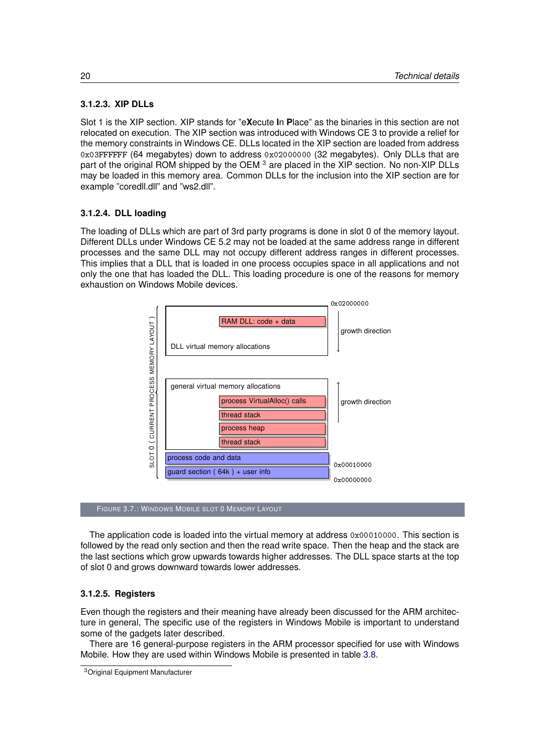### 3.1.2.3. XIP DLLs

Slot 1 is the XIP section. XIP stands for "e**X**ecute **I**n **P**lace" as the binaries in this section are not relocated on execution. The XIP section was introduced with Windows CE 3 to provide a relief for the memory constraints in Windows CE. DLLs located in the XIP section are loaded from address 0x03FFFFFF (64 megabytes) down to address 0x02000000 (32 megabytes). Only DLLs that are part of the original ROM shipped by the OEM [3] are placed in the XIP section. No non-XIP DLLs may be loaded in this memory area. Common DLLs for the inclusion into the XIP section are for example "coredll.dll" and "ws2.dll".

### 3.1.2.4. DLL loading

The loading of DLLs which are part of 3rd party programs is done in slot 0 of the memory layout. Different DLLs under Windows CE 5.2 may not be loaded at the same address range in different processes and the same DLL may not occupy different address ranges in different processes. This implies that a DLL that is loaded in one process occupies space in all applications and not only the one that has loaded the DLL. This loading procedure is one of the reasons for memory exhaustion on Windows Mobile devices.

SLOT 0 ( CURRENT PROCESS MEMORY LAYOUT )

0x02000000

RAM DLL: code + data

DLL virtual memory allocations

growth direction

general virtual memory allocations

process VirtualAlloc() calls

thread stack

process heap

thread stack

growth direction

process code and data

0x00010000

guard section ( 64k ) + user info

0x00000000

FIGURE 3.7.: WINDOWS MOBILE SLOT 0 MEMORY LAYOUT

The application code is loaded into the virtual memory at address 0x00010000. This section is followed by the read only section and then the read write space. Then the heap and the stack are the last sections which grow upwards towards higher addresses. The DLL space starts at the top of slot 0 and grows downward towards lower addresses.

### 3.1.2.5. Registers

Even though the registers and their meaning have already been discussed for the ARM architecture in general, The specific use of the registers in Windows Mobile is important to understand some of the gadgets later described.

There are 16 general-purpose registers in the ARM processor specified for use with Windows Mobile. How they are used within Windows Mobile is presented in table 3.8.

[3] Original Equipment Manufacturer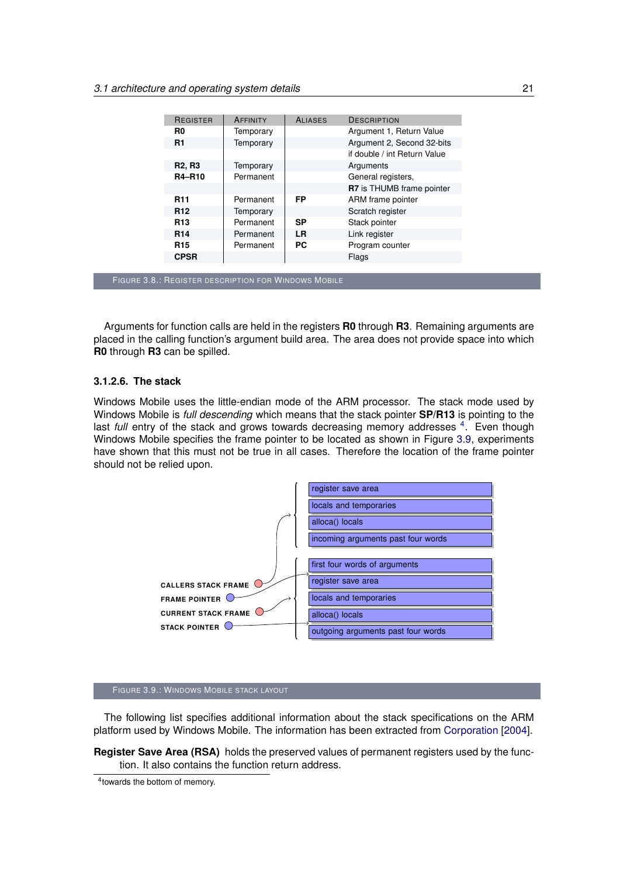| Register | Affinity | Aliases | Description |
|---|---|---|---|
| **R0** | Temporary | | Argument 1, Return Value |
| **R1** | Temporary | | Argument 2, Second 32-bits if double / int Return Value |
| **R2, R3** | Temporary | | Arguments |
| **R4–R10** | Permanent | | General registers, **R7** is THUMB frame pointer |
| **R11** | Permanent | **FP** | ARM frame pointer |
| **R12** | Temporary | | Scratch register |
| **R13** | Permanent | **SP** | Stack pointer |
| **R14** | Permanent | **LR** | Link register |
| **R15** | Permanent | **PC** | Program counter |
| **CPSR** | | | Flags |

Figure 3.8.: Register description for Windows Mobile

Arguments for function calls are held in the registers **R0** through **R3**. Remaining arguments are placed in the calling function's argument build area. The area does not provide space into which **R0** through **R3** can be spilled.

### 3.1.2.6. The stack

Windows Mobile uses the little-endian mode of the ARM processor. The stack mode used by Windows Mobile is *full descending* which means that the stack pointer **SP**/**R13** is pointing to the last *full* entry of the stack and grows towards decreasing memory addresses [4]. Even though Windows Mobile specifies the frame pointer to be located as shown in Figure 3.9, experiments have shown that this must not be true in all cases. Therefore the location of the frame pointer should not be relied upon.

CALLERS STACK FRAME
FRAME POINTER
CURRENT STACK FRAME
STACK POINTER

register save area
locals and temporaries
alloca() locals
incoming arguments past four words
first four words of arguments
register save area
locals and temporaries
alloca() locals
outgoing arguments past four words

Figure 3.9.: Windows Mobile stack layout

The following list specifies additional information about the stack specifications on the ARM platform used by Windows Mobile. The information has been extracted from Corporation [2004].

**Register Save Area (RSA)** holds the preserved values of permanent registers used by the function. It also contains the function return address.

[4]towards the bottom of memory.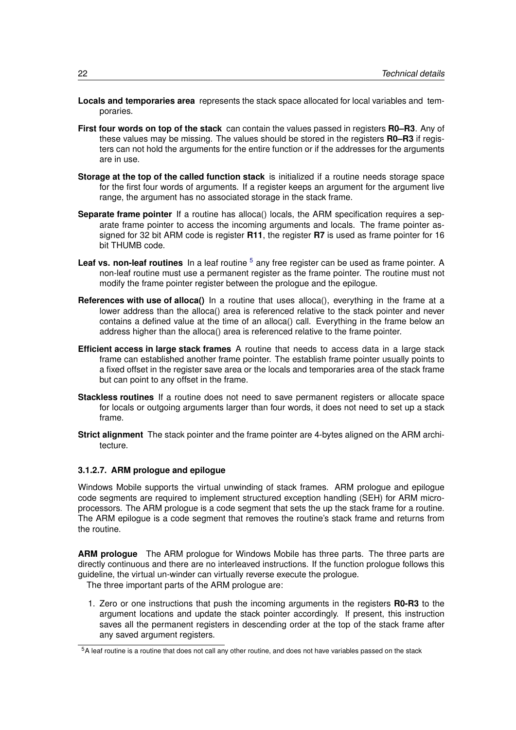**Locals and temporaries area** represents the stack space allocated for local variables and temporaries.

**First four words on top of the stack** can contain the values passed in registers **R0–R3**. Any of these values may be missing. The values should be stored in the registers **R0–R3** if registers can not hold the arguments for the entire function or if the addresses for the arguments are in use.

**Storage at the top of the called function stack** is initialized if a routine needs storage space for the first four words of arguments. If a register keeps an argument for the argument live range, the argument has no associated storage in the stack frame.

**Separate frame pointer** If a routine has alloca() locals, the ARM specification requires a separate frame pointer to access the incoming arguments and locals. The frame pointer assigned for 32 bit ARM code is register **R11**, the register **R7** is used as frame pointer for 16 bit THUMB code.

**Leaf vs. non-leaf routines** In a leaf routine [5] any free register can be used as frame pointer. A non-leaf routine must use a permanent register as the frame pointer. The routine must not modify the frame pointer register between the prologue and the epilogue.

**References with use of alloca()** In a routine that uses alloca(), everything in the frame at a lower address than the alloca() area is referenced relative to the stack pointer and never contains a defined value at the time of an alloca() call. Everything in the frame below an address higher than the alloca() area is referenced relative to the frame pointer.

**Efficient access in large stack frames** A routine that needs to access data in a large stack frame can established another frame pointer. The establish frame pointer usually points to a fixed offset in the register save area or the locals and temporaries area of the stack frame but can point to any offset in the frame.

**Stackless routines** If a routine does not need to save permanent registers or allocate space for locals or outgoing arguments larger than four words, it does not need to set up a stack frame.

**Strict alignment** The stack pointer and the frame pointer are 4-bytes aligned on the ARM architecture.

#### 3.1.2.7. ARM prologue and epilogue

Windows Mobile supports the virtual unwinding of stack frames. ARM prologue and epilogue code segments are required to implement structured exception handling (SEH) for ARM microprocessors. The ARM prologue is a code segment that sets the up the stack frame for a routine. The ARM epilogue is a code segment that removes the routine's stack frame and returns from the routine.

**ARM prologue** The ARM prologue for Windows Mobile has three parts. The three parts are directly continuous and there are no interleaved instructions. If the function prologue follows this guideline, the virtual un-winder can virtually reverse execute the prologue.

The three important parts of the ARM prologue are:

1. Zero or one instructions that push the incoming arguments in the registers **R0-R3** to the argument locations and update the stack pointer accordingly. If present, this instruction saves all the permanent registers in descending order at the top of the stack frame after any saved argument registers.

[5] A leaf routine is a routine that does not call any other routine, and does not have variables passed on the stack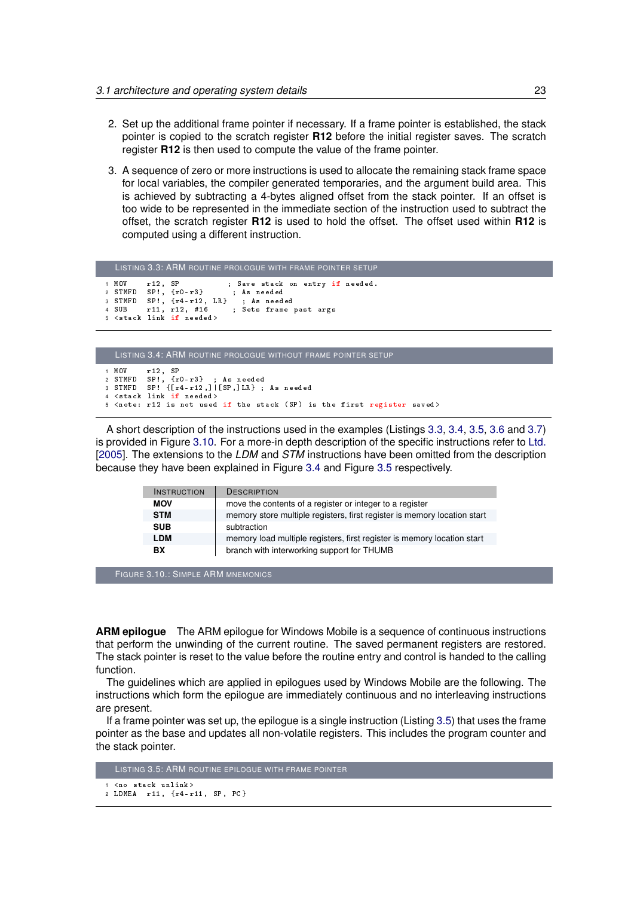2. Set up the additional frame pointer if necessary. If a frame pointer is established, the stack pointer is copied to the scratch register **R12** before the initial register saves. The scratch register **R12** is then used to compute the value of the frame pointer.
3. A sequence of zero or more instructions is used to allocate the remaining stack frame space for local variables, the compiler generated temporaries, and the argument build area. This is achieved by subtracting a 4-bytes aligned offset from the stack pointer. If an offset is too wide to be represented in the immediate section of the instruction used to subtract the offset, the scratch register **R12** is used to hold the offset. The offset used within **R12** is computed using a different instruction.

Listing 3.3: ARM routine prologue with frame pointer setup

```
1 MOV    r12, SP            ; Save stack on entry if needed.
2 STMFD  SP!, {r0-r3}       ; As needed
3 STMFD  SP!, {r4-r12, LR}  ; As needed
4 SUB    r11, r12, #16      ; Sets frame past args
5 <stack link if needed>
```

Listing 3.4: ARM routine prologue without frame pointer setup

```
1 MOV    r12, SP
2 STMFD  SP!, {r0-r3}  ; As needed
3 STMFD  SP! {[r4-r12,]|[SP,]LR} ; As needed
4 <stack link if needed>
5 <note: r12 is not used if the stack (SP) is the first register saved>
```

A short description of the instructions used in the examples (Listings 3.3, 3.4, 3.5, 3.6 and 3.7) is provided in Figure 3.10. For a more-in depth description of the specific instructions refer to Ltd. [2005]. The extensions to the *LDM* and *STM* instructions have been omitted from the description because they have been explained in Figure 3.4 and Figure 3.5 respectively.

| Instruction | Description |
| --- | --- |
| **MOV** | move the contents of a register or integer to a register |
| **STM** | memory store multiple registers, first register is memory location start |
| **SUB** | subtraction |
| **LDM** | memory load multiple registers, first register is memory location start |
| **BX** | branch with interworking support for THUMB |

Figure 3.10.: Simple ARM mnemonics

**ARM epilogue** The ARM epilogue for Windows Mobile is a sequence of continuous instructions that perform the unwinding of the current routine. The saved permanent registers are restored. The stack pointer is reset to the value before the routine entry and control is handed to the calling function.

The guidelines which are applied in epilogues used by Windows Mobile are the following. The instructions which form the epilogue are immediately continuous and no interleaving instructions are present.

If a frame pointer was set up, the epilogue is a single instruction (Listing 3.5) that uses the frame pointer as the base and updates all non-volatile registers. This includes the program counter and the stack pointer.

Listing 3.5: ARM routine epilogue with frame pointer

```
1 <no stack unlink>
2 LDMEA  r11, {r4-r11, SP, PC}
```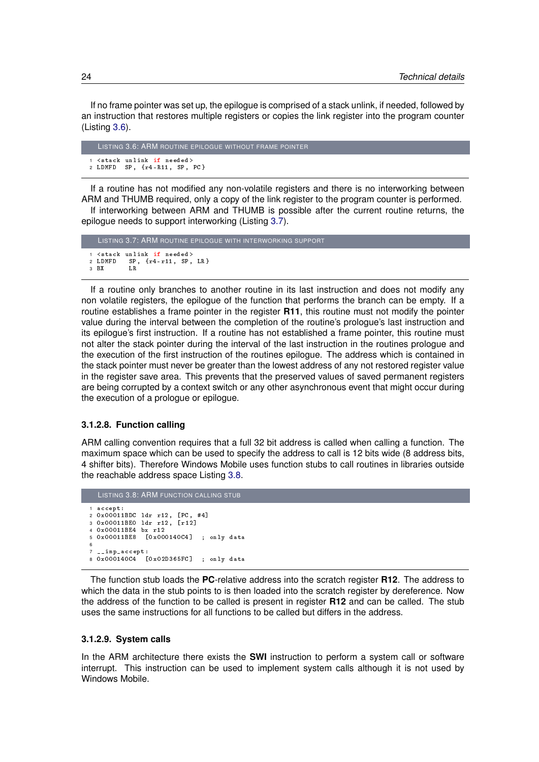If no frame pointer was set up, the epilogue is comprised of a stack unlink, if needed, followed by an instruction that restores multiple registers or copies the link register into the program counter (Listing 3.6).

LISTING 3.6: ARM ROUTINE EPILOGUE WITHOUT FRAME POINTER

```
1 <stack unlink if needed>
2 LDMFD   SP, {r4-R11, SP, PC}
```

If a routine has not modified any non-volatile registers and there is no interworking between ARM and THUMB required, only a copy of the link register to the program counter is performed.

If interworking between ARM and THUMB is possible after the current routine returns, the epilogue needs to support interworking (Listing 3.7).

LISTING 3.7: ARM ROUTINE EPILOGUE WITH INTERWORKING SUPPORT

```
1 <stack unlink if needed>
2 LDMFD    SP, {r4-r11, SP, LR}
3 BX       LR
```

If a routine only branches to another routine in its last instruction and does not modify any non volatile registers, the epilogue of the function that performs the branch can be empty. If a routine establishes a frame pointer in the register **R11**, this routine must not modify the pointer value during the interval between the completion of the routine's prologue's last instruction and its epilogue's first instruction. If a routine has not established a frame pointer, this routine must not alter the stack pointer during the interval of the last instruction in the routines prologue and the execution of the first instruction of the routines epilogue. The address which is contained in the stack pointer must never be greater than the lowest address of any not restored register value in the register save area. This prevents that the preserved values of saved permanent registers are being corrupted by a context switch or any other asynchronous event that might occur during the execution of a prologue or epilogue.

#### 3.1.2.8. Function calling

ARM calling convention requires that a full 32 bit address is called when calling a function. The maximum space which can be used to specify the address to call is 12 bits wide (8 address bits, 4 shifter bits). Therefore Windows Mobile uses function stubs to call routines in libraries outside the reachable address space Listing 3.8.

LISTING 3.8: ARM FUNCTION CALLING STUB

```
1 accept:
2 0x00011BDC ldr r12, [PC, #4]
3 0x00011BE0 ldr r12, [r12]
4 0x00011BE4 bx r12
5 0x00011BE8  [0x000140C4]  ; only data
6
7 __imp_accept:
8 0x000140C4  [0x02D365FC]  ; only data
```

The function stub loads the **PC**-relative address into the scratch register **R12**. The address to which the data in the stub points to is then loaded into the scratch register by dereference. Now the address of the function to be called is present in register **R12** and can be called. The stub uses the same instructions for all functions to be called but differs in the address.

#### 3.1.2.9. System calls

In the ARM architecture there exists the **SWI** instruction to perform a system call or software interrupt. This instruction can be used to implement system calls although it is not used by Windows Mobile.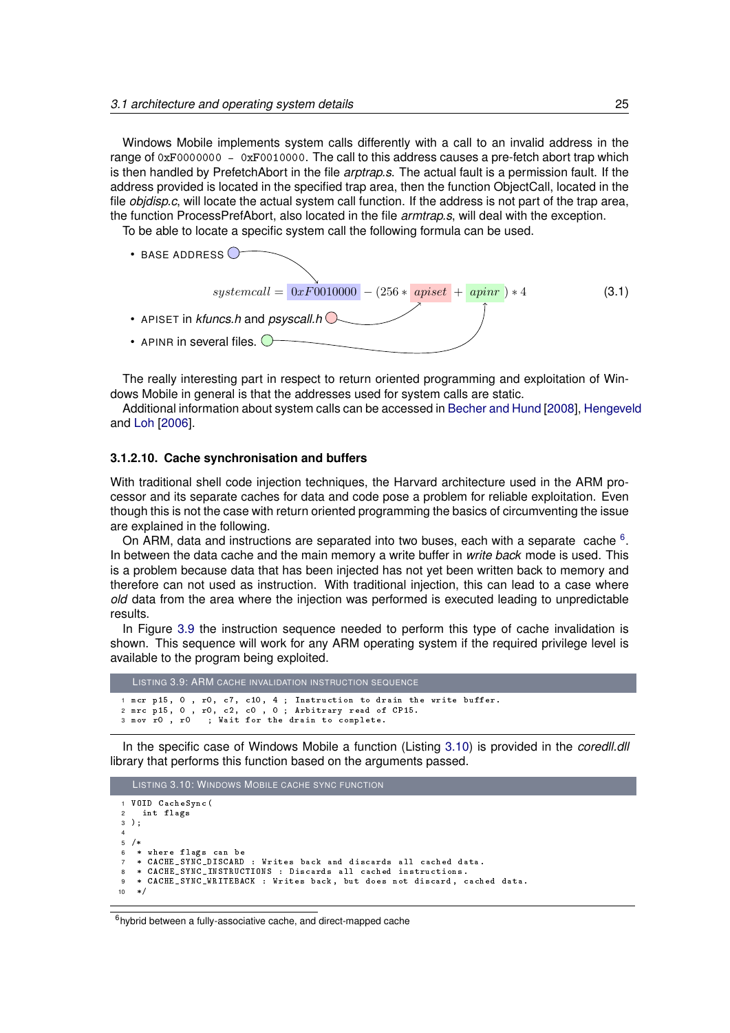Windows Mobile implements system calls differently with a call to an invalid address in the range of `0xF0000000 – 0xF0010000`. The call to this address causes a pre-fetch abort trap which is then handled by PrefetchAbort in the file *arptrap.s*. The actual fault is a permission fault. If the address provided is located in the specified trap area, then the function ObjectCall, located in the file *objdisp.c*, will locate the actual system call function. If the address is not part of the trap area, the function ProcessPrefAbort, also located in the file *armtrap.s*, will deal with the exception.

To be able to locate a specific system call the following formula can be used.

- BASE ADDRESS

$$systemcall = 0xF0010000 - (256 * apiset + apinr) * 4 \tag{3.1}$$

- APISET in *kfuncs.h* and *psyscall.h*
- APINR in several files.

The really interesting part in respect to return oriented programming and exploitation of Windows Mobile in general is that the addresses used for system calls are static.

Additional information about system calls can be accessed in Becher and Hund [2008], Hengeveld and Loh [2006].

#### 3.1.2.10. Cache synchronisation and buffers

With traditional shell code injection techniques, the Harvard architecture used in the ARM processor and its separate caches for data and code pose a problem for reliable exploitation. Even though this is not the case with return oriented programming the basics of circumventing the issue are explained in the following.

On ARM, data and instructions are separated into two buses, each with a separate cache [6]. In between the data cache and the main memory a write buffer in *write back* mode is used. This is a problem because data that has been injected has not yet been written back to memory and therefore can not used as instruction. With traditional injection, this can lead to a case where *old* data from the area where the injection was performed is executed leading to unpredictable results.

In Figure 3.9 the instruction sequence needed to perform this type of cache invalidation is shown. This sequence will work for any ARM operating system if the required privilege level is available to the program being exploited.

LISTING 3.9: ARM CACHE INVALIDATION INSTRUCTION SEQUENCE

```
1 mcr p15, 0 , r0, c7, c10, 4 ; Instruction to drain the write buffer.
2 mrc p15, 0 , r0, c2, c0 , 0 ; Arbitrary read of CP15.
3 mov r0 , r0   ; Wait for the drain to complete.
```

In the specific case of Windows Mobile a function (Listing 3.10) is provided in the *coredll.dll* library that performs this function based on the arguments passed.

LISTING 3.10: WINDOWS MOBILE CACHE SYNC FUNCTION

```
1  VOID CacheSync(
2    int flags
3  );
4
5  /*
6   * where flags can be
7   * CACHE_SYNC_DISCARD : Writes back and discards all cached data.
8   * CACHE_SYNC_INSTRUCTIONS : Discards all cached instructions.
9   * CACHE_SYNC_WRITEBACK : Writes back, but does not discard, cached data.
10  */
```

[6] hybrid between a fully-associative cache, and direct-mapped cache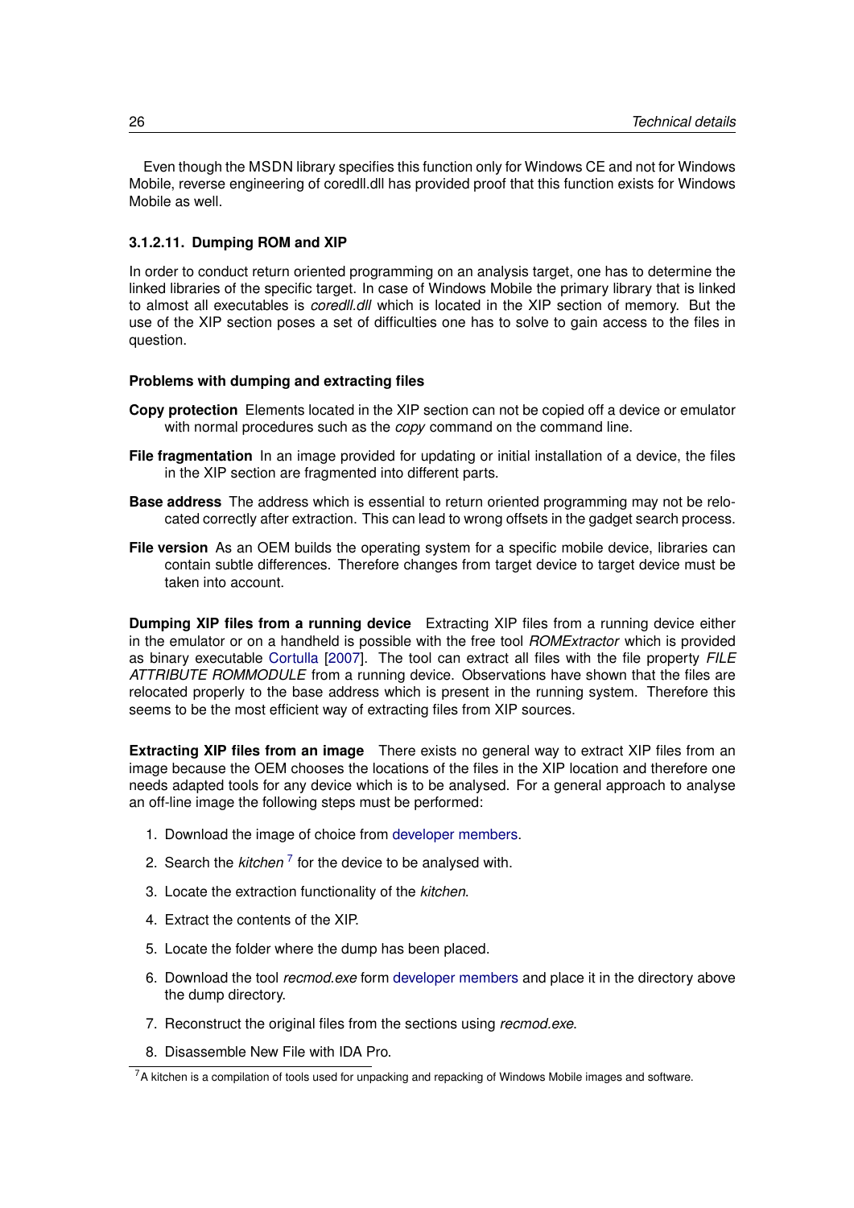Even though the MSDN library specifies this function only for Windows CE and not for Windows Mobile, reverse engineering of coredll.dll has provided proof that this function exists for Windows Mobile as well.

#### 3.1.2.11. Dumping ROM and XIP

In order to conduct return oriented programming on an analysis target, one has to determine the linked libraries of the specific target. In case of Windows Mobile the primary library that is linked to almost all executables is *coredll.dll* which is located in the XIP section of memory. But the use of the XIP section poses a set of difficulties one has to solve to gain access to the files in question.

**Problems with dumping and extracting files**

**Copy protection** Elements located in the XIP section can not be copied off a device or emulator with normal procedures such as the *copy* command on the command line.

**File fragmentation** In an image provided for updating or initial installation of a device, the files in the XIP section are fragmented into different parts.

**Base address** The address which is essential to return oriented programming may not be relocated correctly after extraction. This can lead to wrong offsets in the gadget search process.

**File version** As an OEM builds the operating system for a specific mobile device, libraries can contain subtle differences. Therefore changes from target device to target device must be taken into account.

**Dumping XIP files from a running device** Extracting XIP files from a running device either in the emulator or on a handheld is possible with the free tool *ROMExtractor* which is provided as binary executable Cortulla [2007]. The tool can extract all files with the file property *FILE ATTRIBUTE ROMMODULE* from a running device. Observations have shown that the files are relocated properly to the base address which is present in the running system. Therefore this seems to be the most efficient way of extracting files from XIP sources.

**Extracting XIP files from an image** There exists no general way to extract XIP files from an image because the OEM chooses the locations of the files in the XIP location and therefore one needs adapted tools for any device which is to be analysed. For a general approach to analyse an off-line image the following steps must be performed:

1. Download the image of choice from developer members.
2. Search the *kitchen* [7] for the device to be analysed with.
3. Locate the extraction functionality of the *kitchen*.
4. Extract the contents of the XIP.
5. Locate the folder where the dump has been placed.
6. Download the tool *recmod.exe* form developer members and place it in the directory above the dump directory.
7. Reconstruct the original files from the sections using *recmod.exe*.
8. Disassemble New File with IDA Pro.

[7] A kitchen is a compilation of tools used for unpacking and repacking of Windows Mobile images and software.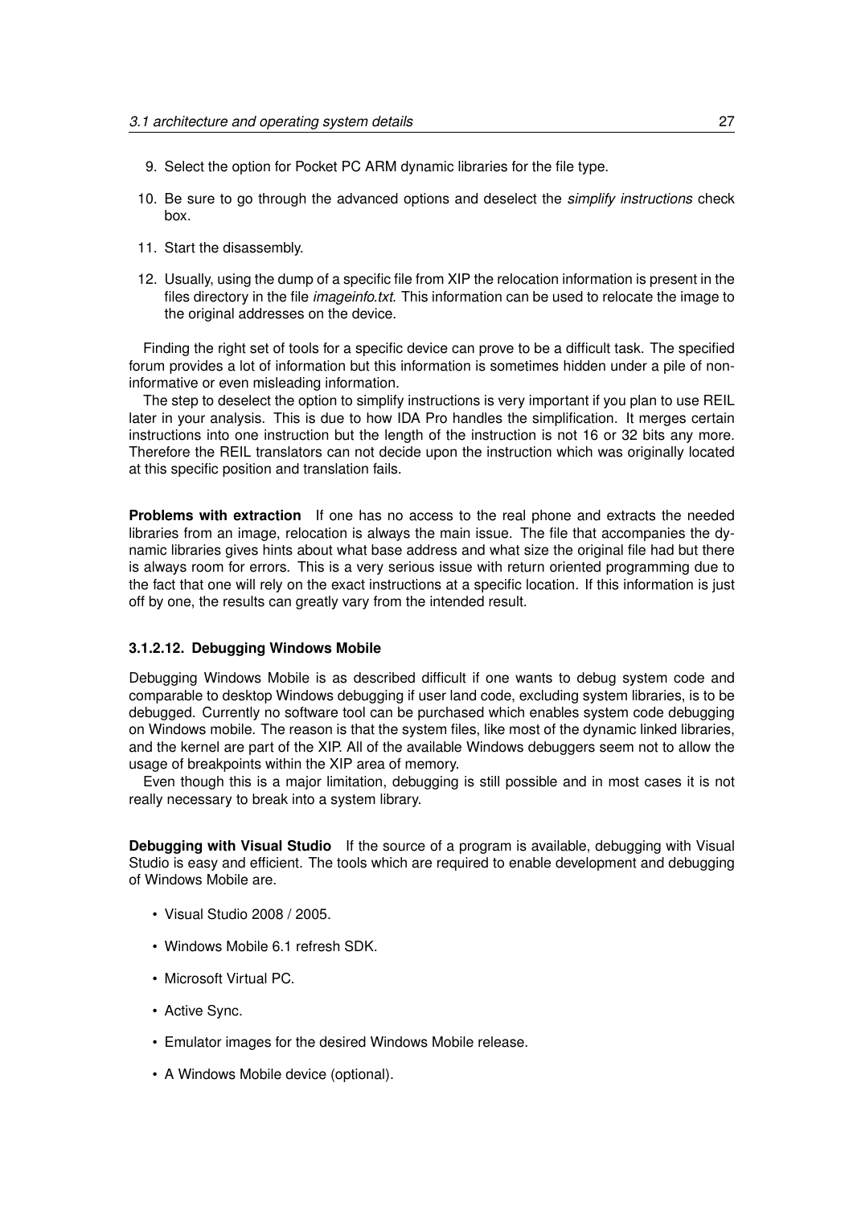9. Select the option for Pocket PC ARM dynamic libraries for the file type.
10. Be sure to go through the advanced options and deselect the *simplify instructions* check box.
11. Start the disassembly.
12. Usually, using the dump of a specific file from XIP the relocation information is present in the files directory in the file *imageinfo.txt*. This information can be used to relocate the image to the original addresses on the device.

Finding the right set of tools for a specific device can prove to be a difficult task. The specified forum provides a lot of information but this information is sometimes hidden under a pile of non-informative or even misleading information.

The step to deselect the option to simplify instructions is very important if you plan to use REIL later in your analysis. This is due to how IDA Pro handles the simplification. It merges certain instructions into one instruction but the length of the instruction is not 16 or 32 bits any more. Therefore the REIL translators can not decide upon the instruction which was originally located at this specific position and translation fails.

**Problems with extraction** If one has no access to the real phone and extracts the needed libraries from an image, relocation is always the main issue. The file that accompanies the dynamic libraries gives hints about what base address and what size the original file had but there is always room for errors. This is a very serious issue with return oriented programming due to the fact that one will rely on the exact instructions at a specific location. If this information is just off by one, the results can greatly vary from the intended result.

#### 3.1.2.12. Debugging Windows Mobile

Debugging Windows Mobile is as described difficult if one wants to debug system code and comparable to desktop Windows debugging if user land code, excluding system libraries, is to be debugged. Currently no software tool can be purchased which enables system code debugging on Windows mobile. The reason is that the system files, like most of the dynamic linked libraries, and the kernel are part of the XIP. All of the available Windows debuggers seem not to allow the usage of breakpoints within the XIP area of memory.

Even though this is a major limitation, debugging is still possible and in most cases it is not really necessary to break into a system library.

**Debugging with Visual Studio** If the source of a program is available, debugging with Visual Studio is easy and efficient. The tools which are required to enable development and debugging of Windows Mobile are.

- Visual Studio 2008 / 2005.
- Windows Mobile 6.1 refresh SDK.
- Microsoft Virtual PC.
- Active Sync.
- Emulator images for the desired Windows Mobile release.
- A Windows Mobile device (optional).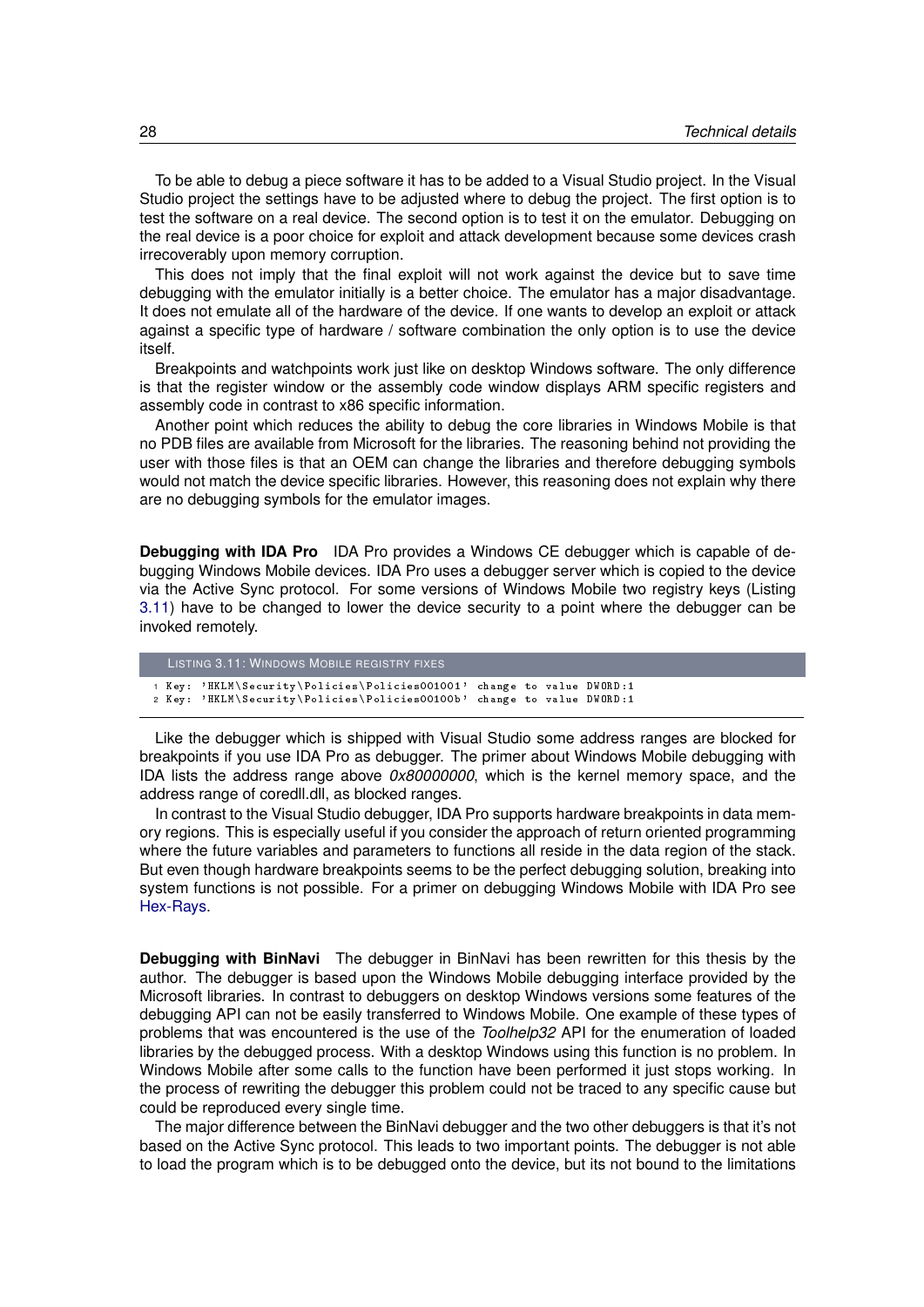To be able to debug a piece software it has to be added to a Visual Studio project. In the Visual Studio project the settings have to be adjusted where to debug the project. The first option is to test the software on a real device. The second option is to test it on the emulator. Debugging on the real device is a poor choice for exploit and attack development because some devices crash irrecoverably upon memory corruption.

This does not imply that the final exploit will not work against the device but to save time debugging with the emulator initially is a better choice. The emulator has a major disadvantage. It does not emulate all of the hardware of the device. If one wants to develop an exploit or attack against a specific type of hardware / software combination the only option is to use the device itself.

Breakpoints and watchpoints work just like on desktop Windows software. The only difference is that the register window or the assembly code window displays ARM specific registers and assembly code in contrast to x86 specific information.

Another point which reduces the ability to debug the core libraries in Windows Mobile is that no PDB files are available from Microsoft for the libraries. The reasoning behind not providing the user with those files is that an OEM can change the libraries and therefore debugging symbols would not match the device specific libraries. However, this reasoning does not explain why there are no debugging symbols for the emulator images.

**Debugging with IDA Pro** IDA Pro provides a Windows CE debugger which is capable of debugging Windows Mobile devices. IDA Pro uses a debugger server which is copied to the device via the Active Sync protocol. For some versions of Windows Mobile two registry keys (Listing 3.11) have to be changed to lower the device security to a point where the debugger can be invoked remotely.

Listing 3.11: Windows Mobile registry fixes

```
1 Key: 'HKLM\Security\Policies\Policies001001' change to value DWORD:1
2 Key: 'HKLM\Security\Policies\Policies00100b' change to value DWORD:1
```

Like the debugger which is shipped with Visual Studio some address ranges are blocked for breakpoints if you use IDA Pro as debugger. The primer about Windows Mobile debugging with IDA lists the address range above *0x80000000*, which is the kernel memory space, and the address range of coredll.dll, as blocked ranges.

In contrast to the Visual Studio debugger, IDA Pro supports hardware breakpoints in data memory regions. This is especially useful if you consider the approach of return oriented programming where the future variables and parameters to functions all reside in the data region of the stack. But even though hardware breakpoints seems to be the perfect debugging solution, breaking into system functions is not possible. For a primer on debugging Windows Mobile with IDA Pro see Hex-Rays.

**Debugging with BinNavi** The debugger in BinNavi has been rewritten for this thesis by the author. The debugger is based upon the Windows Mobile debugging interface provided by the Microsoft libraries. In contrast to debuggers on desktop Windows versions some features of the debugging API can not be easily transferred to Windows Mobile. One example of these types of problems that was encountered is the use of the *Toolhelp32* API for the enumeration of loaded libraries by the debugged process. With a desktop Windows using this function is no problem. In Windows Mobile after some calls to the function have been performed it just stops working. In the process of rewriting the debugger this problem could not be traced to any specific cause but could be reproduced every single time.

The major difference between the BinNavi debugger and the two other debuggers is that it's not based on the Active Sync protocol. This leads to two important points. The debugger is not able to load the program which is to be debugged onto the device, but its not bound to the limitations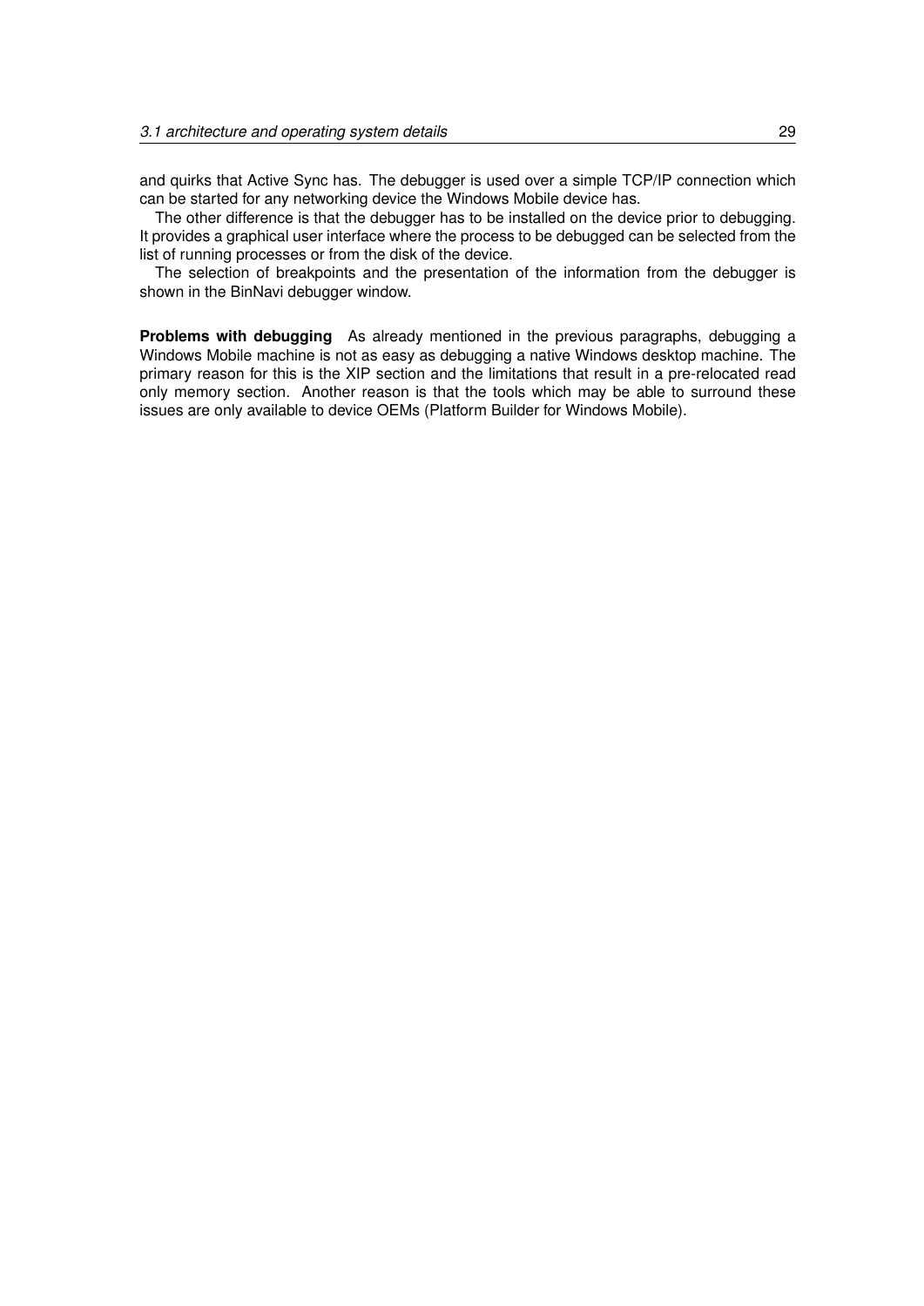and quirks that Active Sync has. The debugger is used over a simple TCP/IP connection which can be started for any networking device the Windows Mobile device has.

The other difference is that the debugger has to be installed on the device prior to debugging. It provides a graphical user interface where the process to be debugged can be selected from the list of running processes or from the disk of the device.

The selection of breakpoints and the presentation of the information from the debugger is shown in the BinNavi debugger window.

**Problems with debugging** As already mentioned in the previous paragraphs, debugging a Windows Mobile machine is not as easy as debugging a native Windows desktop machine. The primary reason for this is the XIP section and the limitations that result in a pre-relocated read only memory section. Another reason is that the tools which may be able to surround these issues are only available to device OEMs (Platform Builder for Windows Mobile).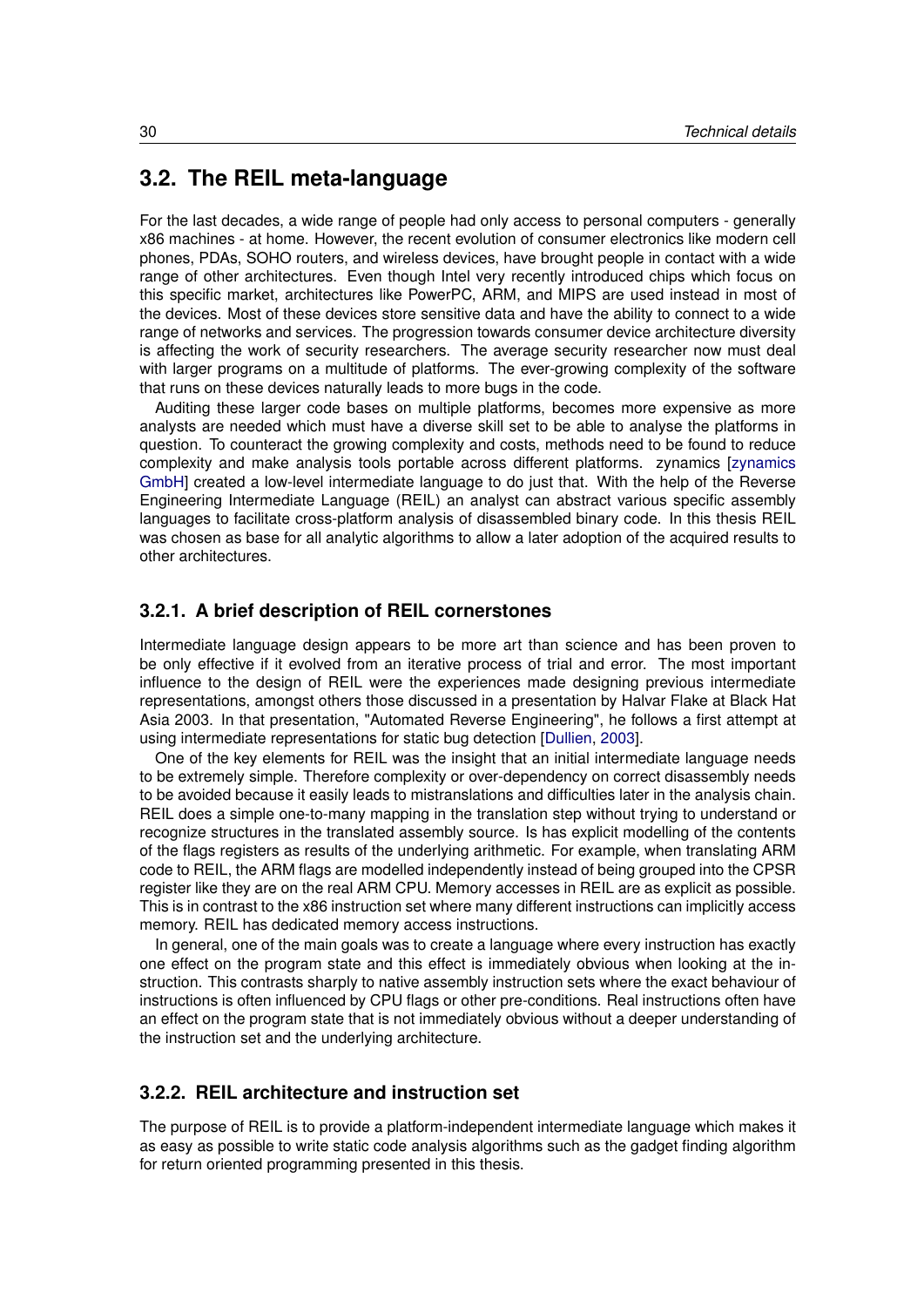## 3.2. The REIL meta-language

For the last decades, a wide range of people had only access to personal computers - generally x86 machines - at home. However, the recent evolution of consumer electronics like modern cell phones, PDAs, SOHO routers, and wireless devices, have brought people in contact with a wide range of other architectures. Even though Intel very recently introduced chips which focus on this specific market, architectures like PowerPC, ARM, and MIPS are used instead in most of the devices. Most of these devices store sensitive data and have the ability to connect to a wide range of networks and services. The progression towards consumer device architecture diversity is affecting the work of security researchers. The average security researcher now must deal with larger programs on a multitude of platforms. The ever-growing complexity of the software that runs on these devices naturally leads to more bugs in the code.

Auditing these larger code bases on multiple platforms, becomes more expensive as more analysts are needed which must have a diverse skill set to be able to analyse the platforms in question. To counteract the growing complexity and costs, methods need to be found to reduce complexity and make analysis tools portable across different platforms. zynamics [zynamics GmbH] created a low-level intermediate language to do just that. With the help of the Reverse Engineering Intermediate Language (REIL) an analyst can abstract various specific assembly languages to facilitate cross-platform analysis of disassembled binary code. In this thesis REIL was chosen as base for all analytic algorithms to allow a later adoption of the acquired results to other architectures.

### 3.2.1. A brief description of REIL cornerstones

Intermediate language design appears to be more art than science and has been proven to be only effective if it evolved from an iterative process of trial and error. The most important influence to the design of REIL were the experiences made designing previous intermediate representations, amongst others those discussed in a presentation by Halvar Flake at Black Hat Asia 2003. In that presentation, "Automated Reverse Engineering", he follows a first attempt at using intermediate representations for static bug detection [Dullien, 2003].

One of the key elements for REIL was the insight that an initial intermediate language needs to be extremely simple. Therefore complexity or over-dependency on correct disassembly needs to be avoided because it easily leads to mistranslations and difficulties later in the analysis chain. REIL does a simple one-to-many mapping in the translation step without trying to understand or recognize structures in the translated assembly source. Is has explicit modelling of the contents of the flags registers as results of the underlying arithmetic. For example, when translating ARM code to REIL, the ARM flags are modelled independently instead of being grouped into the CPSR register like they are on the real ARM CPU. Memory accesses in REIL are as explicit as possible. This is in contrast to the x86 instruction set where many different instructions can implicitly access memory. REIL has dedicated memory access instructions.

In general, one of the main goals was to create a language where every instruction has exactly one effect on the program state and this effect is immediately obvious when looking at the instruction. This contrasts sharply to native assembly instruction sets where the exact behaviour of instructions is often influenced by CPU flags or other pre-conditions. Real instructions often have an effect on the program state that is not immediately obvious without a deeper understanding of the instruction set and the underlying architecture.

### 3.2.2. REIL architecture and instruction set

The purpose of REIL is to provide a platform-independent intermediate language which makes it as easy as possible to write static code analysis algorithms such as the gadget finding algorithm for return oriented programming presented in this thesis.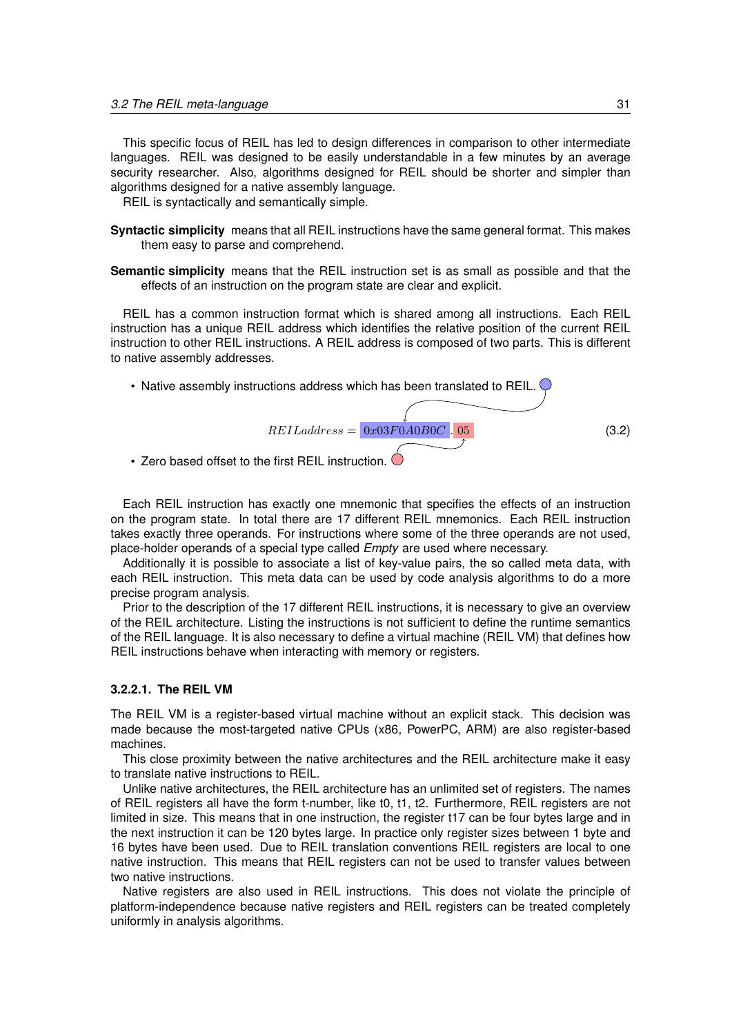This specific focus of REIL has led to design differences in comparison to other intermediate languages. REIL was designed to be easily understandable in a few minutes by an average security researcher. Also, algorithms designed for REIL should be shorter and simpler than algorithms designed for a native assembly language.

REIL is syntactically and semantically simple.

**Syntactic simplicity** means that all REIL instructions have the same general format. This makes them easy to parse and comprehend.

**Semantic simplicity** means that the REIL instruction set is as small as possible and that the effects of an instruction on the program state are clear and explicit.

REIL has a common instruction format which is shared among all instructions. Each REIL instruction has a unique REIL address which identifies the relative position of the current REIL instruction to other REIL instructions. A REIL address is composed of two parts. This is different to native assembly addresses.

- Native assembly instructions address which has been translated to REIL.

$$REILaddress = 0x03F0A0B0C.05 \tag{3.2}$$

- Zero based offset to the first REIL instruction.

Each REIL instruction has exactly one mnemonic that specifies the effects of an instruction on the program state. In total there are 17 different REIL mnemonics. Each REIL instruction takes exactly three operands. For instructions where some of the three operands are not used, place-holder operands of a special type called *Empty* are used where necessary.

Additionally it is possible to associate a list of key-value pairs, the so called meta data, with each REIL instruction. This meta data can be used by code analysis algorithms to do a more precise program analysis.

Prior to the description of the 17 different REIL instructions, it is necessary to give an overview of the REIL architecture. Listing the instructions is not sufficient to define the runtime semantics of the REIL language. It is also necessary to define a virtual machine (REIL VM) that defines how REIL instructions behave when interacting with memory or registers.

#### 3.2.2.1. The REIL VM

The REIL VM is a register-based virtual machine without an explicit stack. This decision was made because the most-targeted native CPUs (x86, PowerPC, ARM) are also register-based machines.

This close proximity between the native architectures and the REIL architecture make it easy to translate native instructions to REIL.

Unlike native architectures, the REIL architecture has an unlimited set of registers. The names of REIL registers all have the form t-number, like t0, t1, t2. Furthermore, REIL registers are not limited in size. This means that in one instruction, the register t17 can be four bytes large and in the next instruction it can be 120 bytes large. In practice only register sizes between 1 byte and 16 bytes have been used. Due to REIL translation conventions REIL registers are local to one native instruction. This means that REIL registers can not be used to transfer values between two native instructions.

Native registers are also used in REIL instructions. This does not violate the principle of platform-independence because native registers and REIL registers can be treated completely uniformly in analysis algorithms.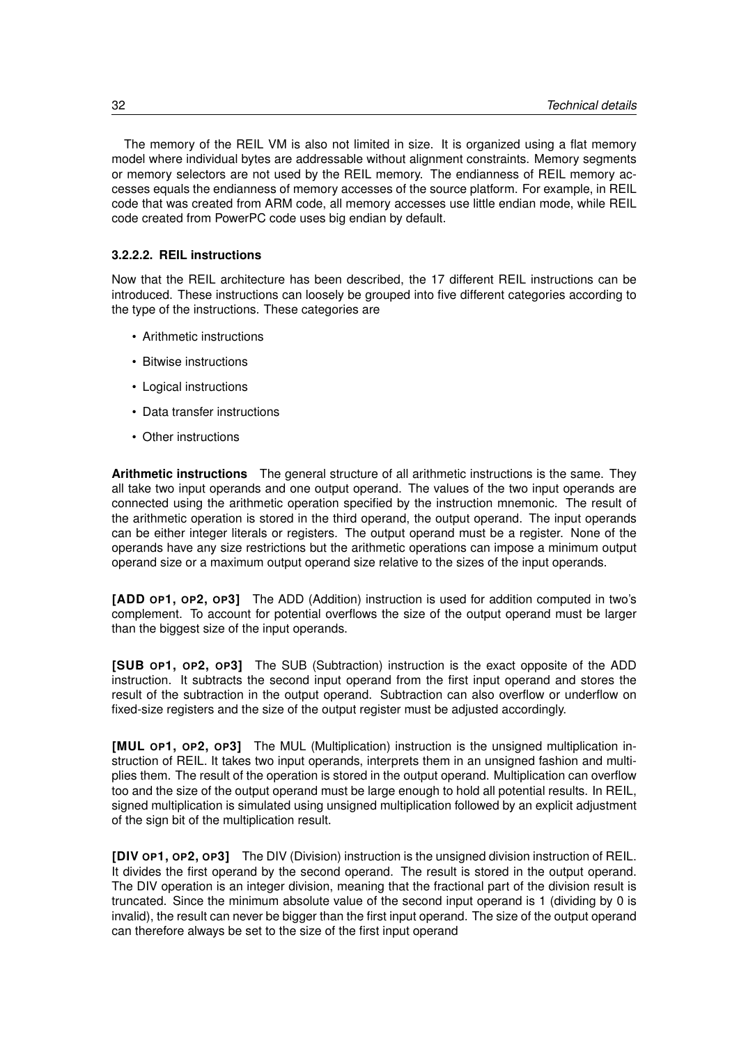The memory of the REIL VM is also not limited in size. It is organized using a flat memory model where individual bytes are addressable without alignment constraints. Memory segments or memory selectors are not used by the REIL memory. The endianness of REIL memory accesses equals the endianness of memory accesses of the source platform. For example, in REIL code that was created from ARM code, all memory accesses use little endian mode, while REIL code created from PowerPC code uses big endian by default.

#### 3.2.2.2. REIL instructions

Now that the REIL architecture has been described, the 17 different REIL instructions can be introduced. These instructions can loosely be grouped into five different categories according to the type of the instructions. These categories are

- Arithmetic instructions
- Bitwise instructions
- Logical instructions
- Data transfer instructions
- Other instructions

**Arithmetic instructions** The general structure of all arithmetic instructions is the same. They all take two input operands and one output operand. The values of the two input operands are connected using the arithmetic operation specified by the instruction mnemonic. The result of the arithmetic operation is stored in the third operand, the output operand. The input operands can be either integer literals or registers. The output operand must be a register. None of the operands have any size restrictions but the arithmetic operations can impose a minimum output operand size or a maximum output operand size relative to the sizes of the input operands.

**[ADD OP1, OP2, OP3]** The ADD (Addition) instruction is used for addition computed in two's complement. To account for potential overflows the size of the output operand must be larger than the biggest size of the input operands.

**[SUB OP1, OP2, OP3]** The SUB (Subtraction) instruction is the exact opposite of the ADD instruction. It subtracts the second input operand from the first input operand and stores the result of the subtraction in the output operand. Subtraction can also overflow or underflow on fixed-size registers and the size of the output register must be adjusted accordingly.

**[MUL OP1, OP2, OP3]** The MUL (Multiplication) instruction is the unsigned multiplication instruction of REIL. It takes two input operands, interprets them in an unsigned fashion and multiplies them. The result of the operation is stored in the output operand. Multiplication can overflow too and the size of the output operand must be large enough to hold all potential results. In REIL, signed multiplication is simulated using unsigned multiplication followed by an explicit adjustment of the sign bit of the multiplication result.

**[DIV OP1, OP2, OP3]** The DIV (Division) instruction is the unsigned division instruction of REIL. It divides the first operand by the second operand. The result is stored in the output operand. The DIV operation is an integer division, meaning that the fractional part of the division result is truncated. Since the minimum absolute value of the second input operand is 1 (dividing by 0 is invalid), the result can never be bigger than the first input operand. The size of the output operand can therefore always be set to the size of the first input operand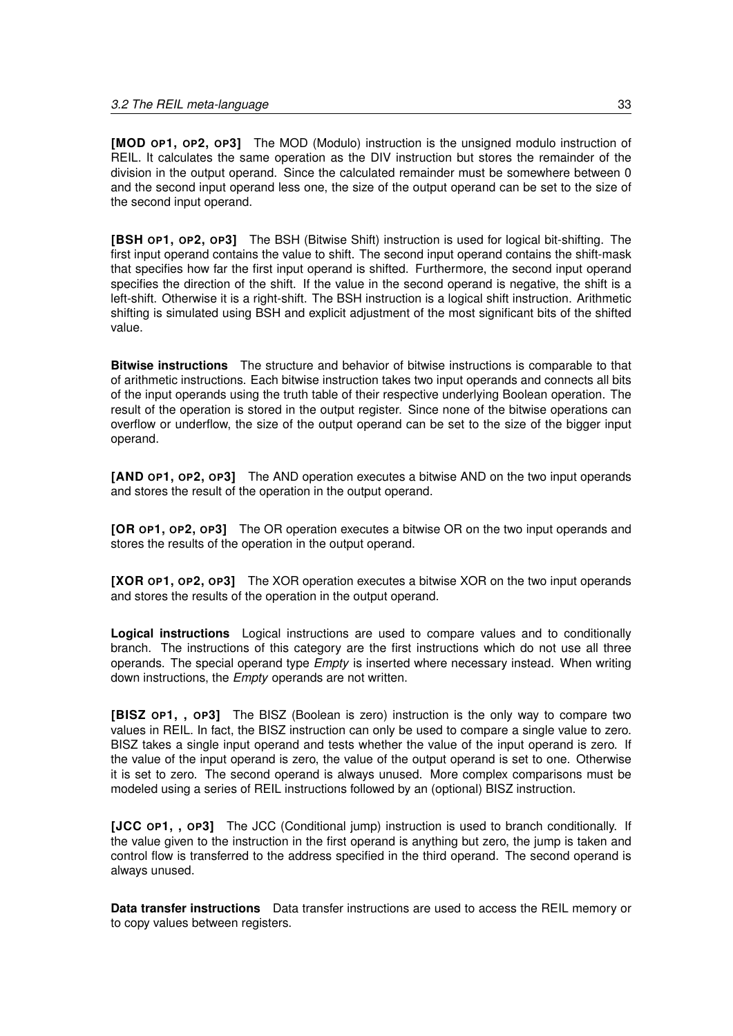**[MOD OP1, OP2, OP3]** The MOD (Modulo) instruction is the unsigned modulo instruction of REIL. It calculates the same operation as the DIV instruction but stores the remainder of the division in the output operand. Since the calculated remainder must be somewhere between 0 and the second input operand less one, the size of the output operand can be set to the size of the second input operand.

**[BSH OP1, OP2, OP3]** The BSH (Bitwise Shift) instruction is used for logical bit-shifting. The first input operand contains the value to shift. The second input operand contains the shift-mask that specifies how far the first input operand is shifted. Furthermore, the second input operand specifies the direction of the shift. If the value in the second operand is negative, the shift is a left-shift. Otherwise it is a right-shift. The BSH instruction is a logical shift instruction. Arithmetic shifting is simulated using BSH and explicit adjustment of the most significant bits of the shifted value.

**Bitwise instructions** The structure and behavior of bitwise instructions is comparable to that of arithmetic instructions. Each bitwise instruction takes two input operands and connects all bits of the input operands using the truth table of their respective underlying Boolean operation. The result of the operation is stored in the output register. Since none of the bitwise operations can overflow or underflow, the size of the output operand can be set to the size of the bigger input operand.

**[AND OP1, OP2, OP3]** The AND operation executes a bitwise AND on the two input operands and stores the result of the operation in the output operand.

**[OR OP1, OP2, OP3]** The OR operation executes a bitwise OR on the two input operands and stores the results of the operation in the output operand.

**[XOR OP1, OP2, OP3]** The XOR operation executes a bitwise XOR on the two input operands and stores the results of the operation in the output operand.

**Logical instructions** Logical instructions are used to compare values and to conditionally branch. The instructions of this category are the first instructions which do not use all three operands. The special operand type *Empty* is inserted where necessary instead. When writing down instructions, the *Empty* operands are not written.

**[BISZ OP1, , OP3]** The BISZ (Boolean is zero) instruction is the only way to compare two values in REIL. In fact, the BISZ instruction can only be used to compare a single value to zero. BISZ takes a single input operand and tests whether the value of the input operand is zero. If the value of the input operand is zero, the value of the output operand is set to one. Otherwise it is set to zero. The second operand is always unused. More complex comparisons must be modeled using a series of REIL instructions followed by an (optional) BISZ instruction.

**[JCC OP1, , OP3]** The JCC (Conditional jump) instruction is used to branch conditionally. If the value given to the instruction in the first operand is anything but zero, the jump is taken and control flow is transferred to the address specified in the third operand. The second operand is always unused.

**Data transfer instructions** Data transfer instructions are used to access the REIL memory or to copy values between registers.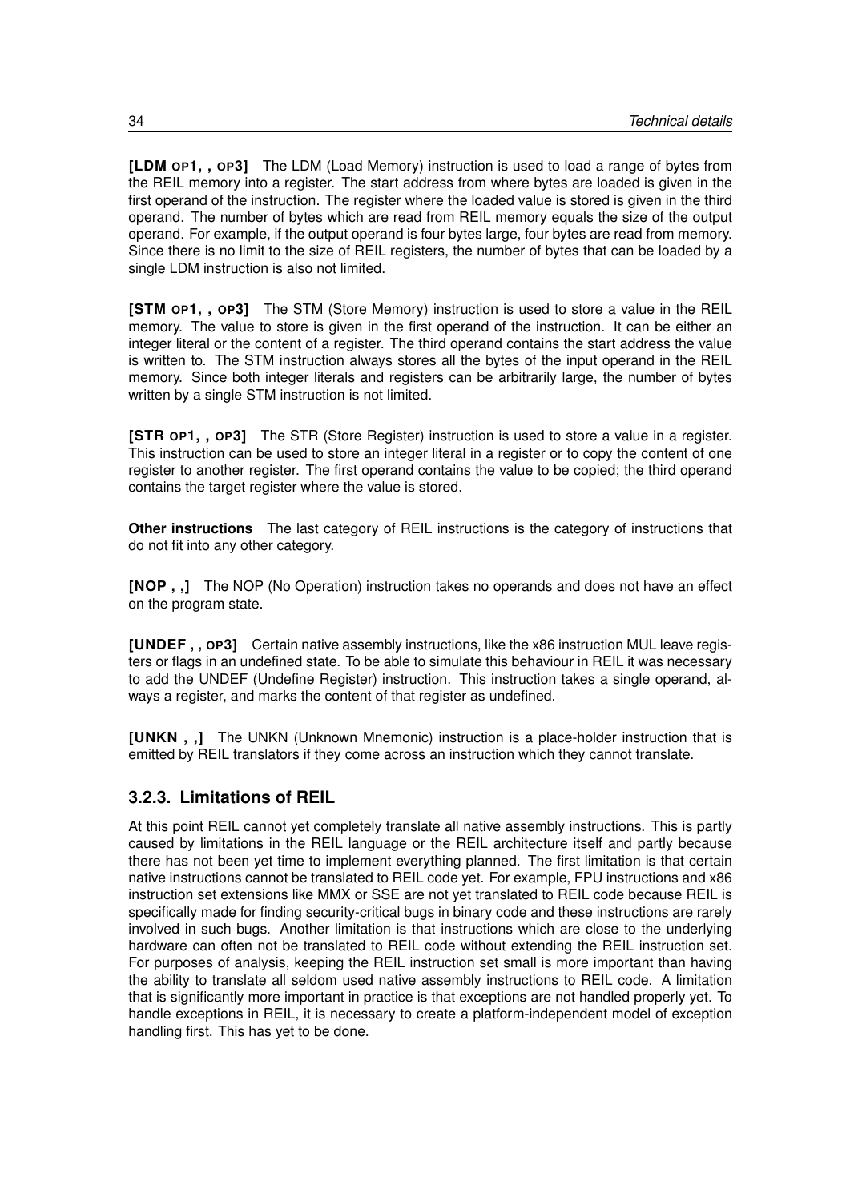**[LDM OP1, , OP3]** The LDM (Load Memory) instruction is used to load a range of bytes from the REIL memory into a register. The start address from where bytes are loaded is given in the first operand of the instruction. The register where the loaded value is stored is given in the third operand. The number of bytes which are read from REIL memory equals the size of the output operand. For example, if the output operand is four bytes large, four bytes are read from memory. Since there is no limit to the size of REIL registers, the number of bytes that can be loaded by a single LDM instruction is also not limited.

**[STM OP1, , OP3]** The STM (Store Memory) instruction is used to store a value in the REIL memory. The value to store is given in the first operand of the instruction. It can be either an integer literal or the content of a register. The third operand contains the start address the value is written to. The STM instruction always stores all the bytes of the input operand in the REIL memory. Since both integer literals and registers can be arbitrarily large, the number of bytes written by a single STM instruction is not limited.

**[STR OP1, , OP3]** The STR (Store Register) instruction is used to store a value in a register. This instruction can be used to store an integer literal in a register or to copy the content of one register to another register. The first operand contains the value to be copied; the third operand contains the target register where the value is stored.

**Other instructions** The last category of REIL instructions is the category of instructions that do not fit into any other category.

**[NOP , ,]** The NOP (No Operation) instruction takes no operands and does not have an effect on the program state.

**[UNDEF , , OP3]** Certain native assembly instructions, like the x86 instruction MUL leave registers or flags in an undefined state. To be able to simulate this behaviour in REIL it was necessary to add the UNDEF (Undefine Register) instruction. This instruction takes a single operand, always a register, and marks the content of that register as undefined.

**[UNKN , ,]** The UNKN (Unknown Mnemonic) instruction is a place-holder instruction that is emitted by REIL translators if they come across an instruction which they cannot translate.

### 3.2.3. Limitations of REIL

At this point REIL cannot yet completely translate all native assembly instructions. This is partly caused by limitations in the REIL language or the REIL architecture itself and partly because there has not been yet time to implement everything planned. The first limitation is that certain native instructions cannot be translated to REIL code yet. For example, FPU instructions and x86 instruction set extensions like MMX or SSE are not yet translated to REIL code because REIL is specifically made for finding security-critical bugs in binary code and these instructions are rarely involved in such bugs. Another limitation is that instructions which are close to the underlying hardware can often not be translated to REIL code without extending the REIL instruction set. For purposes of analysis, keeping the REIL instruction set small is more important than having the ability to translate all seldom used native assembly instructions to REIL code. A limitation that is significantly more important in practice is that exceptions are not handled properly yet. To handle exceptions in REIL, it is necessary to create a platform-independent model of exception handling first. This has yet to be done.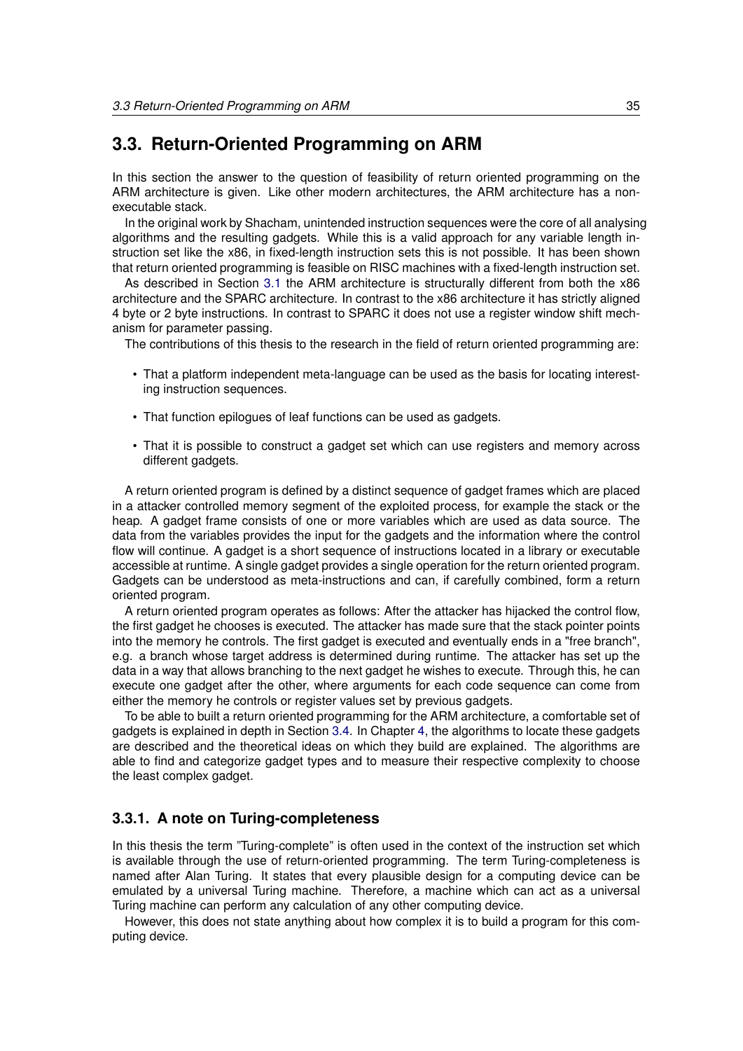## 3.3. Return-Oriented Programming on ARM

In this section the answer to the question of feasibility of return oriented programming on the ARM architecture is given. Like other modern architectures, the ARM architecture has a non-executable stack.

In the original work by Shacham, unintended instruction sequences were the core of all analysing algorithms and the resulting gadgets. While this is a valid approach for any variable length instruction set like the x86, in fixed-length instruction sets this is not possible. It has been shown that return oriented programming is feasible on RISC machines with a fixed-length instruction set.

As described in Section 3.1 the ARM architecture is structurally different from both the x86 architecture and the SPARC architecture. In contrast to the x86 architecture it has strictly aligned 4 byte or 2 byte instructions. In contrast to SPARC it does not use a register window shift mechanism for parameter passing.

The contributions of this thesis to the research in the field of return oriented programming are:

- That a platform independent meta-language can be used as the basis for locating interesting instruction sequences.
- That function epilogues of leaf functions can be used as gadgets.
- That it is possible to construct a gadget set which can use registers and memory across different gadgets.

A return oriented program is defined by a distinct sequence of gadget frames which are placed in a attacker controlled memory segment of the exploited process, for example the stack or the heap. A gadget frame consists of one or more variables which are used as data source. The data from the variables provides the input for the gadgets and the information where the control flow will continue. A gadget is a short sequence of instructions located in a library or executable accessible at runtime. A single gadget provides a single operation for the return oriented program. Gadgets can be understood as meta-instructions and can, if carefully combined, form a return oriented program.

A return oriented program operates as follows: After the attacker has hijacked the control flow, the first gadget he chooses is executed. The attacker has made sure that the stack pointer points into the memory he controls. The first gadget is executed and eventually ends in a "free branch", e.g. a branch whose target address is determined during runtime. The attacker has set up the data in a way that allows branching to the next gadget he wishes to execute. Through this, he can execute one gadget after the other, where arguments for each code sequence can come from either the memory he controls or register values set by previous gadgets.

To be able to built a return oriented programming for the ARM architecture, a comfortable set of gadgets is explained in depth in Section 3.4. In Chapter 4, the algorithms to locate these gadgets are described and the theoretical ideas on which they build are explained. The algorithms are able to find and categorize gadget types and to measure their respective complexity to choose the least complex gadget.

### 3.3.1. A note on Turing-completeness

In this thesis the term "Turing-complete" is often used in the context of the instruction set which is available through the use of return-oriented programming. The term Turing-completeness is named after Alan Turing. It states that every plausible design for a computing device can be emulated by a universal Turing machine. Therefore, a machine which can act as a universal Turing machine can perform any calculation of any other computing device.

However, this does not state anything about how complex it is to build a program for this computing device.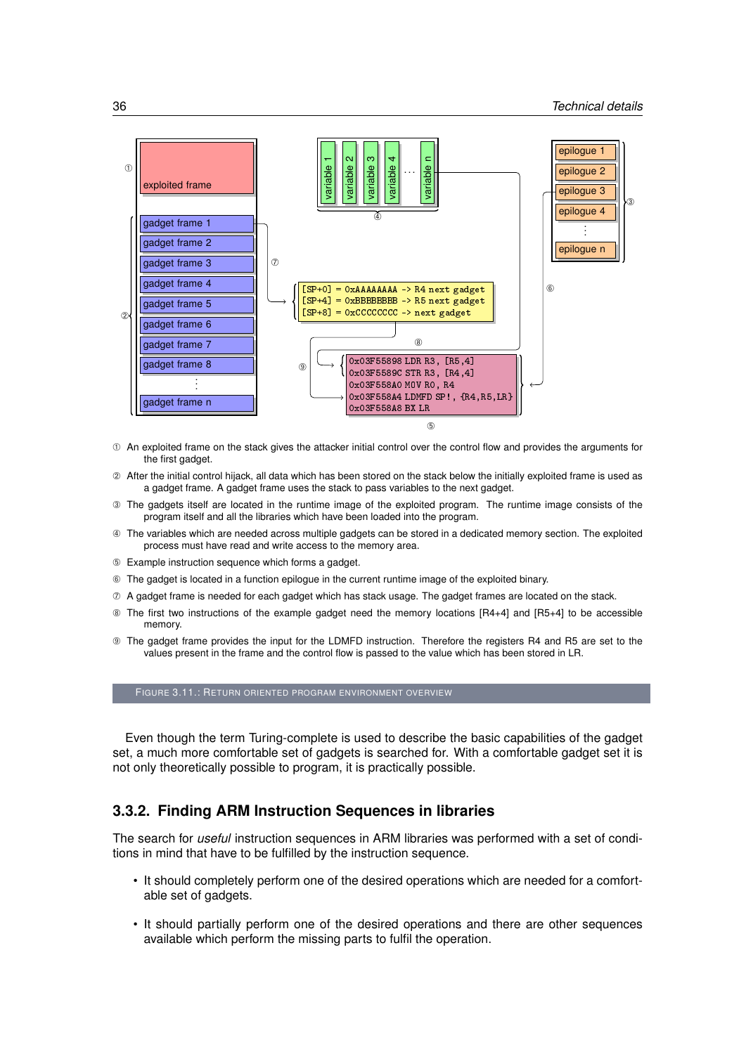① An exploited frame on the stack gives the attacker initial control over the control flow and provides the arguments for the first gadget.

② After the initial control hijack, all data which has been stored on the stack below the initially exploited frame is used as a gadget frame. A gadget frame uses the stack to pass variables to the next gadget.

③ The gadgets itself are located in the runtime image of the exploited program. The runtime image consists of the program itself and all the libraries which have been loaded into the program.

④ The variables which are needed across multiple gadgets can be stored in a dedicated memory section. The exploited process must have read and write access to the memory area.

⑤ Example instruction sequence which forms a gadget.

⑥ The gadget is located in a function epilogue in the current runtime image of the exploited binary.

⑦ A gadget frame is needed for each gadget which has stack usage. The gadget frames are located on the stack.

⑧ The first two instructions of the example gadget need the memory locations [R4+4] and [R5+4] to be accessible memory.

⑨ The gadget frame provides the input for the LDMFD instruction. Therefore the registers R4 and R5 are set to the values present in the frame and the control flow is passed to the value which has been stored in LR.

FIGURE 3.11.: RETURN ORIENTED PROGRAM ENVIRONMENT OVERVIEW

Even though the term Turing-complete is used to describe the basic capabilities of the gadget set, a much more comfortable set of gadgets is searched for. With a comfortable gadget set it is not only theoretically possible to program, it is practically possible.

### 3.3.2. Finding ARM Instruction Sequences in libraries

The search for *useful* instruction sequences in ARM libraries was performed with a set of conditions in mind that have to be fulfilled by the instruction sequence.

- It should completely perform one of the desired operations which are needed for a comfortable set of gadgets.
- It should partially perform one of the desired operations and there are other sequences available which perform the missing parts to fulfil the operation.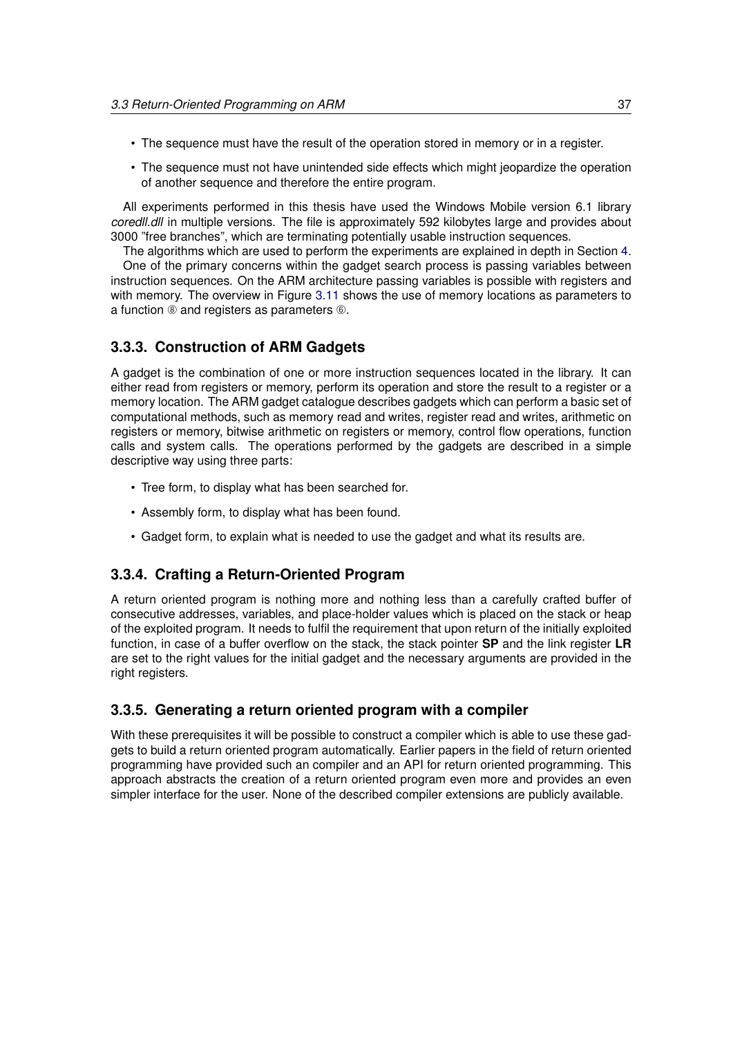- The sequence must have the result of the operation stored in memory or in a register.
- The sequence must not have unintended side effects which might jeopardize the operation of another sequence and therefore the entire program.

All experiments performed in this thesis have used the Windows Mobile version 6.1 library *coredll.dll* in multiple versions. The file is approximately 592 kilobytes large and provides about 3000 "free branches", which are terminating potentially usable instruction sequences.

The algorithms which are used to perform the experiments are explained in depth in Section 4.

One of the primary concerns within the gadget search process is passing variables between instruction sequences. On the ARM architecture passing variables is possible with registers and with memory. The overview in Figure 3.11 shows the use of memory locations as parameters to a function ⑧ and registers as parameters ⑥.

### 3.3.3. Construction of ARM Gadgets

A gadget is the combination of one or more instruction sequences located in the library. It can either read from registers or memory, perform its operation and store the result to a register or a memory location. The ARM gadget catalogue describes gadgets which can perform a basic set of computational methods, such as memory read and writes, register read and writes, arithmetic on registers or memory, bitwise arithmetic on registers or memory, control flow operations, function calls and system calls. The operations performed by the gadgets are described in a simple descriptive way using three parts:

- Tree form, to display what has been searched for.
- Assembly form, to display what has been found.
- Gadget form, to explain what is needed to use the gadget and what its results are.

### 3.3.4. Crafting a Return-Oriented Program

A return oriented program is nothing more and nothing less than a carefully crafted buffer of consecutive addresses, variables, and place-holder values which is placed on the stack or heap of the exploited program. It needs to fulfil the requirement that upon return of the initially exploited function, in case of a buffer overflow on the stack, the stack pointer **SP** and the link register **LR** are set to the right values for the initial gadget and the necessary arguments are provided in the right registers.

### 3.3.5. Generating a return oriented program with a compiler

With these prerequisites it will be possible to construct a compiler which is able to use these gadgets to build a return oriented program automatically. Earlier papers in the field of return oriented programming have provided such an compiler and an API for return oriented programming. This approach abstracts the creation of a return oriented program even more and provides an even simpler interface for the user. None of the described compiler extensions are publicly available.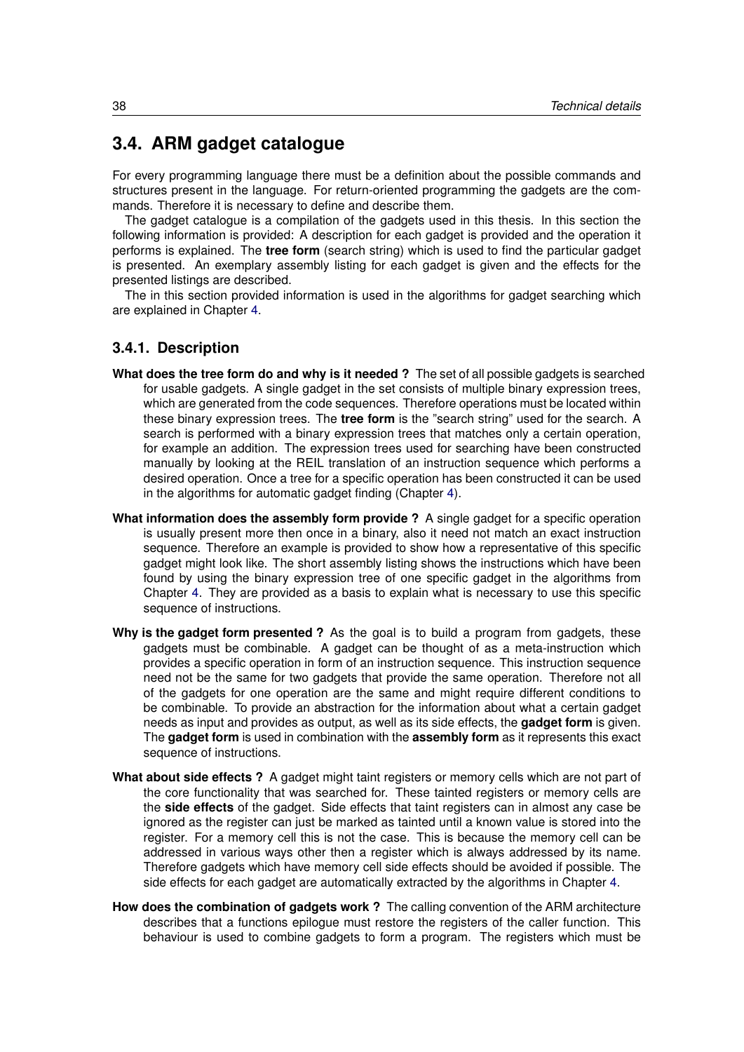## 3.4. ARM gadget catalogue

For every programming language there must be a definition about the possible commands and structures present in the language. For return-oriented programming the gadgets are the commands. Therefore it is necessary to define and describe them.

The gadget catalogue is a compilation of the gadgets used in this thesis. In this section the following information is provided: A description for each gadget is provided and the operation it performs is explained. The **tree form** (search string) which is used to find the particular gadget is presented. An exemplary assembly listing for each gadget is given and the effects for the presented listings are described.

The in this section provided information is used in the algorithms for gadget searching which are explained in Chapter 4.

### 3.4.1. Description

**What does the tree form do and why is it needed ?** The set of all possible gadgets is searched for usable gadgets. A single gadget in the set consists of multiple binary expression trees, which are generated from the code sequences. Therefore operations must be located within these binary expression trees. The **tree form** is the "search string" used for the search. A search is performed with a binary expression trees that matches only a certain operation, for example an addition. The expression trees used for searching have been constructed manually by looking at the REIL translation of an instruction sequence which performs a desired operation. Once a tree for a specific operation has been constructed it can be used in the algorithms for automatic gadget finding (Chapter 4).

**What information does the assembly form provide ?** A single gadget for a specific operation is usually present more then once in a binary, also it need not match an exact instruction sequence. Therefore an example is provided to show how a representative of this specific gadget might look like. The short assembly listing shows the instructions which have been found by using the binary expression tree of one specific gadget in the algorithms from Chapter 4. They are provided as a basis to explain what is necessary to use this specific sequence of instructions.

**Why is the gadget form presented ?** As the goal is to build a program from gadgets, these gadgets must be combinable. A gadget can be thought of as a meta-instruction which provides a specific operation in form of an instruction sequence. This instruction sequence need not be the same for two gadgets that provide the same operation. Therefore not all of the gadgets for one operation are the same and might require different conditions to be combinable. To provide an abstraction for the information about what a certain gadget needs as input and provides as output, as well as its side effects, the **gadget form** is given. The **gadget form** is used in combination with the **assembly form** as it represents this exact sequence of instructions.

**What about side effects ?** A gadget might taint registers or memory cells which are not part of the core functionality that was searched for. These tainted registers or memory cells are the **side effects** of the gadget. Side effects that taint registers can in almost any case be ignored as the register can just be marked as tainted until a known value is stored into the register. For a memory cell this is not the case. This is because the memory cell can be addressed in various ways other then a register which is always addressed by its name. Therefore gadgets which have memory cell side effects should be avoided if possible. The side effects for each gadget are automatically extracted by the algorithms in Chapter 4.

**How does the combination of gadgets work ?** The calling convention of the ARM architecture describes that a functions epilogue must restore the registers of the caller function. This behaviour is used to combine gadgets to form a program. The registers which must be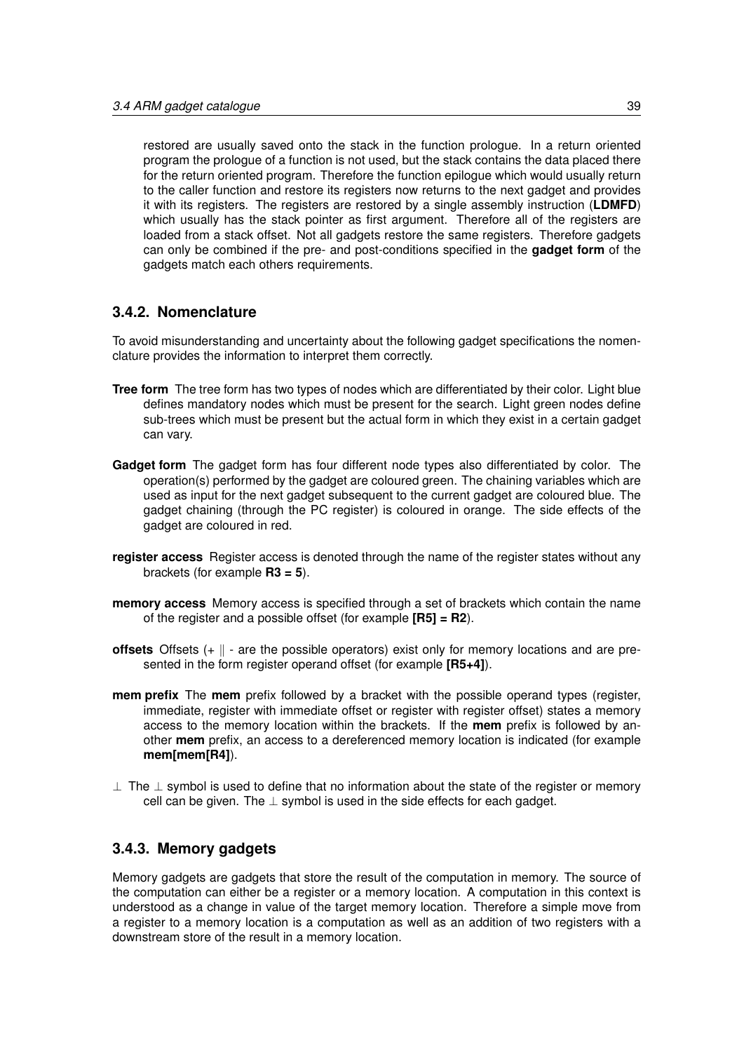restored are usually saved onto the stack in the function prologue. In a return oriented program the prologue of a function is not used, but the stack contains the data placed there for the return oriented program. Therefore the function epilogue which would usually return to the caller function and restore its registers now returns to the next gadget and provides it with its registers. The registers are restored by a single assembly instruction (**LDMFD**) which usually has the stack pointer as first argument. Therefore all of the registers are loaded from a stack offset. Not all gadgets restore the same registers. Therefore gadgets can only be combined if the pre- and post-conditions specified in the **gadget form** of the gadgets match each others requirements.

### 3.4.2. Nomenclature

To avoid misunderstanding and uncertainty about the following gadget specifications the nomenclature provides the information to interpret them correctly.

**Tree form** The tree form has two types of nodes which are differentiated by their color. Light blue defines mandatory nodes which must be present for the search. Light green nodes define sub-trees which must be present but the actual form in which they exist in a certain gadget can vary.

**Gadget form** The gadget form has four different node types also differentiated by color. The operation(s) performed by the gadget are coloured green. The chaining variables which are used as input for the next gadget subsequent to the current gadget are coloured blue. The gadget chaining (through the PC register) is coloured in orange. The side effects of the gadget are coloured in red.

**register access** Register access is denoted through the name of the register states without any brackets (for example **R3 = 5**).

**memory access** Memory access is specified through a set of brackets which contain the name of the register and a possible offset (for example **[R5] = R2**).

**offsets** Offsets (+ ∥ - are the possible operators) exist only for memory locations and are presented in the form register operand offset (for example **[R5+4]**).

**mem prefix** The **mem** prefix followed by a bracket with the possible operand types (register, immediate, register with immediate offset or register with register offset) states a memory access to the memory location within the brackets. If the **mem** prefix is followed by another **mem** prefix, an access to a dereferenced memory location is indicated (for example **mem[mem[R4]**).

$\perp$ The $\perp$ symbol is used to define that no information about the state of the register or memory cell can be given. The $\perp$ symbol is used in the side effects for each gadget.

### 3.4.3. Memory gadgets

Memory gadgets are gadgets that store the result of the computation in memory. The source of the computation can either be a register or a memory location. A computation in this context is understood as a change in value of the target memory location. Therefore a simple move from a register to a memory location is a computation as well as an addition of two registers with a downstream store of the result in a memory location.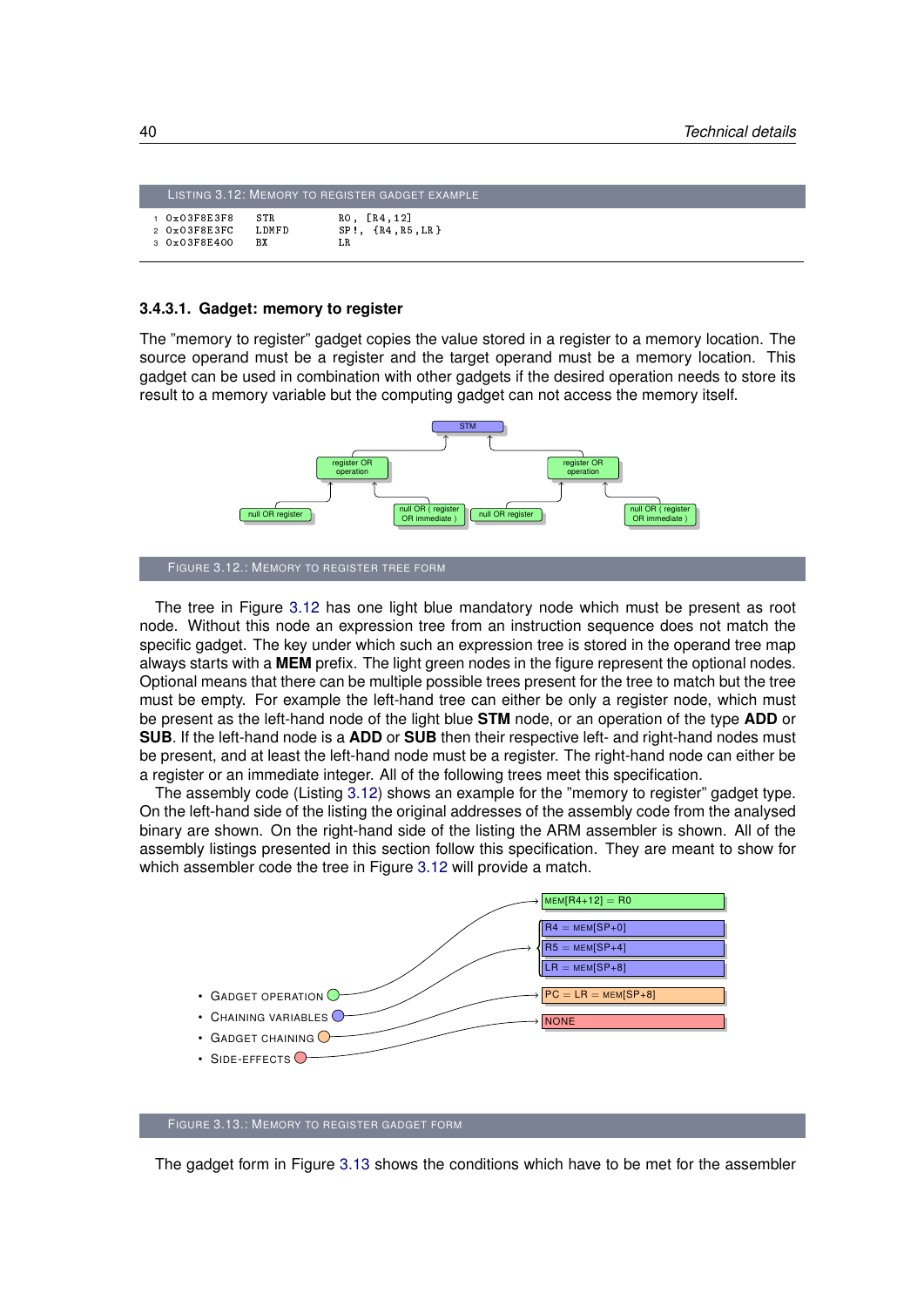LISTING 3.12: MEMORY TO REGISTER GADGET EXAMPLE

```
1 0x03F8E3F8    STR      R0, [R4,12]
2 0x03F8E3FC    LDMFD    SP!, {R4,R5,LR}
3 0x03F8E400    BX       LR
```

#### 3.4.3.1. Gadget: memory to register

The "memory to register" gadget copies the value stored in a register to a memory location. The source operand must be a register and the target operand must be a memory location. This gadget can be used in combination with other gadgets if the desired operation needs to store its result to a memory variable but the computing gadget can not access the memory itself.

FIGURE 3.12.: MEMORY TO REGISTER TREE FORM

The tree in Figure 3.12 has one light blue mandatory node which must be present as root node. Without this node an expression tree from an instruction sequence does not match the specific gadget. The key under which such an expression tree is stored in the operand tree map always starts with a **MEM** prefix. The light green nodes in the figure represent the optional nodes. Optional means that there can be multiple possible trees present for the tree to match but the tree must be empty. For example the left-hand tree can either be only a register node, which must be present as the left-hand node of the light blue **STM** node, or an operation of the type **ADD** or **SUB**. If the left-hand node is a **ADD** or **SUB** then their respective left- and right-hand nodes must be present, and at least the left-hand node must be a register. The right-hand node can either be a register or an immediate integer. All of the following trees meet this specification.

The assembly code (Listing 3.12) shows an example for the "memory to register" gadget type. On the left-hand side of the listing the original addresses of the assembly code from the analysed binary are shown. On the right-hand side of the listing the ARM assembler is shown. All of the assembly listings presented in this section follow this specification. They are meant to show for which assembler code the tree in Figure 3.12 will provide a match.

FIGURE 3.13.: MEMORY TO REGISTER GADGET FORM

The gadget form in Figure 3.13 shows the conditions which have to be met for the assembler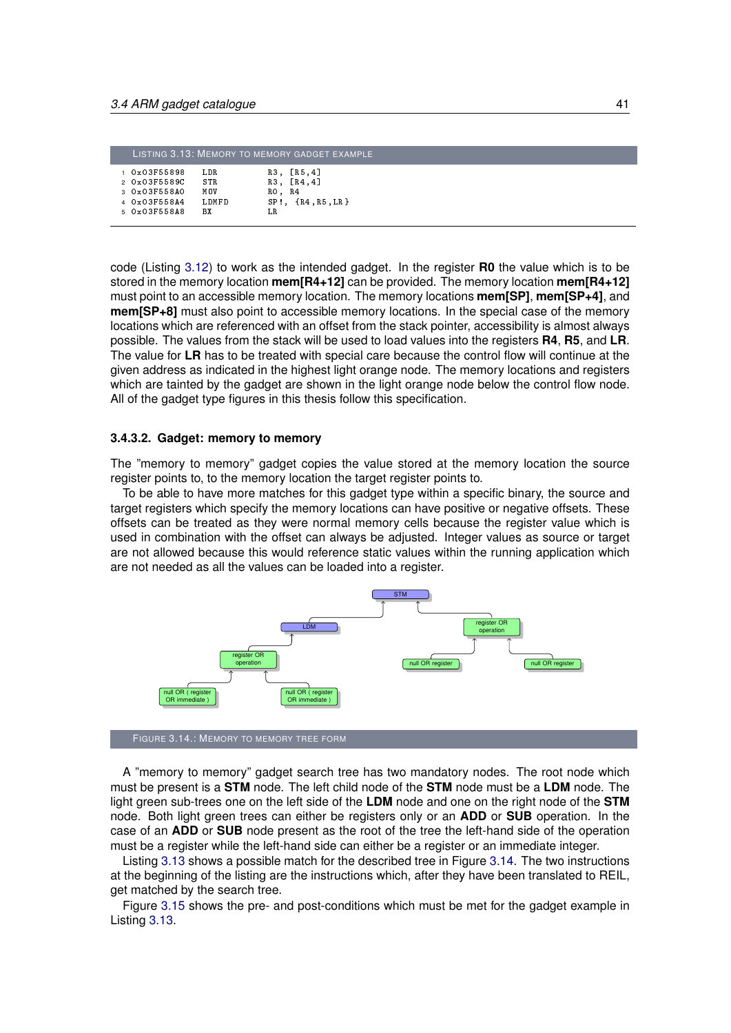LISTING 3.13: MEMORY TO MEMORY GADGET EXAMPLE

```
1 0x03F55898   LDR      R3, [R5,4]
2 0x03F5589C   STR      R3, [R4,4]
3 0x03F558A0   MOV      R0, R4
4 0x03F558A4   LDMFD    SP!, {R4,R5,LR}
5 0x03F558A8   BX       LR
```

code (Listing 3.12) to work as the intended gadget. In the register **R0** the value which is to be stored in the memory location **mem[R4+12]** can be provided. The memory location **mem[R4+12]** must point to an accessible memory location. The memory locations **mem[SP]**, **mem[SP+4]**, and **mem[SP+8]** must also point to accessible memory locations. In the special case of the memory locations which are referenced with an offset from the stack pointer, accessibility is almost always possible. The values from the stack will be used to load values into the registers **R4**, **R5**, and **LR**. The value for **LR** has to be treated with special care because the control flow will continue at the given address as indicated in the highest light orange node. The memory locations and registers which are tainted by the gadget are shown in the light orange node below the control flow node. All of the gadget type figures in this thesis follow this specification.

#### 3.4.3.2. Gadget: memory to memory

The "memory to memory" gadget copies the value stored at the memory location the source register points to, to the memory location the target register points to.

To be able to have more matches for this gadget type within a specific binary, the source and target registers which specify the memory locations can have positive or negative offsets. These offsets can be treated as they were normal memory cells because the register value which is used in combination with the offset can always be adjusted. Integer values as source or target are not allowed because this would reference static values within the running application which are not needed as all the values can be loaded into a register.

FIGURE 3.14.: MEMORY TO MEMORY TREE FORM

A "memory to memory" gadget search tree has two mandatory nodes. The root node which must be present is a **STM** node. The left child node of the **STM** node must be a **LDM** node. The light green sub-trees one on the left side of the **LDM** node and one on the right node of the **STM** node. Both light green trees can either be registers only or an **ADD** or **SUB** operation. In the case of an **ADD** or **SUB** node present as the root of the tree the left-hand side of the operation must be a register while the left-hand side can either be a register or an immediate integer.

Listing 3.13 shows a possible match for the described tree in Figure 3.14. The two instructions at the beginning of the listing are the instructions which, after they have been translated to REIL, get matched by the search tree.

Figure 3.15 shows the pre- and post-conditions which must be met for the gadget example in Listing 3.13.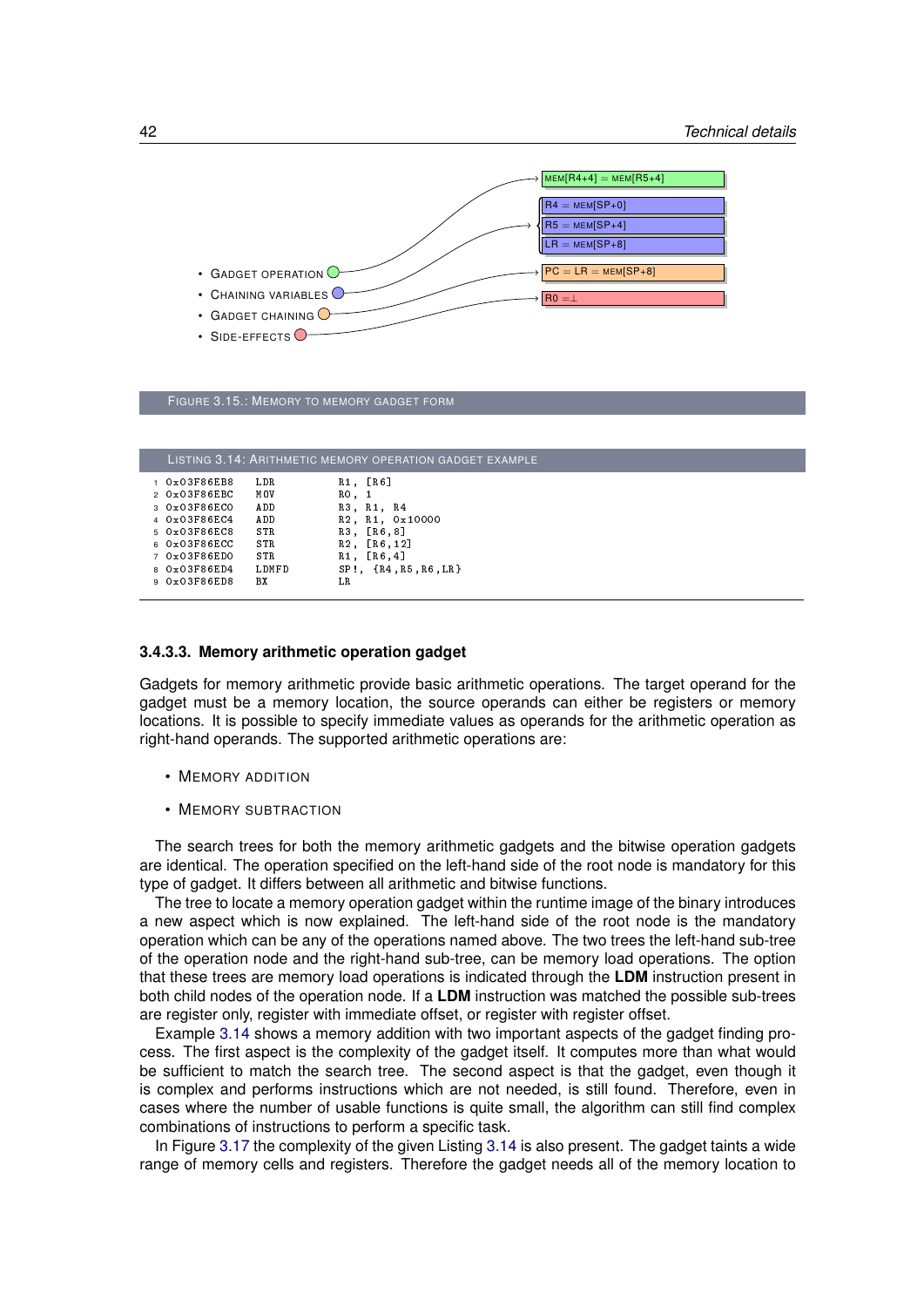- GADGET OPERATION
- CHAINING VARIABLES
- GADGET CHAINING
- SIDE-EFFECTS

MEM[R4+4] = MEM[R5+4]

R4 = MEM[SP+0]

R5 = MEM[SP+4]

LR = MEM[SP+8]

PC = LR = MEM[SP+8]

R0 = ⊥

FIGURE 3.15.: MEMORY TO MEMORY GADGET FORM

LISTING 3.14: ARITHMETIC MEMORY OPERATION GADGET EXAMPLE

```
1 0x03F86EB8   LDR      R1, [R6]
2 0x03F86EBC   MOV      R0, 1
3 0x03F86EC0   ADD      R3, R1, R4
4 0x03F86EC4   ADD      R2, R1, 0x10000
5 0x03F86EC8   STR      R3, [R6,8]
6 0x03F86ECC   STR      R2, [R6,12]
7 0x03F86ED0   STR      R1, [R6,4]
8 0x03F86ED4   LDMFD    SP!, {R4,R5,R6,LR}
9 0x03F86ED8   BX       LR
```

#### 3.4.3.3. Memory arithmetic operation gadget

Gadgets for memory arithmetic provide basic arithmetic operations. The target operand for the gadget must be a memory location, the source operands can either be registers or memory locations. It is possible to specify immediate values as operands for the arithmetic operation as right-hand operands. The supported arithmetic operations are:

- MEMORY ADDITION
- MEMORY SUBTRACTION

The search trees for both the memory arithmetic gadgets and the bitwise operation gadgets are identical. The operation specified on the left-hand side of the root node is mandatory for this type of gadget. It differs between all arithmetic and bitwise functions.

The tree to locate a memory operation gadget within the runtime image of the binary introduces a new aspect which is now explained. The left-hand side of the root node is the mandatory operation which can be any of the operations named above. The two trees the left-hand sub-tree of the operation node and the right-hand sub-tree, can be memory load operations. The option that these trees are memory load operations is indicated through the **LDM** instruction present in both child nodes of the operation node. If a **LDM** instruction was matched the possible sub-trees are register only, register with immediate offset, or register with register offset.

Example 3.14 shows a memory addition with two important aspects of the gadget finding process. The first aspect is the complexity of the gadget itself. It computes more than what would be sufficient to match the search tree. The second aspect is that the gadget, even though it is complex and performs instructions which are not needed, is still found. Therefore, even in cases where the number of usable functions is quite small, the algorithm can still find complex combinations of instructions to perform a specific task.

In Figure 3.17 the complexity of the given Listing 3.14 is also present. The gadget taints a wide range of memory cells and registers. Therefore the gadget needs all of the memory location to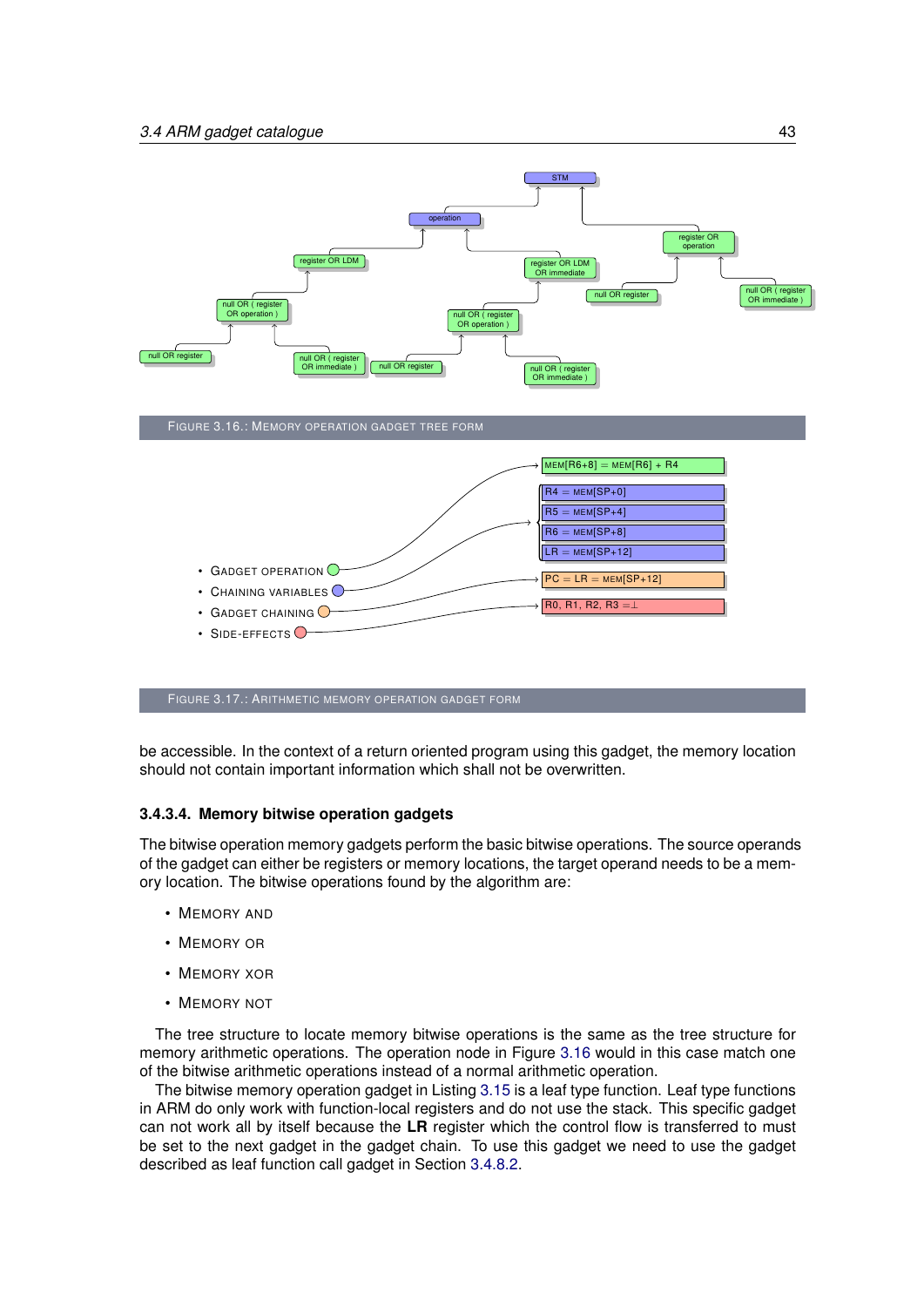FIGURE 3.16.: MEMORY OPERATION GADGET TREE FORM

- GADGET OPERATION
- CHAINING VARIABLES
- GADGET CHAINING
- SIDE-EFFECTS

MEM[R6+8] = MEM[R6] + R4

R4 = MEM[SP+0]
R5 = MEM[SP+4]
R6 = MEM[SP+8]
LR = MEM[SP+12]

PC = LR = MEM[SP+12]

R0, R1, R2, R3 = ⊥

FIGURE 3.17.: ARITHMETIC MEMORY OPERATION GADGET FORM

be accessible. In the context of a return oriented program using this gadget, the memory location should not contain important information which shall not be overwritten.

#### 3.4.3.4. Memory bitwise operation gadgets

The bitwise operation memory gadgets perform the basic bitwise operations. The source operands of the gadget can either be registers or memory locations, the target operand needs to be a memory location. The bitwise operations found by the algorithm are:

- MEMORY AND
- MEMORY OR
- MEMORY XOR
- MEMORY NOT

The tree structure to locate memory bitwise operations is the same as the tree structure for memory arithmetic operations. The operation node in Figure 3.16 would in this case match one of the bitwise arithmetic operations instead of a normal arithmetic operation.

The bitwise memory operation gadget in Listing 3.15 is a leaf type function. Leaf type functions in ARM do only work with function-local registers and do not use the stack. This specific gadget can not work all by itself because the **LR** register which the control flow is transferred to must be set to the next gadget in the gadget chain. To use this gadget we need to use the gadget described as leaf function call gadget in Section 3.4.8.2.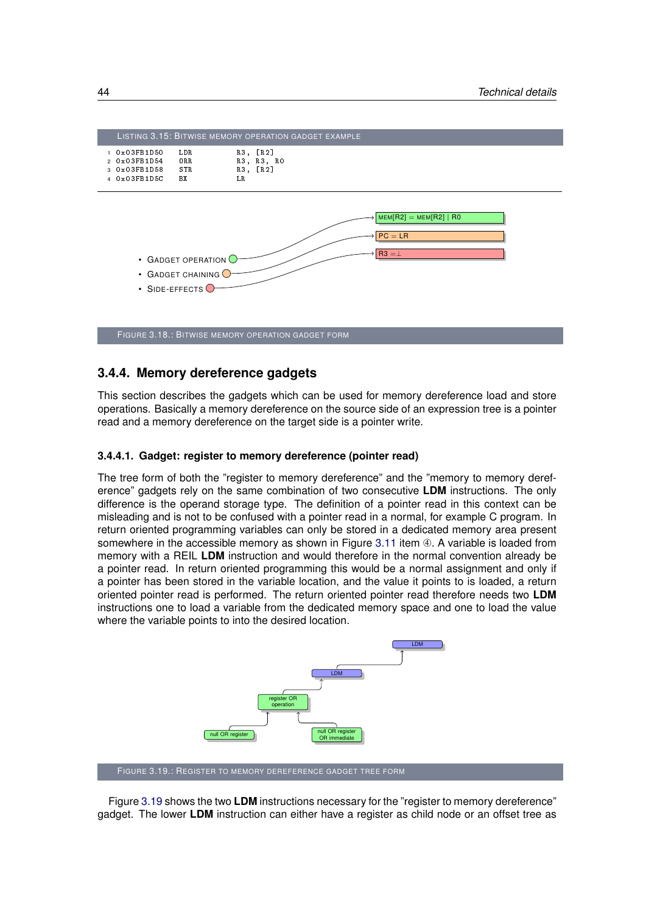LISTING 3.15: BITWISE MEMORY OPERATION GADGET EXAMPLE

```
1 0x03FB1D50    LDR     R3, [R2]
2 0x03FB1D54    ORR     R3, R3, R0
3 0x03FB1D58    STR     R3, [R2]
4 0x03FB1D5C    BX      LR
```

- GADGET OPERATION → MEM[R2] = MEM[R2] | R0
- GADGET CHAINING → PC = LR
- SIDE-EFFECTS → R3 = ⊥

FIGURE 3.18.: BITWISE MEMORY OPERATION GADGET FORM

### 3.4.4. Memory dereference gadgets

This section describes the gadgets which can be used for memory dereference load and store operations. Basically a memory dereference on the source side of an expression tree is a pointer read and a memory dereference on the target side is a pointer write.

#### 3.4.4.1. Gadget: register to memory dereference (pointer read)

The tree form of both the "register to memory dereference" and the "memory to memory dereference" gadgets rely on the same combination of two consecutive **LDM** instructions. The only difference is the operand storage type. The definition of a pointer read in this context can be misleading and is not to be confused with a pointer read in a normal, for example C program. In return oriented programming variables can only be stored in a dedicated memory area present somewhere in the accessible memory as shown in Figure 3.11 item ④. A variable is loaded from memory with a REIL **LDM** instruction and would therefore in the normal convention already be a pointer read. In return oriented programming this would be a normal assignment and only if a pointer has been stored in the variable location, and the value it points to is loaded, a return oriented pointer read is performed. The return oriented pointer read therefore needs two **LDM** instructions one to load a variable from the dedicated memory space and one to load the value where the variable points to into the desired location.

- LDM
  - LDM
    - register OR operation
      - null OR register
      - null OR register OR immediate

FIGURE 3.19.: REGISTER TO MEMORY DEREFERENCE GADGET TREE FORM

Figure 3.19 shows the two **LDM** instructions necessary for the "register to memory dereference" gadget. The lower **LDM** instruction can either have a register as child node or an offset tree as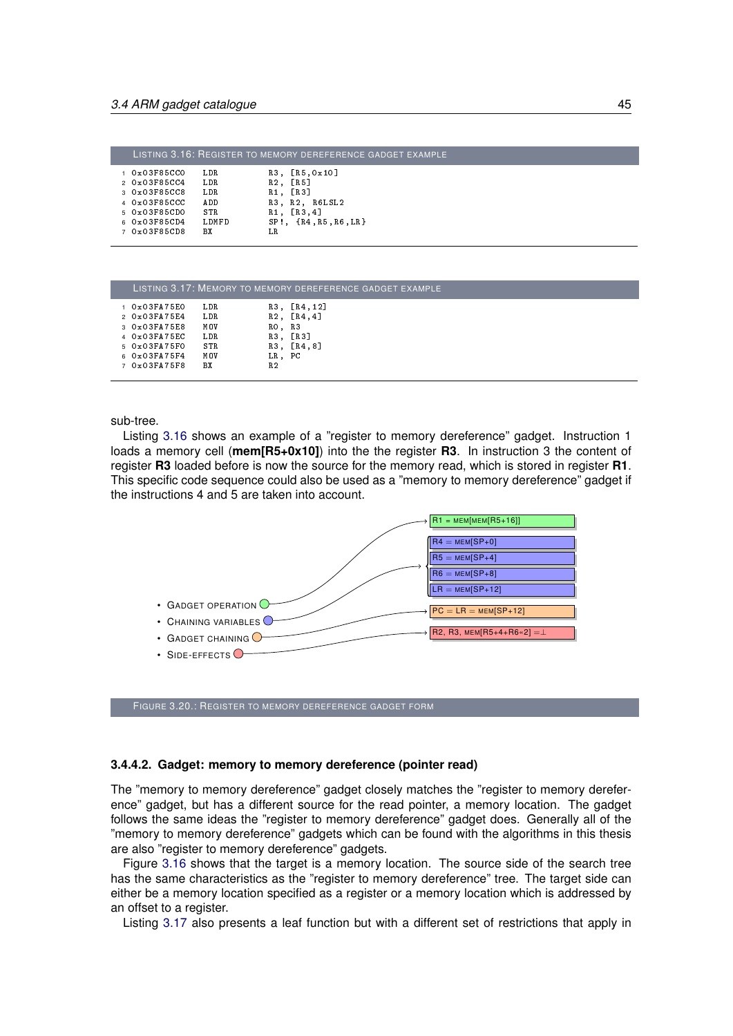Listing 3.16: Register to memory dereference gadget example

```
1 0x03F85CC0    LDR      R3, [R5,0x10]
2 0x03F85CC4    LDR      R2, [R5]
3 0x03F85CC8    LDR      R1, [R3]
4 0x03F85CCC    ADD      R3, R2, R6LSL2
5 0x03F85CD0    STR      R1, [R3,4]
6 0x03F85CD4    LDMFD    SP!, {R4,R5,R6,LR}
7 0x03F85CD8    BX       LR
```

Listing 3.17: Memory to memory dereference gadget example

```
1 0x03FA75E0    LDR      R3, [R4,12]
2 0x03FA75E4    LDR      R2, [R4,4]
3 0x03FA75E8    MOV      R0, R3
4 0x03FA75EC    LDR      R3, [R3]
5 0x03FA75F0    STR      R3, [R4,8]
6 0x03FA75F4    MOV      LR, PC
7 0x03FA75F8    BX       R2
```

sub-tree.

Listing 3.16 shows an example of a "register to memory dereference" gadget. Instruction 1 loads a memory cell (**mem[R5+0x10]**) into the the register **R3**. In instruction 3 the content of register **R3** loaded before is now the source for the memory read, which is stored in register **R1**. This specific code sequence could also be used as a "memory to memory dereference" gadget if the instructions 4 and 5 are taken into account.

- Gadget operation: R1 = mem[mem[R5+16]]
- Chaining variables: R4 = mem[SP+0], R5 = mem[SP+4], R6 = mem[SP+8], LR = mem[SP+12]
- Gadget chaining: PC = LR = mem[SP+12]
- Side-effects: R2, R3, mem[R5+4+R6«2] = ⊥

Figure 3.20.: Register to memory dereference gadget form

#### 3.4.4.2. Gadget: memory to memory dereference (pointer read)

The "memory to memory dereference" gadget closely matches the "register to memory dereference" gadget, but has a different source for the read pointer, a memory location. The gadget follows the same ideas the "register to memory dereference" gadget does. Generally all of the "memory to memory dereference" gadgets which can be found with the algorithms in this thesis are also "register to memory dereference" gadgets.

Figure 3.16 shows that the target is a memory location. The source side of the search tree has the same characteristics as the "register to memory dereference" tree. The target side can either be a memory location specified as a register or a memory location which is addressed by an offset to a register.

Listing 3.17 also presents a leaf function but with a different set of restrictions that apply in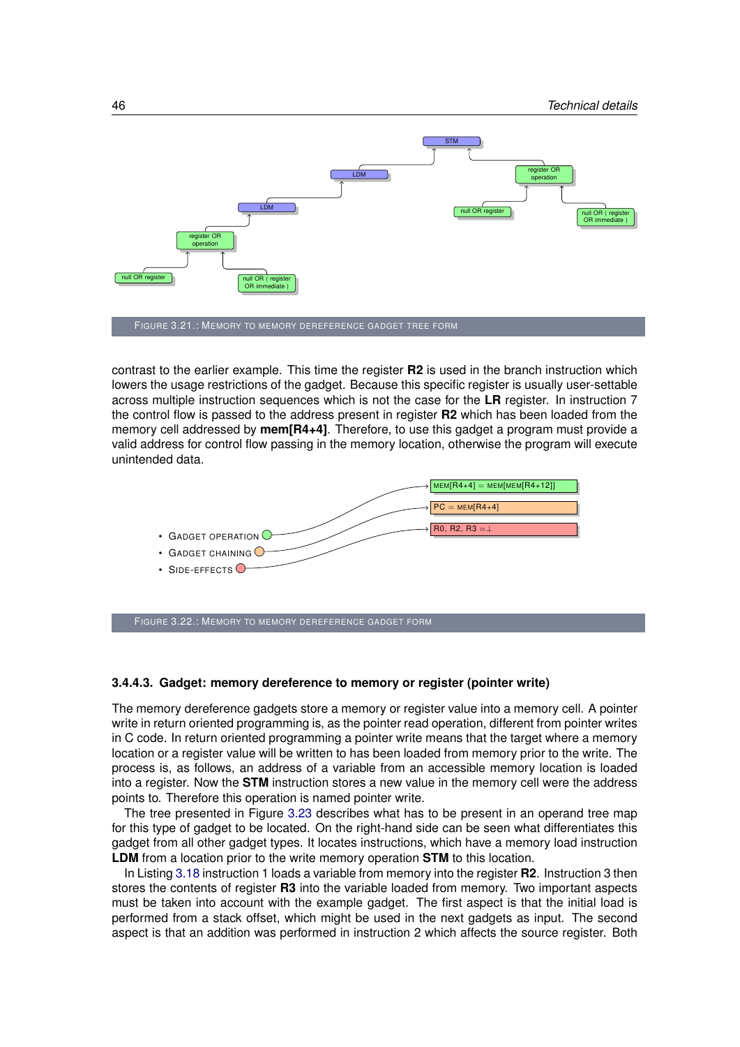STM

LDM

register OR operation

LDM

null OR register

null OR ( register OR immediate )

register OR operation

null OR register

null OR ( register OR immediate )

FIGURE 3.21.: MEMORY TO MEMORY DEREFERENCE GADGET TREE FORM

contrast to the earlier example. This time the register **R2** is used in the branch instruction which lowers the usage restrictions of the gadget. Because this specific register is usually user-settable across multiple instruction sequences which is not the case for the **LR** register. In instruction 7 the control flow is passed to the address present in register **R2** which has been loaded from the memory cell addressed by **mem[R4+4]**. Therefore, to use this gadget a program must provide a valid address for control flow passing in the memory location, otherwise the program will execute unintended data.

- GADGET OPERATION: MEM[R4+4] = MEM[MEM[R4+12]]
- GADGET CHAINING: PC = MEM[R4+4]
- SIDE-EFFECTS: R0, R2, R3 = ⊥

FIGURE 3.22.: MEMORY TO MEMORY DEREFERENCE GADGET FORM

#### 3.4.4.3. Gadget: memory dereference to memory or register (pointer write)

The memory dereference gadgets store a memory or register value into a memory cell. A pointer write in return oriented programming is, as the pointer read operation, different from pointer writes in C code. In return oriented programming a pointer write means that the target where a memory location or a register value will be written to has been loaded from memory prior to the write. The process is, as follows, an address of a variable from an accessible memory location is loaded into a register. Now the **STM** instruction stores a new value in the memory cell were the address points to. Therefore this operation is named pointer write.

The tree presented in Figure 3.23 describes what has to be present in an operand tree map for this type of gadget to be located. On the right-hand side can be seen what differentiates this gadget from all other gadget types. It locates instructions, which have a memory load instruction **LDM** from a location prior to the write memory operation **STM** to this location.

In Listing 3.18 instruction 1 loads a variable from memory into the register **R2**. Instruction 3 then stores the contents of register **R3** into the variable loaded from memory. Two important aspects must be taken into account with the example gadget. The first aspect is that the initial load is performed from a stack offset, which might be used in the next gadgets as input. The second aspect is that an addition was performed in instruction 2 which affects the source register. Both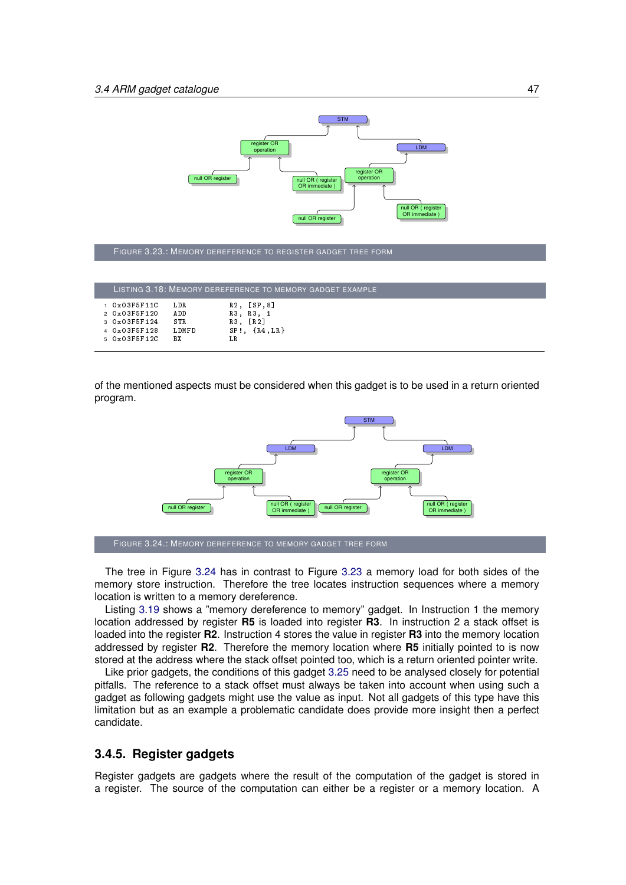FIGURE 3.23.: MEMORY DEREFERENCE TO REGISTER GADGET TREE FORM

LISTING 3.18: MEMORY DEREFERENCE TO MEMORY GADGET EXAMPLE

```
1 0x03F5F11C    LDR      R2, [SP,8]
2 0x03F5F120    ADD      R3, R3, 1
3 0x03F5F124    STR      R3, [R2]
4 0x03F5F128    LDMFD    SP!, {R4,LR}
5 0x03F5F12C    BX       LR
```

of the mentioned aspects must be considered when this gadget is to be used in a return oriented program.

FIGURE 3.24.: MEMORY DEREFERENCE TO MEMORY GADGET TREE FORM

The tree in Figure 3.24 has in contrast to Figure 3.23 a memory load for both sides of the memory store instruction. Therefore the tree locates instruction sequences where a memory location is written to a memory dereference.

Listing 3.19 shows a "memory dereference to memory" gadget. In Instruction 1 the memory location addressed by register **R5** is loaded into register **R3**. In instruction 2 a stack offset is loaded into the register **R2**. Instruction 4 stores the value in register **R3** into the memory location addressed by register **R2**. Therefore the memory location where **R5** initially pointed to is now stored at the address where the stack offset pointed too, which is a return oriented pointer write.

Like prior gadgets, the conditions of this gadget 3.25 need to be analysed closely for potential pitfalls. The reference to a stack offset must always be taken into account when using such a gadget as following gadgets might use the value as input. Not all gadgets of this type have this limitation but as an example a problematic candidate does provide more insight then a perfect candidate.

### 3.4.5. Register gadgets

Register gadgets are gadgets where the result of the computation of the gadget is stored in a register. The source of the computation can either be a register or a memory location. A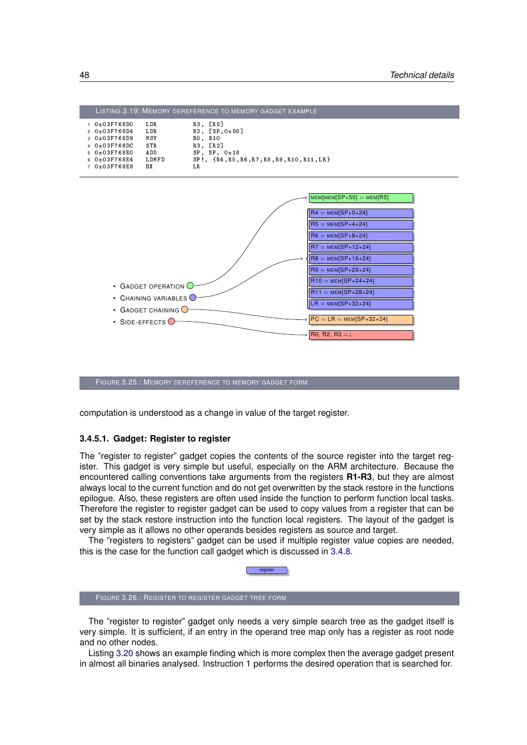Listing 3.19: Memory dereference to memory gadget example

```
1  0x03F768D0   LDR      R3, [R5]
2  0x03F768D4   LDR      R2, [SP,0x50]
3  0x03F768D8   MOV      R0, R10
4  0x03F768DC   STR      R3, [R2]
5  0x03F768E0   ADD      SP, SP, 0x18
6  0x03F768E4   LDMFD    SP!, {R4,R5,R6,R7,R8,R9,R10,R11,LR}
7  0x03F768E8   BX       LR
```

- Gadget operation: MEM[MEM[SP+50] = MEM[R5]
- Chaining variables:
  - R4 = MEM[SP+0+24]
  - R5 = MEM[SP+4+24]
  - R6 = MEM[SP+8+24]
  - R7 = MEM[SP+12+24]
  - R8 = MEM[SP+16+24]
  - R9 = MEM[SP+20+24]
  - R10 = MEM[SP+24+24]
  - R11 = MEM[SP+28+24]
  - LR = MEM[SP+32+24]
- Gadget chaining: PC = LR = MEM[SP+32+24]
- Side-effects: R0, R2, R3 = ⊥

Figure 3.25.: Memory dereference to memory gadget form

computation is understood as a change in value of the target register.

### 3.4.5.1. Gadget: Register to register

The "register to register" gadget copies the contents of the source register into the target register. This gadget is very simple but useful, especially on the ARM architecture. Because the encountered calling conventions take arguments from the registers **R1-R3**, but they are almost always local to the current function and do not get overwritten by the stack restore in the functions epilogue. Also, these registers are often used inside the function to perform function local tasks. Therefore the register to register gadget can be used to copy values from a register that can be set by the stack restore instruction into the function local registers. The layout of the gadget is very simple as it allows no other operands besides registers as source and target.

The "registers to registers" gadget can be used if multiple register value copies are needed, this is the case for the function call gadget which is discussed in 3.4.8.

register

Figure 3.26.: Register to register gadget tree form

The "register to register" gadget only needs a very simple search tree as the gadget itself is very simple. It is sufficient, if an entry in the operand tree map only has a register as root node and no other nodes.

Listing 3.20 shows an example finding which is more complex then the average gadget present in almost all binaries analysed. Instruction 1 performs the desired operation that is searched for.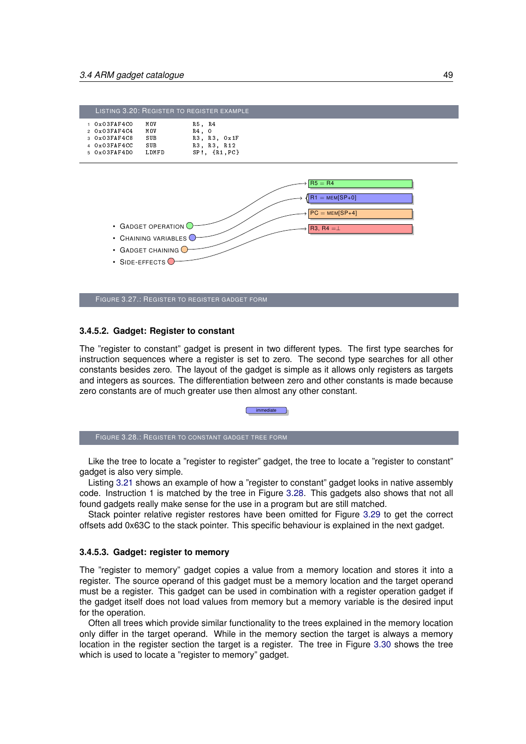Listing 3.20: Register to register example

```
1 0x03FAF4C0    MOV      R5, R4
2 0x03FAF4C4    MOV      R4, 0
3 0x03FAF4C8    SUB      R3, R3, 0x1F
4 0x03FAF4CC    SUB      R3, R3, R12
5 0x03FAF4D0    LDMFD    SP!, {R1,PC}
```

- Gadget operation — R5 = R4
- Chaining variables — R1 = MEM[SP+0]
- Gadget chaining — PC = MEM[SP+4]
- Side-effects — R3, R4 = ⊥

Figure 3.27.: Register to register gadget form

### 3.4.5.2. Gadget: Register to constant

The "register to constant" gadget is present in two different types. The first type searches for instruction sequences where a register is set to zero. The second type searches for all other constants besides zero. The layout of the gadget is simple as it allows only registers as targets and integers as sources. The differentiation between zero and other constants is made because zero constants are of much greater use then almost any other constant.

immediate

Figure 3.28.: Register to constant gadget tree form

Like the tree to locate a "register to register" gadget, the tree to locate a "register to constant" gadget is also very simple.

Listing 3.21 shows an example of how a "register to constant" gadget looks in native assembly code. Instruction 1 is matched by the tree in Figure 3.28. This gadgets also shows that not all found gadgets really make sense for the use in a program but are still matched.

Stack pointer relative register restores have been omitted for Figure 3.29 to get the correct offsets add 0x63C to the stack pointer. This specific behaviour is explained in the next gadget.

### 3.4.5.3. Gadget: register to memory

The "register to memory" gadget copies a value from a memory location and stores it into a register. The source operand of this gadget must be a memory location and the target operand must be a register. This gadget can be used in combination with a register operation gadget if the gadget itself does not load values from memory but a memory variable is the desired input for the operation.

Often all trees which provide similar functionality to the trees explained in the memory location only differ in the target operand. While in the memory section the target is always a memory location in the register section the target is a register. The tree in Figure 3.30 shows the tree which is used to locate a "register to memory" gadget.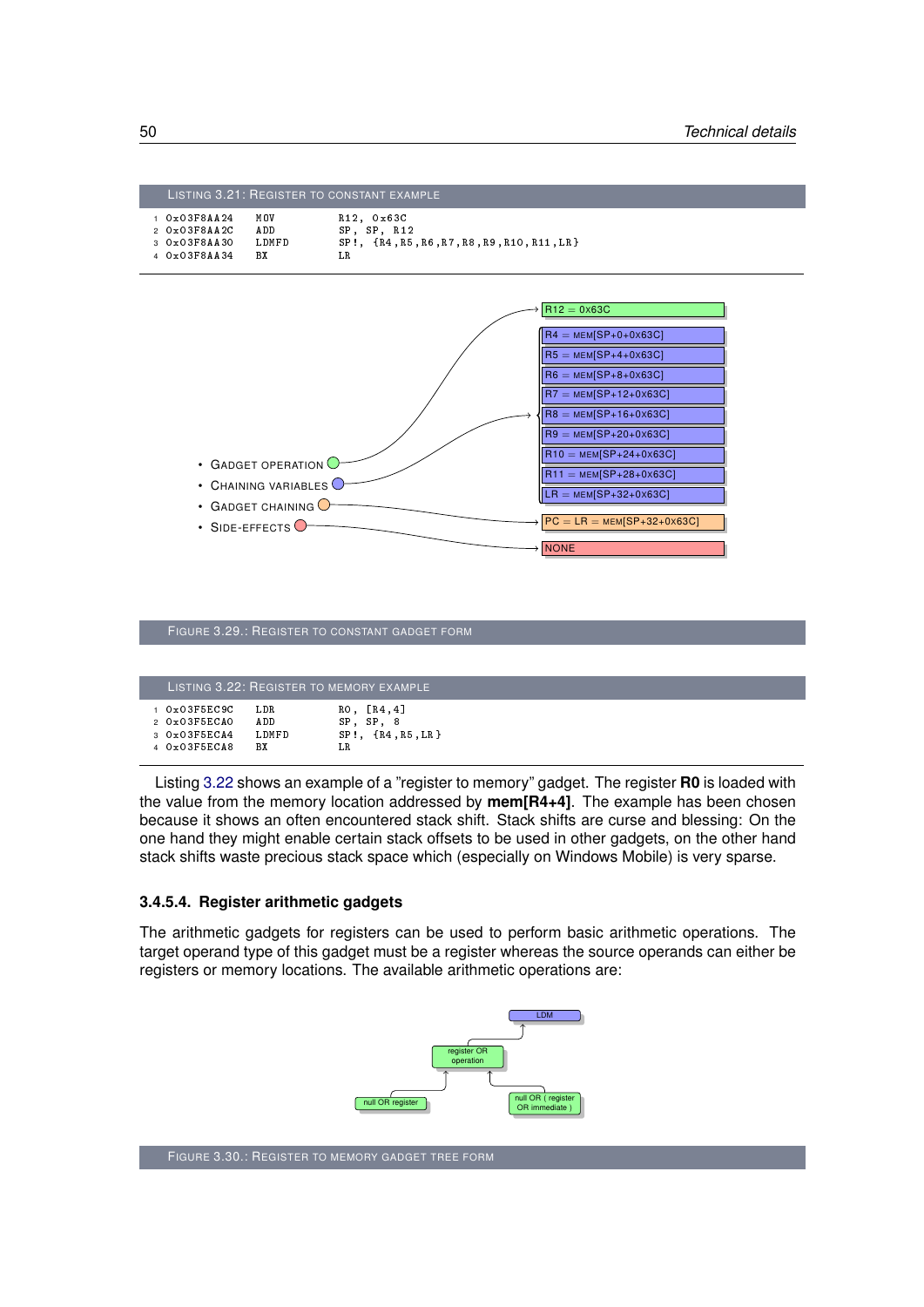LISTING 3.21: REGISTER TO CONSTANT EXAMPLE

```
1 0x03F8AA24    MOV      R12, 0x63C
2 0x03F8AA2C    ADD      SP, SP, R12
3 0x03F8AA30    LDMFD    SP!, {R4,R5,R6,R7,R8,R9,R10,R11,LR}
4 0x03F8AA34    BX       LR
```

- GADGET OPERATION → R12 = 0x63C
- CHAINING VARIABLES → R4 = MEM[SP+0+0x63C], R5 = MEM[SP+4+0x63C], R6 = MEM[SP+8+0x63C], R7 = MEM[SP+12+0x63C], R8 = MEM[SP+16+0x63C], R9 = MEM[SP+20+0x63C], R10 = MEM[SP+24+0x63C], R11 = MEM[SP+28+0x63C], LR = MEM[SP+32+0x63C]
- GADGET CHAINING → PC = LR = MEM[SP+32+0x63C]
- SIDE-EFFECTS → NONE

FIGURE 3.29.: REGISTER TO CONSTANT GADGET FORM

LISTING 3.22: REGISTER TO MEMORY EXAMPLE

```
1 0x03F5EC9C    LDR      R0, [R4,4]
2 0x03F5ECA0    ADD      SP, SP, 8
3 0x03F5ECA4    LDMFD    SP!, {R4,R5,LR}
4 0x03F5ECA8    BX       LR
```

Listing 3.22 shows an example of a "register to memory" gadget. The register **R0** is loaded with the value from the memory location addressed by **mem[R4+4]**. The example has been chosen because it shows an often encountered stack shift. Stack shifts are curse and blessing: On the one hand they might enable certain stack offsets to be used in other gadgets, on the other hand stack shifts waste precious stack space which (especially on Windows Mobile) is very sparse.

### 3.4.5.4. Register arithmetic gadgets

The arithmetic gadgets for registers can be used to perform basic arithmetic operations. The target operand type of this gadget must be a register whereas the source operands can either be registers or memory locations. The available arithmetic operations are:

LDM ← register OR operation ← (null OR register), (null OR ( register OR immediate ))

FIGURE 3.30.: REGISTER TO MEMORY GADGET TREE FORM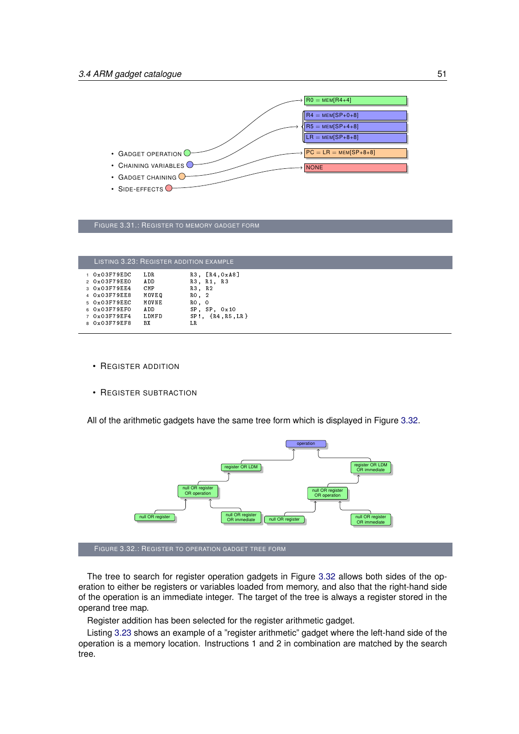- Gadget operation — R0 = MEM[R4+4]
- Chaining variables — R4 = MEM[SP+0+8], R5 = MEM[SP+4+8], LR = MEM[SP+8+8]
- Gadget chaining — PC = LR = MEM[SP+8+8]
- Side-effects — NONE

FIGURE 3.31.: REGISTER TO MEMORY GADGET FORM

LISTING 3.23: REGISTER ADDITION EXAMPLE

```
1 0x03F79EDC    LDR      R3, [R4,0xA8]
2 0x03F79EE0    ADD      R3, R1, R3
3 0x03F79EE4    CMP      R3, R2
4 0x03F79EE8    MOVEQ    R0, 2
5 0x03F79EEC    MOVNE    R0, 0
6 0x03F79EF0    ADD      SP, SP, 0x10
7 0x03F79EF4    LDMFD    SP!, {R4,R5,LR}
8 0x03F79EF8    BX       LR
```

- REGISTER ADDITION
- REGISTER SUBTRACTION

All of the arithmetic gadgets have the same tree form which is displayed in Figure 3.32.

FIGURE 3.32.: REGISTER TO OPERATION GADGET TREE FORM

The tree to search for register operation gadgets in Figure 3.32 allows both sides of the operation to either be registers or variables loaded from memory, and also that the right-hand side of the operation is an immediate integer. The target of the tree is always a register stored in the operand tree map.

Register addition has been selected for the register arithmetic gadget.

Listing 3.23 shows an example of a "register arithmetic" gadget where the left-hand side of the operation is a memory location. Instructions 1 and 2 in combination are matched by the search tree.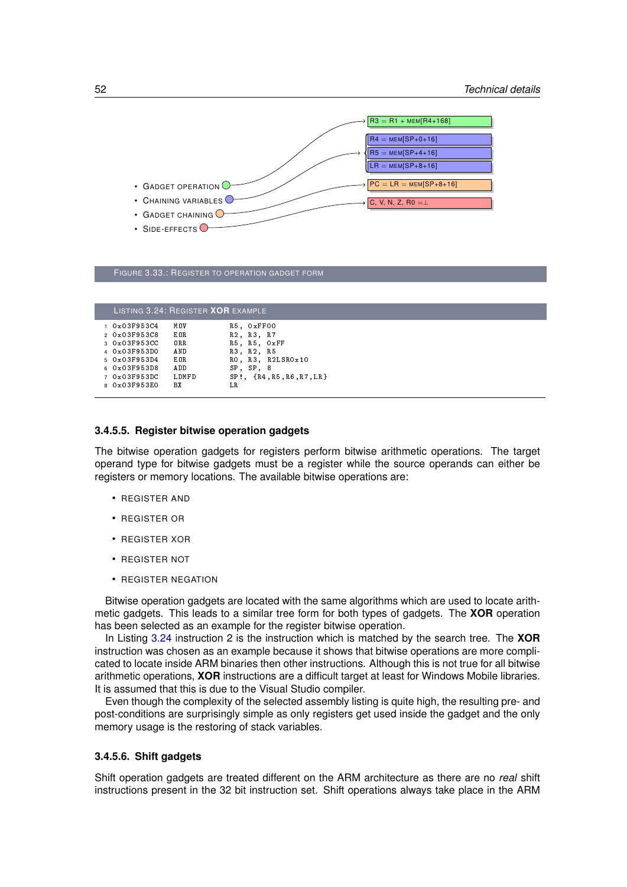- GADGET OPERATION
- CHAINING VARIABLES
- GADGET CHAINING
- SIDE-EFFECTS

R3 = R1 + MEM[R4+168]

R4 = MEM[SP+0+16]
R5 = MEM[SP+4+16]
LR = MEM[SP+8+16]

PC = LR = MEM[SP+8+16]

C, V, N, Z, R0 = ⊥

FIGURE 3.33.: REGISTER TO OPERATION GADGET FORM

LISTING 3.24: REGISTER **XOR** EXAMPLE

```
1 0x03F953C4   MOV     R5, 0xFF00
2 0x03F953C8   EOR     R2, R3, R7
3 0x03F953CC   ORR     R5, R5, 0xFF
4 0x03F953D0   AND     R3, R2, R5
5 0x03F953D4   EOR     R0, R3, R2LSR0x10
6 0x03F953D8   ADD     SP, SP, 8
7 0x03F953DC   LDMFD   SP!, {R4,R5,R6,R7,LR}
8 0x03F953E0   BX      LR
```

#### 3.4.5.5. Register bitwise operation gadgets

The bitwise operation gadgets for registers perform bitwise arithmetic operations. The target operand type for bitwise gadgets must be a register while the source operands can either be registers or memory locations. The available bitwise operations are:

- REGISTER AND
- REGISTER OR
- REGISTER XOR
- REGISTER NOT
- REGISTER NEGATION

Bitwise operation gadgets are located with the same algorithms which are used to locate arithmetic gadgets. This leads to a similar tree form for both types of gadgets. The **XOR** operation has been selected as an example for the register bitwise operation.

In Listing 3.24 instruction 2 is the instruction which is matched by the search tree. The **XOR** instruction was chosen as an example because it shows that bitwise operations are more complicated to locate inside ARM binaries then other instructions. Although this is not true for all bitwise arithmetic operations, **XOR** instructions are a difficult target at least for Windows Mobile libraries. It is assumed that this is due to the Visual Studio compiler.

Even though the complexity of the selected assembly listing is quite high, the resulting pre- and post-conditions are surprisingly simple as only registers get used inside the gadget and the only memory usage is the restoring of stack variables.

#### 3.4.5.6. Shift gadgets

Shift operation gadgets are treated different on the ARM architecture as there are no *real* shift instructions present in the 32 bit instruction set. Shift operations always take place in the ARM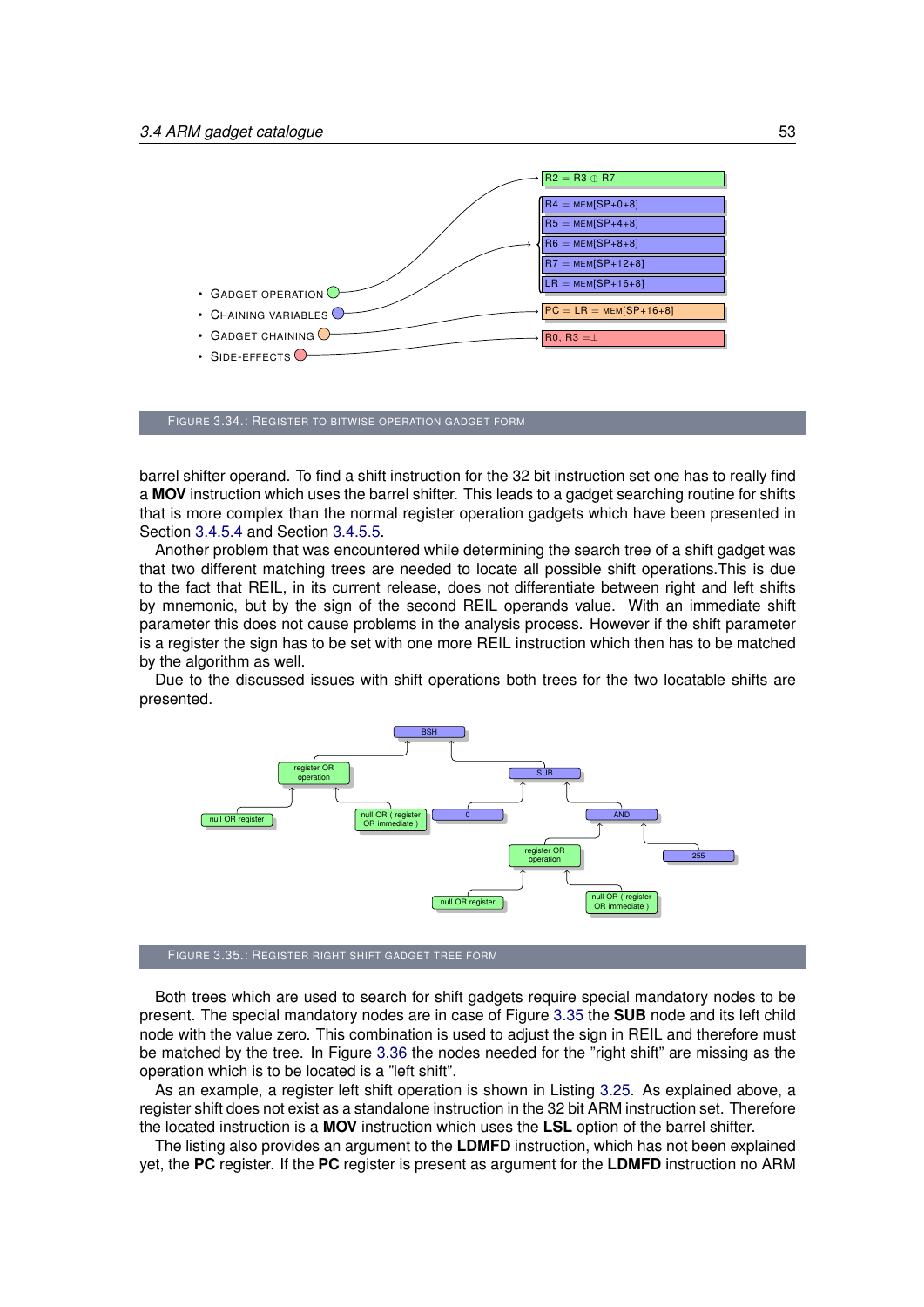- GADGET OPERATION
- CHAINING VARIABLES
- GADGET CHAINING
- SIDE-EFFECTS

$R2 = R3 \oplus R7$

R4 = MEM[SP+0+8]
R5 = MEM[SP+4+8]
R6 = MEM[SP+8+8]
R7 = MEM[SP+12+8]
LR = MEM[SP+16+8]

PC = LR = MEM[SP+16+8]

$R0, R3 = \perp$

FIGURE 3.34.: REGISTER TO BITWISE OPERATION GADGET FORM

barrel shifter operand. To find a shift instruction for the 32 bit instruction set one has to really find a **MOV** instruction which uses the barrel shifter. This leads to a gadget searching routine for shifts that is more complex than the normal register operation gadgets which have been presented in Section 3.4.5.4 and Section 3.4.5.5.

Another problem that was encountered while determining the search tree of a shift gadget was that two different matching trees are needed to locate all possible shift operations.This is due to the fact that REIL, in its current release, does not differentiate between right and left shifts by mnemonic, but by the sign of the second REIL operands value. With an immediate shift parameter this does not cause problems in the analysis process. However if the shift parameter is a register the sign has to be set with one more REIL instruction which then has to be matched by the algorithm as well.

Due to the discussed issues with shift operations both trees for the two locatable shifts are presented.

BSH
register OR operation
null OR register
null OR ( register OR immediate )
SUB
0
AND
register OR operation
255
null OR register
null OR ( register OR immediate )

FIGURE 3.35.: REGISTER RIGHT SHIFT GADGET TREE FORM

Both trees which are used to search for shift gadgets require special mandatory nodes to be present. The special mandatory nodes are in case of Figure 3.35 the **SUB** node and its left child node with the value zero. This combination is used to adjust the sign in REIL and therefore must be matched by the tree. In Figure 3.36 the nodes needed for the "right shift" are missing as the operation which is to be located is a "left shift".

As an example, a register left shift operation is shown in Listing 3.25. As explained above, a register shift does not exist as a standalone instruction in the 32 bit ARM instruction set. Therefore the located instruction is a **MOV** instruction which uses the **LSL** option of the barrel shifter.

The listing also provides an argument to the **LDMFD** instruction, which has not been explained yet, the **PC** register. If the **PC** register is present as argument for the **LDMFD** instruction no ARM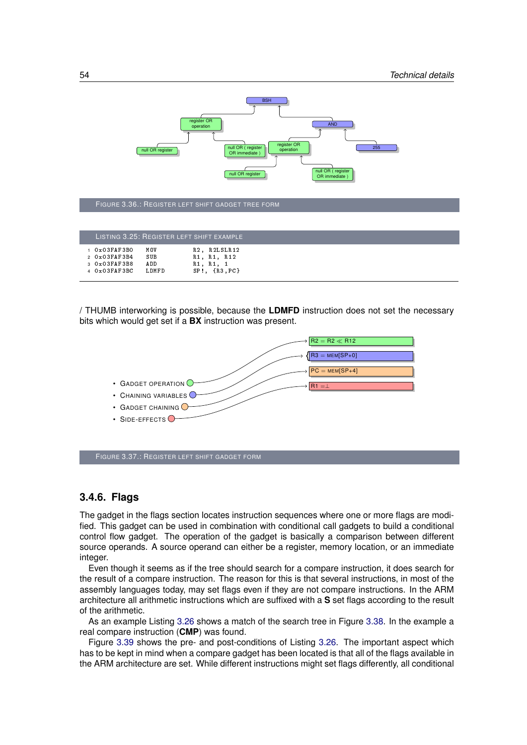FIGURE 3.36.: REGISTER LEFT SHIFT GADGET TREE FORM

LISTING 3.25: REGISTER LEFT SHIFT EXAMPLE

```
1  0x03FAF3B0    MOV      R2, R2LSLR12
2  0x03FAF3B4    SUB      R1, R1, R12
3  0x03FAF3B8    ADD      R1, R1, 1
4  0x03FAF3BC    LDMFD    SP!, {R3,PC}
```

/ THUMB interworking is possible, because the **LDMFD** instruction does not set the necessary bits which would get set if a **BX** instruction was present.

- GADGET OPERATION: $R2 = R2 \ll R12$
- CHAINING VARIABLES: $R3 = \text{MEM}[SP+0]$
- GADGET CHAINING: $PC = \text{MEM}[SP+4]$
- SIDE-EFFECTS: $R1 = \perp$

FIGURE 3.37.: REGISTER LEFT SHIFT GADGET FORM

### 3.4.6. Flags

The gadget in the flags section locates instruction sequences where one or more flags are modified. This gadget can be used in combination with conditional call gadgets to build a conditional control flow gadget. The operation of the gadget is basically a comparison between different source operands. A source operand can either be a register, memory location, or an immediate integer.

Even though it seems as if the tree should search for a compare instruction, it does search for the result of a compare instruction. The reason for this is that several instructions, in most of the assembly languages today, may set flags even if they are not compare instructions. In the ARM architecture all arithmetic instructions which are suffixed with a **S** set flags according to the result of the arithmetic.

As an example Listing 3.26 shows a match of the search tree in Figure 3.38. In the example a real compare instruction (**CMP**) was found.

Figure 3.39 shows the pre- and post-conditions of Listing 3.26. The important aspect which has to be kept in mind when a compare gadget has been located is that all of the flags available in the ARM architecture are set. While different instructions might set flags differently, all conditional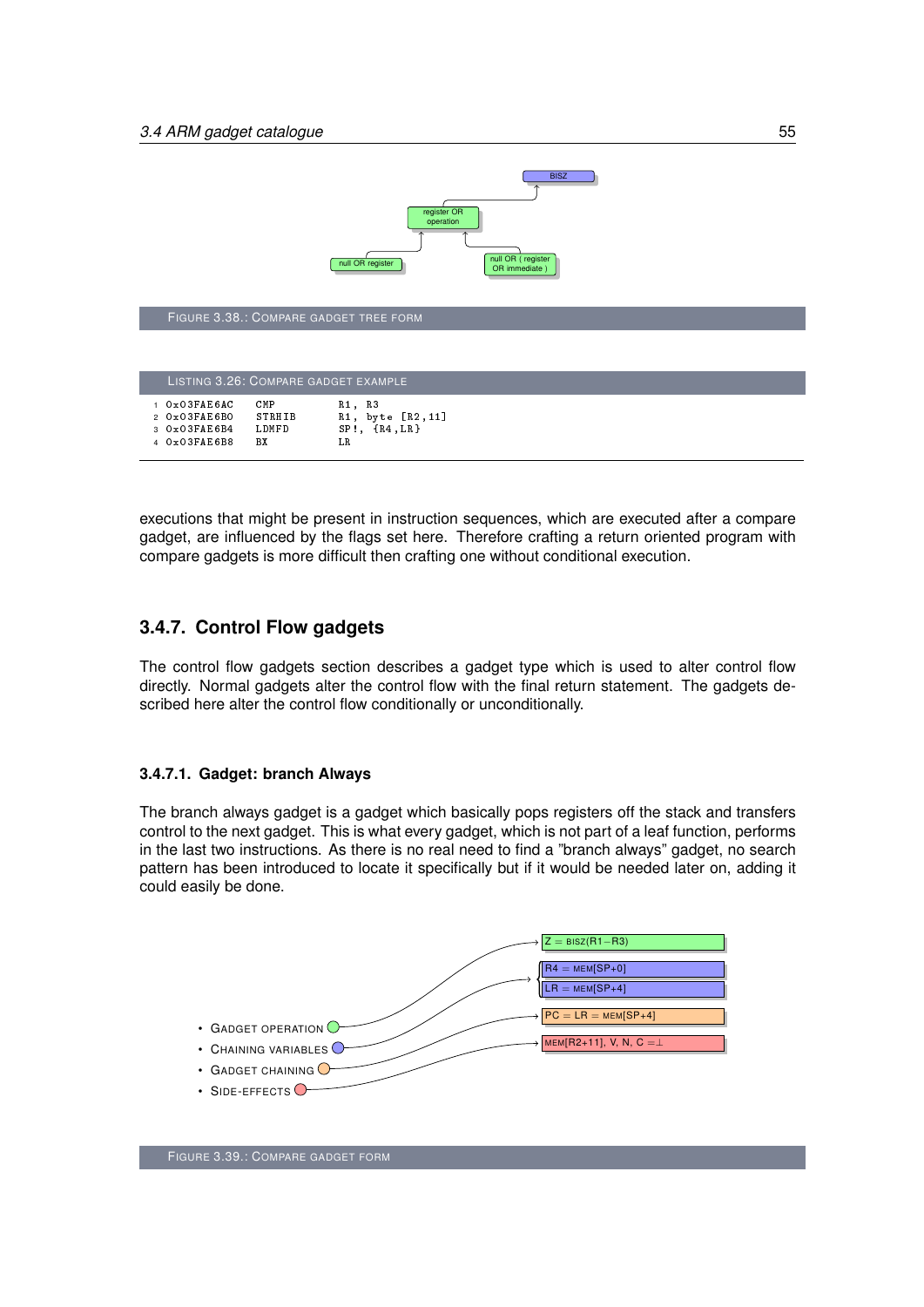FIGURE 3.38.: COMPARE GADGET TREE FORM

LISTING 3.26: COMPARE GADGET EXAMPLE

```
1 0x03FAE6AC    CMP       R1, R3
2 0x03FAE6B0    STRHIB    R1, byte [R2,11]
3 0x03FAE6B4    LDMFD     SP!, {R4,LR}
4 0x03FAE6B8    BX        LR
```

executions that might be present in instruction sequences, which are executed after a compare gadget, are influenced by the flags set here. Therefore crafting a return oriented program with compare gadgets is more difficult then crafting one without conditional execution.

### 3.4.7. Control Flow gadgets

The control flow gadgets section describes a gadget type which is used to alter control flow directly. Normal gadgets alter the control flow with the final return statement. The gadgets described here alter the control flow conditionally or unconditionally.

#### 3.4.7.1. Gadget: branch Always

The branch always gadget is a gadget which basically pops registers off the stack and transfers control to the next gadget. This is what every gadget, which is not part of a leaf function, performs in the last two instructions. As there is no real need to find a "branch always" gadget, no search pattern has been introduced to locate it specifically but if it would be needed later on, adding it could easily be done.

- GADGET OPERATION: $Z = \text{BISZ}(R1 - R3)$
- CHAINING VARIABLES: $R4 = \text{MEM}[SP+0]$, $LR = \text{MEM}[SP+4]$
- GADGET CHAINING: $PC = LR = \text{MEM}[SP+4]$
- SIDE-EFFECTS: $\text{MEM}[R2+11]$, V, N, C $= \perp$

FIGURE 3.39.: COMPARE GADGET FORM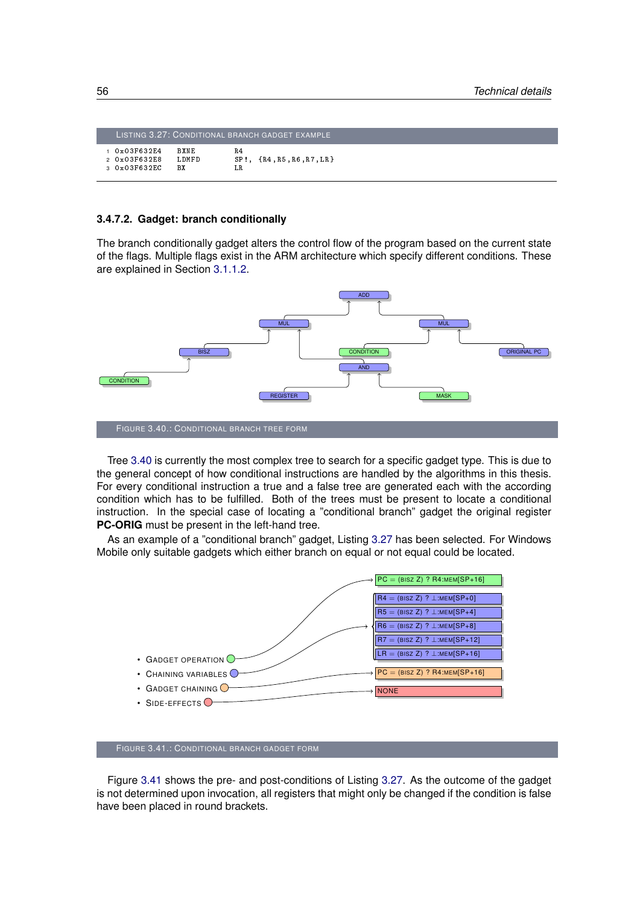Listing 3.27: Conditional branch gadget example

```
1 0x03F632E4    BXNE     R4
2 0x03F632E8    LDMFD    SP!, {R4,R5,R6,R7,LR}
3 0x03F632EC    BX       LR
```

#### 3.4.7.2. Gadget: branch conditionally

The branch conditionally gadget alters the control flow of the program based on the current state of the flags. Multiple flags exist in the ARM architecture which specify different conditions. These are explained in Section 3.1.1.2.

Figure 3.40.: Conditional branch tree form

Tree 3.40 is currently the most complex tree to search for a specific gadget type. This is due to the general concept of how conditional instructions are handled by the algorithms in this thesis. For every conditional instruction a true and a false tree are generated each with the according condition which has to be fulfilled. Both of the trees must be present to locate a conditional instruction. In the special case of locating a "conditional branch" gadget the original register **PC-ORIG** must be present in the left-hand tree.

As an example of a "conditional branch" gadget, Listing 3.27 has been selected. For Windows Mobile only suitable gadgets which either branch on equal or not equal could be located.

Figure 3.41.: Conditional branch gadget form

Figure 3.41 shows the pre- and post-conditions of Listing 3.27. As the outcome of the gadget is not determined upon invocation, all registers that might only be changed if the condition is false have been placed in round brackets.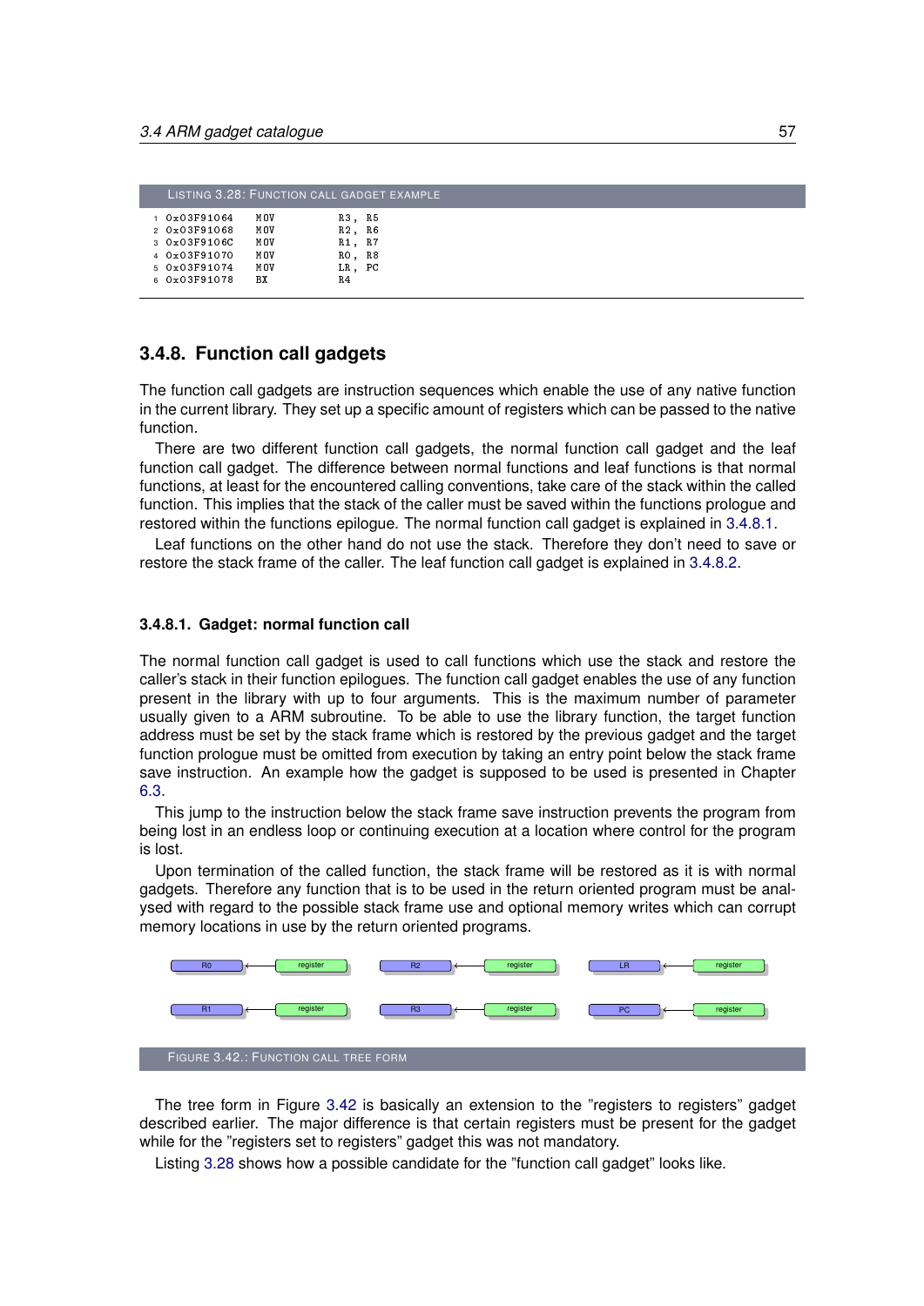LISTING 3.28: FUNCTION CALL GADGET EXAMPLE

```
1 0x03F91064   MOV   R3, R5
2 0x03F91068   MOV   R2, R6
3 0x03F9106C   MOV   R1, R7
4 0x03F91070   MOV   R0, R8
5 0x03F91074   MOV   LR, PC
6 0x03F91078   BX    R4
```

### 3.4.8. Function call gadgets

The function call gadgets are instruction sequences which enable the use of any native function in the current library. They set up a specific amount of registers which can be passed to the native function.

There are two different function call gadgets, the normal function call gadget and the leaf function call gadget. The difference between normal functions and leaf functions is that normal functions, at least for the encountered calling conventions, take care of the stack within the called function. This implies that the stack of the caller must be saved within the functions prologue and restored within the functions epilogue. The normal function call gadget is explained in 3.4.8.1.

Leaf functions on the other hand do not use the stack. Therefore they don't need to save or restore the stack frame of the caller. The leaf function call gadget is explained in 3.4.8.2.

#### 3.4.8.1. Gadget: normal function call

The normal function call gadget is used to call functions which use the stack and restore the caller's stack in their function epilogues. The function call gadget enables the use of any function present in the library with up to four arguments. This is the maximum number of parameter usually given to a ARM subroutine. To be able to use the library function, the target function address must be set by the stack frame which is restored by the previous gadget and the target function prologue must be omitted from execution by taking an entry point below the stack frame save instruction. An example how the gadget is supposed to be used is presented in Chapter 6.3.

This jump to the instruction below the stack frame save instruction prevents the program from being lost in an endless loop or continuing execution at a location where control for the program is lost.

Upon termination of the called function, the stack frame will be restored as it is with normal gadgets. Therefore any function that is to be used in the return oriented program must be analysed with regard to the possible stack frame use and optional memory writes which can corrupt memory locations in use by the return oriented programs.

R0 ← register    R2 ← register    LR ← register

R1 ← register    R3 ← register    PC ← register

FIGURE 3.42.: FUNCTION CALL TREE FORM

The tree form in Figure 3.42 is basically an extension to the "registers to registers" gadget described earlier. The major difference is that certain registers must be present for the gadget while for the "registers set to registers" gadget this was not mandatory.

Listing 3.28 shows how a possible candidate for the "function call gadget" looks like.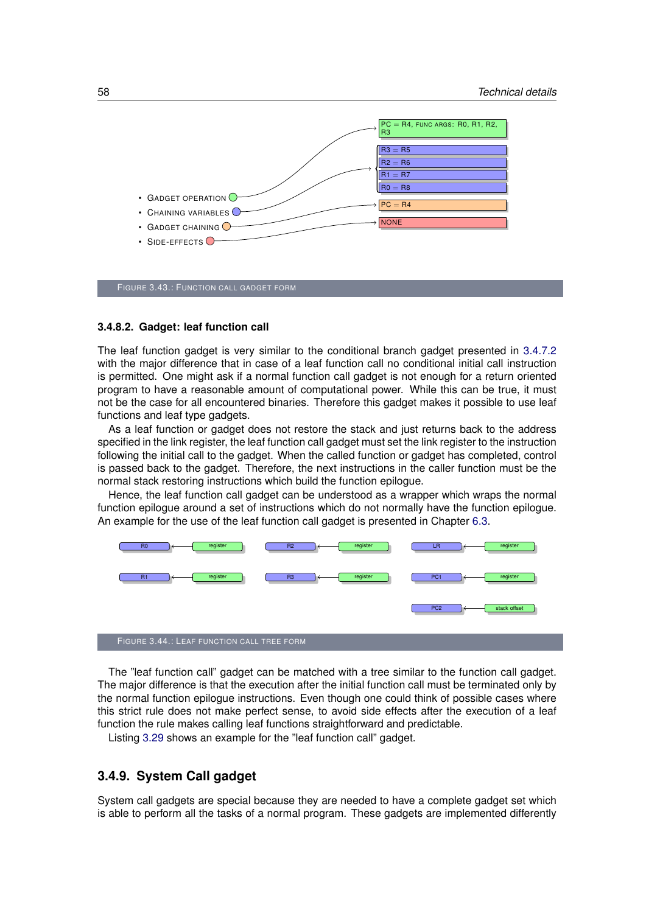- Gadget operation — PC = R4, func args: R0, R1, R2, R3
- Chaining variables — R3 = R5, R2 = R6, R1 = R7, R0 = R8
- Gadget chaining — PC = R4
- Side-effects — NONE

Figure 3.43.: Function call gadget form

### 3.4.8.2. Gadget: leaf function call

The leaf function gadget is very similar to the conditional branch gadget presented in 3.4.7.2 with the major difference that in case of a leaf function call no conditional initial call instruction is permitted. One might ask if a normal function call gadget is not enough for a return oriented program to have a reasonable amount of computational power. While this can be true, it must not be the case for all encountered binaries. Therefore this gadget makes it possible to use leaf functions and leaf type gadgets.

As a leaf function or gadget does not restore the stack and just returns back to the address specified in the link register, the leaf function call gadget must set the link register to the instruction following the initial call to the gadget. When the called function or gadget has completed, control is passed back to the gadget. Therefore, the next instructions in the caller function must be the normal stack restoring instructions which build the function epilogue.

Hence, the leaf function call gadget can be understood as a wrapper which wraps the normal function epilogue around a set of instructions which do not normally have the function epilogue. An example for the use of the leaf function call gadget is presented in Chapter 6.3.

R0 ← register, R2 ← register, LR ← register, R1 ← register, R3 ← register, PC1 ← register, PC2 ← stack offset

Figure 3.44.: Leaf function call tree form

The "leaf function call" gadget can be matched with a tree similar to the function call gadget. The major difference is that the execution after the initial function call must be terminated only by the normal function epilogue instructions. Even though one could think of possible cases where this strict rule does not make perfect sense, to avoid side effects after the execution of a leaf function the rule makes calling leaf functions straightforward and predictable.

Listing 3.29 shows an example for the "leaf function call" gadget.

## 3.4.9. System Call gadget

System call gadgets are special because they are needed to have a complete gadget set which is able to perform all the tasks of a normal program. These gadgets are implemented differently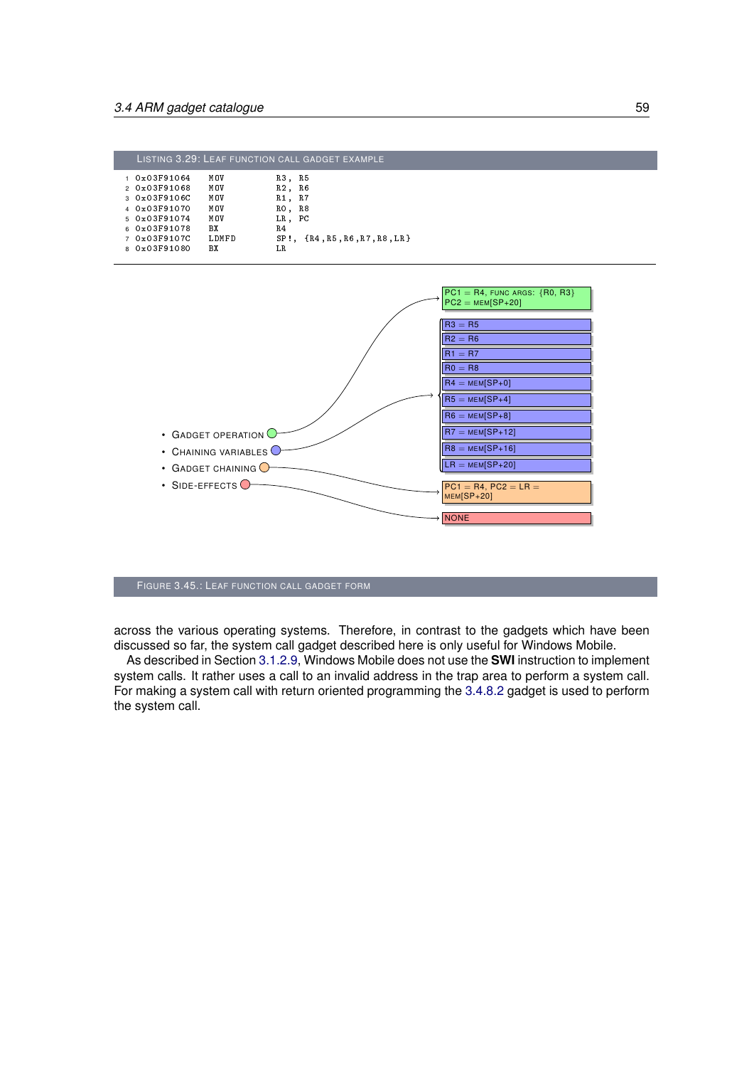Listing 3.29: Leaf function call gadget example

```
1 0x03F91064    MOV     R3, R5
2 0x03F91068    MOV     R2, R6
3 0x03F9106C    MOV     R1, R7
4 0x03F91070    MOV     R0, R8
5 0x03F91074    MOV     LR, PC
6 0x03F91078    BX      R4
7 0x03F9107C    LDMFD   SP!, {R4,R5,R6,R7,R8,LR}
8 0x03F91080    BX      LR
```

- Gadget operation
- Chaining variables
- Gadget chaining
- Side-effects

| |
|---|
| PC1 = R4, func args: {R0, R3} PC2 = mem[SP+20] |
| R3 = R5 |
| R2 = R6 |
| R1 = R7 |
| R0 = R8 |
| R4 = mem[SP+0] |
| R5 = mem[SP+4] |
| R6 = mem[SP+8] |
| R7 = mem[SP+12] |
| R8 = mem[SP+16] |
| LR = mem[SP+20] |
| PC1 = R4, PC2 = LR = mem[SP+20] |
| NONE |

Figure 3.45.: Leaf function call gadget form

across the various operating systems. Therefore, in contrast to the gadgets which have been discussed so far, the system call gadget described here is only useful for Windows Mobile.

As described in Section 3.1.2.9, Windows Mobile does not use the **SWI** instruction to implement system calls. It rather uses a call to an invalid address in the trap area to perform a system call. For making a system call with return oriented programming the 3.4.8.2 gadget is used to perform the system call.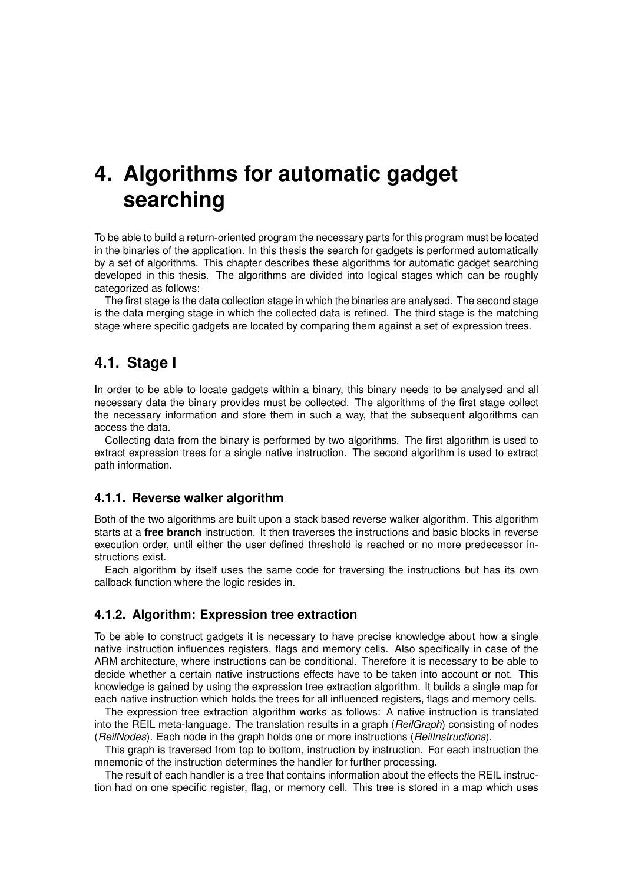# 4. Algorithms for automatic gadget searching

To be able to build a return-oriented program the necessary parts for this program must be located in the binaries of the application. In this thesis the search for gadgets is performed automatically by a set of algorithms. This chapter describes these algorithms for automatic gadget searching developed in this thesis. The algorithms are divided into logical stages which can be roughly categorized as follows:

The first stage is the data collection stage in which the binaries are analysed. The second stage is the data merging stage in which the collected data is refined. The third stage is the matching stage where specific gadgets are located by comparing them against a set of expression trees.

## 4.1. Stage I

In order to be able to locate gadgets within a binary, this binary needs to be analysed and all necessary data the binary provides must be collected. The algorithms of the first stage collect the necessary information and store them in such a way, that the subsequent algorithms can access the data.

Collecting data from the binary is performed by two algorithms. The first algorithm is used to extract expression trees for a single native instruction. The second algorithm is used to extract path information.

### 4.1.1. Reverse walker algorithm

Both of the two algorithms are built upon a stack based reverse walker algorithm. This algorithm starts at a **free branch** instruction. It then traverses the instructions and basic blocks in reverse execution order, until either the user defined threshold is reached or no more predecessor instructions exist.

Each algorithm by itself uses the same code for traversing the instructions but has its own callback function where the logic resides in.

### 4.1.2. Algorithm: Expression tree extraction

To be able to construct gadgets it is necessary to have precise knowledge about how a single native instruction influences registers, flags and memory cells. Also specifically in case of the ARM architecture, where instructions can be conditional. Therefore it is necessary to be able to decide whether a certain native instructions effects have to be taken into account or not. This knowledge is gained by using the expression tree extraction algorithm. It builds a single map for each native instruction which holds the trees for all influenced registers, flags and memory cells.

The expression tree extraction algorithm works as follows: A native instruction is translated into the REIL meta-language. The translation results in a graph (*ReilGraph*) consisting of nodes (*ReilNodes*). Each node in the graph holds one or more instructions (*ReilInstructions*).

This graph is traversed from top to bottom, instruction by instruction. For each instruction the mnemonic of the instruction determines the handler for further processing.

The result of each handler is a tree that contains information about the effects the REIL instruction had on one specific register, flag, or memory cell. This tree is stored in a map which uses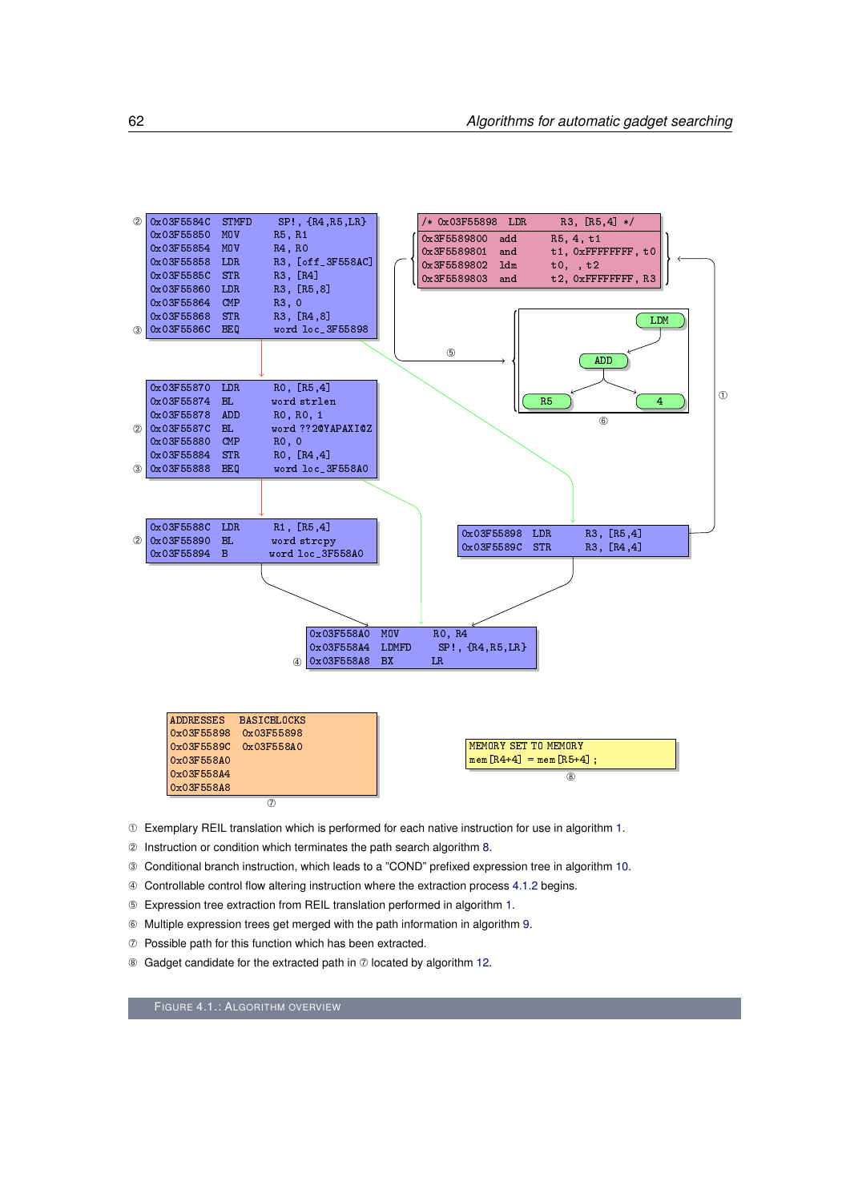```
② 0x03F5584C  STMFD   SP!, {R4,R5,LR}
  0x03F55850  MOV     R5, R1
  0x03F55854  MOV     R4, R0
  0x03F55858  LDR     R3, [off_3F558AC]
  0x03F5585C  STR     R3, [R4]
  0x03F55860  LDR     R3, [R5,8]
  0x03F55864  CMP     R3, 0
  0x03F55868  STR     R3, [R4,8]
③ 0x03F5586C  BEQ     word loc_3F55898
```

```
/* 0x03F55898  LDR     R3, [R5,4] */
0x3F5589800  add     R5, 4, t1
0x3F5589801  and     t1, 0xFFFFFFFF, t0
0x3F5589802  ldm     t0, , t2
0x3F5589803  and     t2, 0xFFFFFFFF, R3
```

```
  0x03F55870  LDR     R0, [R5,4]
  0x03F55874  BL      word strlen
  0x03F55878  ADD     R0, R0, 1
② 0x03F5587C  BL      word ??2@YAPAXI@Z
  0x03F55880  CMP     R0, 0
  0x03F55884  STR     R0, [R4,4]
③ 0x03F55888  BEQ     word loc_3F558A0
```

```
  0x03F5588C  LDR     R1, [R5,4]
② 0x03F55890  BL      word strcpy
  0x03F55894  B       word loc_3F558A0
```

```
0x03F55898  LDR     R3, [R5,4]
0x03F5589C  STR     R3, [R4,4]
```

```
  0x03F558A0  MOV     R0, R4
  0x03F558A4  LDMFD   SP!, {R4,R5,LR}
④ 0x03F558A8  BX      LR
```

⑥ Expression tree: LDM → ADD → (R5, 4)

⑦

| ADDRESSES | BASICBLOCKS |
|---|---|
| 0x03F55898 | 0x03F55898 |
| 0x03F5589C | 0x03F558A0 |
| 0x03F558A0 | |
| 0x03F558A4 | |
| 0x03F558A8 | |

⑧

```
MEMORY SET TO MEMORY
mem[R4+4] = mem[R5+4];
```

① Exemplary REIL translation which is performed for each native instruction for use in algorithm 1.
② Instruction or condition which terminates the path search algorithm 8.
③ Conditional branch instruction, which leads to a "COND" prefixed expression tree in algorithm 10.
④ Controllable control flow altering instruction where the extraction process 4.1.2 begins.
⑤ Expression tree extraction from REIL translation performed in algorithm 1.
⑥ Multiple expression trees get merged with the path information in algorithm 9.
⑦ Possible path for this function which has been extracted.
⑧ Gadget candidate for the extracted path in ⑦ located by algorithm 12.

FIGURE 4.1.: ALGORITHM OVERVIEW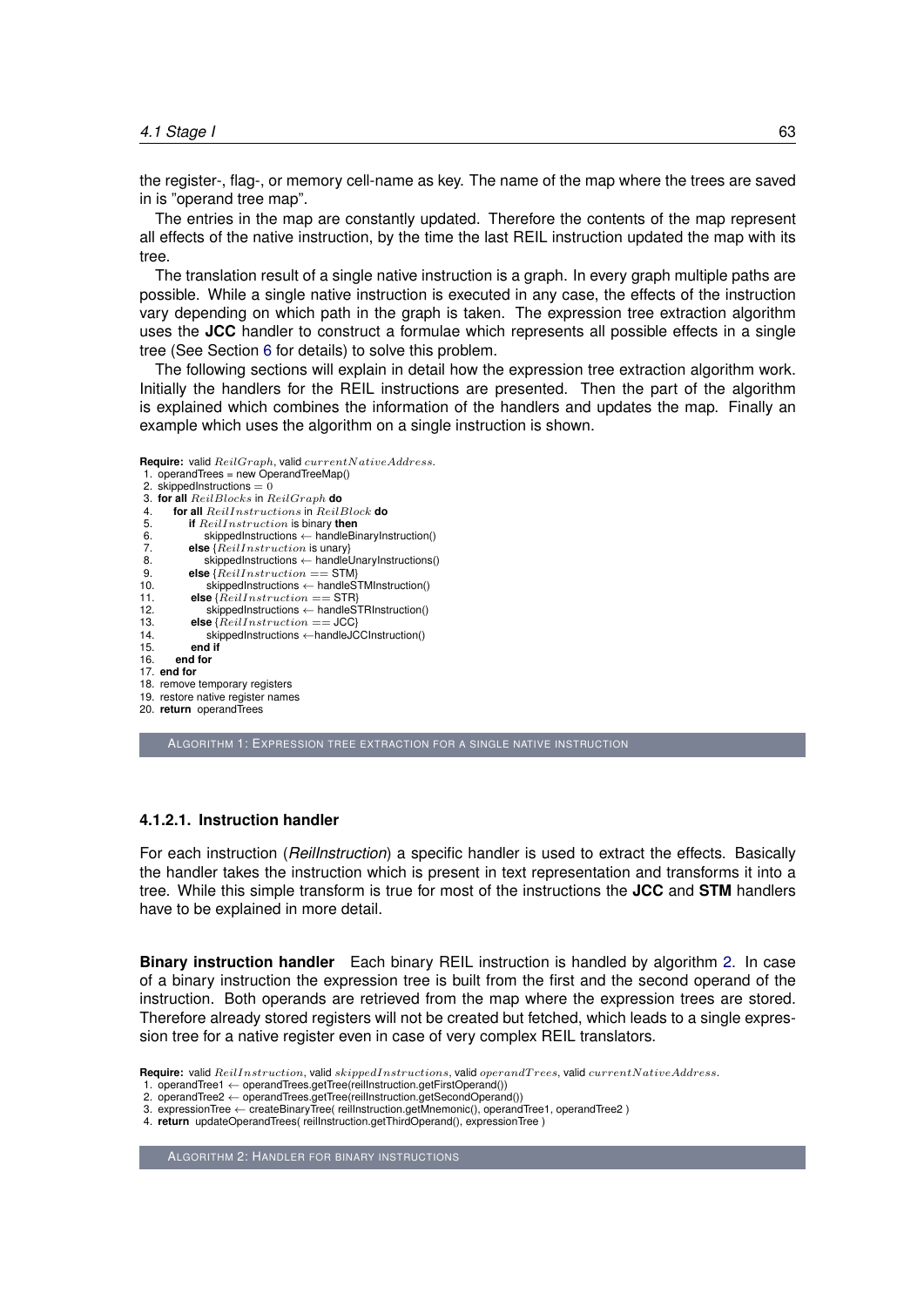the register-, flag-, or memory cell-name as key. The name of the map where the trees are saved in is "operand tree map".

The entries in the map are constantly updated. Therefore the contents of the map represent all effects of the native instruction, by the time the last REIL instruction updated the map with its tree.

The translation result of a single native instruction is a graph. In every graph multiple paths are possible. While a single native instruction is executed in any case, the effects of the instruction vary depending on which path in the graph is taken. The expression tree extraction algorithm uses the **JCC** handler to construct a formulae which represents all possible effects in a single tree (See Section 6 for details) to solve this problem.

The following sections will explain in detail how the expression tree extraction algorithm work. Initially the handlers for the REIL instructions are presented. Then the part of the algorithm is explained which combines the information of the handlers and updates the map. Finally an example which uses the algorithm on a single instruction is shown.

```
Require: valid ReilGraph, valid currentNativeAddress.
 1. operandTrees = new OperandTreeMap()
 2. skippedInstructions = 0
 3. for all ReilBlocks in ReilGraph do
 4.    for all ReilInstructions in ReilBlock do
 5.       if ReilInstruction is binary then
 6.          skippedInstructions ← handleBinaryInstruction()
 7.       else {ReilInstruction is unary}
 8.          skippedInstructions ← handleUnaryInstructions()
 9.       else {ReilInstruction == STM}
10.          skippedInstructions ← handleSTMInstruction()
11.       else {ReilInstruction == STR}
12.          skippedInstructions ← handleSTRInstruction()
13.       else {ReilInstruction == JCC}
14.          skippedInstructions ←handleJCCInstruction()
15.       end if
16.    end for
17. end for
18. remove temporary registers
19. restore native register names
20. return operandTrees
```

ALGORITHM 1: EXPRESSION TREE EXTRACTION FOR A SINGLE NATIVE INSTRUCTION

#### 4.1.2.1. Instruction handler

For each instruction (*ReilInstruction*) a specific handler is used to extract the effects. Basically the handler takes the instruction which is present in text representation and transforms it into a tree. While this simple transform is true for most of the instructions the **JCC** and **STM** handlers have to be explained in more detail.

**Binary instruction handler** Each binary REIL instruction is handled by algorithm 2. In case of a binary instruction the expression tree is built from the first and the second operand of the instruction. Both operands are retrieved from the map where the expression trees are stored. Therefore already stored registers will not be created but fetched, which leads to a single expression tree for a native register even in case of very complex REIL translators.

```
Require: valid ReilInstruction, valid skippedInstructions, valid operandTrees, valid currentNativeAddress.
 1. operandTree1 ← operandTrees.getTree(reilInstruction.getFirstOperand())
 2. operandTree2 ← operandTrees.getTree(reilInstruction.getSecondOperand())
 3. expressionTree ← createBinaryTree( reilInstruction.getMnemonic(), operandTree1, operandTree2 )
 4. return updateOperandTrees( reilInstruction.getThirdOperand(), expressionTree )
```

ALGORITHM 2: HANDLER FOR BINARY INSTRUCTIONS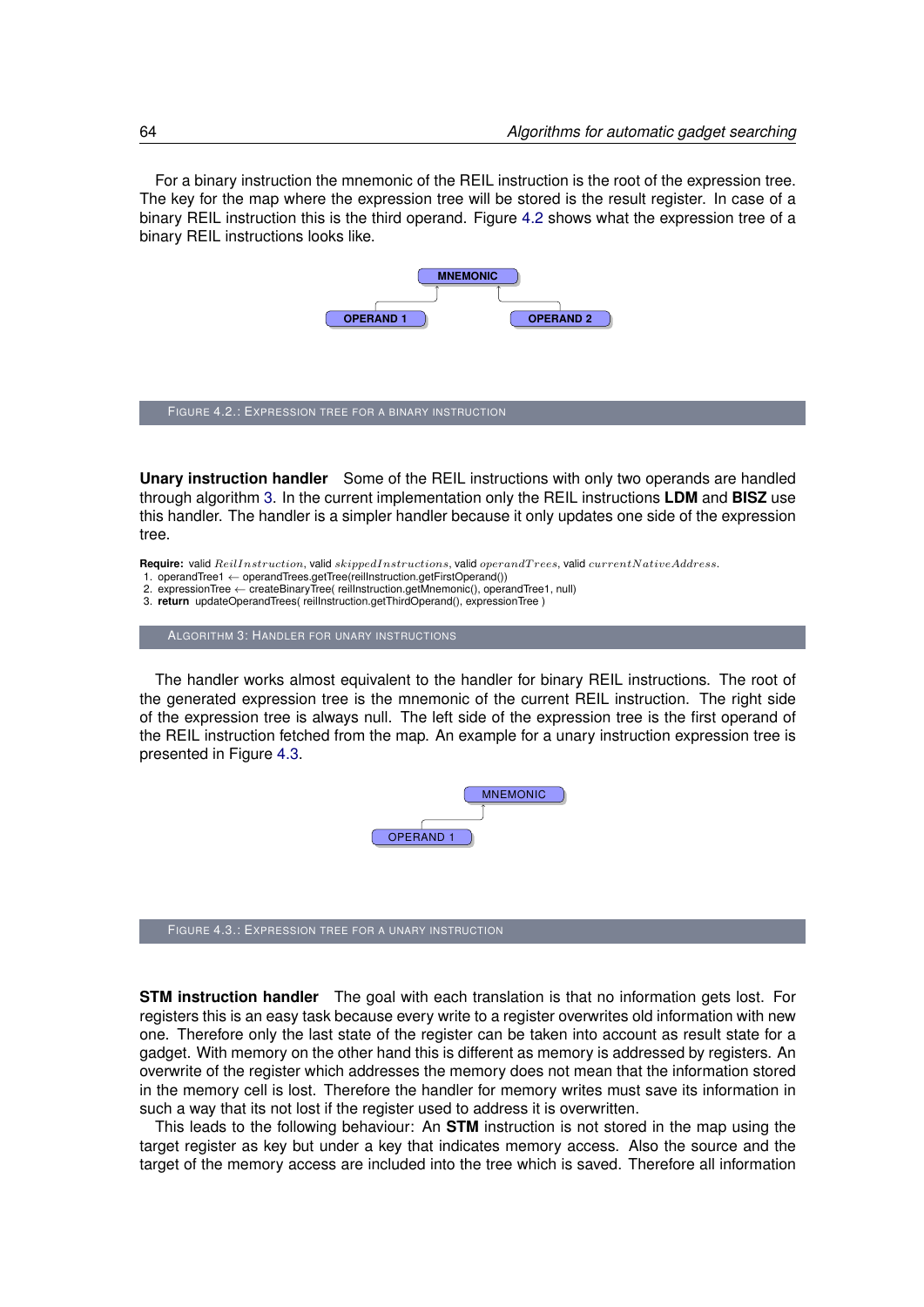For a binary instruction the mnemonic of the REIL instruction is the root of the expression tree. The key for the map where the expression tree will be stored is the result register. In case of a binary REIL instruction this is the third operand. Figure 4.2 shows what the expression tree of a binary REIL instructions looks like.

MNEMONIC

OPERAND 1 OPERAND 2

FIGURE 4.2.: EXPRESSION TREE FOR A BINARY INSTRUCTION

**Unary instruction handler** Some of the REIL instructions with only two operands are handled through algorithm 3. In the current implementation only the REIL instructions **LDM** and **BISZ** use this handler. The handler is a simpler handler because it only updates one side of the expression tree.

**Require:** valid $ReilInstruction$, valid $skippedInstructions$, valid $operandTrees$, valid $currentNativeAddress$.

1. operandTree1 ← operandTrees.getTree(reilInstruction.getFirstOperand())
2. expressionTree ← createBinaryTree( reilInstruction.getMnemonic(), operandTree1, null)
3. **return** updateOperandTrees( reilInstruction.getThirdOperand(), expressionTree )

ALGORITHM 3: HANDLER FOR UNARY INSTRUCTIONS

The handler works almost equivalent to the handler for binary REIL instructions. The root of the generated expression tree is the mnemonic of the current REIL instruction. The right side of the expression tree is always null. The left side of the expression tree is the first operand of the REIL instruction fetched from the map. An example for a unary instruction expression tree is presented in Figure 4.3.

MNEMONIC

OPERAND 1

FIGURE 4.3.: EXPRESSION TREE FOR A UNARY INSTRUCTION

**STM instruction handler** The goal with each translation is that no information gets lost. For registers this is an easy task because every write to a register overwrites old information with new one. Therefore only the last state of the register can be taken into account as result state for a gadget. With memory on the other hand this is different as memory is addressed by registers. An overwrite of the register which addresses the memory does not mean that the information stored in the memory cell is lost. Therefore the handler for memory writes must save its information in such a way that its not lost if the register used to address it is overwritten.

This leads to the following behaviour: An **STM** instruction is not stored in the map using the target register as key but under a key that indicates memory access. Also the source and the target of the memory access are included into the tree which is saved. Therefore all information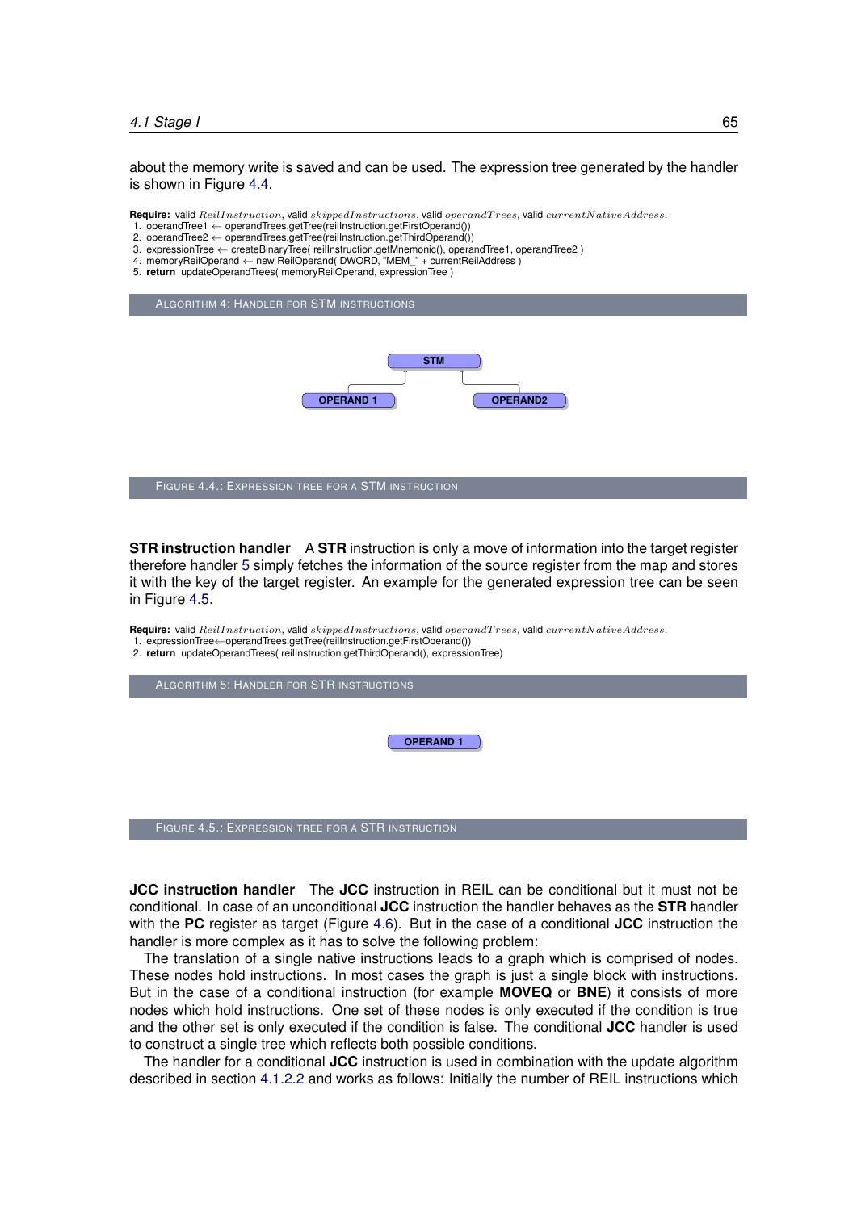about the memory write is saved and can be used. The expression tree generated by the handler is shown in Figure 4.4.

**Require:** valid $ReilInstruction$, valid $skippedInstructions$, valid $operandTrees$, valid $currentNativeAddress$.

1. operandTree1 ← operandTrees.getTree(reilInstruction.getFirstOperand())
2. operandTree2 ← operandTrees.getTree(reilInstruction.getThirdOperand())
3. expressionTree ← createBinaryTree( reilInstruction.getMnemonic(), operandTree1, operandTree2 )
4. memoryReilOperand ← new ReilOperand( DWORD, "MEM_" + currentReilAddress )
5. **return** updateOperandTrees( memoryReilOperand, expressionTree )

ALGORITHM 4: HANDLER FOR STM INSTRUCTIONS

STM

OPERAND 1    OPERAND2

FIGURE 4.4.: EXPRESSION TREE FOR A STM INSTRUCTION

**STR instruction handler** A **STR** instruction is only a move of information into the target register therefore handler 5 simply fetches the information of the source register from the map and stores it with the key of the target register. An example for the generated expression tree can be seen in Figure 4.5.

**Require:** valid $ReilInstruction$, valid $skippedInstructions$, valid $operandTrees$, valid $currentNativeAddress$.

1. expressionTree←operandTrees.getTree(reilInstruction.getFirstOperand())
2. **return** updateOperandTrees( reilInstruction.getThirdOperand(), expressionTree)

ALGORITHM 5: HANDLER FOR STR INSTRUCTIONS

OPERAND 1

FIGURE 4.5.: EXPRESSION TREE FOR A STR INSTRUCTION

**JCC instruction handler** The **JCC** instruction in REIL can be conditional but it must not be conditional. In case of an unconditional **JCC** instruction the handler behaves as the **STR** handler with the **PC** register as target (Figure 4.6). But in the case of a conditional **JCC** instruction the handler is more complex as it has to solve the following problem:

The translation of a single native instructions leads to a graph which is comprised of nodes. These nodes hold instructions. In most cases the graph is just a single block with instructions. But in the case of a conditional instruction (for example **MOVEQ** or **BNE**) it consists of more nodes which hold instructions. One set of these nodes is only executed if the condition is true and the other set is only executed if the condition is false. The conditional **JCC** handler is used to construct a single tree which reflects both possible conditions.

The handler for a conditional **JCC** instruction is used in combination with the update algorithm described in section 4.1.2.2 and works as follows: Initially the number of REIL instructions which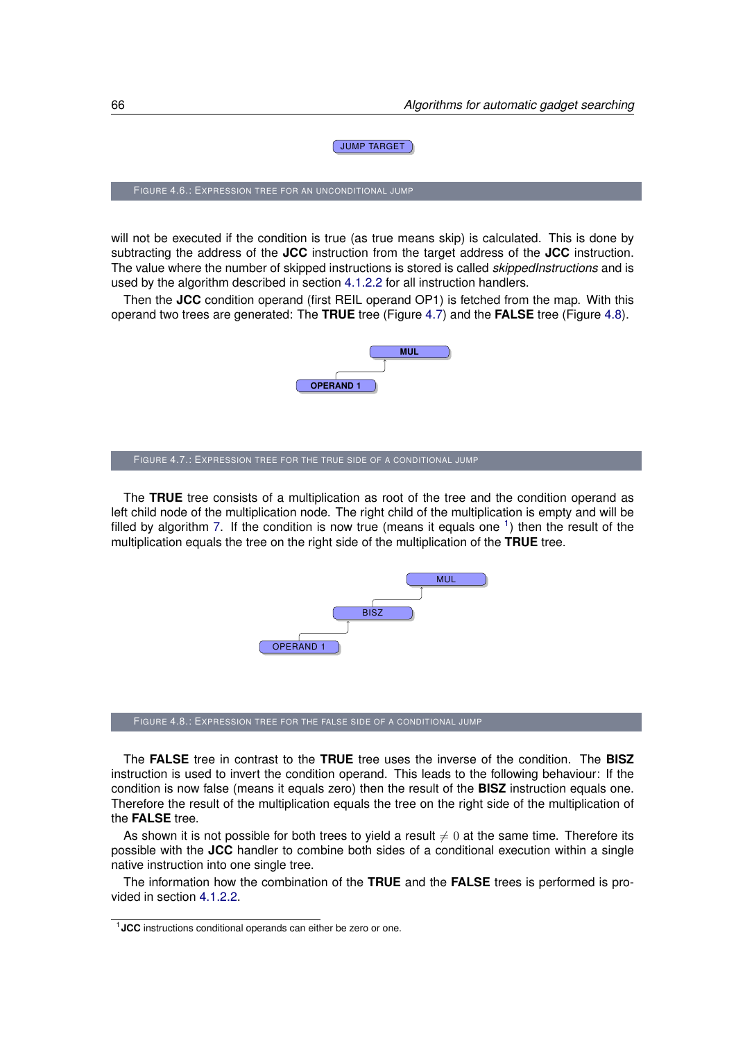JUMP TARGET

FIGURE 4.6.: EXPRESSION TREE FOR AN UNCONDITIONAL JUMP

will not be executed if the condition is true (as true means skip) is calculated. This is done by subtracting the address of the **JCC** instruction from the target address of the **JCC** instruction. The value where the number of skipped instructions is stored is called *skippedInstructions* and is used by the algorithm described in section 4.1.2.2 for all instruction handlers.

Then the **JCC** condition operand (first REIL operand OP1) is fetched from the map. With this operand two trees are generated: The **TRUE** tree (Figure 4.7) and the **FALSE** tree (Figure 4.8).

**MUL**

**OPERAND 1**

FIGURE 4.7.: EXPRESSION TREE FOR THE TRUE SIDE OF A CONDITIONAL JUMP

The **TRUE** tree consists of a multiplication as root of the tree and the condition operand as left child node of the multiplication node. The right child of the multiplication is empty and will be filled by algorithm 7. If the condition is now true (means it equals one [1]) then the result of the multiplication equals the tree on the right side of the multiplication of the **TRUE** tree.

MUL

BISZ

OPERAND 1

FIGURE 4.8.: EXPRESSION TREE FOR THE FALSE SIDE OF A CONDITIONAL JUMP

The **FALSE** tree in contrast to the **TRUE** tree uses the inverse of the condition. The **BISZ** instruction is used to invert the condition operand. This leads to the following behaviour: If the condition is now false (means it equals zero) then the result of the **BISZ** instruction equals one. Therefore the result of the multiplication equals the tree on the right side of the multiplication of the **FALSE** tree.

As shown it is not possible for both trees to yield a result $\neq 0$ at the same time. Therefore its possible with the **JCC** handler to combine both sides of a conditional execution within a single native instruction into one single tree.

The information how the combination of the **TRUE** and the **FALSE** trees is performed is provided in section 4.1.2.2.

[1] **JCC** instructions conditional operands can either be zero or one.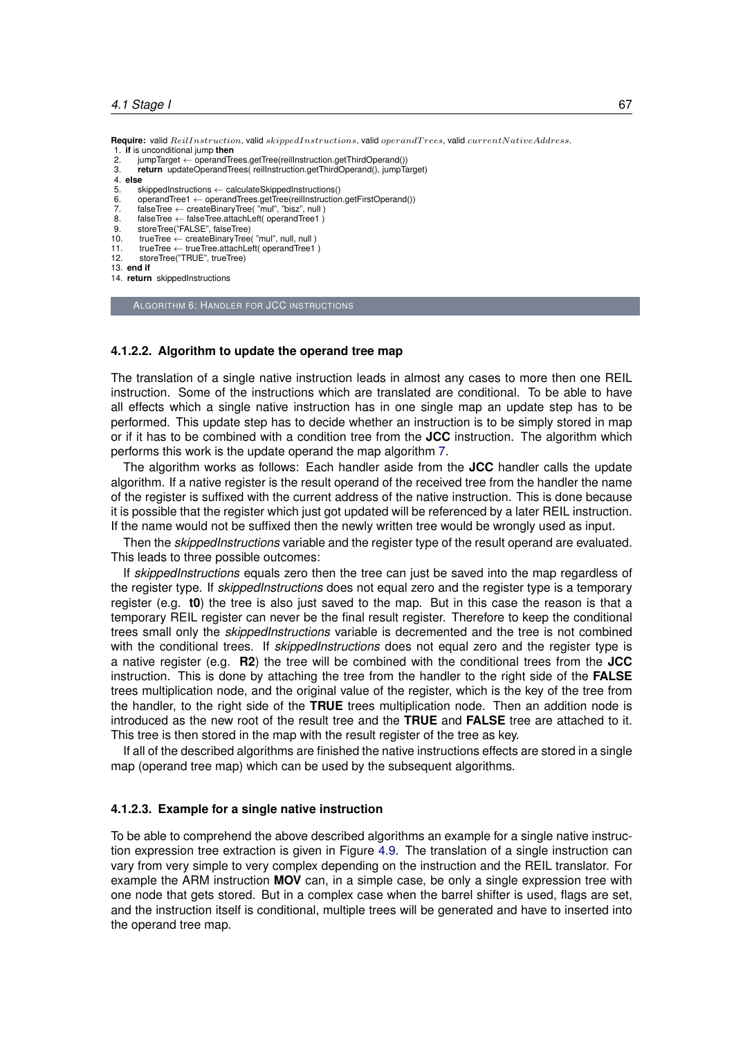**Require:** valid $ReilInstruction$, valid $skippedInstructions$, valid $operandTrees$, valid $currentNativeAddress$.

```
1.  if is unconditional jump then
2.      jumpTarget ← operandTrees.getTree(reilInstruction.getThirdOperand())
3.      return updateOperandTrees( reilInstruction.getThirdOperand(), jumpTarget)
4.  else
5.      skippedInstructions ← calculateSkippedInstructions()
6.      operandTree1 ← operandTrees.getTree(reilInstruction.getFirstOperand())
7.      falseTree ← createBinaryTree( "mul", "bisz", null )
8.      falseTree ← falseTree.attachLeft( operandTree1 )
9.      storeTree("FALSE", falseTree)
10.     trueTree ← createBinaryTree( "mul", null, null )
11.     trueTree ← trueTree.attachLeft( operandTree1 )
12.     storeTree("TRUE", trueTree)
13. end if
14. return skippedInstructions
```

ALGORITHM 6: HANDLER FOR JCC INSTRUCTIONS

#### 4.1.2.2. Algorithm to update the operand tree map

The translation of a single native instruction leads in almost any cases to more then one REIL instruction. Some of the instructions which are translated are conditional. To be able to have all effects which a single native instruction has in one single map an update step has to be performed. This update step has to decide whether an instruction is to be simply stored in map or if it has to be combined with a condition tree from the **JCC** instruction. The algorithm which performs this work is the update operand the map algorithm 7.

The algorithm works as follows: Each handler aside from the **JCC** handler calls the update algorithm. If a native register is the result operand of the received tree from the handler the name of the register is suffixed with the current address of the native instruction. This is done because it is possible that the register which just got updated will be referenced by a later REIL instruction. If the name would not be suffixed then the newly written tree would be wrongly used as input.

Then the *skippedInstructions* variable and the register type of the result operand are evaluated. This leads to three possible outcomes:

If *skippedInstructions* equals zero then the tree can just be saved into the map regardless of the register type. If *skippedInstructions* does not equal zero and the register type is a temporary register (e.g. **t0**) the tree is also just saved to the map. But in this case the reason is that a temporary REIL register can never be the final result register. Therefore to keep the conditional trees small only the *skippedInstructions* variable is decremented and the tree is not combined with the conditional trees. If *skippedInstructions* does not equal zero and the register type is a native register (e.g. **R2**) the tree will be combined with the conditional trees from the **JCC** instruction. This is done by attaching the tree from the handler to the right side of the **FALSE** trees multiplication node, and the original value of the register, which is the key of the tree from the handler, to the right side of the **TRUE** trees multiplication node. Then an addition node is introduced as the new root of the result tree and the **TRUE** and **FALSE** tree are attached to it. This tree is then stored in the map with the result register of the tree as key.

If all of the described algorithms are finished the native instructions effects are stored in a single map (operand tree map) which can be used by the subsequent algorithms.

#### 4.1.2.3. Example for a single native instruction

To be able to comprehend the above described algorithms an example for a single native instruction expression tree extraction is given in Figure 4.9. The translation of a single instruction can vary from very simple to very complex depending on the instruction and the REIL translator. For example the ARM instruction **MOV** can, in a simple case, be only a single expression tree with one node that gets stored. But in a complex case when the barrel shifter is used, flags are set, and the instruction itself is conditional, multiple trees will be generated and have to inserted into the operand tree map.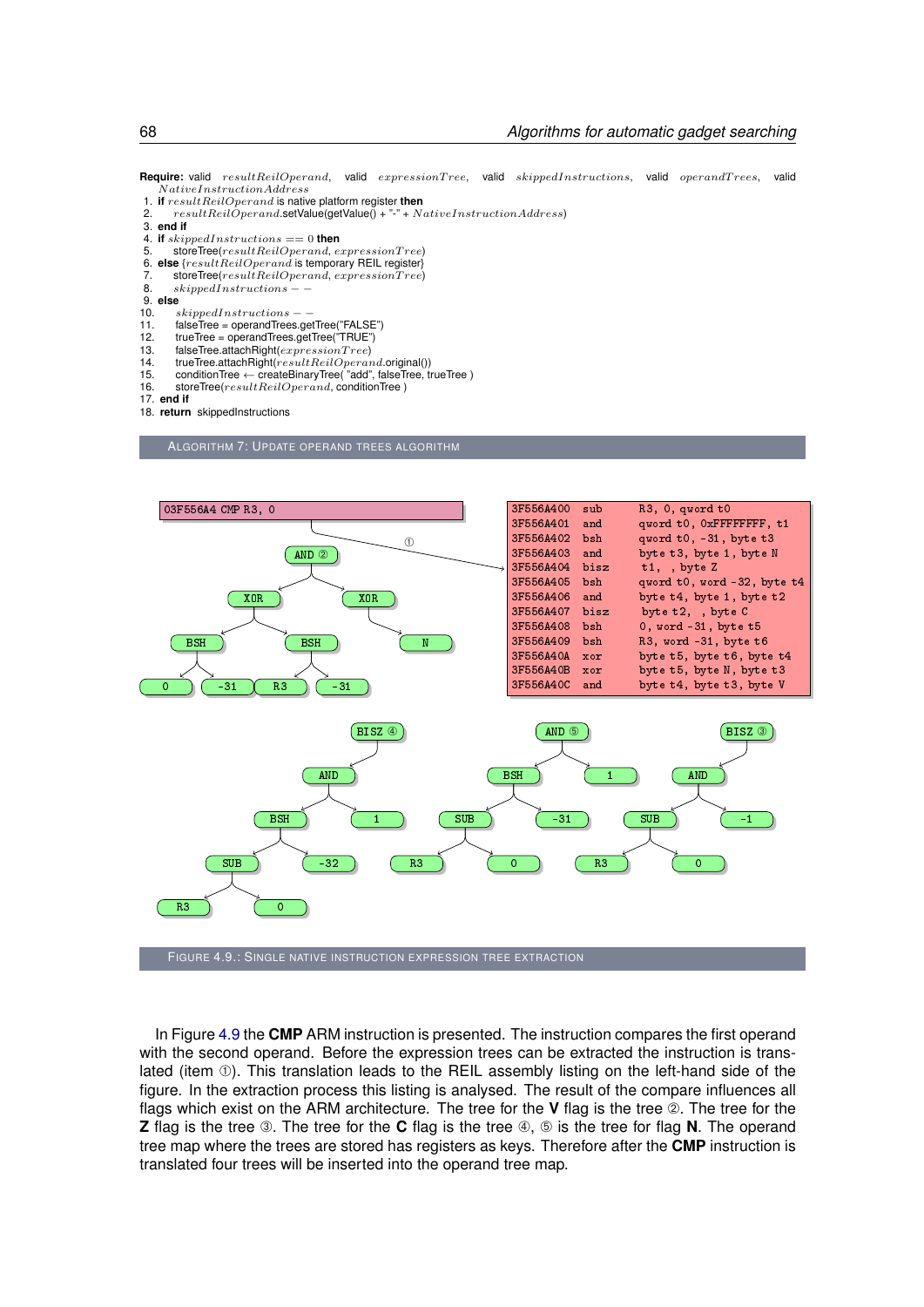**Require:** valid $resultReilOperand$, valid $expressionTree$, valid $skippedInstructions$, valid $operandTrees$, valid $NativeInstructionAddress$

1. **if** $resultReilOperand$ is native platform register **then**
2. $resultReilOperand$.setValue(getValue() + "-" + $NativeInstructionAddress$)
3. **end if**
4. **if** $skippedInstructions == 0$ **then**
5. storeTree($resultReilOperand$, $expressionTree$)
6. **else** {$resultReilOperand$ is temporary REIL register}
7. storeTree($resultReilOperand$, $expressionTree$)
8. $skippedInstructions - -$
9. **else**
10. $skippedInstructions - -$
11. falseTree = operandTrees.getTree("FALSE")
12. trueTree = operandTrees.getTree("TRUE")
13. falseTree.attachRight($expressionTree$)
14. trueTree.attachRight($resultReilOperand$.original())
15. conditionTree ← createBinaryTree( "add", falseTree, trueTree )
16. storeTree($resultReilOperand$, conditionTree )
17. **end if**
18. **return** skippedInstructions

ALGORITHM 7: UPDATE OPERAND TREES ALGORITHM

```
03F556A4 CMP R3, 0
```

```
3F556A400  sub    R3, 0, qword t0
3F556A401  and    qword t0, 0xFFFFFFFF, t1
3F556A402  bsh    qword t0, -31, byte t3
3F556A403  and    byte t3, byte 1, byte N
3F556A404  bisz   t1, , byte Z
3F556A405  bsh    qword t0, word -32, byte t4
3F556A406  and    byte t4, byte 1, byte t2
3F556A407  bisz   byte t2, , byte C
3F556A408  bsh    0, word -31, byte t5
3F556A409  bsh    R3, word -31, byte t6
3F556A40A  xor    byte t5, byte t6, byte t4
3F556A40B  xor    byte t5, byte N, byte t3
3F556A40C  and    byte t4, byte t3, byte V
```

FIGURE 4.9.: SINGLE NATIVE INSTRUCTION EXPRESSION TREE EXTRACTION

In Figure 4.9 the **CMP** ARM instruction is presented. The instruction compares the first operand with the second operand. Before the expression trees can be extracted the instruction is translated (item ①). This translation leads to the REIL assembly listing on the left-hand side of the figure. In the extraction process this listing is analysed. The result of the compare influences all flags which exist on the ARM architecture. The tree for the **V** flag is the tree ②. The tree for the **Z** flag is the tree ③. The tree for the **C** flag is the tree ④, ⑤ is the tree for flag **N**. The operand tree map where the trees are stored has registers as keys. Therefore after the **CMP** instruction is translated four trees will be inserted into the operand tree map.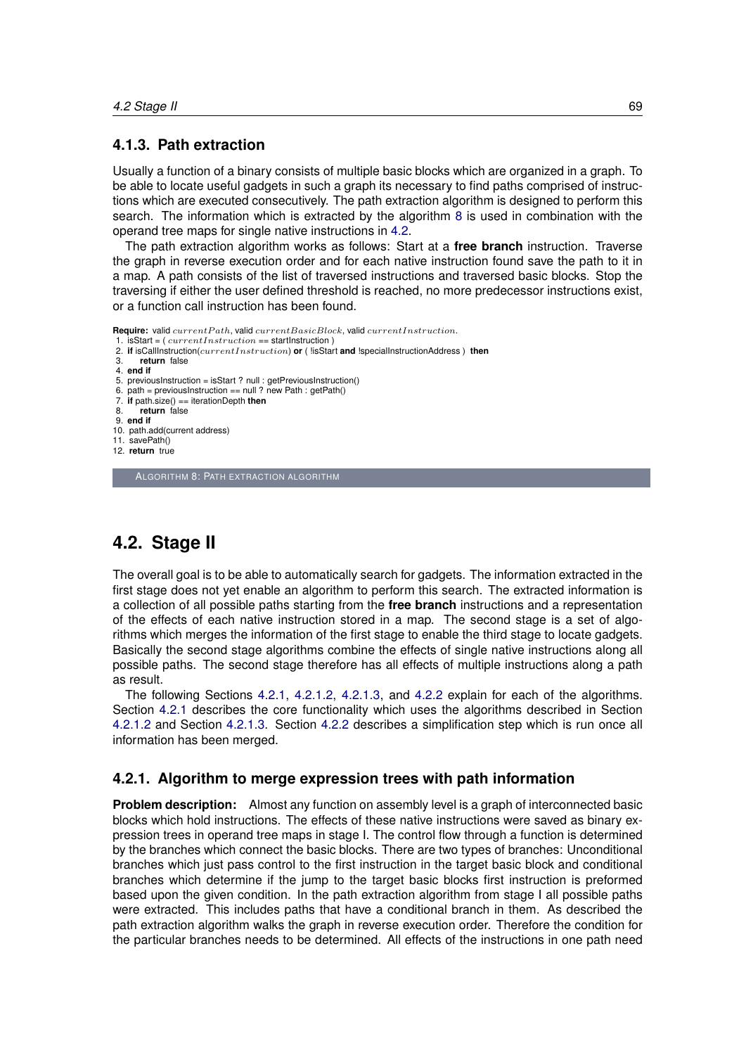### 4.1.3. Path extraction

Usually a function of a binary consists of multiple basic blocks which are organized in a graph. To be able to locate useful gadgets in such a graph its necessary to find paths comprised of instructions which are executed consecutively. The path extraction algorithm is designed to perform this search. The information which is extracted by the algorithm 8 is used in combination with the operand tree maps for single native instructions in 4.2.

The path extraction algorithm works as follows: Start at a **free branch** instruction. Traverse the graph in reverse execution order and for each native instruction found save the path to it in a map. A path consists of the list of traversed instructions and traversed basic blocks. Stop the traversing if either the user defined threshold is reached, no more predecessor instructions exist, or a function call instruction has been found.

```
Require: valid currentPath, valid currentBasicBlock, valid currentInstruction.
 1. isStart = ( currentInstruction == startInstruction )
 2. if isCallInstruction(currentInstruction) or ( !isStart and !specialInstructionAddress ) then
 3.     return false
 4. end if
 5. previousInstruction = isStart ? null : getPreviousInstruction()
 6. path = previousInstruction == null ? new Path : getPath()
 7. if path.size() == iterationDepth then
 8.     return false
 9. end if
10. path.add(current address)
11. savePath()
12. return true
```

ALGORITHM 8: PATH EXTRACTION ALGORITHM

## 4.2. Stage II

The overall goal is to be able to automatically search for gadgets. The information extracted in the first stage does not yet enable an algorithm to perform this search. The extracted information is a collection of all possible paths starting from the **free branch** instructions and a representation of the effects of each native instruction stored in a map. The second stage is a set of algorithms which merges the information of the first stage to enable the third stage to locate gadgets. Basically the second stage algorithms combine the effects of single native instructions along all possible paths. The second stage therefore has all effects of multiple instructions along a path as result.

The following Sections 4.2.1, 4.2.1.2, 4.2.1.3, and 4.2.2 explain for each of the algorithms. Section 4.2.1 describes the core functionality which uses the algorithms described in Section 4.2.1.2 and Section 4.2.1.3. Section 4.2.2 describes a simplification step which is run once all information has been merged.

### 4.2.1. Algorithm to merge expression trees with path information

**Problem description:** Almost any function on assembly level is a graph of interconnected basic blocks which hold instructions. The effects of these native instructions were saved as binary expression trees in operand tree maps in stage I. The control flow through a function is determined by the branches which connect the basic blocks. There are two types of branches: Unconditional branches which just pass control to the first instruction in the target basic block and conditional branches which determine if the jump to the target basic blocks first instruction is preformed based upon the given condition. In the path extraction algorithm from stage I all possible paths were extracted. This includes paths that have a conditional branch in them. As described the path extraction algorithm walks the graph in reverse execution order. Therefore the condition for the particular branches needs to be determined. All effects of the instructions in one path need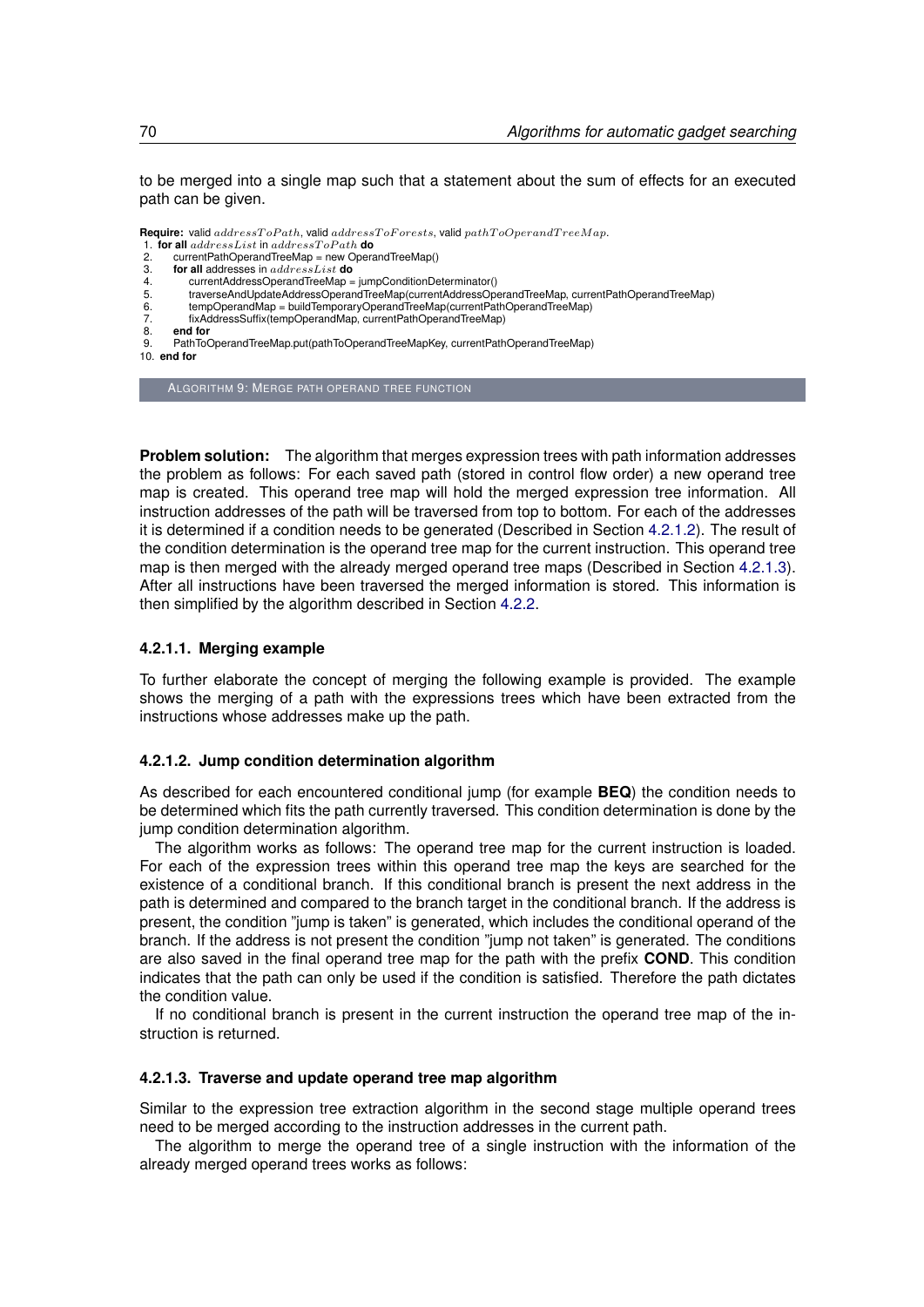to be merged into a single map such that a statement about the sum of effects for an executed path can be given.

**Require:** valid $addressToPath$, valid $addressToForests$, valid $pathToOperandTreeMap$.

```
1.  for all addressList in addressToPath do
2.      currentPathOperandTreeMap = new OperandTreeMap()
3.      for all addresses in addressList do
4.          currentAddressOperandTreeMap = jumpConditionDeterminator()
5.          traverseAndUpdateAddressOperandTreeMap(currentAddressOperandTreeMap, currentPathOperandTreeMap)
6.          tempOperandMap = buildTemporaryOperandTreeMap(currentPathOperandTreeMap)
7.          fixAddressSuffix(tempOperandMap, currentPathOperandTreeMap)
8.      end for
9.      PathToOperandTreeMap.put(pathToOperandTreeMapKey, currentPathOperandTreeMap)
10. end for
```

ALGORITHM 9: MERGE PATH OPERAND TREE FUNCTION

**Problem solution:** The algorithm that merges expression trees with path information addresses the problem as follows: For each saved path (stored in control flow order) a new operand tree map is created. This operand tree map will hold the merged expression tree information. All instruction addresses of the path will be traversed from top to bottom. For each of the addresses it is determined if a condition needs to be generated (Described in Section 4.2.1.2). The result of the condition determination is the operand tree map for the current instruction. This operand tree map is then merged with the already merged operand tree maps (Described in Section 4.2.1.3). After all instructions have been traversed the merged information is stored. This information is then simplified by the algorithm described in Section 4.2.2.

#### 4.2.1.1. Merging example

To further elaborate the concept of merging the following example is provided. The example shows the merging of a path with the expressions trees which have been extracted from the instructions whose addresses make up the path.

#### 4.2.1.2. Jump condition determination algorithm

As described for each encountered conditional jump (for example **BEQ**) the condition needs to be determined which fits the path currently traversed. This condition determination is done by the jump condition determination algorithm.

The algorithm works as follows: The operand tree map for the current instruction is loaded. For each of the expression trees within this operand tree map the keys are searched for the existence of a conditional branch. If this conditional branch is present the next address in the path is determined and compared to the branch target in the conditional branch. If the address is present, the condition "jump is taken" is generated, which includes the conditional operand of the branch. If the address is not present the condition "jump not taken" is generated. The conditions are also saved in the final operand tree map for the path with the prefix **COND**. This condition indicates that the path can only be used if the condition is satisfied. Therefore the path dictates the condition value.

If no conditional branch is present in the current instruction the operand tree map of the instruction is returned.

#### 4.2.1.3. Traverse and update operand tree map algorithm

Similar to the expression tree extraction algorithm in the second stage multiple operand trees need to be merged according to the instruction addresses in the current path.

The algorithm to merge the operand tree of a single instruction with the information of the already merged operand trees works as follows: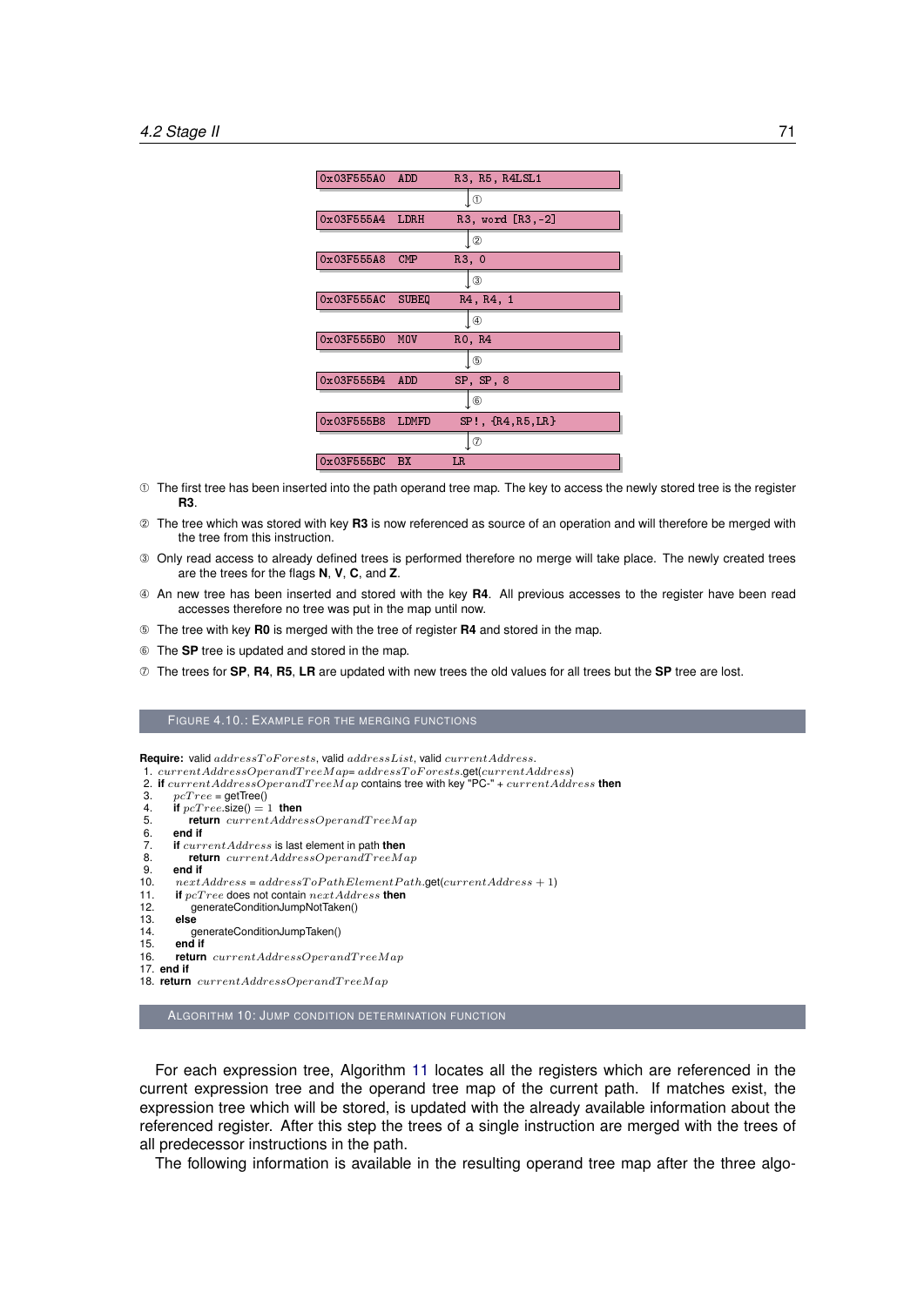```
0x03F555A0  ADD     R3, R5, R4LSL1
                ↓ ①
0x03F555A4  LDRH    R3, word [R3,-2]
                ↓ ②
0x03F555A8  CMP     R3, 0
                ↓ ③
0x03F555AC  SUBEQ   R4, R4, 1
                ↓ ④
0x03F555B0  MOV     R0, R4
                ↓ ⑤
0x03F555B4  ADD     SP, SP, 8
                ↓ ⑥
0x03F555B8  LDMFD   SP!, {R4,R5,LR}
                ↓ ⑦
0x03F555BC  BX      LR
```

① The first tree has been inserted into the path operand tree map. The key to access the newly stored tree is the register **R3**.

② The tree which was stored with key **R3** is now referenced as source of an operation and will therefore be merged with the tree from this instruction.

③ Only read access to already defined trees is performed therefore no merge will take place. The newly created trees are the trees for the flags **N**, **V**, **C**, and **Z**.

④ An new tree has been inserted and stored with the key **R4**. All previous accesses to the register have been read accesses therefore no tree was put in the map until now.

⑤ The tree with key **R0** is merged with the tree of register **R4** and stored in the map.

⑥ The **SP** tree is updated and stored in the map.

⑦ The trees for **SP**, **R4**, **R5**, **LR** are updated with new trees the old values for all trees but the **SP** tree are lost.

FIGURE 4.10.: EXAMPLE FOR THE MERGING FUNCTIONS

**Require:** valid $addressToForests$, valid $addressList$, valid $currentAddress$.

1. $currentAddressOperandTreeMap$= $addressToForests$.get($currentAddress$)
2. **if** $currentAddressOperandTreeMap$ contains tree with key "PC-" + $currentAddress$ **then**
3. $\quad pcTree$ = getTree()
4. $\quad$ **if** $pcTree$.size() $= 1$ **then**
5. $\quad\quad$ **return** $currentAddressOperandTreeMap$
6. $\quad$ **end if**
7. $\quad$ **if** $currentAddress$ is last element in path **then**
8. $\quad\quad$ **return** $currentAddressOperandTreeMap$
9. $\quad$ **end if**
10. $\quad nextAddress$ = $addressToPathElementPath$.get($currentAddress + 1$)
11. $\quad$ **if** $pcTree$ does not contain $nextAddress$ **then**
12. $\quad\quad$ generateConditionJumpNotTaken()
13. $\quad$ **else**
14. $\quad\quad$ generateConditionJumpTaken()
15. $\quad$ **end if**
16. $\quad$ **return** $currentAddressOperandTreeMap$
17. **end if**
18. **return** $currentAddressOperandTreeMap$

ALGORITHM 10: JUMP CONDITION DETERMINATION FUNCTION

For each expression tree, Algorithm 11 locates all the registers which are referenced in the current expression tree and the operand tree map of the current path. If matches exist, the expression tree which will be stored, is updated with the already available information about the referenced register. After this step the trees of a single instruction are merged with the trees of all predecessor instructions in the path.

The following information is available in the resulting operand tree map after the three algo-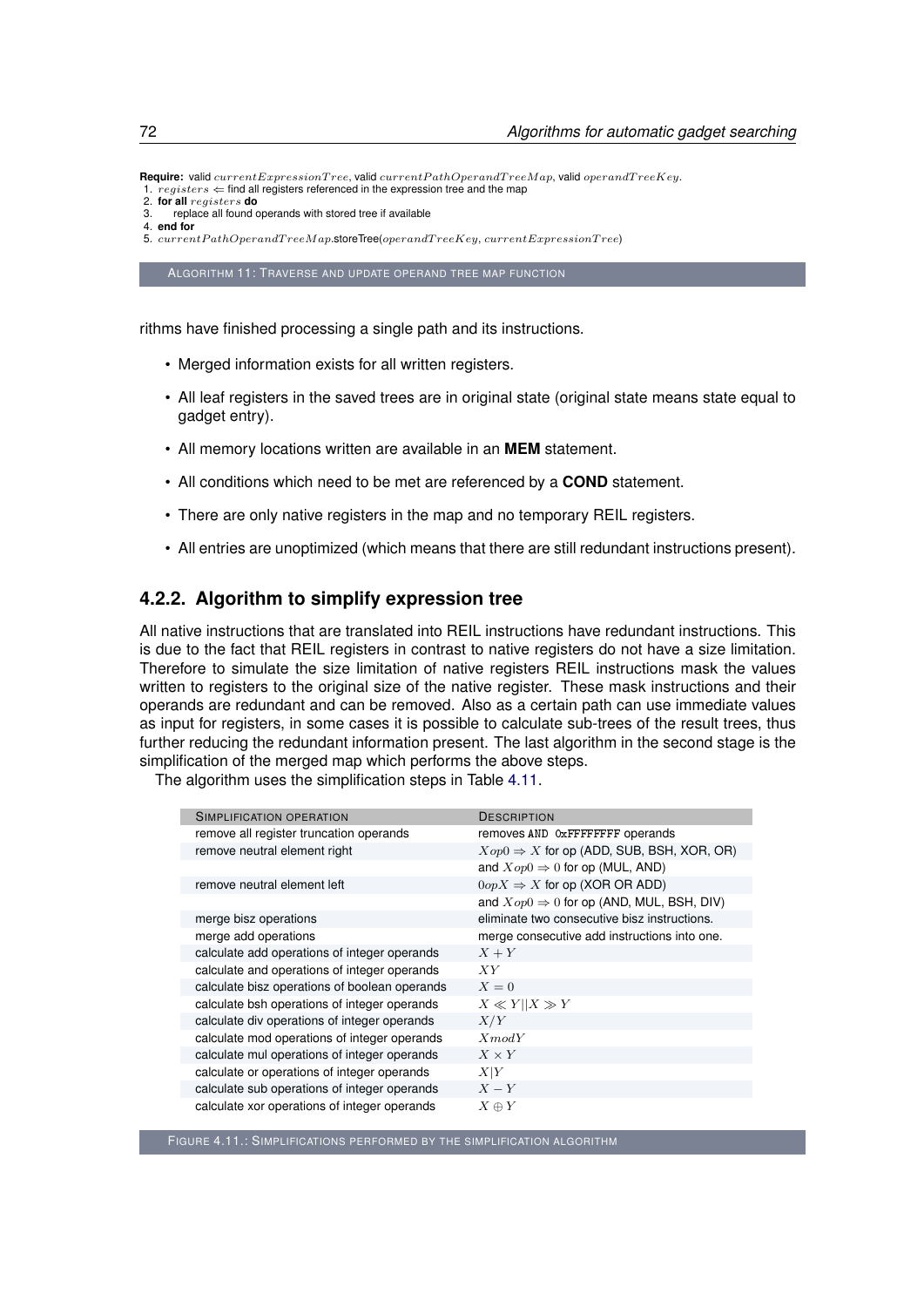**Require:** valid $currentExpressionTree$, valid $currentPathOperandTreeMap$, valid $operandTreeKey$.

1. $registers \Leftarrow$ find all registers referenced in the expression tree and the map
2. **for all** $registers$ **do**
3. replace all found operands with stored tree if available
4. **end for**
5. $currentPathOperandTreeMap$.storeTree($operandTreeKey$, $currentExpressionTree$)

ALGORITHM 11: TRAVERSE AND UPDATE OPERAND TREE MAP FUNCTION

rithms have finished processing a single path and its instructions.

- Merged information exists for all written registers.
- All leaf registers in the saved trees are in original state (original state means state equal to gadget entry).
- All memory locations written are available in an **MEM** statement.
- All conditions which need to be met are referenced by a **COND** statement.
- There are only native registers in the map and no temporary REIL registers.
- All entries are unoptimized (which means that there are still redundant instructions present).

### 4.2.2. Algorithm to simplify expression tree

All native instructions that are translated into REIL instructions have redundant instructions. This is due to the fact that REIL registers in contrast to native registers do not have a size limitation. Therefore to simulate the size limitation of native registers REIL instructions mask the values written to registers to the original size of the native register. These mask instructions and their operands are redundant and can be removed. Also as a certain path can use immediate values as input for registers, in some cases it is possible to calculate sub-trees of the result trees, thus further reducing the redundant information present. The last algorithm in the second stage is the simplification of the merged map which performs the above steps.

The algorithm uses the simplification steps in Table 4.11.

| SIMPLIFICATION OPERATION | DESCRIPTION |
|---|---|
| remove all register truncation operands | removes `AND 0xFFFFFFFF` operands |
| remove neutral element right | $Xop0 \Rightarrow X$ for op (ADD, SUB, BSH, XOR, OR) |
| | and $Xop0 \Rightarrow 0$ for op (MUL, AND) |
| remove neutral element left | $0opX \Rightarrow X$ for op (XOR OR ADD) |
| | and $Xop0 \Rightarrow 0$ for op (AND, MUL, BSH, DIV) |
| merge bisz operations | eliminate two consecutive bisz instructions. |
| merge add operations | merge consecutive add instructions into one. |
| calculate add operations of integer operands | $X + Y$ |
| calculate and operations of integer operands | $XY$ |
| calculate bisz operations of boolean operands | $X = 0$ |
| calculate bsh operations of integer operands | $X \ll Y \| X \gg Y$ |
| calculate div operations of integer operands | $X/Y$ |
| calculate mod operations of integer operands | $XmodY$ |
| calculate mul operations of integer operands | $X \times Y$ |
| calculate or operations of integer operands | $X\|Y$ |
| calculate sub operations of integer operands | $X - Y$ |
| calculate xor operations of integer operands | $X \oplus Y$ |

FIGURE 4.11.: SIMPLIFICATIONS PERFORMED BY THE SIMPLIFICATION ALGORITHM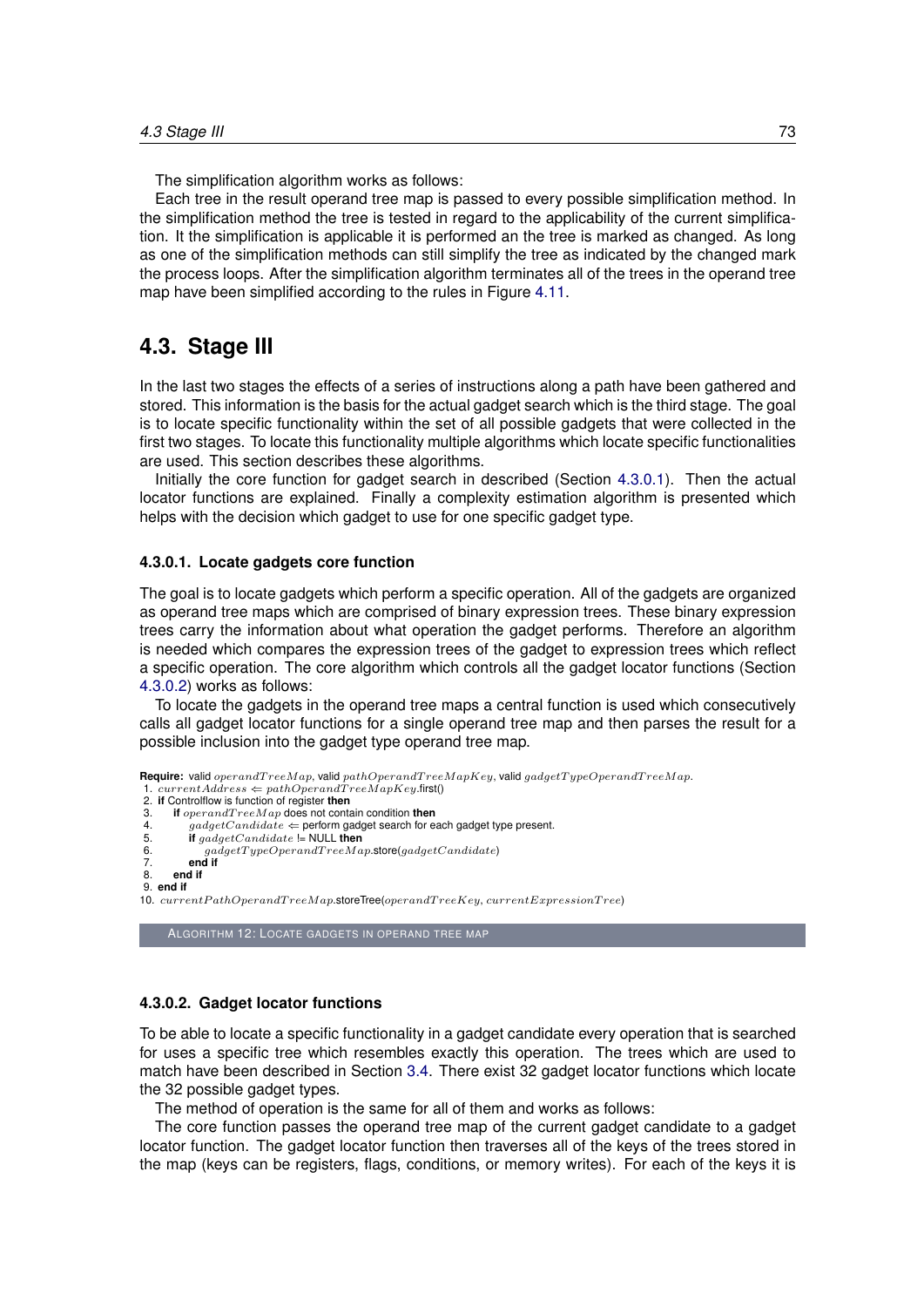The simplification algorithm works as follows:

Each tree in the result operand tree map is passed to every possible simplification method. In the simplification method the tree is tested in regard to the applicability of the current simplification. It the simplification is applicable it is performed an the tree is marked as changed. As long as one of the simplification methods can still simplify the tree as indicated by the changed mark the process loops. After the simplification algorithm terminates all of the trees in the operand tree map have been simplified according to the rules in Figure 4.11.

## 4.3. Stage III

In the last two stages the effects of a series of instructions along a path have been gathered and stored. This information is the basis for the actual gadget search which is the third stage. The goal is to locate specific functionality within the set of all possible gadgets that were collected in the first two stages. To locate this functionality multiple algorithms which locate specific functionalities are used. This section describes these algorithms.

Initially the core function for gadget search in described (Section 4.3.0.1). Then the actual locator functions are explained. Finally a complexity estimation algorithm is presented which helps with the decision which gadget to use for one specific gadget type.

#### 4.3.0.1. Locate gadgets core function

The goal is to locate gadgets which perform a specific operation. All of the gadgets are organized as operand tree maps which are comprised of binary expression trees. These binary expression trees carry the information about what operation the gadget performs. Therefore an algorithm is needed which compares the expression trees of the gadget to expression trees which reflect a specific operation. The core algorithm which controls all the gadget locator functions (Section 4.3.0.2) works as follows:

To locate the gadgets in the operand tree maps a central function is used which consecutively calls all gadget locator functions for a single operand tree map and then parses the result for a possible inclusion into the gadget type operand tree map.

**Require:** valid $operandTreeMap$, valid $pathOperandTreeMapKey$, valid $gadgetTypeOperandTreeMap$.

1. $currentAddress \Leftarrow pathOperandTreeMapKey$.first()
2. **if** Controlflow is function of register **then**
3. &nbsp;&nbsp;&nbsp;&nbsp;**if** $operandTreeMap$ does not contain condition **then**
4. &nbsp;&nbsp;&nbsp;&nbsp;&nbsp;&nbsp;&nbsp;&nbsp;$gadgetCandidate \Leftarrow$ perform gadget search for each gadget type present.
5. &nbsp;&nbsp;&nbsp;&nbsp;&nbsp;&nbsp;&nbsp;&nbsp;**if** $gadgetCandidate$ != NULL **then**
6. &nbsp;&nbsp;&nbsp;&nbsp;&nbsp;&nbsp;&nbsp;&nbsp;&nbsp;&nbsp;&nbsp;&nbsp;$gadgetTypeOperandTreeMap$.store($gadgetCandidate$)
7. &nbsp;&nbsp;&nbsp;&nbsp;&nbsp;&nbsp;&nbsp;&nbsp;**end if**
8. &nbsp;&nbsp;&nbsp;&nbsp;**end if**
9. **end if**
10. $currentPathOperandTreeMap$.storeTree($operandTreeKey$, $currentExpressionTree$)

ALGORITHM 12: LOCATE GADGETS IN OPERAND TREE MAP

#### 4.3.0.2. Gadget locator functions

To be able to locate a specific functionality in a gadget candidate every operation that is searched for uses a specific tree which resembles exactly this operation. The trees which are used to match have been described in Section 3.4. There exist 32 gadget locator functions which locate the 32 possible gadget types.

The method of operation is the same for all of them and works as follows:

The core function passes the operand tree map of the current gadget candidate to a gadget locator function. The gadget locator function then traverses all of the keys of the trees stored in the map (keys can be registers, flags, conditions, or memory writes). For each of the keys it is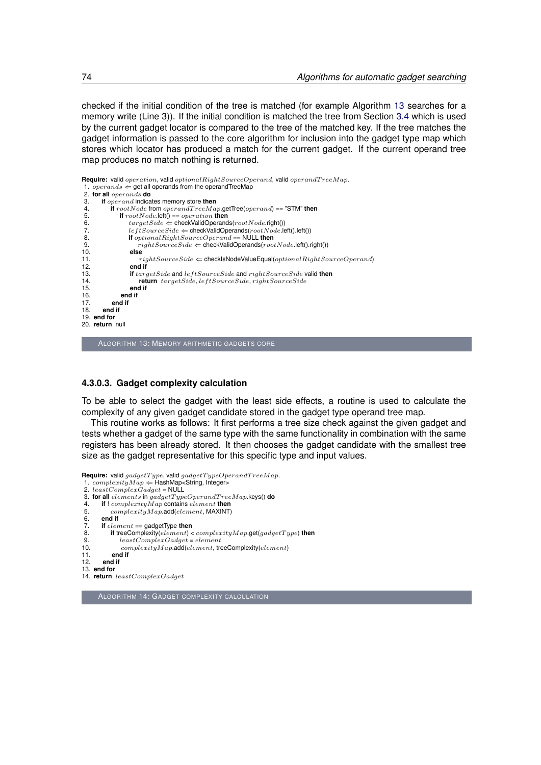checked if the initial condition of the tree is matched (for example Algorithm 13 searches for a memory write (Line 3)). If the initial condition is matched the tree from Section 3.4 which is used by the current gadget locator is compared to the tree of the matched key. If the tree matches the gadget information is passed to the core algorithm for inclusion into the gadget type map which stores which locator has produced a match for the current gadget. If the current operand tree map produces no match nothing is returned.

```
Require: valid operation, valid optionalRightSourceOperand, valid operandTreeMap.
 1. operands ⇐ get all operands from the operandTreeMap
 2. for all operands do
 3.   if operand indicates memory store then
 4.     if rootNode from operandTreeMap.getTree(operand) == "STM" then
 5.       if rootNode.left() == operation then
 6.         targetSide ⇐ checkValidOperands(rootNode.right())
 7.         leftSourceSide ⇐ checkValidOperands(rootNode.left().left())
 8.         if optionalRightSourceOperand == NULL then
 9.           rightSourceSide ⇐ checkValidOperands(rootNode.left().right())
10.         else
11.           rightSourceSide ⇐ checkIsNodeValueEqual(optionalRightSourceOperand)
12.         end if
13.         if targetSide and leftSourceSide and rightSourceSide valid then
14.           return targetSide, leftSourceSide, rightSourceSide
15.         end if
16.       end if
17.     end if
18.   end if
19. end for
20. return null
```

ALGORITHM 13: MEMORY ARITHMETIC GADGETS CORE

#### 4.3.0.3. Gadget complexity calculation

To be able to select the gadget with the least side effects, a routine is used to calculate the complexity of any given gadget candidate stored in the gadget type operand tree map.

This routine works as follows: It first performs a tree size check against the given gadget and tests whether a gadget of the same type with the same functionality in combination with the same registers has been already stored. It then chooses the gadget candidate with the smallest tree size as the gadget representative for this specific type and input values.

```
Require: valid gadgetType, valid gadgetTypeOperandTreeMap.
 1. complexityMap ⇐ HashMap<String, Integer>
 2. leastComplexGadget = NULL
 3. for all elements in gadgetTypeOperandTreeMap.keys() do
 4.   if ! complexityMap contains element then
 5.     complexityMap.add(element, MAXINT)
 6.   end if
 7.   if element == gadgetType then
 8.     if treeComplexity(element) < complexityMap.get(gadgetType) then
 9.       leastComplexGadget = element
10.       complexityMap.add(element, treeComplexity(element))
11.     end if
12.   end if
13. end for
14. return leastComplexGadget
```

ALGORITHM 14: GADGET COMPLEXITY CALCULATION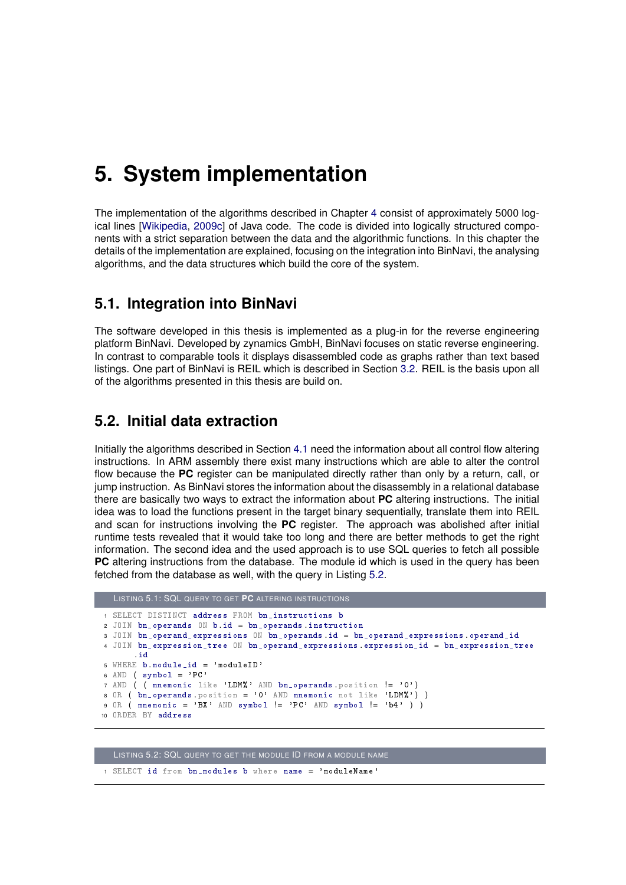# 5. System implementation

The implementation of the algorithms described in Chapter 4 consist of approximately 5000 logical lines [Wikipedia, 2009c] of Java code. The code is divided into logically structured components with a strict separation between the data and the algorithmic functions. In this chapter the details of the implementation are explained, focusing on the integration into BinNavi, the analysing algorithms, and the data structures which build the core of the system.

## 5.1. Integration into BinNavi

The software developed in this thesis is implemented as a plug-in for the reverse engineering platform BinNavi. Developed by zynamics GmbH, BinNavi focuses on static reverse engineering. In contrast to comparable tools it displays disassembled code as graphs rather than text based listings. One part of BinNavi is REIL which is described in Section 3.2. REIL is the basis upon all of the algorithms presented in this thesis are build on.

## 5.2. Initial data extraction

Initially the algorithms described in Section 4.1 need the information about all control flow altering instructions. In ARM assembly there exist many instructions which are able to alter the control flow because the **PC** register can be manipulated directly rather than only by a return, call, or jump instruction. As BinNavi stores the information about the disassembly in a relational database there are basically two ways to extract the information about **PC** altering instructions. The initial idea was to load the functions present in the target binary sequentially, translate them into REIL and scan for instructions involving the **PC** register. The approach was abolished after initial runtime tests revealed that it would take too long and there are better methods to get the right information. The second idea and the used approach is to use SQL queries to fetch all possible **PC** altering instructions from the database. The module id which is used in the query has been fetched from the database as well, with the query in Listing 5.2.

LISTING 5.1: SQL QUERY TO GET **PC** ALTERING INSTRUCTIONS

```
SELECT DISTINCT address FROM bn_instructions b
JOIN bn_operands ON b.id = bn_operands.instruction
JOIN bn_operand_expressions ON bn_operands.id = bn_operand_expressions.operand_id
JOIN bn_expression_tree ON bn_operand_expressions.expression_id = bn_expression_tree
    .id
WHERE b.module_id = 'moduleID'
AND ( symbol = 'PC'
AND ( ( mnemonic like 'LDM%' AND bn_operands.position != '0')
OR ( bn_operands.position = '0' AND mnemonic not like 'LDM%') )
OR ( mnemonic = 'BX' AND symbol != 'PC' AND symbol != 'b4' ) )
ORDER BY address
```

LISTING 5.2: SQL QUERY TO GET THE MODULE ID FROM A MODULE NAME

```
SELECT id from bn_modules b where name = 'moduleName'
```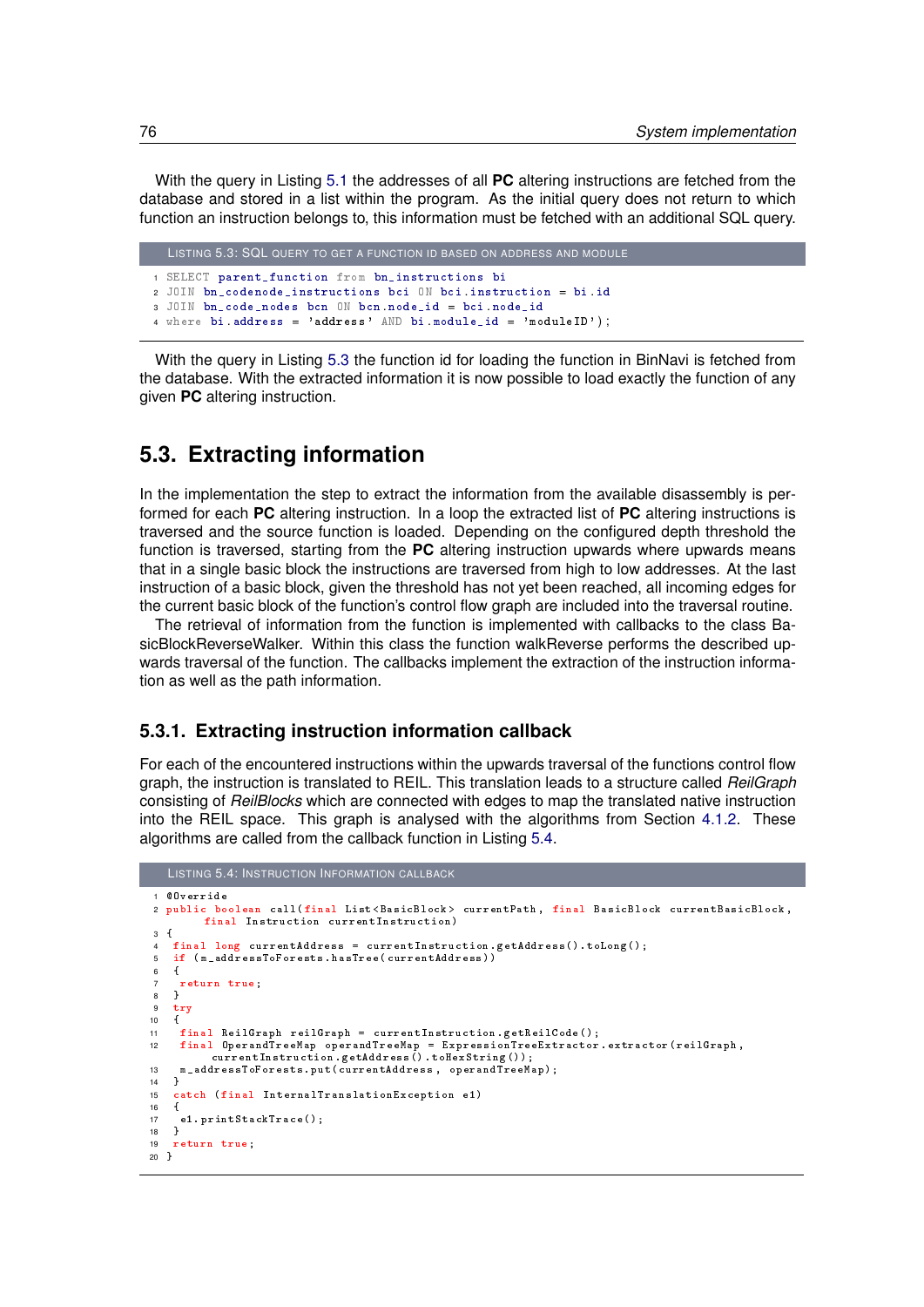With the query in Listing 5.1 the addresses of all **PC** altering instructions are fetched from the database and stored in a list within the program. As the initial query does not return to which function an instruction belongs to, this information must be fetched with an additional SQL query.

Listing 5.3: SQL query to get a function id based on address and module

```sql
SELECT parent_function from bn_instructions bi
JOIN bn_codenode_instructions bci ON bci.instruction = bi.id
JOIN bn_code_nodes bcn ON bcn.node_id = bci.node_id
where bi.address = 'address' AND bi.module_id = 'moduleID');
```

With the query in Listing 5.3 the function id for loading the function in BinNavi is fetched from the database. With the extracted information it is now possible to load exactly the function of any given **PC** altering instruction.

## 5.3. Extracting information

In the implementation the step to extract the information from the available disassembly is performed for each **PC** altering instruction. In a loop the extracted list of **PC** altering instructions is traversed and the source function is loaded. Depending on the configured depth threshold the function is traversed, starting from the **PC** altering instruction upwards where upwards means that in a single basic block the instructions are traversed from high to low addresses. At the last instruction of a basic block, given the threshold has not yet been reached, all incoming edges for the current basic block of the function's control flow graph are included into the traversal routine.

The retrieval of information from the function is implemented with callbacks to the class BasicBlockReverseWalker. Within this class the function walkReverse performs the described upwards traversal of the function. The callbacks implement the extraction of the instruction information as well as the path information.

### 5.3.1. Extracting instruction information callback

For each of the encountered instructions within the upwards traversal of the functions control flow graph, the instruction is translated to REIL. This translation leads to a structure called *ReilGraph* consisting of *ReilBlocks* which are connected with edges to map the translated native instruction into the REIL space. This graph is analysed with the algorithms from Section 4.1.2. These algorithms are called from the callback function in Listing 5.4.

Listing 5.4: Instruction Information callback

```java
@Override
public boolean call(final List<BasicBlock> currentPath, final BasicBlock currentBasicBlock,
      final Instruction currentInstruction)
{
 final long currentAddress = currentInstruction.getAddress().toLong();
 if (m_addressToForests.hasTree(currentAddress))
 {
  return true;
 }
 try
 {
  final ReilGraph reilGraph = currentInstruction.getReilCode();
  final OperandTreeMap operandTreeMap = ExpressionTreeExtractor.extractor(reilGraph,
      currentInstruction.getAddress().toHexString());
  m_addressToForests.put(currentAddress, operandTreeMap);
 }
 catch (final InternalTranslationException e1)
 {
  e1.printStackTrace();
 }
 return true;
}
```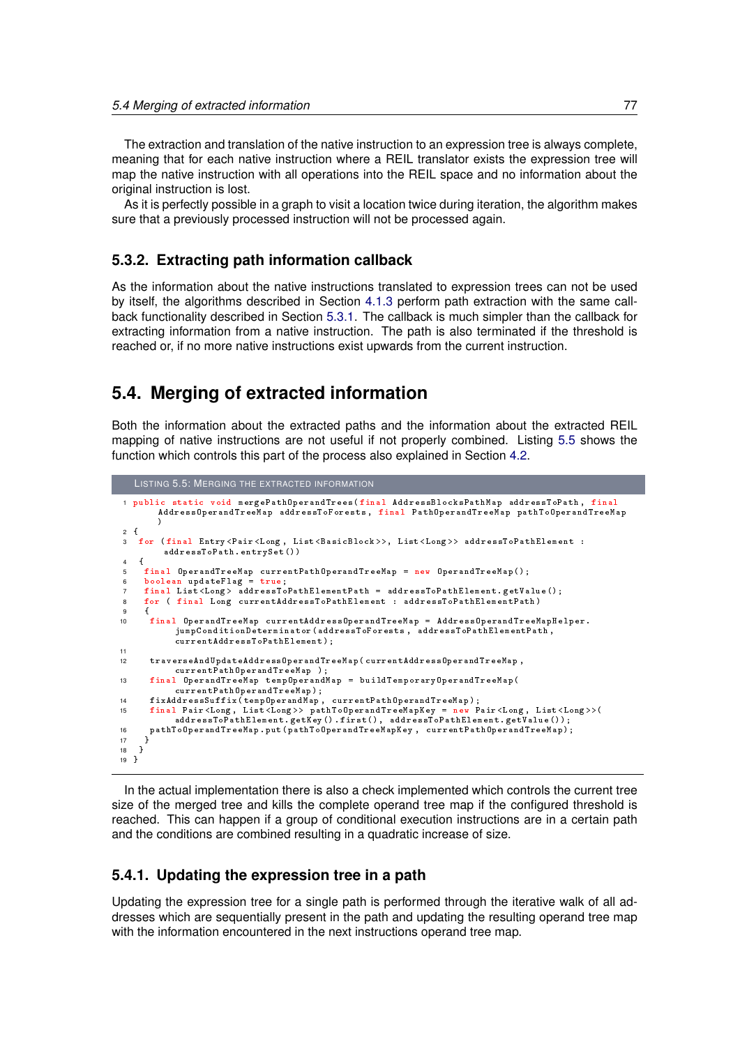The extraction and translation of the native instruction to an expression tree is always complete, meaning that for each native instruction where a REIL translator exists the expression tree will map the native instruction with all operations into the REIL space and no information about the original instruction is lost.

As it is perfectly possible in a graph to visit a location twice during iteration, the algorithm makes sure that a previously processed instruction will not be processed again.

### 5.3.2. Extracting path information callback

As the information about the native instructions translated to expression trees can not be used by itself, the algorithms described in Section 4.1.3 perform path extraction with the same callback functionality described in Section 5.3.1. The callback is much simpler than the callback for extracting information from a native instruction. The path is also terminated if the threshold is reached or, if no more native instructions exist upwards from the current instruction.

## 5.4. Merging of extracted information

Both the information about the extracted paths and the information about the extracted REIL mapping of native instructions are not useful if not properly combined. Listing 5.5 shows the function which controls this part of the process also explained in Section 4.2.

LISTING 5.5: MERGING THE EXTRACTED INFORMATION

```
1  public static void mergePathOperandTrees(final AddressBlocksPathMap addressToPath, final
       AddressOperandTreeMap addressToForests, final PathOperandTreeMap pathToOperandTreeMap
       )
2  {
3   for (final Entry<Pair<Long, List<BasicBlock>>, List<Long>> addressToPathElement :
        addressToPath.entrySet())
4   {
5    final OperandTreeMap currentPathOperandTreeMap = new OperandTreeMap();
6    boolean updateFlag = true;
7    final List<Long> addressToPathElementPath = addressToPathElement.getValue();
8    for ( final Long currentAddressToPathElement : addressToPathElementPath)
9    {
10    final OperandTreeMap currentAddressOperandTreeMap = AddressOperandTreeMapHelper.
          jumpConditionDeterminator(addressToForests, addressToPathElementPath,
          currentAddressToPathElement);
11
12    traverseAndUpdateAddressOperandTreeMap(currentAddressOperandTreeMap,
          currentPathOperandTreeMap );
13    final OperandTreeMap tempOperandMap = buildTemporaryOperandTreeMap(
          currentPathOperandTreeMap);
14    fixAddressSuffix(tempOperandMap, currentPathOperandTreeMap);
15    final Pair<Long, List<Long>> pathToOperandTreeMapKey = new Pair<Long, List<Long>>(
          addressToPathElement.getKey().first(), addressToPathElement.getValue());
16    pathToOperandTreeMap.put(pathToOperandTreeMapKey, currentPathOperandTreeMap);
17   }
18  }
19 }
```

In the actual implementation there is also a check implemented which controls the current tree size of the merged tree and kills the complete operand tree map if the configured threshold is reached. This can happen if a group of conditional execution instructions are in a certain path and the conditions are combined resulting in a quadratic increase of size.

### 5.4.1. Updating the expression tree in a path

Updating the expression tree for a single path is performed through the iterative walk of all addresses which are sequentially present in the path and updating the resulting operand tree map with the information encountered in the next instructions operand tree map.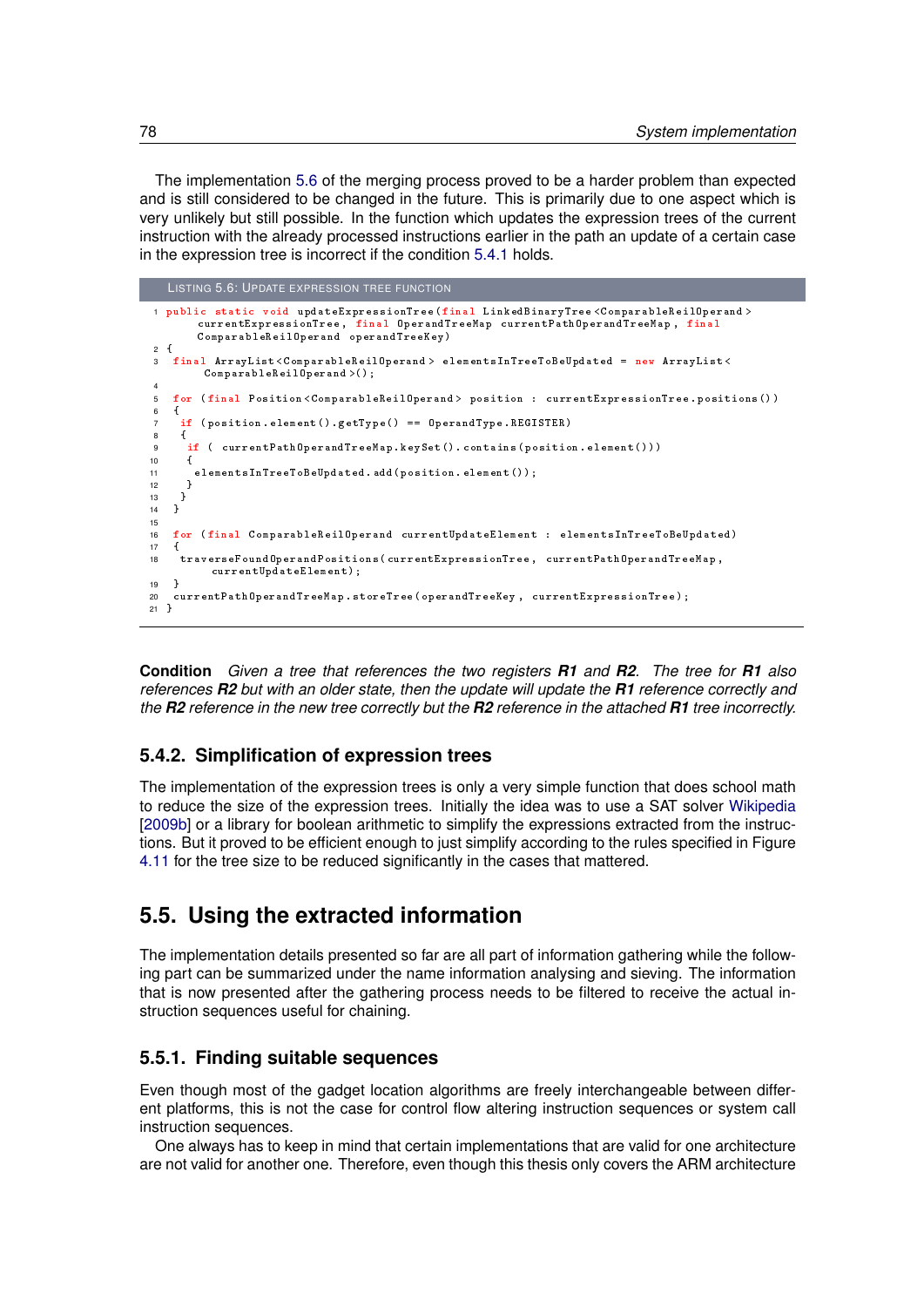The implementation 5.6 of the merging process proved to be a harder problem than expected and is still considered to be changed in the future. This is primarily due to one aspect which is very unlikely but still possible. In the function which updates the expression trees of the current instruction with the already processed instructions earlier in the path an update of a certain case in the expression tree is incorrect if the condition 5.4.1 holds.

Listing 5.6: Update expression tree function

```java
public static void updateExpressionTree(final LinkedBinaryTree<ComparableReilOperand>
    currentExpressionTree, final OperandTreeMap currentPathOperandTreeMap, final
    ComparableReilOperand operandTreeKey)
{
 final ArrayList<ComparableReilOperand> elementsInTreeToBeUpdated = new ArrayList<
     ComparableReilOperand>();

 for (final Position<ComparableReilOperand> position : currentExpressionTree.positions())
 {
  if (position.element().getType() == OperandType.REGISTER)
  {
   if ( currentPathOperandTreeMap.keySet().contains(position.element()))
   {
    elementsInTreeToBeUpdated.add(position.element());
   }
  }
 }

 for (final ComparableReilOperand currentUpdateElement : elementsInTreeToBeUpdated)
 {
  traverseFoundOperandPositions(currentExpressionTree, currentPathOperandTreeMap,
      currentUpdateElement);
 }
 currentPathOperandTreeMap.storeTree(operandTreeKey, currentExpressionTree);
}
```

**Condition** *Given a tree that references the two registers **R1** and **R2**. The tree for **R1** also references **R2** but with an older state, then the update will update the **R1** reference correctly and the **R2** reference in the new tree correctly but the **R2** reference in the attached **R1** tree incorrectly.*

### 5.4.2. Simplification of expression trees

The implementation of the expression trees is only a very simple function that does school math to reduce the size of the expression trees. Initially the idea was to use a SAT solver Wikipedia [2009b] or a library for boolean arithmetic to simplify the expressions extracted from the instructions. But it proved to be efficient enough to just simplify according to the rules specified in Figure 4.11 for the tree size to be reduced significantly in the cases that mattered.

## 5.5. Using the extracted information

The implementation details presented so far are all part of information gathering while the following part can be summarized under the name information analysing and sieving. The information that is now presented after the gathering process needs to be filtered to receive the actual instruction sequences useful for chaining.

### 5.5.1. Finding suitable sequences

Even though most of the gadget location algorithms are freely interchangeable between different platforms, this is not the case for control flow altering instruction sequences or system call instruction sequences.

One always has to keep in mind that certain implementations that are valid for one architecture are not valid for another one. Therefore, even though this thesis only covers the ARM architecture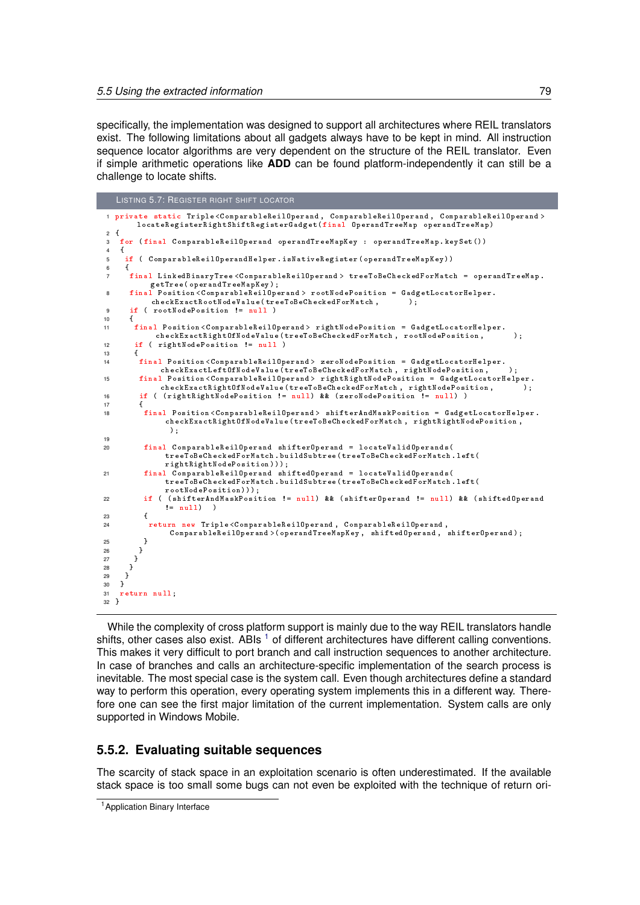specifically, the implementation was designed to support all architectures where REIL translators exist. The following limitations about all gadgets always have to be kept in mind. All instruction sequence locator algorithms are very dependent on the structure of the REIL translator. Even if simple arithmetic operations like **ADD** can be found platform-independently it can still be a challenge to locate shifts.

Listing 5.7: Register right shift locator

```java
private static Triple<ComparableReilOperand, ComparableReilOperand, ComparableReilOperand>
    locateRegisterRightShiftRegisterGadget(final OperandTreeMap operandTreeMap)
{
 for (final ComparableReilOperand operandTreeMapKey : operandTreeMap.keySet())
 {
  if ( ComparableReilOperandHelper.isNativeRegister(operandTreeMapKey))
  {
   final LinkedBinaryTree<ComparableReilOperand> treeToBeCheckedForMatch = operandTreeMap.
       getTree(operandTreeMapKey);
   final Position<ComparableReilOperand> rootNodePosition = GadgetLocatorHelper.
       checkExactRootNodeValue(treeToBeCheckedForMatch,      );
   if ( rootNodePosition != null )
   {
    final Position<ComparableReilOperand> rightNodePosition = GadgetLocatorHelper.
        checkExactRightOfNodeValue(treeToBeCheckedForMatch, rootNodePosition,      );
    if ( rightNodePosition != null )
    {
     final Position<ComparableReilOperand> zeroNodePosition = GadgetLocatorHelper.
         checkExactLeftOfNodeValue(treeToBeCheckedForMatch, rightNodePosition,    );
     final Position<ComparableReilOperand> rightRightNodePosition = GadgetLocatorHelper.
         checkExactRightOfNodeValue(treeToBeCheckedForMatch, rightNodePosition,      );
     if ( (rightRightNodePosition != null) && (zeroNodePosition != null) )
     {
      final Position<ComparableReilOperand> shifterAndMaskPosition = GadgetLocatorHelper.
          checkExactRightOfNodeValue(treeToBeCheckedForMatch, rightRightNodePosition,
          );

      final ComparableReilOperand shifterOperand = locateValidOperands(
          treeToBeCheckedForMatch.buildSubtree(treeToBeCheckedForMatch.left(
          rightRightNodePosition)));
      final ComparableReilOperand shiftedOperand = locateValidOperands(
          treeToBeCheckedForMatch.buildSubtree(treeToBeCheckedForMatch.left(
          rootNodePosition)));
      if ( (shifterAndMaskPosition != null) && (shifterOperand != null) && (shiftedOperand
          != null)  )
      {
       return new Triple<ComparableReilOperand, ComparableReilOperand,
           ComparableReilOperand>(operandTreeMapKey, shiftedOperand, shifterOperand);
      }
     }
    }
   }
  }
 }
 return null;
}
```

While the complexity of cross platform support is mainly due to the way REIL translators handle shifts, other cases also exist. ABIs [1] of different architectures have different calling conventions. This makes it very difficult to port branch and call instruction sequences to another architecture. In case of branches and calls an architecture-specific implementation of the search process is inevitable. The most special case is the system call. Even though architectures define a standard way to perform this operation, every operating system implements this in a different way. Therefore one can see the first major limitation of the current implementation. System calls are only supported in Windows Mobile.

### 5.5.2. Evaluating suitable sequences

The scarcity of stack space in an exploitation scenario is often underestimated. If the available stack space is too small some bugs can not even be exploited with the technique of return ori-

[1] Application Binary Interface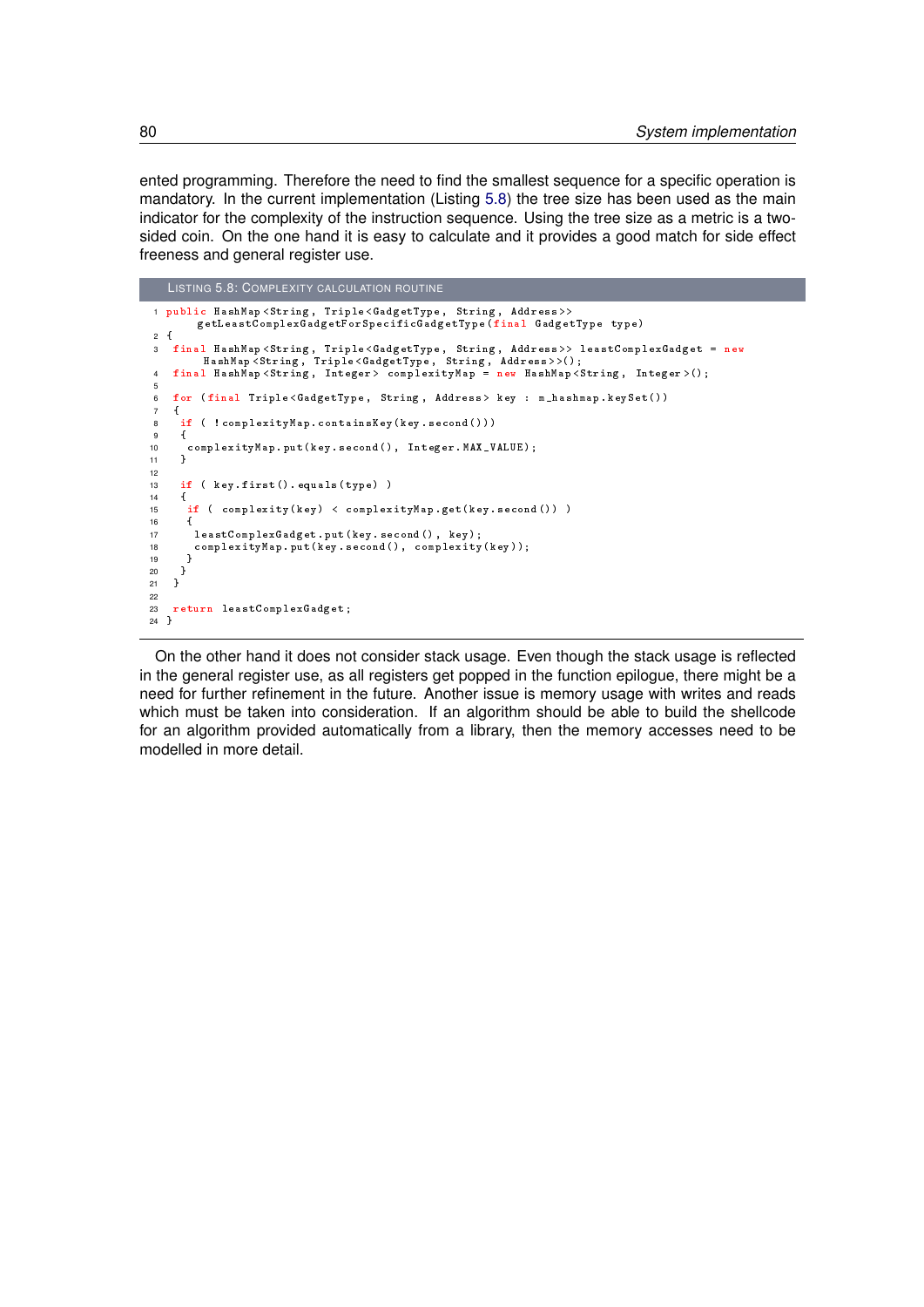ented programming. Therefore the need to find the smallest sequence for a specific operation is mandatory. In the current implementation (Listing 5.8) the tree size has been used as the main indicator for the complexity of the instruction sequence. Using the tree size as a metric is a two-sided coin. On the one hand it is easy to calculate and it provides a good match for side effect freeness and general register use.

LISTING 5.8: COMPLEXITY CALCULATION ROUTINE

```
public HashMap<String, Triple<GadgetType, String, Address>>
     getLeastComplexGadgetForSpecificGadgetType(final GadgetType type)
{
 final HashMap<String, Triple<GadgetType, String, Address>> leastComplexGadget = new
      HashMap<String, Triple<GadgetType, String, Address>>();
 final HashMap<String, Integer> complexityMap = new HashMap<String, Integer>();

 for (final Triple<GadgetType, String, Address> key : m_hashmap.keySet())
 {
  if ( !complexityMap.containsKey(key.second()))
  {
   complexityMap.put(key.second(), Integer.MAX_VALUE);
  }

  if ( key.first().equals(type) )
  {
   if ( complexity(key) < complexityMap.get(key.second()) )
   {
    leastComplexGadget.put(key.second(), key);
    complexityMap.put(key.second(), complexity(key));
   }
  }
 }

 return leastComplexGadget;
}
```

On the other hand it does not consider stack usage. Even though the stack usage is reflected in the general register use, as all registers get popped in the function epilogue, there might be a need for further refinement in the future. Another issue is memory usage with writes and reads which must be taken into consideration. If an algorithm should be able to build the shellcode for an algorithm provided automatically from a library, then the memory accesses need to be modelled in more detail.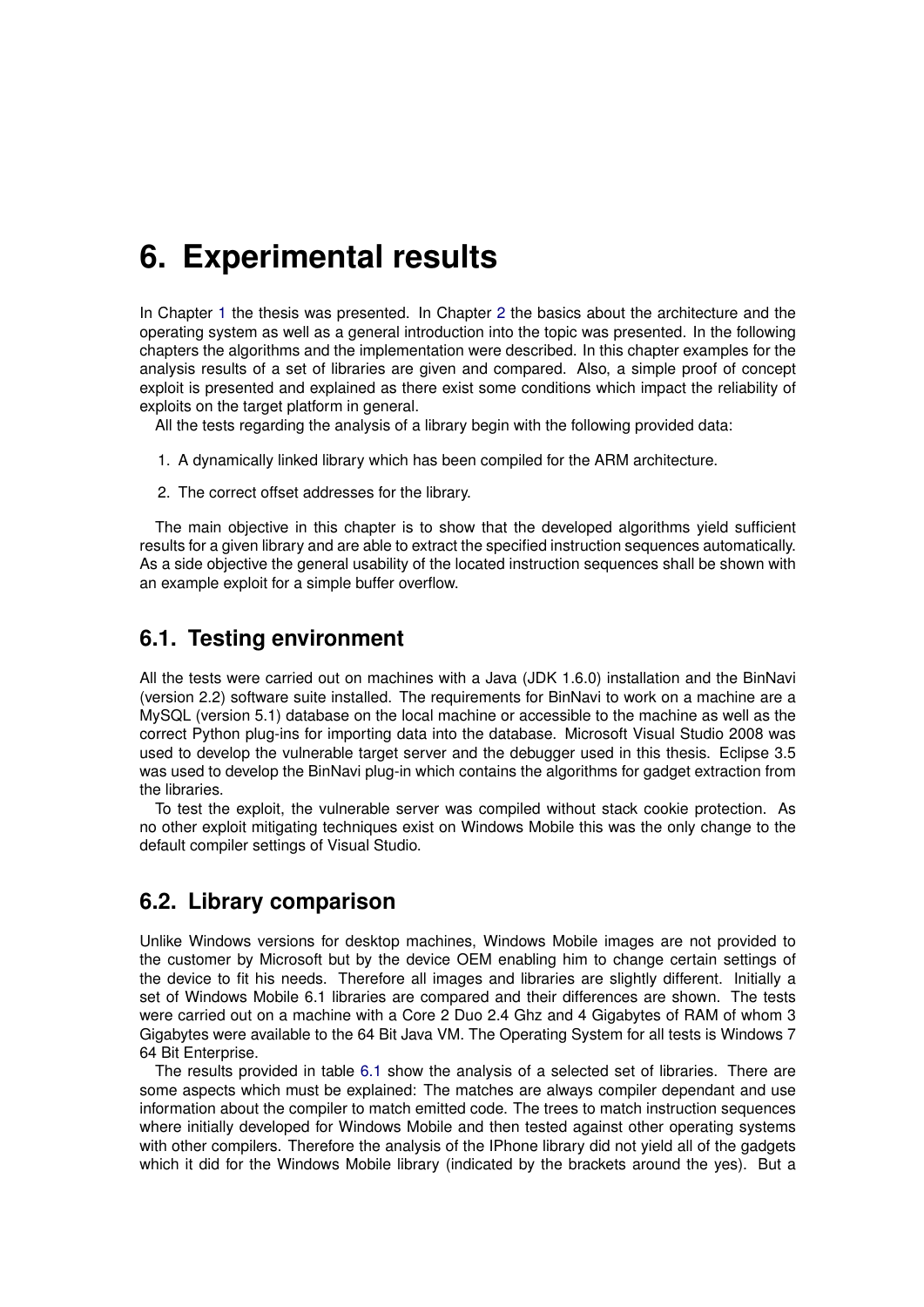# 6. Experimental results

In Chapter 1 the thesis was presented. In Chapter 2 the basics about the architecture and the operating system as well as a general introduction into the topic was presented. In the following chapters the algorithms and the implementation were described. In this chapter examples for the analysis results of a set of libraries are given and compared. Also, a simple proof of concept exploit is presented and explained as there exist some conditions which impact the reliability of exploits on the target platform in general.

All the tests regarding the analysis of a library begin with the following provided data:

1. A dynamically linked library which has been compiled for the ARM architecture.
2. The correct offset addresses for the library.

The main objective in this chapter is to show that the developed algorithms yield sufficient results for a given library and are able to extract the specified instruction sequences automatically. As a side objective the general usability of the located instruction sequences shall be shown with an example exploit for a simple buffer overflow.

## 6.1. Testing environment

All the tests were carried out on machines with a Java (JDK 1.6.0) installation and the BinNavi (version 2.2) software suite installed. The requirements for BinNavi to work on a machine are a MySQL (version 5.1) database on the local machine or accessible to the machine as well as the correct Python plug-ins for importing data into the database. Microsoft Visual Studio 2008 was used to develop the vulnerable target server and the debugger used in this thesis. Eclipse 3.5 was used to develop the BinNavi plug-in which contains the algorithms for gadget extraction from the libraries.

To test the exploit, the vulnerable server was compiled without stack cookie protection. As no other exploit mitigating techniques exist on Windows Mobile this was the only change to the default compiler settings of Visual Studio.

## 6.2. Library comparison

Unlike Windows versions for desktop machines, Windows Mobile images are not provided to the customer by Microsoft but by the device OEM enabling him to change certain settings of the device to fit his needs. Therefore all images and libraries are slightly different. Initially a set of Windows Mobile 6.1 libraries are compared and their differences are shown. The tests were carried out on a machine with a Core 2 Duo 2.4 Ghz and 4 Gigabytes of RAM of whom 3 Gigabytes were available to the 64 Bit Java VM. The Operating System for all tests is Windows 7 64 Bit Enterprise.

The results provided in table 6.1 show the analysis of a selected set of libraries. There are some aspects which must be explained: The matches are always compiler dependant and use information about the compiler to match emitted code. The trees to match instruction sequences where initially developed for Windows Mobile and then tested against other operating systems with other compilers. Therefore the analysis of the IPhone library did not yield all of the gadgets which it did for the Windows Mobile library (indicated by the brackets around the yes). But a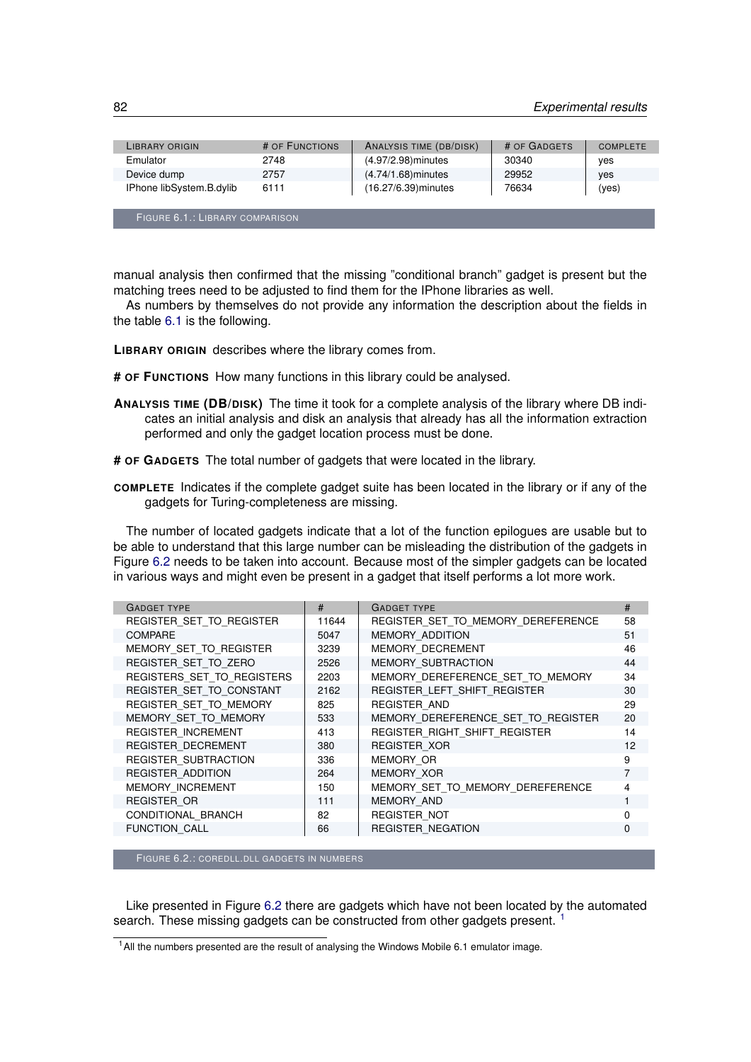| LIBRARY ORIGIN | # OF FUNCTIONS | ANALYSIS TIME (DB/DISK) | # OF GADGETS | COMPLETE |
|---|---|---|---|---|
| Emulator | 2748 | (4.97/2.98)minutes | 30340 | yes |
| Device dump | 2757 | (4.74/1.68)minutes | 29952 | yes |
| IPhone libSystem.B.dylib | 6111 | (16.27/6.39)minutes | 76634 | (yes) |

FIGURE 6.1.: LIBRARY COMPARISON

manual analysis then confirmed that the missing "conditional branch" gadget is present but the matching trees need to be adjusted to find them for the IPhone libraries as well.

As numbers by themselves do not provide any information the description about the fields in the table 6.1 is the following.

**LIBRARY ORIGIN** describes where the library comes from.

**# OF FUNCTIONS** How many functions in this library could be analysed.

**ANALYSIS TIME (DB/DISK)** The time it took for a complete analysis of the library where DB indicates an initial analysis and disk an analysis that already has all the information extraction performed and only the gadget location process must be done.

**# OF GADGETS** The total number of gadgets that were located in the library.

**COMPLETE** Indicates if the complete gadget suite has been located in the library or if any of the gadgets for Turing-completeness are missing.

The number of located gadgets indicate that a lot of the function epilogues are usable but to be able to understand that this large number can be misleading the distribution of the gadgets in Figure 6.2 needs to be taken into account. Because most of the simpler gadgets can be located in various ways and might even be present in a gadget that itself performs a lot more work.

| GADGET TYPE | # | GADGET TYPE | # |
|---|---|---|---|
| REGISTER_SET_TO_REGISTER | 11644 | REGISTER_SET_TO_MEMORY_DEREFERENCE | 58 |
| COMPARE | 5047 | MEMORY_ADDITION | 51 |
| MEMORY_SET_TO_REGISTER | 3239 | MEMORY_DECREMENT | 46 |
| REGISTER_SET_TO_ZERO | 2526 | MEMORY_SUBTRACTION | 44 |
| REGISTERS_SET_TO_REGISTERS | 2203 | MEMORY_DEREFERENCE_SET_TO_MEMORY | 34 |
| REGISTER_SET_TO_CONSTANT | 2162 | REGISTER_LEFT_SHIFT_REGISTER | 30 |
| REGISTER_SET_TO_MEMORY | 825 | REGISTER_AND | 29 |
| MEMORY_SET_TO_MEMORY | 533 | MEMORY_DEREFERENCE_SET_TO_REGISTER | 20 |
| REGISTER_INCREMENT | 413 | REGISTER_RIGHT_SHIFT_REGISTER | 14 |
| REGISTER_DECREMENT | 380 | REGISTER_XOR | 12 |
| REGISTER_SUBTRACTION | 336 | MEMORY_OR | 9 |
| REGISTER_ADDITION | 264 | MEMORY_XOR | 7 |
| MEMORY_INCREMENT | 150 | MEMORY_SET_TO_MEMORY_DEREFERENCE | 4 |
| REGISTER_OR | 111 | MEMORY_AND | 1 |
| CONDITIONAL_BRANCH | 82 | REGISTER_NOT | 0 |
| FUNCTION_CALL | 66 | REGISTER_NEGATION | 0 |

FIGURE 6.2.: COREDLL.DLL GADGETS IN NUMBERS

Like presented in Figure 6.2 there are gadgets which have not been located by the automated search. These missing gadgets can be constructed from other gadgets present. [1]

[1] All the numbers presented are the result of analysing the Windows Mobile 6.1 emulator image.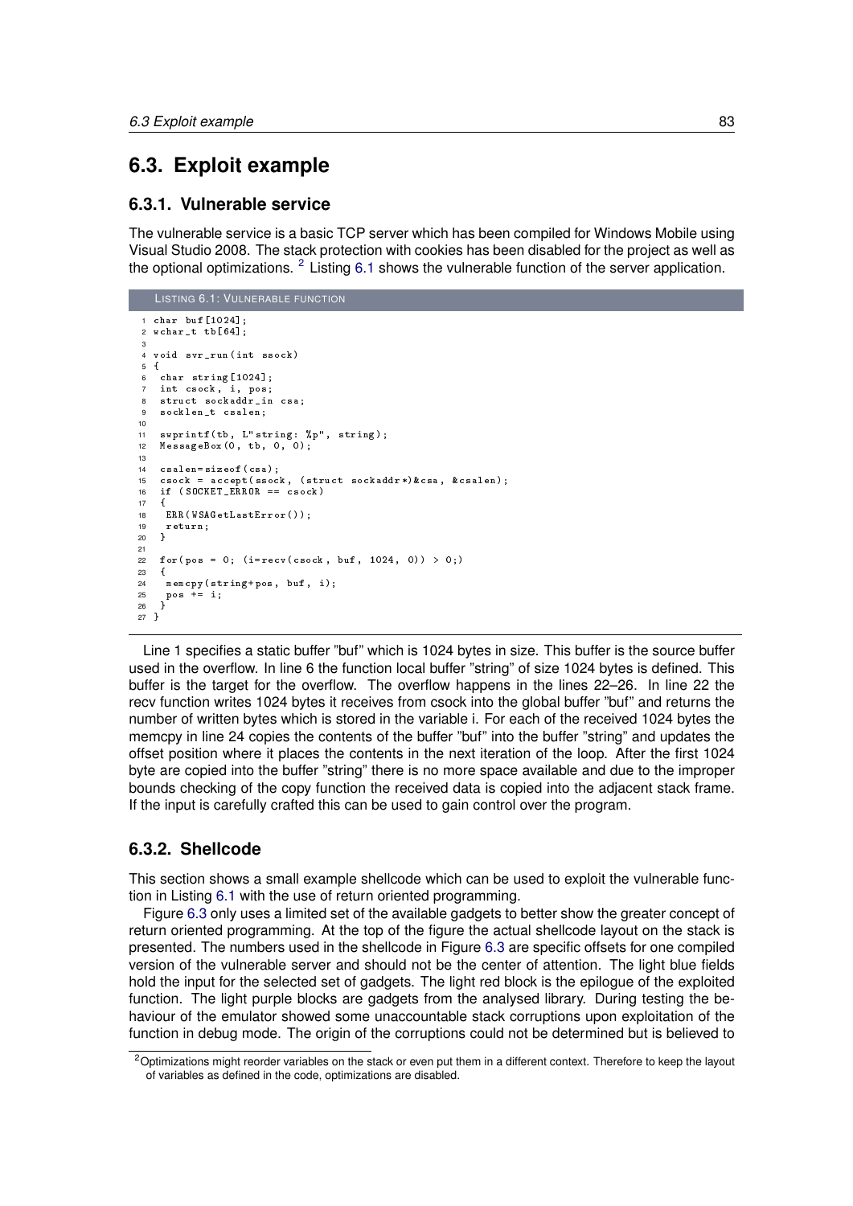## 6.3. Exploit example

### 6.3.1. Vulnerable service

The vulnerable service is a basic TCP server which has been compiled for Windows Mobile using Visual Studio 2008. The stack protection with cookies has been disabled for the project as well as the optional optimizations. [2] Listing 6.1 shows the vulnerable function of the server application.

LISTING 6.1: VULNERABLE FUNCTION

```
1  char buf[1024];
2  wchar_t tb[64];
3
4  void svr_run(int ssock)
5  {
6   char string[1024];
7   int csock, i, pos;
8   struct sockaddr_in csa;
9   socklen_t csalen;
10
11  swprintf(tb, L"string: %p", string);
12  MessageBox(0, tb, 0, 0);
13
14  csalen=sizeof(csa);
15  csock = accept(ssock, (struct sockaddr*)&csa, &csalen);
16  if (SOCKET_ERROR == csock)
17  {
18   ERR(WSAGetLastError());
19   return;
20  }
21
22  for(pos = 0; (i=recv(csock, buf, 1024, 0)) > 0;)
23  {
24   memcpy(string+pos, buf, i);
25   pos += i;
26  }
27 }
```

Line 1 specifies a static buffer "buf" which is 1024 bytes in size. This buffer is the source buffer used in the overflow. In line 6 the function local buffer "string" of size 1024 bytes is defined. This buffer is the target for the overflow. The overflow happens in the lines 22–26. In line 22 the recv function writes 1024 bytes it receives from csock into the global buffer "buf" and returns the number of written bytes which is stored in the variable i. For each of the received 1024 bytes the memcpy in line 24 copies the contents of the buffer "buf" into the buffer "string" and updates the offset position where it places the contents in the next iteration of the loop. After the first 1024 byte are copied into the buffer "string" there is no more space available and due to the improper bounds checking of the copy function the received data is copied into the adjacent stack frame. If the input is carefully crafted this can be used to gain control over the program.

### 6.3.2. Shellcode

This section shows a small example shellcode which can be used to exploit the vulnerable function in Listing 6.1 with the use of return oriented programming.

Figure 6.3 only uses a limited set of the available gadgets to better show the greater concept of return oriented programming. At the top of the figure the actual shellcode layout on the stack is presented. The numbers used in the shellcode in Figure 6.3 are specific offsets for one compiled version of the vulnerable server and should not be the center of attention. The light blue fields hold the input for the selected set of gadgets. The light red block is the epilogue of the exploited function. The light purple blocks are gadgets from the analysed library. During testing the behaviour of the emulator showed some unaccountable stack corruptions upon exploitation of the function in debug mode. The origin of the corruptions could not be determined but is believed to

[2] Optimizations might reorder variables on the stack or even put them in a different context. Therefore to keep the layout of variables as defined in the code, optimizations are disabled.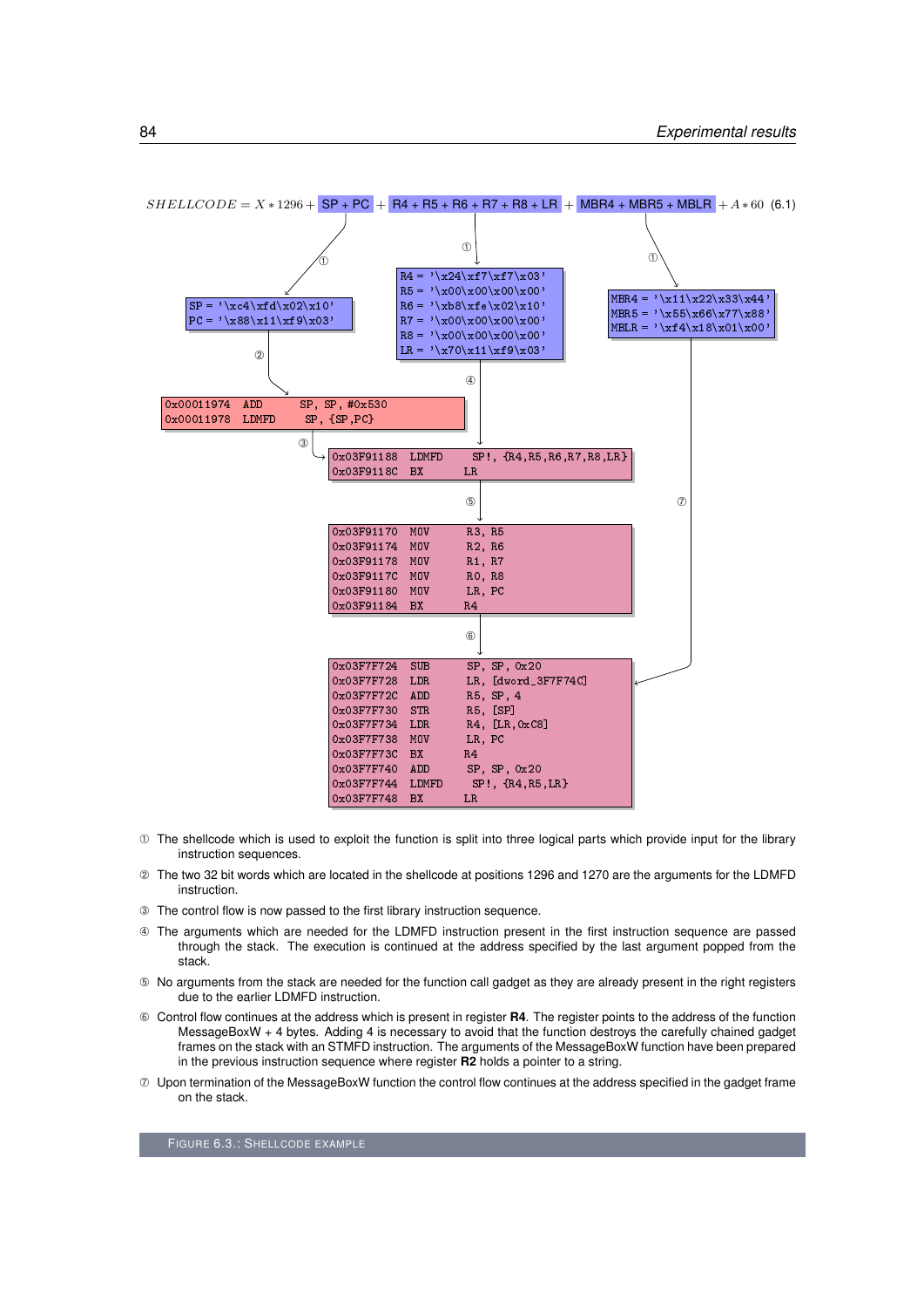$$SHELLCODE = X * 1296 + SP + PC + R4 + R5 + R6 + R7 + R8 + LR + MBR4 + MBR5 + MBLR + A * 60 \quad (6.1)$$

```
SP = '\xc4\xfd\x02\x10'
PC = '\x88\x11\xf9\x03'
```

```
R4 = '\x24\xf7\xf7\x03'
R5 = '\x00\x00\x00\x00'
R6 = '\xb8\xfe\x02\x10'
R7 = '\x00\x00\x00\x00'
R8 = '\x00\x00\x00\x00'
LR = '\x70\x11\xf9\x03'
```

```
MBR4 = '\x11\x22\x33\x44'
MBR5 = '\x55\x66\x77\x88'
MBLR = '\xf4\x18\x01\x00'
```

```
0x00011974  ADD    SP, SP, #0x530
0x00011978  LDMFD  SP, {SP,PC}
```

```
0x03F91188  LDMFD  SP!, {R4,R5,R6,R7,R8,LR}
0x03F9118C  BX     LR
```

```
0x03F91170  MOV    R3, R5
0x03F91174  MOV    R2, R6
0x03F91178  MOV    R1, R7
0x03F9117C  MOV    R0, R8
0x03F91180  MOV    LR, PC
0x03F91184  BX     R4
```

```
0x03F7F724  SUB    SP, SP, 0x20
0x03F7F728  LDR    LR, [dword_3F7F74C]
0x03F7F72C  ADD    R5, SP, 4
0x03F7F730  STR    R5, [SP]
0x03F7F734  LDR    R4, [LR,0xC8]
0x03F7F738  MOV    LR, PC
0x03F7F73C  BX     R4
0x03F7F740  ADD    SP, SP, 0x20
0x03F7F744  LDMFD  SP!, {R4,R5,LR}
0x03F7F748  BX     LR
```

① The shellcode which is used to exploit the function is split into three logical parts which provide input for the library instruction sequences.

② The two 32 bit words which are located in the shellcode at positions 1296 and 1270 are the arguments for the LDMFD instruction.

③ The control flow is now passed to the first library instruction sequence.

④ The arguments which are needed for the LDMFD instruction present in the first instruction sequence are passed through the stack. The execution is continued at the address specified by the last argument popped from the stack.

⑤ No arguments from the stack are needed for the function call gadget as they are already present in the right registers due to the earlier LDMFD instruction.

⑥ Control flow continues at the address which is present in register **R4**. The register points to the address of the function MessageBoxW + 4 bytes. Adding 4 is necessary to avoid that the function destroys the carefully chained gadget frames on the stack with an STMFD instruction. The arguments of the MessageBoxW function have been prepared in the previous instruction sequence where register **R2** holds a pointer to a string.

⑦ Upon termination of the MessageBoxW function the control flow continues at the address specified in the gadget frame on the stack.

FIGURE 6.3.: SHELLCODE EXAMPLE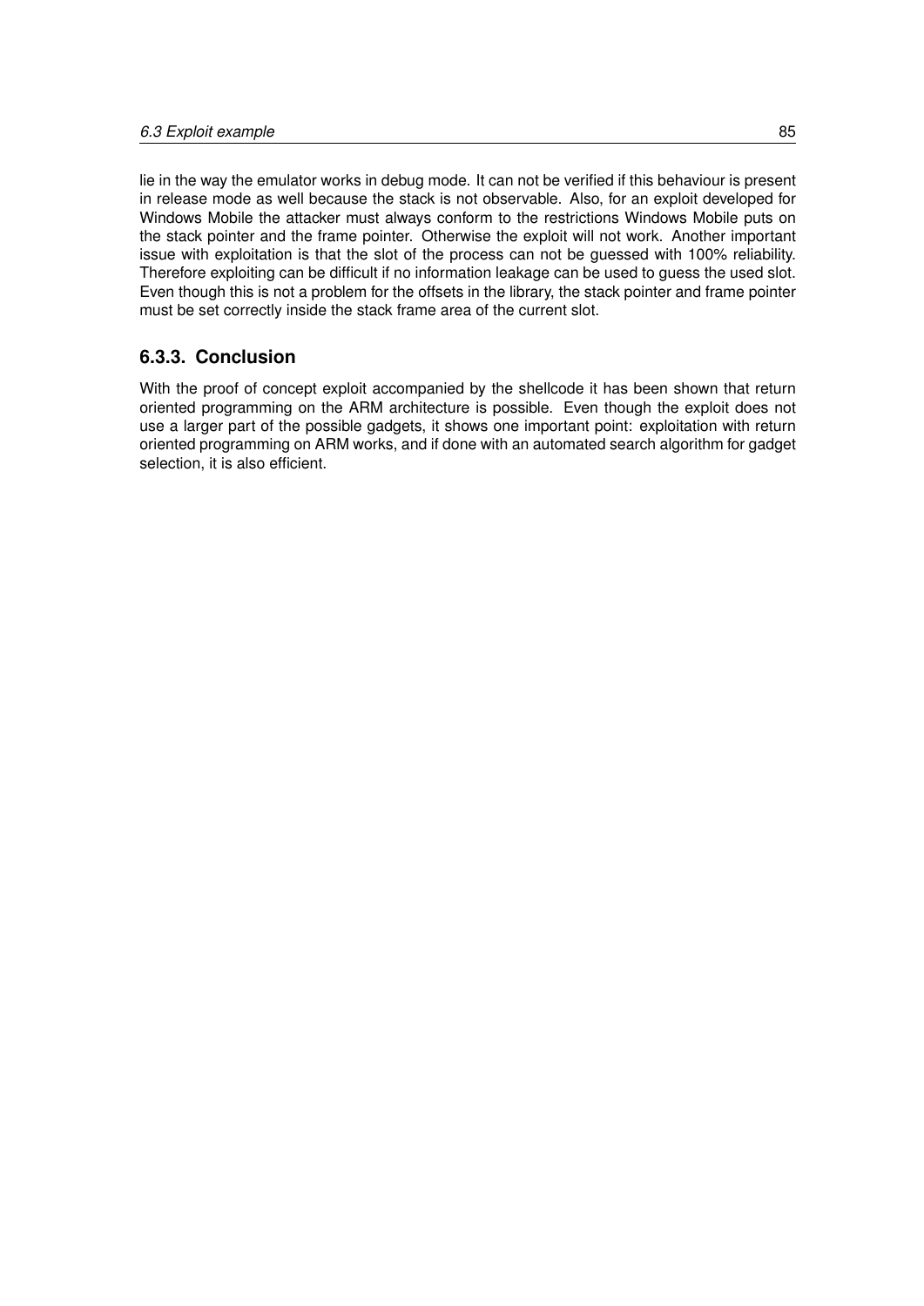lie in the way the emulator works in debug mode. It can not be verified if this behaviour is present in release mode as well because the stack is not observable. Also, for an exploit developed for Windows Mobile the attacker must always conform to the restrictions Windows Mobile puts on the stack pointer and the frame pointer. Otherwise the exploit will not work. Another important issue with exploitation is that the slot of the process can not be guessed with 100% reliability. Therefore exploiting can be difficult if no information leakage can be used to guess the used slot. Even though this is not a problem for the offsets in the library, the stack pointer and frame pointer must be set correctly inside the stack frame area of the current slot.

### 6.3.3. Conclusion

With the proof of concept exploit accompanied by the shellcode it has been shown that return oriented programming on the ARM architecture is possible. Even though the exploit does not use a larger part of the possible gadgets, it shows one important point: exploitation with return oriented programming on ARM works, and if done with an automated search algorithm for gadget selection, it is also efficient.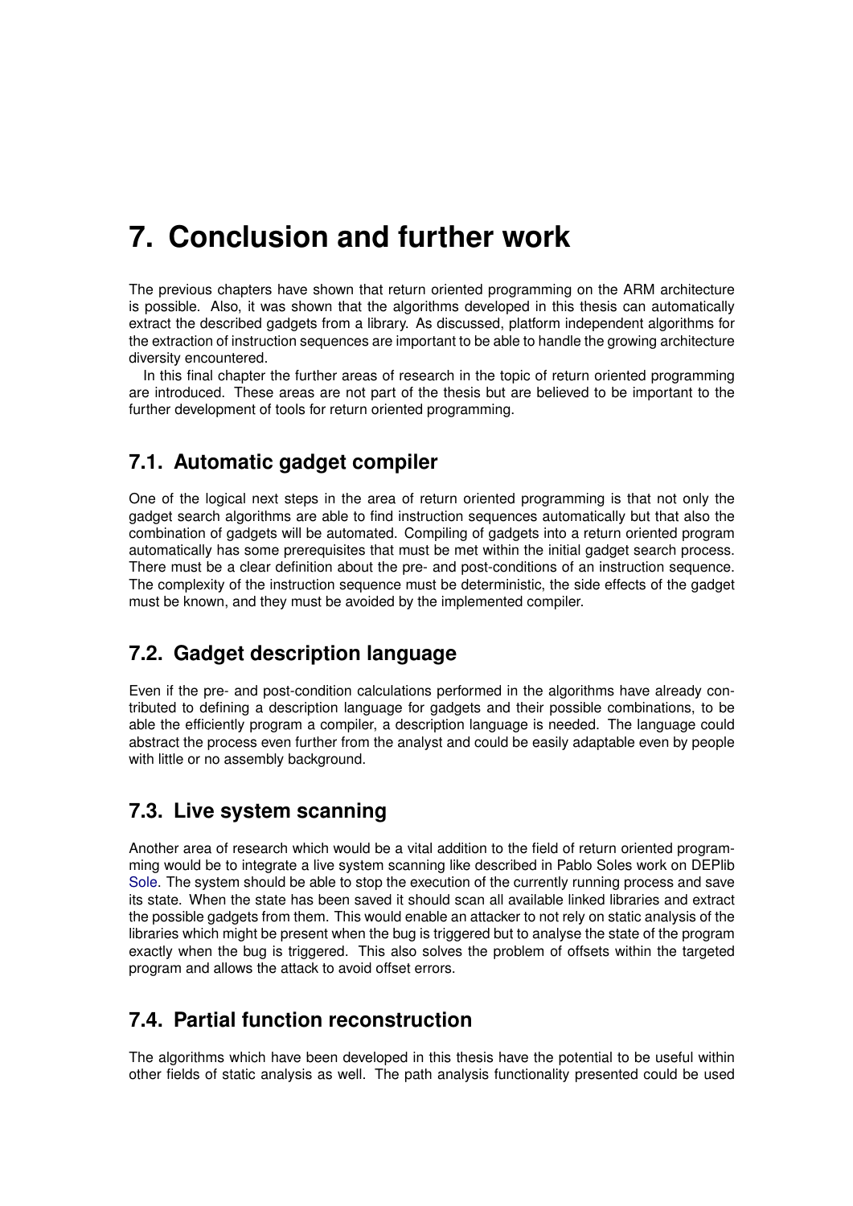# 7. Conclusion and further work

The previous chapters have shown that return oriented programming on the ARM architecture is possible. Also, it was shown that the algorithms developed in this thesis can automatically extract the described gadgets from a library. As discussed, platform independent algorithms for the extraction of instruction sequences are important to be able to handle the growing architecture diversity encountered.

In this final chapter the further areas of research in the topic of return oriented programming are introduced. These areas are not part of the thesis but are believed to be important to the further development of tools for return oriented programming.

## 7.1. Automatic gadget compiler

One of the logical next steps in the area of return oriented programming is that not only the gadget search algorithms are able to find instruction sequences automatically but that also the combination of gadgets will be automated. Compiling of gadgets into a return oriented program automatically has some prerequisites that must be met within the initial gadget search process. There must be a clear definition about the pre- and post-conditions of an instruction sequence. The complexity of the instruction sequence must be deterministic, the side effects of the gadget must be known, and they must be avoided by the implemented compiler.

## 7.2. Gadget description language

Even if the pre- and post-condition calculations performed in the algorithms have already contributed to defining a description language for gadgets and their possible combinations, to be able the efficiently program a compiler, a description language is needed. The language could abstract the process even further from the analyst and could be easily adaptable even by people with little or no assembly background.

## 7.3. Live system scanning

Another area of research which would be a vital addition to the field of return oriented programming would be to integrate a live system scanning like described in Pablo Soles work on DEPlib Sole. The system should be able to stop the execution of the currently running process and save its state. When the state has been saved it should scan all available linked libraries and extract the possible gadgets from them. This would enable an attacker to not rely on static analysis of the libraries which might be present when the bug is triggered but to analyse the state of the program exactly when the bug is triggered. This also solves the problem of offsets within the targeted program and allows the attack to avoid offset errors.

## 7.4. Partial function reconstruction

The algorithms which have been developed in this thesis have the potential to be useful within other fields of static analysis as well. The path analysis functionality presented could be used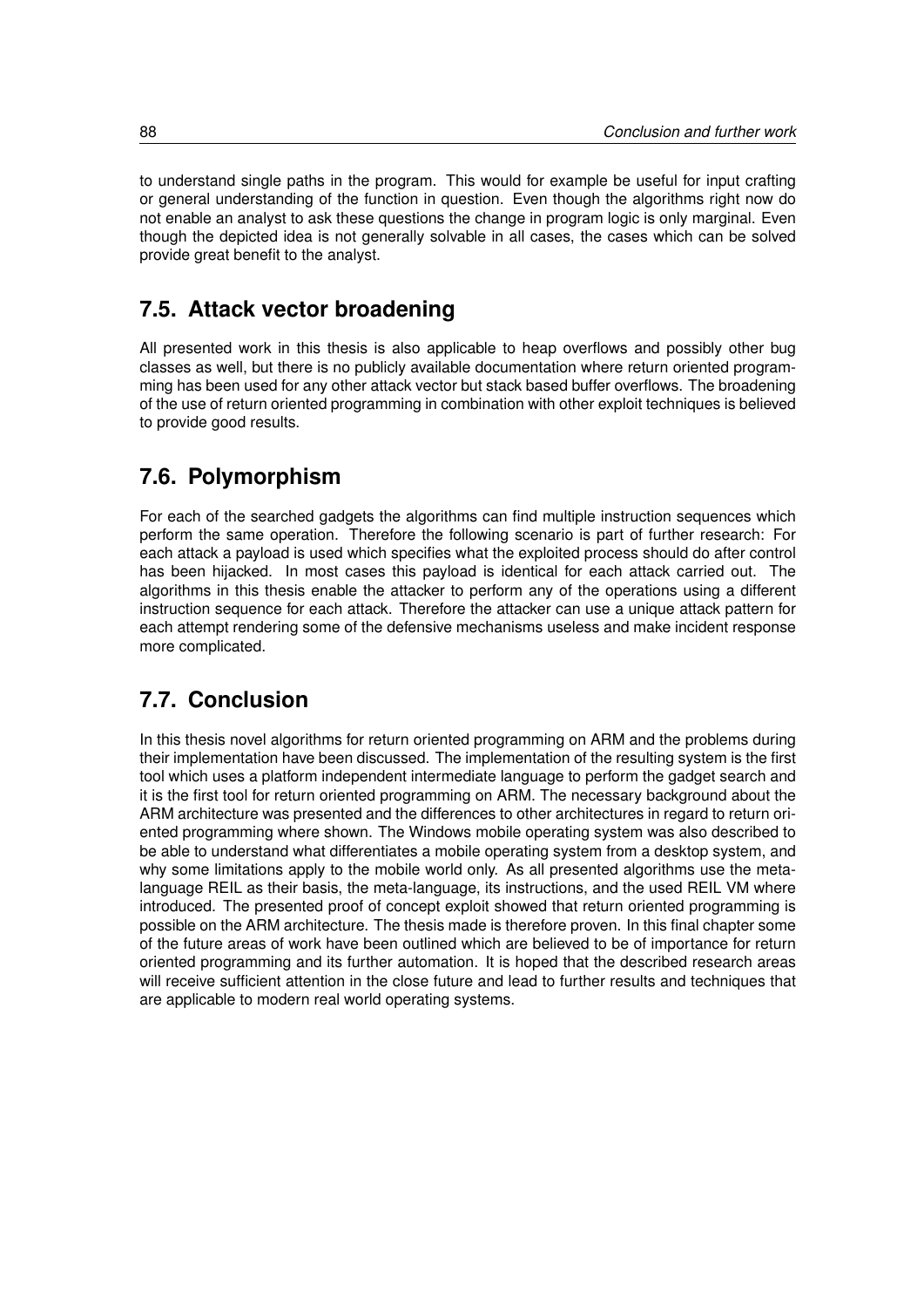to understand single paths in the program. This would for example be useful for input crafting or general understanding of the function in question. Even though the algorithms right now do not enable an analyst to ask these questions the change in program logic is only marginal. Even though the depicted idea is not generally solvable in all cases, the cases which can be solved provide great benefit to the analyst.

## 7.5. Attack vector broadening

All presented work in this thesis is also applicable to heap overflows and possibly other bug classes as well, but there is no publicly available documentation where return oriented programming has been used for any other attack vector but stack based buffer overflows. The broadening of the use of return oriented programming in combination with other exploit techniques is believed to provide good results.

## 7.6. Polymorphism

For each of the searched gadgets the algorithms can find multiple instruction sequences which perform the same operation. Therefore the following scenario is part of further research: For each attack a payload is used which specifies what the exploited process should do after control has been hijacked. In most cases this payload is identical for each attack carried out. The algorithms in this thesis enable the attacker to perform any of the operations using a different instruction sequence for each attack. Therefore the attacker can use a unique attack pattern for each attempt rendering some of the defensive mechanisms useless and make incident response more complicated.

## 7.7. Conclusion

In this thesis novel algorithms for return oriented programming on ARM and the problems during their implementation have been discussed. The implementation of the resulting system is the first tool which uses a platform independent intermediate language to perform the gadget search and it is the first tool for return oriented programming on ARM. The necessary background about the ARM architecture was presented and the differences to other architectures in regard to return oriented programming where shown. The Windows mobile operating system was also described to be able to understand what differentiates a mobile operating system from a desktop system, and why some limitations apply to the mobile world only. As all presented algorithms use the meta-language REIL as their basis, the meta-language, its instructions, and the used REIL VM where introduced. The presented proof of concept exploit showed that return oriented programming is possible on the ARM architecture. The thesis made is therefore proven. In this final chapter some of the future areas of work have been outlined which are believed to be of importance for return oriented programming and its further automation. It is hoped that the described research areas will receive sufficient attention in the close future and lead to further results and techniques that are applicable to modern real world operating systems.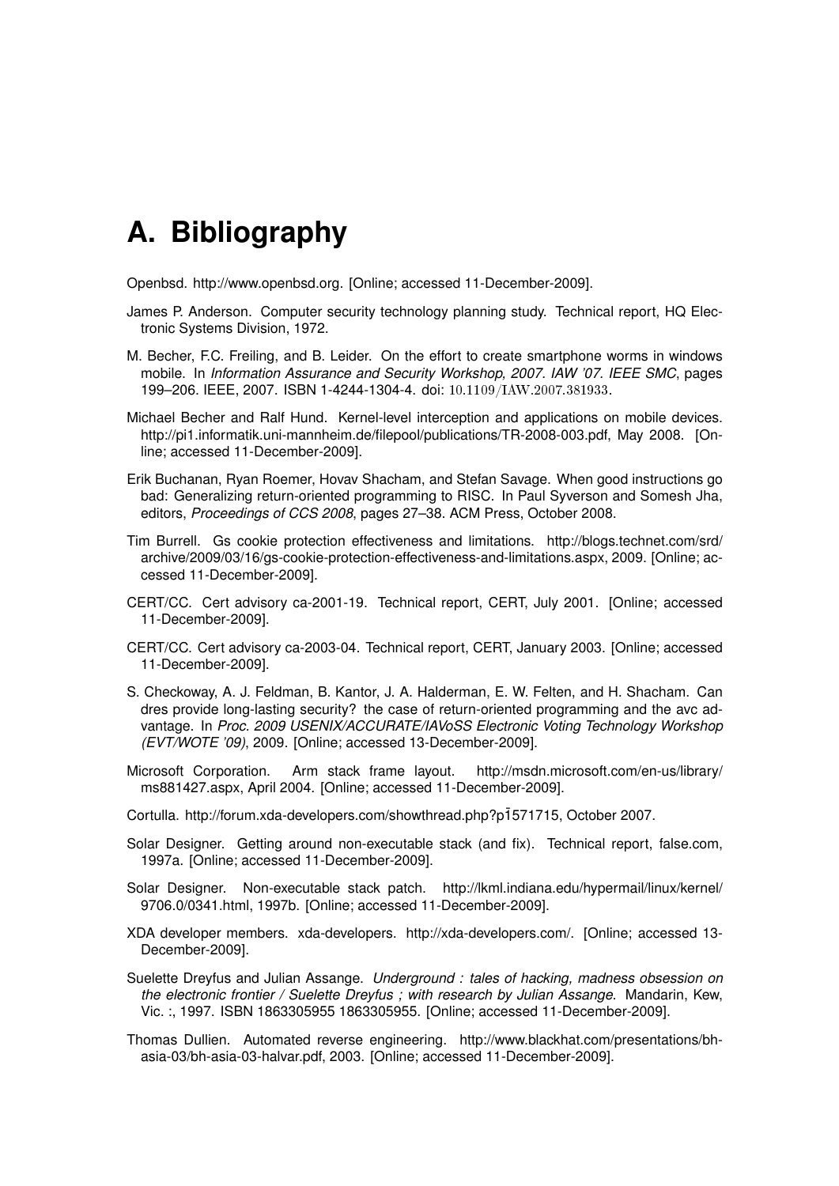# A. Bibliography

Openbsd. http://www.openbsd.org. [Online; accessed 11-December-2009].

James P. Anderson. Computer security technology planning study. Technical report, HQ Electronic Systems Division, 1972.

M. Becher, F.C. Freiling, and B. Leider. On the effort to create smartphone worms in windows mobile. In *Information Assurance and Security Workshop, 2007. IAW '07. IEEE SMC*, pages 199–206. IEEE, 2007. ISBN 1-4244-1304-4. doi: 10.1109/IAW.2007.381933.

Michael Becher and Ralf Hund. Kernel-level interception and applications on mobile devices. http://pi1.informatik.uni-mannheim.de/filepool/publications/TR-2008-003.pdf, May 2008. [Online; accessed 11-December-2009].

Erik Buchanan, Ryan Roemer, Hovav Shacham, and Stefan Savage. When good instructions go bad: Generalizing return-oriented programming to RISC. In Paul Syverson and Somesh Jha, editors, *Proceedings of CCS 2008*, pages 27–38. ACM Press, October 2008.

Tim Burrell. Gs cookie protection effectiveness and limitations. http://blogs.technet.com/srd/archive/2009/03/16/gs-cookie-protection-effectiveness-and-limitations.aspx, 2009. [Online; accessed 11-December-2009].

CERT/CC. Cert advisory ca-2001-19. Technical report, CERT, July 2001. [Online; accessed 11-December-2009].

CERT/CC. Cert advisory ca-2003-04. Technical report, CERT, January 2003. [Online; accessed 11-December-2009].

S. Checkoway, A. J. Feldman, B. Kantor, J. A. Halderman, E. W. Felten, and H. Shacham. Can dres provide long-lasting security? the case of return-oriented programming and the avc advantage. In *Proc. 2009 USENIX/ACCURATE/IAVoSS Electronic Voting Technology Workshop (EVT/WOTE '09)*, 2009. [Online; accessed 13-December-2009].

Microsoft Corporation. Arm stack frame layout. http://msdn.microsoft.com/en-us/library/ms881427.aspx, April 2004. [Online; accessed 11-December-2009].

Cortulla. http://forum.xda-developers.com/showthread.php?p$\bar{1}$571715, October 2007.

Solar Designer. Getting around non-executable stack (and fix). Technical report, false.com, 1997a. [Online; accessed 11-December-2009].

Solar Designer. Non-executable stack patch. http://lkml.indiana.edu/hypermail/linux/kernel/9706.0/0341.html, 1997b. [Online; accessed 11-December-2009].

XDA developer members. xda-developers. http://xda-developers.com/. [Online; accessed 13-December-2009].

Suelette Dreyfus and Julian Assange. *Underground : tales of hacking, madness obsession on the electronic frontier / Suelette Dreyfus ; with research by Julian Assange*. Mandarin, Kew, Vic. :, 1997. ISBN 1863305955 1863305955. [Online; accessed 11-December-2009].

Thomas Dullien. Automated reverse engineering. http://www.blackhat.com/presentations/bh-asia-03/bh-asia-03-halvar.pdf, 2003. [Online; accessed 11-December-2009].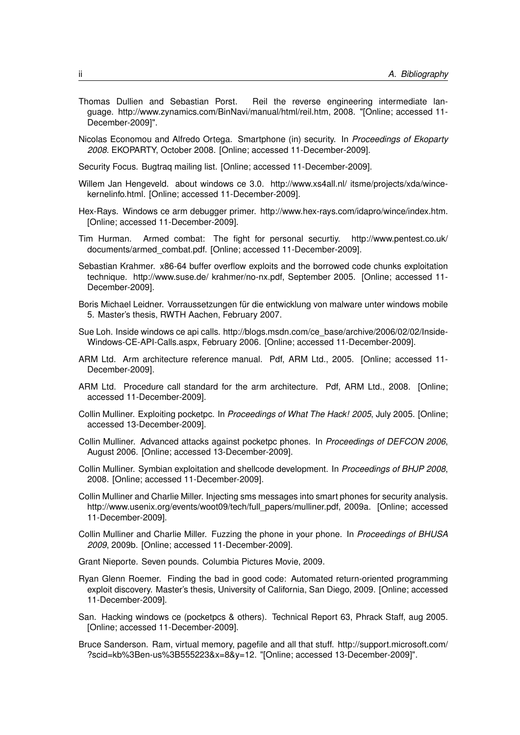Thomas Dullien and Sebastian Porst. Reil the reverse engineering intermediate language. http://www.zynamics.com/BinNavi/manual/html/reil.htm, 2008. "[Online; accessed 11-December-2009]".

Nicolas Economou and Alfredo Ortega. Smartphone (in) security. In *Proceedings of Ekoparty 2008*. EKOPARTY, October 2008. [Online; accessed 11-December-2009].

Security Focus. Bugtraq mailing list. [Online; accessed 11-December-2009].

Willem Jan Hengeveld. about windows ce 3.0. http://www.xs4all.nl/ itsme/projects/xda/wince-kernelinfo.html. [Online; accessed 11-December-2009].

Hex-Rays. Windows ce arm debugger primer. http://www.hex-rays.com/idapro/wince/index.htm. [Online; accessed 11-December-2009].

Tim Hurman. Armed combat: The fight for personal securtiy. http://www.pentest.co.uk/documents/armed_combat.pdf. [Online; accessed 11-December-2009].

Sebastian Krahmer. x86-64 buffer overflow exploits and the borrowed code chunks exploitation technique. http://www.suse.de/ krahmer/no-nx.pdf, September 2005. [Online; accessed 11-December-2009].

Boris Michael Leidner. Vorraussetzungen für die entwicklung von malware unter windows mobile 5. Master's thesis, RWTH Aachen, February 2007.

Sue Loh. Inside windows ce api calls. http://blogs.msdn.com/ce_base/archive/2006/02/02/Inside-Windows-CE-API-Calls.aspx, February 2006. [Online; accessed 11-December-2009].

ARM Ltd. Arm architecture reference manual. Pdf, ARM Ltd., 2005. [Online; accessed 11-December-2009].

ARM Ltd. Procedure call standard for the arm architecture. Pdf, ARM Ltd., 2008. [Online; accessed 11-December-2009].

Collin Mulliner. Exploiting pocketpc. In *Proceedings of What The Hack! 2005*, July 2005. [Online; accessed 13-December-2009].

Collin Mulliner. Advanced attacks against pocketpc phones. In *Proceedings of DEFCON 2006*, August 2006. [Online; accessed 13-December-2009].

Collin Mulliner. Symbian exploitation and shellcode development. In *Proceedings of BHJP 2008*, 2008. [Online; accessed 11-December-2009].

Collin Mulliner and Charlie Miller. Injecting sms messages into smart phones for security analysis. http://www.usenix.org/events/woot09/tech/full_papers/mulliner.pdf, 2009a. [Online; accessed 11-December-2009].

Collin Mulliner and Charlie Miller. Fuzzing the phone in your phone. In *Proceedings of BHUSA 2009*, 2009b. [Online; accessed 11-December-2009].

Grant Nieporte. Seven pounds. Columbia Pictures Movie, 2009.

Ryan Glenn Roemer. Finding the bad in good code: Automated return-oriented programming exploit discovery. Master's thesis, University of California, San Diego, 2009. [Online; accessed 11-December-2009].

San. Hacking windows ce (pocketpcs & others). Technical Report 63, Phrack Staff, aug 2005. [Online; accessed 11-December-2009].

Bruce Sanderson. Ram, virtual memory, pagefile and all that stuff. http://support.microsoft.com/?scid=kb%3Ben-us%3B555223&x=8&y=12. "[Online; accessed 13-December-2009]".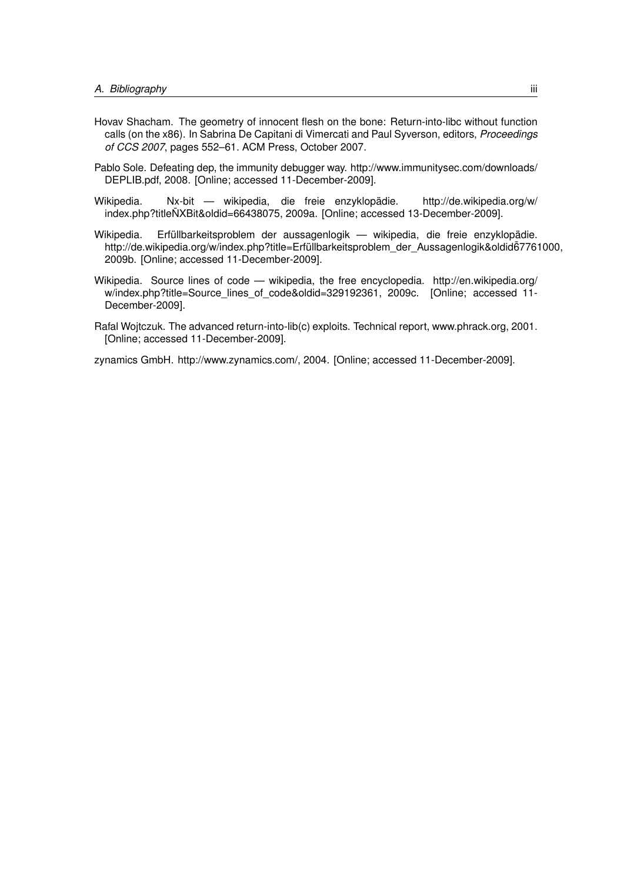Hovav Shacham. The geometry of innocent flesh on the bone: Return-into-libc without function calls (on the x86). In Sabrina De Capitani di Vimercati and Paul Syverson, editors, *Proceedings of CCS 2007*, pages 552–61. ACM Press, October 2007.

Pablo Sole. Defeating dep, the immunity debugger way. http://www.immunitysec.com/downloads/DEPLIB.pdf, 2008. [Online; accessed 11-December-2009].

Wikipedia. Nx-bit — wikipedia, die freie enzyklopädie. http://de.wikipedia.org/w/index.php?titleÑXBit&oldid=66438075, 2009a. [Online; accessed 13-December-2009].

Wikipedia. Erfüllbarkeitsproblem der aussagenlogik — wikipedia, die freie enzyklopädie. http://de.wikipedia.org/w/index.php?title=Erfüllbarkeitsproblem_der_Aussagenlogik&oldid̂67761000, 2009b. [Online; accessed 11-December-2009].

Wikipedia. Source lines of code — wikipedia, the free encyclopedia. http://en.wikipedia.org/w/index.php?title=Source_lines_of_code&oldid=329192361, 2009c. [Online; accessed 11-December-2009].

Rafal Wojtczuk. The advanced return-into-lib(c) exploits. Technical report, www.phrack.org, 2001. [Online; accessed 11-December-2009].

zynamics GmbH. http://www.zynamics.com/, 2004. [Online; accessed 11-December-2009].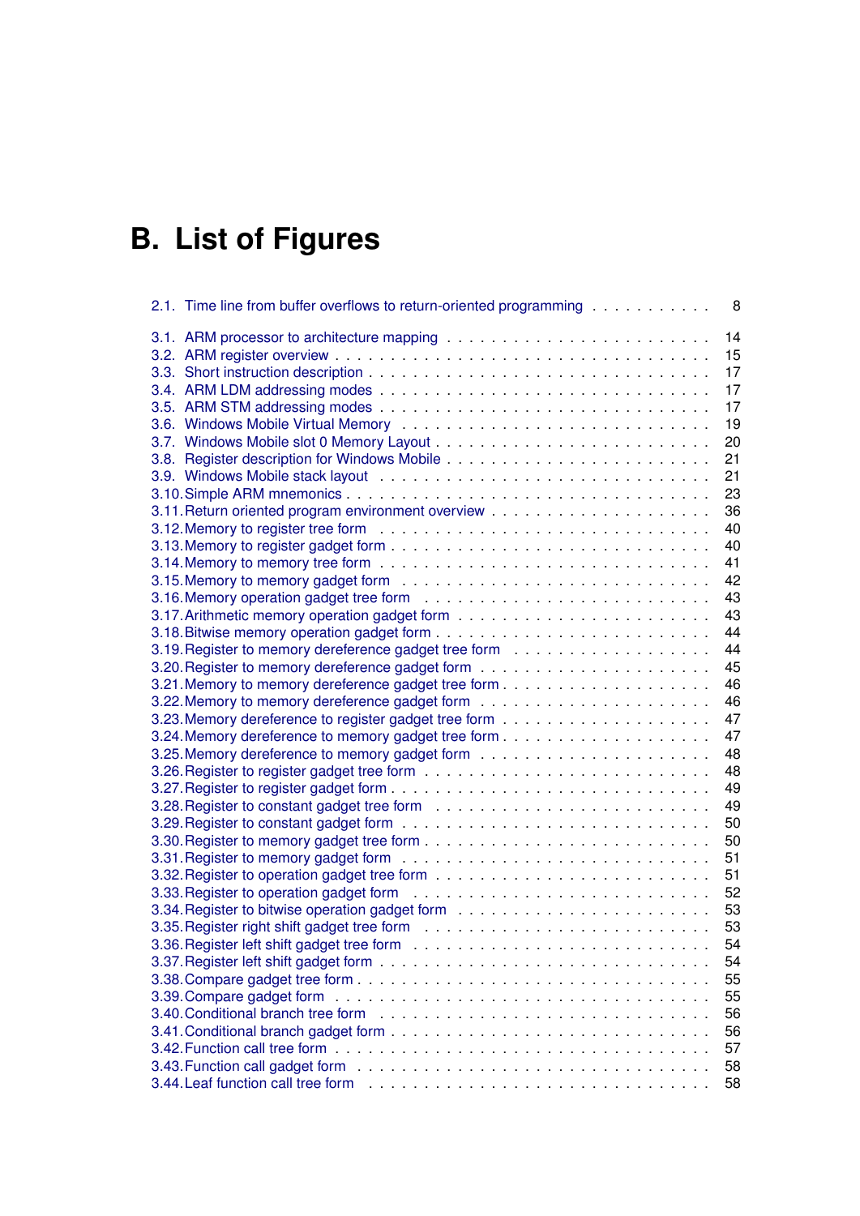# B. List of Figures

2.1. Time line from buffer overflows to return-oriented programming . . . . . . . . . . . 8

3.1. ARM processor to architecture mapping . . . . . . . . . . . . . . . . . . . . . . . 14
3.2. ARM register overview . . . . . . . . . . . . . . . . . . . . . . . . . . . . . . . 15
3.3. Short instruction description . . . . . . . . . . . . . . . . . . . . . . . . . . . . 17
3.4. ARM LDM addressing modes . . . . . . . . . . . . . . . . . . . . . . . . . . . . 17
3.5. ARM STM addressing modes . . . . . . . . . . . . . . . . . . . . . . . . . . . . 17
3.6. Windows Mobile Virtual Memory . . . . . . . . . . . . . . . . . . . . . . . . . . 19
3.7. Windows Mobile slot 0 Memory Layout . . . . . . . . . . . . . . . . . . . . . . . 20
3.8. Register description for Windows Mobile . . . . . . . . . . . . . . . . . . . . . . 21
3.9. Windows Mobile stack layout . . . . . . . . . . . . . . . . . . . . . . . . . . . . 21
3.10. Simple ARM mnemonics . . . . . . . . . . . . . . . . . . . . . . . . . . . . . . 23
3.11. Return oriented program environment overview . . . . . . . . . . . . . . . . . . 36
3.12. Memory to register tree form . . . . . . . . . . . . . . . . . . . . . . . . . . . . 40
3.13. Memory to register gadget form . . . . . . . . . . . . . . . . . . . . . . . . . . 40
3.14. Memory to memory tree form . . . . . . . . . . . . . . . . . . . . . . . . . . . . 41
3.15. Memory to memory gadget form . . . . . . . . . . . . . . . . . . . . . . . . . . 42
3.16. Memory operation gadget tree form . . . . . . . . . . . . . . . . . . . . . . . . . 43
3.17. Arithmetic memory operation gadget form . . . . . . . . . . . . . . . . . . . . . 43
3.18. Bitwise memory operation gadget form . . . . . . . . . . . . . . . . . . . . . . . 44
3.19. Register to memory dereference gadget tree form . . . . . . . . . . . . . . . . . 44
3.20. Register to memory dereference gadget form . . . . . . . . . . . . . . . . . . . 45
3.21. Memory to memory dereference gadget tree form . . . . . . . . . . . . . . . . . 46
3.22. Memory to memory dereference gadget form . . . . . . . . . . . . . . . . . . . 46
3.23. Memory dereference to register gadget tree form . . . . . . . . . . . . . . . . . 47
3.24. Memory dereference to memory gadget tree form . . . . . . . . . . . . . . . . . 47
3.25. Memory dereference to memory gadget form . . . . . . . . . . . . . . . . . . . 48
3.26. Register to register gadget tree form . . . . . . . . . . . . . . . . . . . . . . . . 48
3.27. Register to register gadget form . . . . . . . . . . . . . . . . . . . . . . . . . . 49
3.28. Register to constant gadget tree form . . . . . . . . . . . . . . . . . . . . . . . 49
3.29. Register to constant gadget form . . . . . . . . . . . . . . . . . . . . . . . . . . 50
3.30. Register to memory gadget tree form . . . . . . . . . . . . . . . . . . . . . . . . 50
3.31. Register to memory gadget form . . . . . . . . . . . . . . . . . . . . . . . . . . 51
3.32. Register to operation gadget tree form . . . . . . . . . . . . . . . . . . . . . . . 51
3.33. Register to operation gadget form . . . . . . . . . . . . . . . . . . . . . . . . . 52
3.34. Register to bitwise operation gadget form . . . . . . . . . . . . . . . . . . . . . 53
3.35. Register right shift gadget tree form . . . . . . . . . . . . . . . . . . . . . . . . 53
3.36. Register left shift gadget tree form . . . . . . . . . . . . . . . . . . . . . . . . . 54
3.37. Register left shift gadget form . . . . . . . . . . . . . . . . . . . . . . . . . . . 54
3.38. Compare gadget tree form . . . . . . . . . . . . . . . . . . . . . . . . . . . . . 55
3.39. Compare gadget form . . . . . . . . . . . . . . . . . . . . . . . . . . . . . . . 55
3.40. Conditional branch tree form . . . . . . . . . . . . . . . . . . . . . . . . . . . . 56
3.41. Conditional branch gadget form . . . . . . . . . . . . . . . . . . . . . . . . . . 56
3.42. Function call tree form . . . . . . . . . . . . . . . . . . . . . . . . . . . . . . . 57
3.43. Function call gadget form . . . . . . . . . . . . . . . . . . . . . . . . . . . . . 58
3.44. Leaf function call tree form . . . . . . . . . . . . . . . . . . . . . . . . . . . . . 58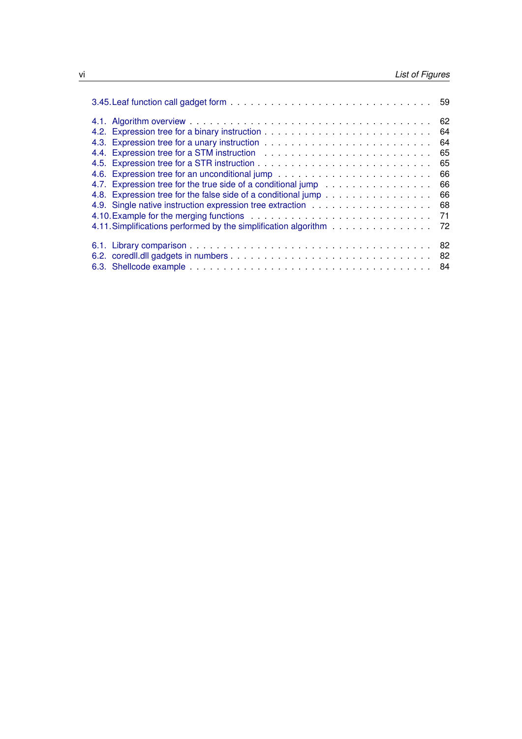3.45. Leaf function call gadget form . . . . . . . . . . . . . . . . . . . . . . . . . . . 59

4.1. Algorithm overview . . . . . . . . . . . . . . . . . . . . . . . . . . . . . . . . . 62
4.2. Expression tree for a binary instruction . . . . . . . . . . . . . . . . . . . . . . . 64
4.3. Expression tree for a unary instruction . . . . . . . . . . . . . . . . . . . . . . . 64
4.4. Expression tree for a STM instruction . . . . . . . . . . . . . . . . . . . . . . . 65
4.5. Expression tree for a STR instruction . . . . . . . . . . . . . . . . . . . . . . . 65
4.6. Expression tree for an unconditional jump . . . . . . . . . . . . . . . . . . . . . 66
4.7. Expression tree for the true side of a conditional jump . . . . . . . . . . . . . . . 66
4.8. Expression tree for the false side of a conditional jump . . . . . . . . . . . . . . 66
4.9. Single native instruction expression tree extraction . . . . . . . . . . . . . . . . 68
4.10. Example for the merging functions . . . . . . . . . . . . . . . . . . . . . . . . 71
4.11. Simplifications performed by the simplification algorithm . . . . . . . . . . . . . 72

6.1. Library comparison . . . . . . . . . . . . . . . . . . . . . . . . . . . . . . . . . 82
6.2. coredll.dll gadgets in numbers . . . . . . . . . . . . . . . . . . . . . . . . . . . 82
6.3. Shellcode example . . . . . . . . . . . . . . . . . . . . . . . . . . . . . . . . . 84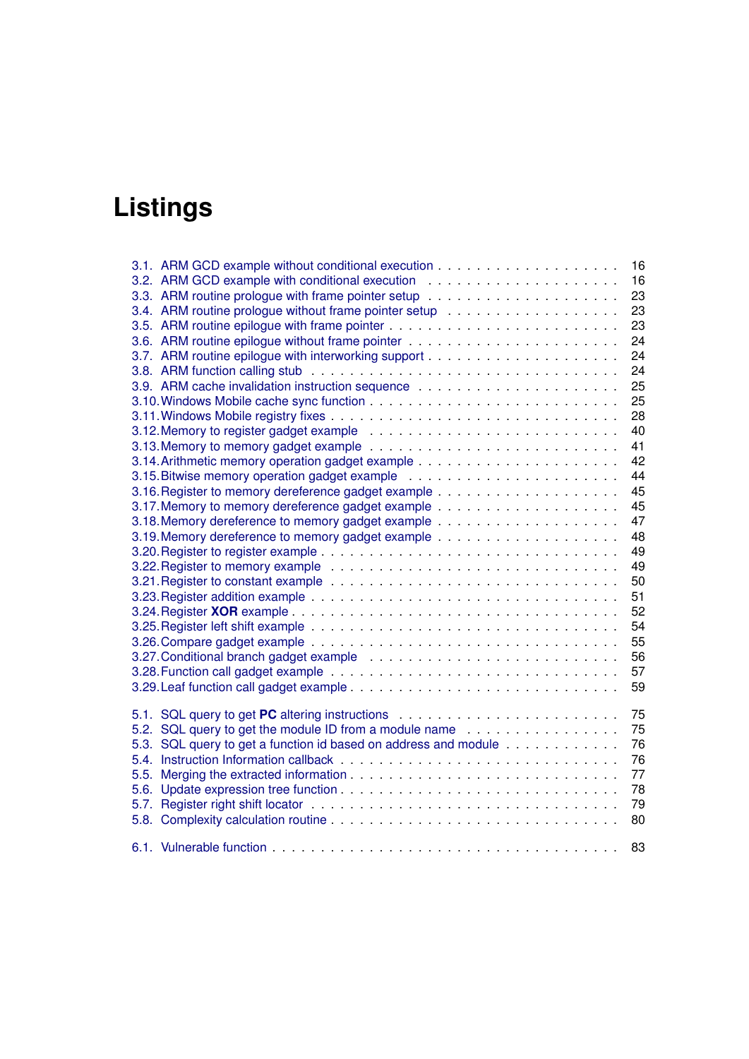# Listings

3.1. ARM GCD example without conditional execution . . . . . . . . . . . . . . . . . . 16
3.2. ARM GCD example with conditional execution . . . . . . . . . . . . . . . . . . . 16
3.3. ARM routine prologue with frame pointer setup . . . . . . . . . . . . . . . . . . 23
3.4. ARM routine prologue without frame pointer setup . . . . . . . . . . . . . . . . 23
3.5. ARM routine epilogue with frame pointer . . . . . . . . . . . . . . . . . . . . . 23
3.6. ARM routine epilogue without frame pointer . . . . . . . . . . . . . . . . . . . 24
3.7. ARM routine epilogue with interworking support . . . . . . . . . . . . . . . . . 24
3.8. ARM function calling stub . . . . . . . . . . . . . . . . . . . . . . . . . . . 24
3.9. ARM cache invalidation instruction sequence . . . . . . . . . . . . . . . . . . . 25
3.10. Windows Mobile cache sync function . . . . . . . . . . . . . . . . . . . . . . 25
3.11. Windows Mobile registry fixes . . . . . . . . . . . . . . . . . . . . . . . . . 28
3.12. Memory to register gadget example . . . . . . . . . . . . . . . . . . . . . . . 40
3.13. Memory to memory gadget example . . . . . . . . . . . . . . . . . . . . . . . 41
3.14. Arithmetic memory operation gadget example . . . . . . . . . . . . . . . . . . 42
3.15. Bitwise memory operation gadget example . . . . . . . . . . . . . . . . . . . . 44
3.16. Register to memory dereference gadget example . . . . . . . . . . . . . . . . . 45
3.17. Memory to memory dereference gadget example . . . . . . . . . . . . . . . . . 45
3.18. Memory dereference to memory gadget example . . . . . . . . . . . . . . . . . 47
3.19. Memory dereference to memory gadget example . . . . . . . . . . . . . . . . . 48
3.20. Register to register example . . . . . . . . . . . . . . . . . . . . . . . . . . 49
3.22. Register to memory example . . . . . . . . . . . . . . . . . . . . . . . . . . 49
3.21. Register to constant example . . . . . . . . . . . . . . . . . . . . . . . . . . 50
3.23. Register addition example . . . . . . . . . . . . . . . . . . . . . . . . . . . 51
3.24. Register **XOR** example . . . . . . . . . . . . . . . . . . . . . . . . . . . . 52
3.25. Register left shift example . . . . . . . . . . . . . . . . . . . . . . . . . . . 54
3.26. Compare gadget example . . . . . . . . . . . . . . . . . . . . . . . . . . . . 55
3.27. Conditional branch gadget example . . . . . . . . . . . . . . . . . . . . . . . 56
3.28. Function call gadget example . . . . . . . . . . . . . . . . . . . . . . . . . . 57
3.29. Leaf function call gadget example . . . . . . . . . . . . . . . . . . . . . . . . 59

5.1. SQL query to get **PC** altering instructions . . . . . . . . . . . . . . . . . . . 75
5.2. SQL query to get the module ID from a module name . . . . . . . . . . . . . . . 75
5.3. SQL query to get a function id based on address and module . . . . . . . . . . . 76
5.4. Instruction Information callback . . . . . . . . . . . . . . . . . . . . . . . . . 76
5.5. Merging the extracted information . . . . . . . . . . . . . . . . . . . . . . . . 77
5.6. Update expression tree function . . . . . . . . . . . . . . . . . . . . . . . . . 78
5.7. Register right shift locator . . . . . . . . . . . . . . . . . . . . . . . . . . . 79
5.8. Complexity calculation routine . . . . . . . . . . . . . . . . . . . . . . . . . . 80

6.1. Vulnerable function . . . . . . . . . . . . . . . . . . . . . . . . . . . . . . . 83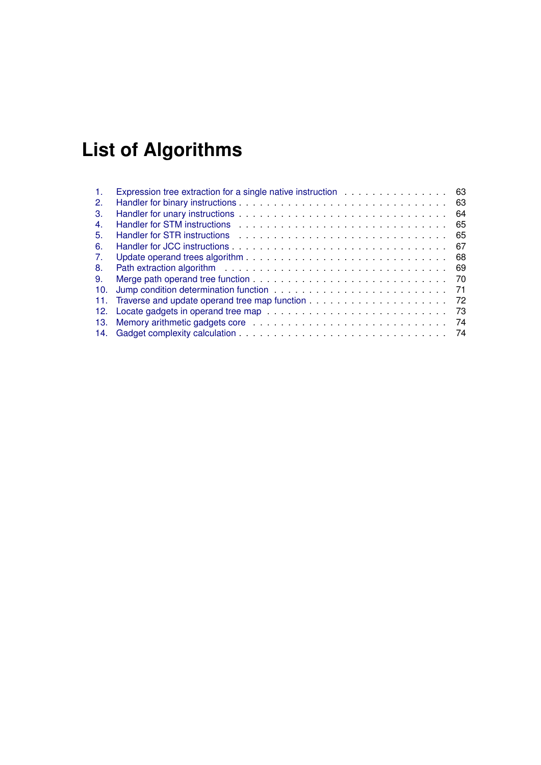# List of Algorithms

1. Expression tree extraction for a single native instruction . . . . . . . . . . . . . . . 63
2. Handler for binary instructions . . . . . . . . . . . . . . . . . . . . . . . . . . . . 63
3. Handler for unary instructions . . . . . . . . . . . . . . . . . . . . . . . . . . . . 64
4. Handler for STM instructions . . . . . . . . . . . . . . . . . . . . . . . . . . . . 65
5. Handler for STR instructions . . . . . . . . . . . . . . . . . . . . . . . . . . . . 65
6. Handler for JCC instructions . . . . . . . . . . . . . . . . . . . . . . . . . . . . 67
7. Update operand trees algorithm . . . . . . . . . . . . . . . . . . . . . . . . . . . 68
8. Path extraction algorithm . . . . . . . . . . . . . . . . . . . . . . . . . . . . . . 69
9. Merge path operand tree function . . . . . . . . . . . . . . . . . . . . . . . . . . 70
10. Jump condition determination function . . . . . . . . . . . . . . . . . . . . . . . 71
11. Traverse and update operand tree map function . . . . . . . . . . . . . . . . . . . 72
12. Locate gadgets in operand tree map . . . . . . . . . . . . . . . . . . . . . . . . . 73
13. Memory arithmetic gadgets core . . . . . . . . . . . . . . . . . . . . . . . . . . . 74
14. Gadget complexity calculation . . . . . . . . . . . . . . . . . . . . . . . . . . . . 74